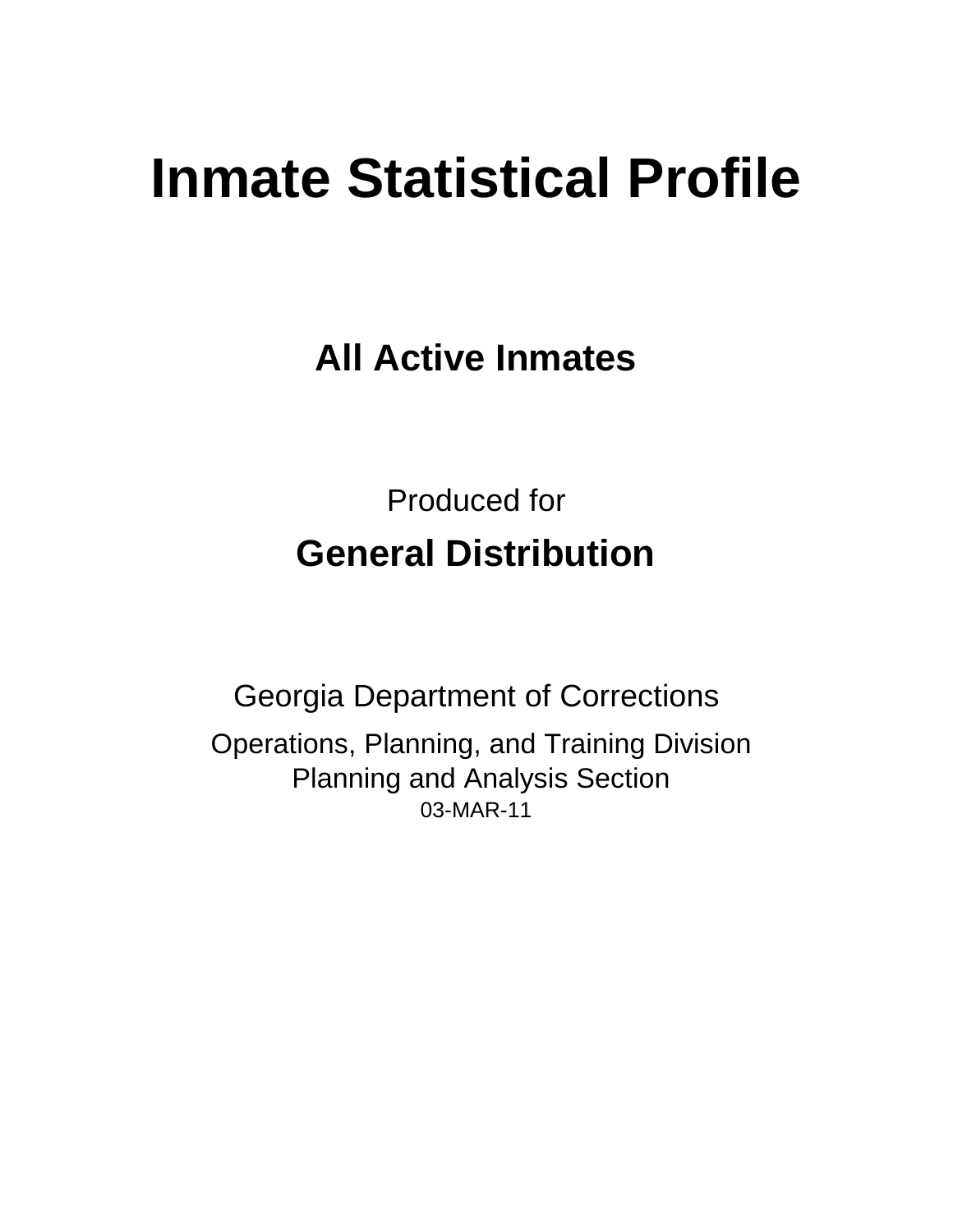# Inmate Statistical Profile

## All Active Inmates

Produced for

## General Distribution

Georgia Department of Corrections

Operations, Planning, and Training Division
Planning and Analysis Section
03-MAR-11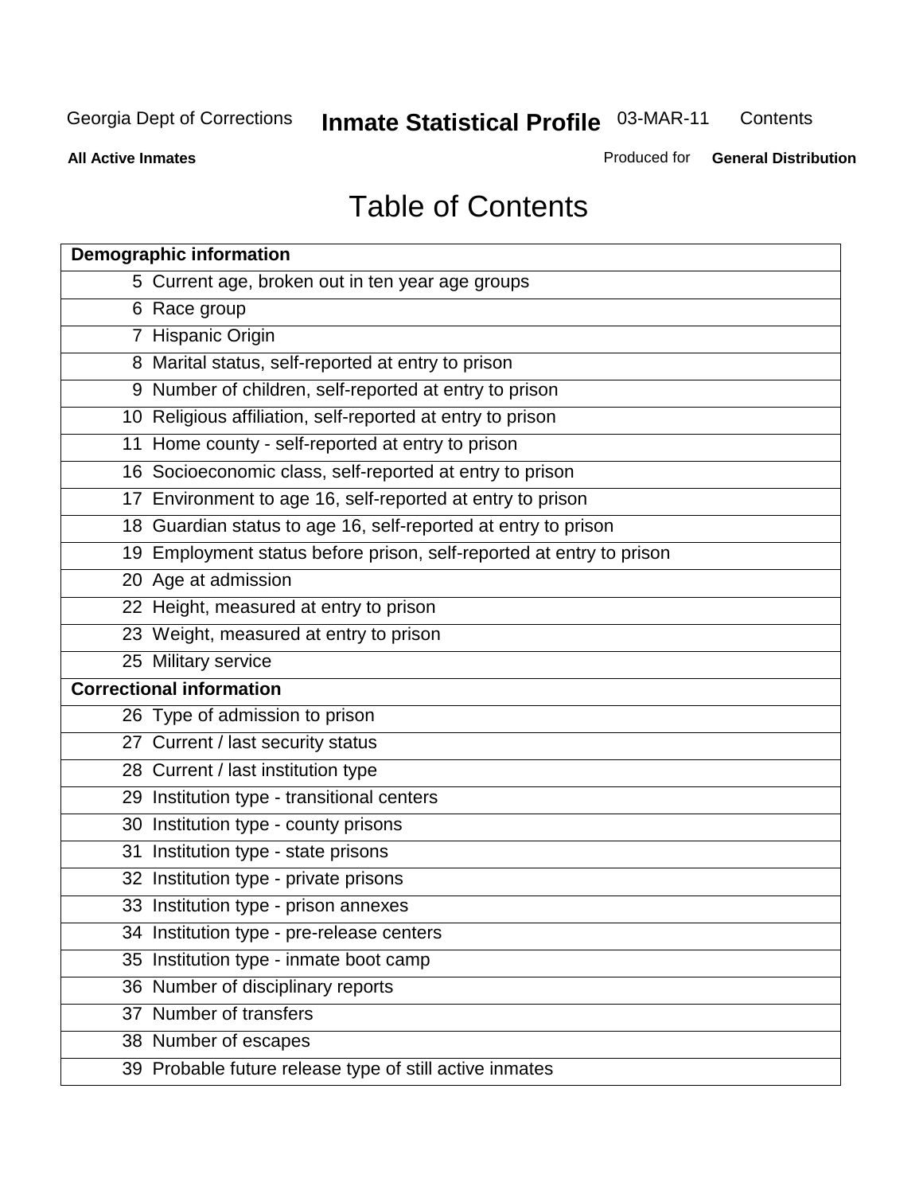# Table of Contents

| | |
|---|---|
| **Demographic information** | |
| 5 | Current age, broken out in ten year age groups |
| 6 | Race group |
| 7 | Hispanic Origin |
| 8 | Marital status, self-reported at entry to prison |
| 9 | Number of children, self-reported at entry to prison |
| 10 | Religious affiliation, self-reported at entry to prison |
| 11 | Home county - self-reported at entry to prison |
| 16 | Socioeconomic class, self-reported at entry to prison |
| 17 | Environment to age 16, self-reported at entry to prison |
| 18 | Guardian status to age 16, self-reported at entry to prison |
| 19 | Employment status before prison, self-reported at entry to prison |
| 20 | Age at admission |
| 22 | Height, measured at entry to prison |
| 23 | Weight, measured at entry to prison |
| 25 | Military service |
| **Correctional information** | |
| 26 | Type of admission to prison |
| 27 | Current / last security status |
| 28 | Current / last institution type |
| 29 | Institution type - transitional centers |
| 30 | Institution type - county prisons |
| 31 | Institution type - state prisons |
| 32 | Institution type - private prisons |
| 33 | Institution type - prison annexes |
| 34 | Institution type - pre-release centers |
| 35 | Institution type - inmate boot camp |
| 36 | Number of disciplinary reports |
| 37 | Number of transfers |
| 38 | Number of escapes |
| 39 | Probable future release type of still active inmates |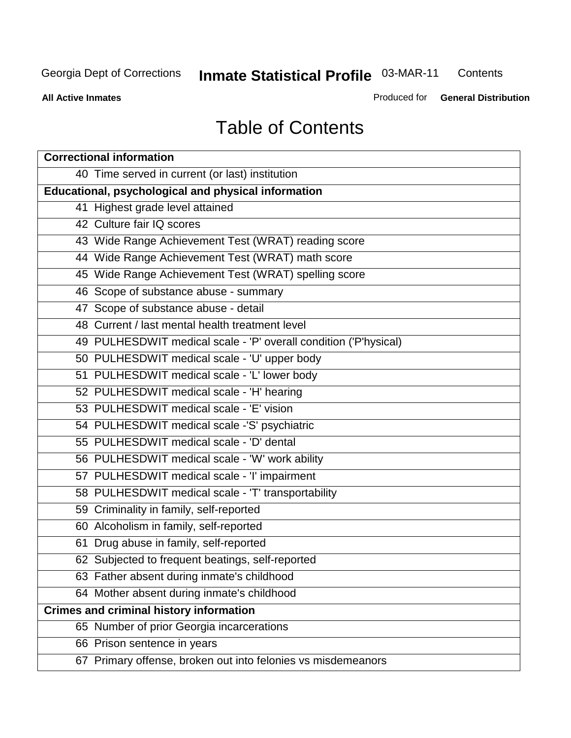# Table of Contents

| Correctional information |
|---|
| 40 Time served in current (or last) institution |
| **Educational, psychological and physical information** |
| 41 Highest grade level attained |
| 42 Culture fair IQ scores |
| 43 Wide Range Achievement Test (WRAT) reading score |
| 44 Wide Range Achievement Test (WRAT) math score |
| 45 Wide Range Achievement Test (WRAT) spelling score |
| 46 Scope of substance abuse - summary |
| 47 Scope of substance abuse - detail |
| 48 Current / last mental health treatment level |
| 49 PULHESDWIT medical scale - 'P' overall condition ('P'hysical) |
| 50 PULHESDWIT medical scale - 'U' upper body |
| 51 PULHESDWIT medical scale - 'L' lower body |
| 52 PULHESDWIT medical scale - 'H' hearing |
| 53 PULHESDWIT medical scale - 'E' vision |
| 54 PULHESDWIT medical scale -'S' psychiatric |
| 55 PULHESDWIT medical scale - 'D' dental |
| 56 PULHESDWIT medical scale - 'W' work ability |
| 57 PULHESDWIT medical scale - 'I' impairment |
| 58 PULHESDWIT medical scale - 'T' transportability |
| 59 Criminality in family, self-reported |
| 60 Alcoholism in family, self-reported |
| 61 Drug abuse in family, self-reported |
| 62 Subjected to frequent beatings, self-reported |
| 63 Father absent during inmate's childhood |
| 64 Mother absent during inmate's childhood |
| **Crimes and criminal history information** |
| 65 Number of prior Georgia incarcerations |
| 66 Prison sentence in years |
| 67 Primary offense, broken out into felonies vs misdemeanors |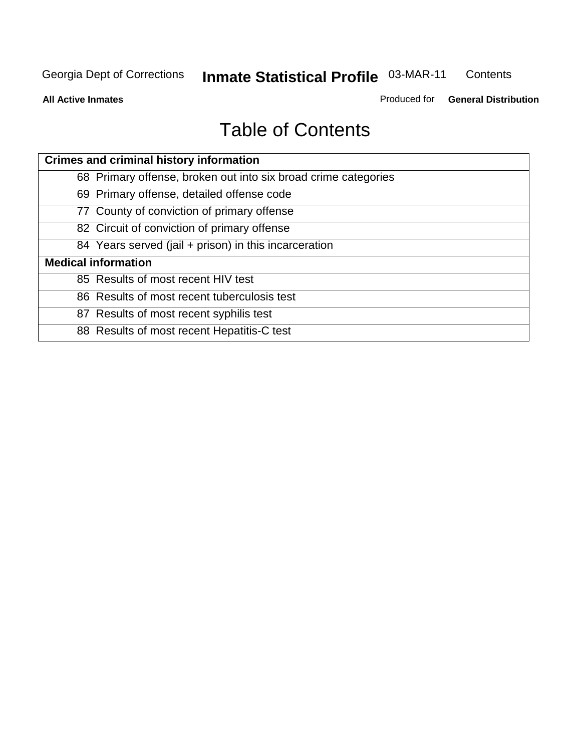# Table of Contents

| Crimes and criminal history information | |
|---|---|
| 68 | Primary offense, broken out into six broad crime categories |
| 69 | Primary offense, detailed offense code |
| 77 | County of conviction of primary offense |
| 82 | Circuit of conviction of primary offense |
| 84 | Years served (jail + prison) in this incarceration |
| **Medical information** | |
| 85 | Results of most recent HIV test |
| 86 | Results of most recent tuberculosis test |
| 87 | Results of most recent syphilis test |
| 88 | Results of most recent Hepatitis-C test |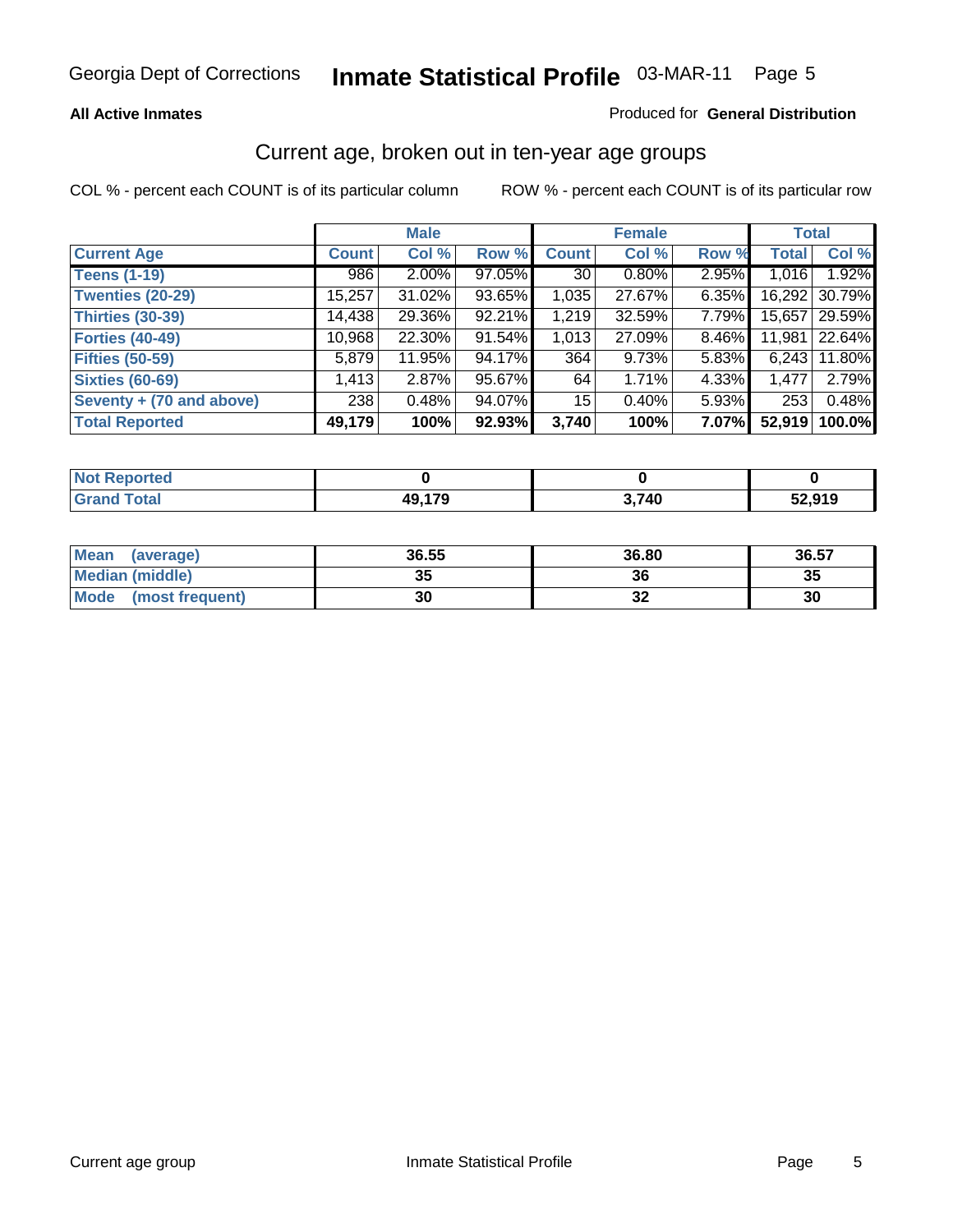Georgia Dept of Corrections **Inmate Statistical Profile** 03-MAR-11

**All Active Inmates**

Produced for **General Distribution**

## Current age, broken out in ten-year age groups

COL % - percent each COUNT is of its particular column    ROW % - percent each COUNT is of its particular row

| | Male | | | Female | | | Total | |
|---|---|---|---|---|---|---|---|---|
| **Current Age** | **Count** | **Col %** | **Row %** | **Count** | **Col %** | **Row %** | **Total** | **Col %** |
| **Teens (1-19)** | 986 | 2.00% | 97.05% | 30 | 0.80% | 2.95% | 1,016 | 1.92% |
| **Twenties (20-29)** | 15,257 | 31.02% | 93.65% | 1,035 | 27.67% | 6.35% | 16,292 | 30.79% |
| **Thirties (30-39)** | 14,438 | 29.36% | 92.21% | 1,219 | 32.59% | 7.79% | 15,657 | 29.59% |
| **Forties (40-49)** | 10,968 | 22.30% | 91.54% | 1,013 | 27.09% | 8.46% | 11,981 | 22.64% |
| **Fifties (50-59)** | 5,879 | 11.95% | 94.17% | 364 | 9.73% | 5.83% | 6,243 | 11.80% |
| **Sixties (60-69)** | 1,413 | 2.87% | 95.67% | 64 | 1.71% | 4.33% | 1,477 | 2.79% |
| **Seventy + (70 and above)** | 238 | 0.48% | 94.07% | 15 | 0.40% | 5.93% | 253 | 0.48% |
| **Total Reported** | **49,179** | **100%** | **92.93%** | **3,740** | **100%** | **7.07%** | **52,919** | **100.0%** |

| | Male | Female | Total |
|---|---|---|---|
| **Not Reported** | **0** | **0** | **0** |
| **Grand Total** | **49,179** | **3,740** | **52,919** |

| | Male | Female | Total |
|---|---|---|---|
| **Mean (average)** | **36.55** | **36.80** | **36.57** |
| **Median (middle)** | **35** | **36** | **35** |
| **Mode (most frequent)** | **30** | **32** | **30** |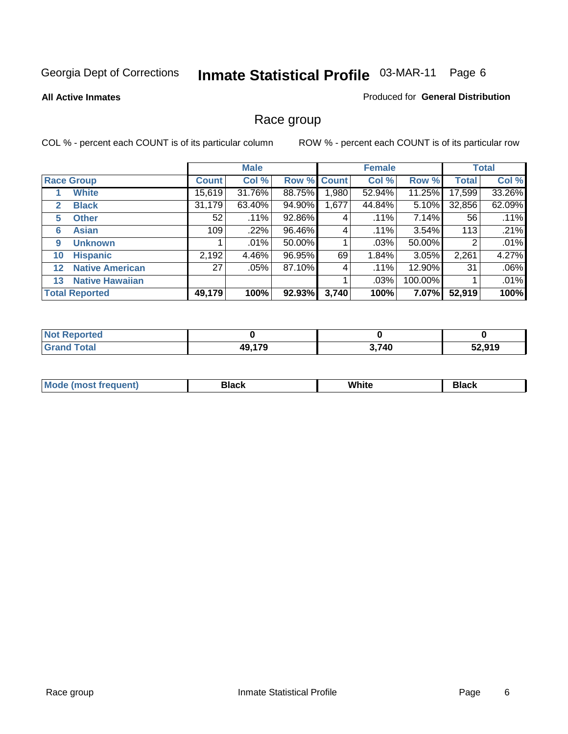Georgia Dept of Corrections **Inmate Statistical Profile** 03-MAR-11

**All Active Inmates**

Produced for **General Distribution**

## Race group

COL % - percent each COUNT is of its particular column

ROW % - percent each COUNT is of its particular row

| Race Group | | Male | | | Female | | | Total | |
|---|---|---|---|---|---|---|---|---|---|
| | | Count | Col % | Row % | Count | Col % | Row % | Total | Col % |
| 1 | White | 15,619 | 31.76% | 88.75% | 1,980 | 52.94% | 11.25% | 17,599 | 33.26% |
| 2 | Black | 31,179 | 63.40% | 94.90% | 1,677 | 44.84% | 5.10% | 32,856 | 62.09% |
| 5 | Other | 52 | .11% | 92.86% | 4 | .11% | 7.14% | 56 | .11% |
| 6 | Asian | 109 | .22% | 96.46% | 4 | .11% | 3.54% | 113 | .21% |
| 9 | Unknown | 1 | .01% | 50.00% | 1 | .03% | 50.00% | 2 | .01% |
| 10 | Hispanic | 2,192 | 4.46% | 96.95% | 69 | 1.84% | 3.05% | 2,261 | 4.27% |
| 12 | Native American | 27 | .05% | 87.10% | 4 | .11% | 12.90% | 31 | .06% |
| 13 | Native Hawaiian | | | | 1 | .03% | 100.00% | 1 | .01% |
| **Total Reported** | | **49,179** | **100%** | **92.93%** | **3,740** | **100%** | **7.07%** | **52,919** | **100%** |

| | Male | Female | Total |
|---|---|---|---|
| Not Reported | **0** | **0** | **0** |
| Grand Total | **49,179** | **3,740** | **52,919** |

| | Male | Female | Total |
|---|---|---|---|
| Mode (most frequent) | **Black** | **White** | **Black** |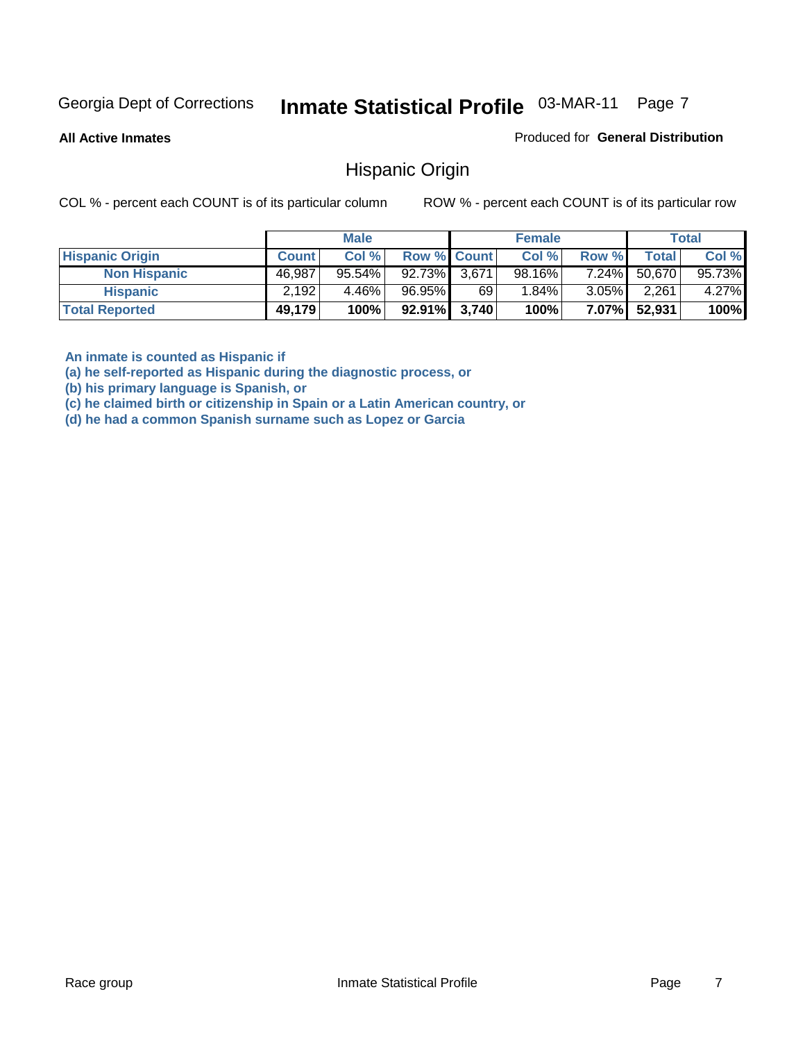Georgia Dept of Corrections **Inmate Statistical Profile** 03-MAR-11

**All Active Inmates**

Produced for **General Distribution**

## Hispanic Origin

COL % - percent each COUNT is of its particular column

ROW % - percent each COUNT is of its particular row

| | Male | | | Female | | | Total | |
|---|---|---|---|---|---|---|---|---|
| **Hispanic Origin** | **Count** | **Col %** | **Row %** | **Count** | **Col %** | **Row %** | **Total** | **Col %** |
| **Non Hispanic** | 46,987 | 95.54% | 92.73% | 3,671 | 98.16% | 7.24% | 50,670 | 95.73% |
| **Hispanic** | 2,192 | 4.46% | 96.95% | 69 | 1.84% | 3.05% | 2,261 | 4.27% |
| **Total Reported** | **49,179** | **100%** | **92.91%** | **3,740** | **100%** | **7.07%** | **52,931** | **100%** |

**An inmate is counted as Hispanic if**
**(a) he self-reported as Hispanic during the diagnostic process, or**
**(b) his primary language is Spanish, or**
**(c) he claimed birth or citizenship in Spain or a Latin American country, or**
**(d) he had a common Spanish surname such as Lopez or Garcia**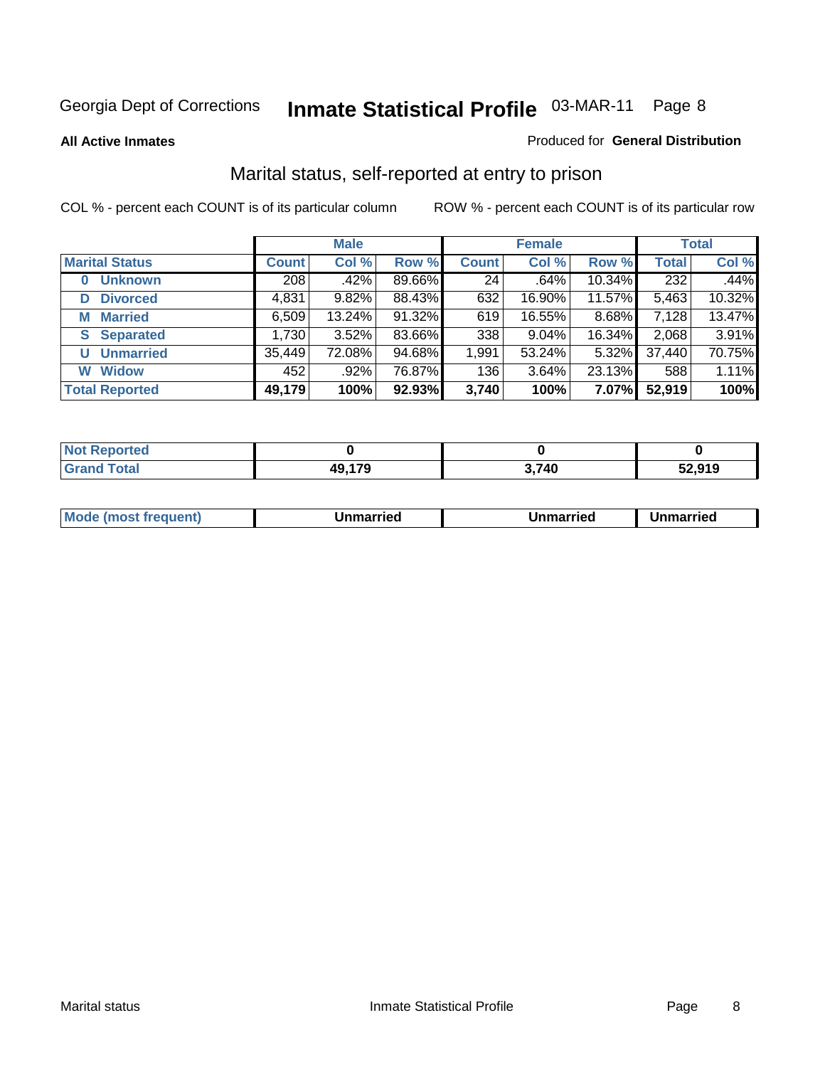Georgia Dept of Corrections **Inmate Statistical Profile** 03-MAR-11 Page 8

**All Active Inmates**

Produced for **General Distribution**

## Marital status, self-reported at entry to prison

COL % - percent each COUNT is of its particular column

ROW % - percent each COUNT is of its particular row

| | Male | | | Female | | | Total | |
|---|---|---|---|---|---|---|---|---|
| **Marital Status** | **Count** | **Col %** | **Row %** | **Count** | **Col %** | **Row %** | **Total** | **Col %** |
| 0 Unknown | 208 | .42% | 89.66% | 24 | .64% | 10.34% | 232 | .44% |
| D Divorced | 4,831 | 9.82% | 88.43% | 632 | 16.90% | 11.57% | 5,463 | 10.32% |
| M Married | 6,509 | 13.24% | 91.32% | 619 | 16.55% | 8.68% | 7,128 | 13.47% |
| S Separated | 1,730 | 3.52% | 83.66% | 338 | 9.04% | 16.34% | 2,068 | 3.91% |
| U Unmarried | 35,449 | 72.08% | 94.68% | 1,991 | 53.24% | 5.32% | 37,440 | 70.75% |
| W Widow | 452 | .92% | 76.87% | 136 | 3.64% | 23.13% | 588 | 1.11% |
| **Total Reported** | **49,179** | **100%** | **92.93%** | **3,740** | **100%** | **7.07%** | **52,919** | **100%** |

| | Male | Female | Total |
|---|---|---|---|
| Not Reported | 0 | 0 | 0 |
| Grand Total | 49,179 | 3,740 | 52,919 |

| | Male | Female | Total |
|---|---|---|---|
| Mode (most frequent) | Unmarried | Unmarried | Unmarried |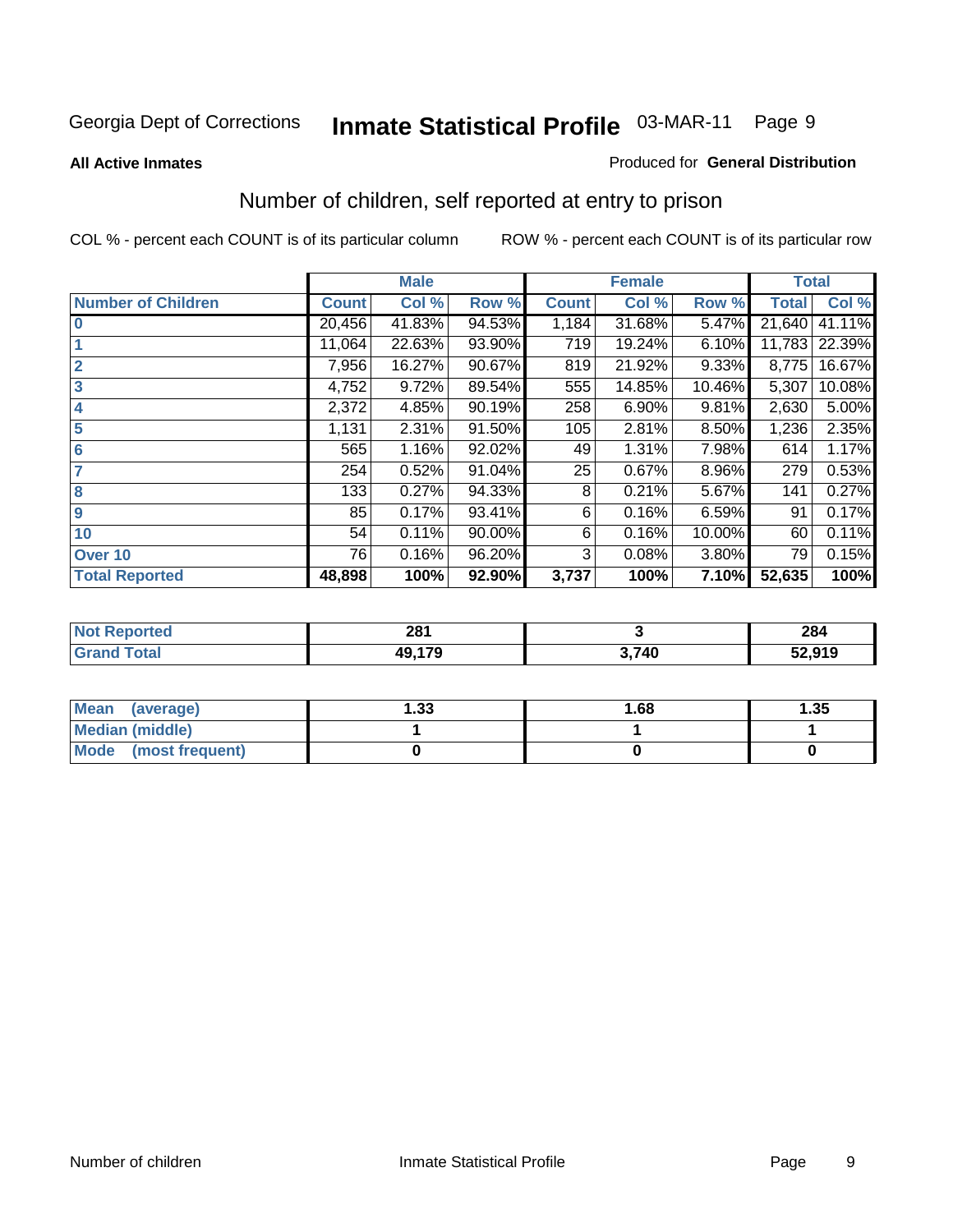Georgia Dept of Corrections **Inmate Statistical Profile** 03-MAR-11

**All Active Inmates**

Produced for **General Distribution**

## Number of children, self reported at entry to prison

COL % - percent each COUNT is of its particular column ROW % - percent each COUNT is of its particular row

| | Male | | | Female | | | Total | |
|---|---|---|---|---|---|---|---|---|
| **Number of Children** | **Count** | **Col %** | **Row %** | **Count** | **Col %** | **Row %** | **Total** | **Col %** |
| **0** | 20,456 | 41.83% | 94.53% | 1,184 | 31.68% | 5.47% | 21,640 | 41.11% |
| **1** | 11,064 | 22.63% | 93.90% | 719 | 19.24% | 6.10% | 11,783 | 22.39% |
| **2** | 7,956 | 16.27% | 90.67% | 819 | 21.92% | 9.33% | 8,775 | 16.67% |
| **3** | 4,752 | 9.72% | 89.54% | 555 | 14.85% | 10.46% | 5,307 | 10.08% |
| **4** | 2,372 | 4.85% | 90.19% | 258 | 6.90% | 9.81% | 2,630 | 5.00% |
| **5** | 1,131 | 2.31% | 91.50% | 105 | 2.81% | 8.50% | 1,236 | 2.35% |
| **6** | 565 | 1.16% | 92.02% | 49 | 1.31% | 7.98% | 614 | 1.17% |
| **7** | 254 | 0.52% | 91.04% | 25 | 0.67% | 8.96% | 279 | 0.53% |
| **8** | 133 | 0.27% | 94.33% | 8 | 0.21% | 5.67% | 141 | 0.27% |
| **9** | 85 | 0.17% | 93.41% | 6 | 0.16% | 6.59% | 91 | 0.17% |
| **10** | 54 | 0.11% | 90.00% | 6 | 0.16% | 10.00% | 60 | 0.11% |
| **Over 10** | 76 | 0.16% | 96.20% | 3 | 0.08% | 3.80% | 79 | 0.15% |
| **Total Reported** | **48,898** | **100%** | **92.90%** | **3,737** | **100%** | **7.10%** | **52,635** | **100%** |

| | Male | Female | Total |
|---|---|---|---|
| **Not Reported** | **281** | **3** | **284** |
| **Grand Total** | **49,179** | **3,740** | **52,919** |

| | Male | Female | Total |
|---|---|---|---|
| **Mean (average)** | **1.33** | **1.68** | **1.35** |
| **Median (middle)** | **1** | **1** | **1** |
| **Mode (most frequent)** | **0** | **0** | **0** |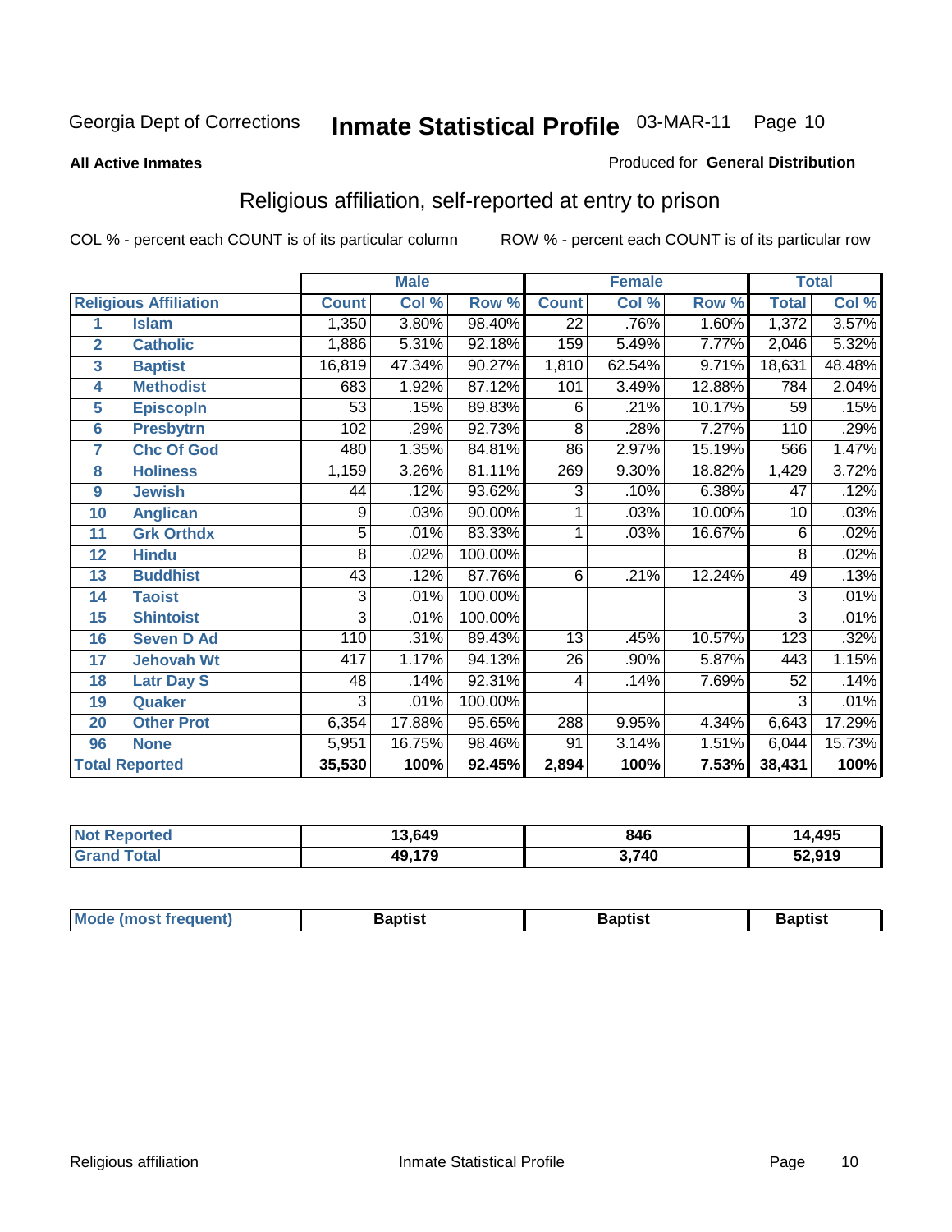Georgia Dept of Corrections **Inmate Statistical Profile** 03-MAR-11

**All Active Inmates**

Produced for **General Distribution**

## Religious affiliation, self-reported at entry to prison

COL % - percent each COUNT is of its particular column ROW % - percent each COUNT is of its particular row

| | | Male | | | Female | | | Total | |
|---|---|---|---|---|---|---|---|---|---|
| **Religious Affiliation** | | **Count** | **Col %** | **Row %** | **Count** | **Col %** | **Row %** | **Total** | **Col %** |
| 1 | Islam | 1,350 | 3.80% | 98.40% | 22 | .76% | 1.60% | 1,372 | 3.57% |
| 2 | Catholic | 1,886 | 5.31% | 92.18% | 159 | 5.49% | 7.77% | 2,046 | 5.32% |
| 3 | Baptist | 16,819 | 47.34% | 90.27% | 1,810 | 62.54% | 9.71% | 18,631 | 48.48% |
| 4 | Methodist | 683 | 1.92% | 87.12% | 101 | 3.49% | 12.88% | 784 | 2.04% |
| 5 | Episcopln | 53 | .15% | 89.83% | 6 | .21% | 10.17% | 59 | .15% |
| 6 | Presbytrn | 102 | .29% | 92.73% | 8 | .28% | 7.27% | 110 | .29% |
| 7 | Chc Of God | 480 | 1.35% | 84.81% | 86 | 2.97% | 15.19% | 566 | 1.47% |
| 8 | Holiness | 1,159 | 3.26% | 81.11% | 269 | 9.30% | 18.82% | 1,429 | 3.72% |
| 9 | Jewish | 44 | .12% | 93.62% | 3 | .10% | 6.38% | 47 | .12% |
| 10 | Anglican | 9 | .03% | 90.00% | 1 | .03% | 10.00% | 10 | .03% |
| 11 | Grk Orthdx | 5 | .01% | 83.33% | 1 | .03% | 16.67% | 6 | .02% |
| 12 | Hindu | 8 | .02% | 100.00% | | | | 8 | .02% |
| 13 | Buddhist | 43 | .12% | 87.76% | 6 | .21% | 12.24% | 49 | .13% |
| 14 | Taoist | 3 | .01% | 100.00% | | | | 3 | .01% |
| 15 | Shintoist | 3 | .01% | 100.00% | | | | 3 | .01% |
| 16 | Seven D Ad | 110 | .31% | 89.43% | 13 | .45% | 10.57% | 123 | .32% |
| 17 | Jehovah Wt | 417 | 1.17% | 94.13% | 26 | .90% | 5.87% | 443 | 1.15% |
| 18 | Latr Day S | 48 | .14% | 92.31% | 4 | .14% | 7.69% | 52 | .14% |
| 19 | Quaker | 3 | .01% | 100.00% | | | | 3 | .01% |
| 20 | Other Prot | 6,354 | 17.88% | 95.65% | 288 | 9.95% | 4.34% | 6,643 | 17.29% |
| 96 | None | 5,951 | 16.75% | 98.46% | 91 | 3.14% | 1.51% | 6,044 | 15.73% |
| **Total Reported** | | **35,530** | **100%** | **92.45%** | **2,894** | **100%** | **7.53%** | **38,431** | **100%** |

| | Male | Female | Total |
|---|---|---|---|
| Not Reported | 13,649 | 846 | 14,495 |
| Grand Total | 49,179 | 3,740 | 52,919 |

| | Male | Female | Total |
|---|---|---|---|
| Mode (most frequent) | Baptist | Baptist | Baptist |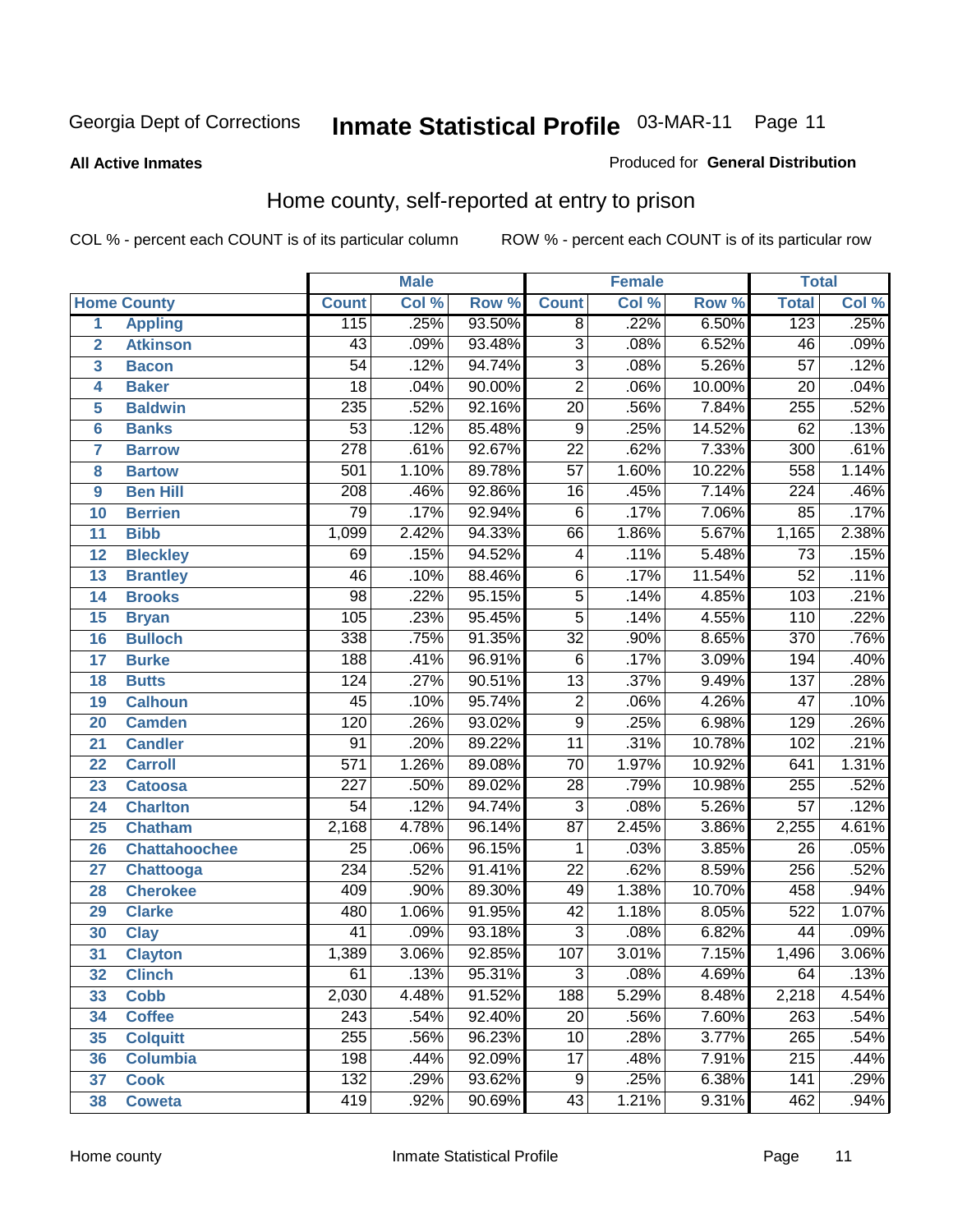Georgia Dept of Corrections **Inmate Statistical Profile** 03-MAR-11

**All Active Inmates**

Produced for **General Distribution**

## Home county, self-reported at entry to prison

COL % - percent each COUNT is of its particular column ROW % - percent each COUNT is of its particular row

| Home County | | Male | | | Female | | | Total | |
|---|---|---|---|---|---|---|---|---|---|
| | | Count | Col % | Row % | Count | Col % | Row % | Total | Col % |
| 1 | Appling | 115 | .25% | 93.50% | 8 | .22% | 6.50% | 123 | .25% |
| 2 | Atkinson | 43 | .09% | 93.48% | 3 | .08% | 6.52% | 46 | .09% |
| 3 | Bacon | 54 | .12% | 94.74% | 3 | .08% | 5.26% | 57 | .12% |
| 4 | Baker | 18 | .04% | 90.00% | 2 | .06% | 10.00% | 20 | .04% |
| 5 | Baldwin | 235 | .52% | 92.16% | 20 | .56% | 7.84% | 255 | .52% |
| 6 | Banks | 53 | .12% | 85.48% | 9 | .25% | 14.52% | 62 | .13% |
| 7 | Barrow | 278 | .61% | 92.67% | 22 | .62% | 7.33% | 300 | .61% |
| 8 | Bartow | 501 | 1.10% | 89.78% | 57 | 1.60% | 10.22% | 558 | 1.14% |
| 9 | Ben Hill | 208 | .46% | 92.86% | 16 | .45% | 7.14% | 224 | .46% |
| 10 | Berrien | 79 | .17% | 92.94% | 6 | .17% | 7.06% | 85 | .17% |
| 11 | Bibb | 1,099 | 2.42% | 94.33% | 66 | 1.86% | 5.67% | 1,165 | 2.38% |
| 12 | Bleckley | 69 | .15% | 94.52% | 4 | .11% | 5.48% | 73 | .15% |
| 13 | Brantley | 46 | .10% | 88.46% | 6 | .17% | 11.54% | 52 | .11% |
| 14 | Brooks | 98 | .22% | 95.15% | 5 | .14% | 4.85% | 103 | .21% |
| 15 | Bryan | 105 | .23% | 95.45% | 5 | .14% | 4.55% | 110 | .22% |
| 16 | Bulloch | 338 | .75% | 91.35% | 32 | .90% | 8.65% | 370 | .76% |
| 17 | Burke | 188 | .41% | 96.91% | 6 | .17% | 3.09% | 194 | .40% |
| 18 | Butts | 124 | .27% | 90.51% | 13 | .37% | 9.49% | 137 | .28% |
| 19 | Calhoun | 45 | .10% | 95.74% | 2 | .06% | 4.26% | 47 | .10% |
| 20 | Camden | 120 | .26% | 93.02% | 9 | .25% | 6.98% | 129 | .26% |
| 21 | Candler | 91 | .20% | 89.22% | 11 | .31% | 10.78% | 102 | .21% |
| 22 | Carroll | 571 | 1.26% | 89.08% | 70 | 1.97% | 10.92% | 641 | 1.31% |
| 23 | Catoosa | 227 | .50% | 89.02% | 28 | .79% | 10.98% | 255 | .52% |
| 24 | Charlton | 54 | .12% | 94.74% | 3 | .08% | 5.26% | 57 | .12% |
| 25 | Chatham | 2,168 | 4.78% | 96.14% | 87 | 2.45% | 3.86% | 2,255 | 4.61% |
| 26 | Chattahoochee | 25 | .06% | 96.15% | 1 | .03% | 3.85% | 26 | .05% |
| 27 | Chattooga | 234 | .52% | 91.41% | 22 | .62% | 8.59% | 256 | .52% |
| 28 | Cherokee | 409 | .90% | 89.30% | 49 | 1.38% | 10.70% | 458 | .94% |
| 29 | Clarke | 480 | 1.06% | 91.95% | 42 | 1.18% | 8.05% | 522 | 1.07% |
| 30 | Clay | 41 | .09% | 93.18% | 3 | .08% | 6.82% | 44 | .09% |
| 31 | Clayton | 1,389 | 3.06% | 92.85% | 107 | 3.01% | 7.15% | 1,496 | 3.06% |
| 32 | Clinch | 61 | .13% | 95.31% | 3 | .08% | 4.69% | 64 | .13% |
| 33 | Cobb | 2,030 | 4.48% | 91.52% | 188 | 5.29% | 8.48% | 2,218 | 4.54% |
| 34 | Coffee | 243 | .54% | 92.40% | 20 | .56% | 7.60% | 263 | .54% |
| 35 | Colquitt | 255 | .56% | 96.23% | 10 | .28% | 3.77% | 265 | .54% |
| 36 | Columbia | 198 | .44% | 92.09% | 17 | .48% | 7.91% | 215 | .44% |
| 37 | Cook | 132 | .29% | 93.62% | 9 | .25% | 6.38% | 141 | .29% |
| 38 | Coweta | 419 | .92% | 90.69% | 43 | 1.21% | 9.31% | 462 | .94% |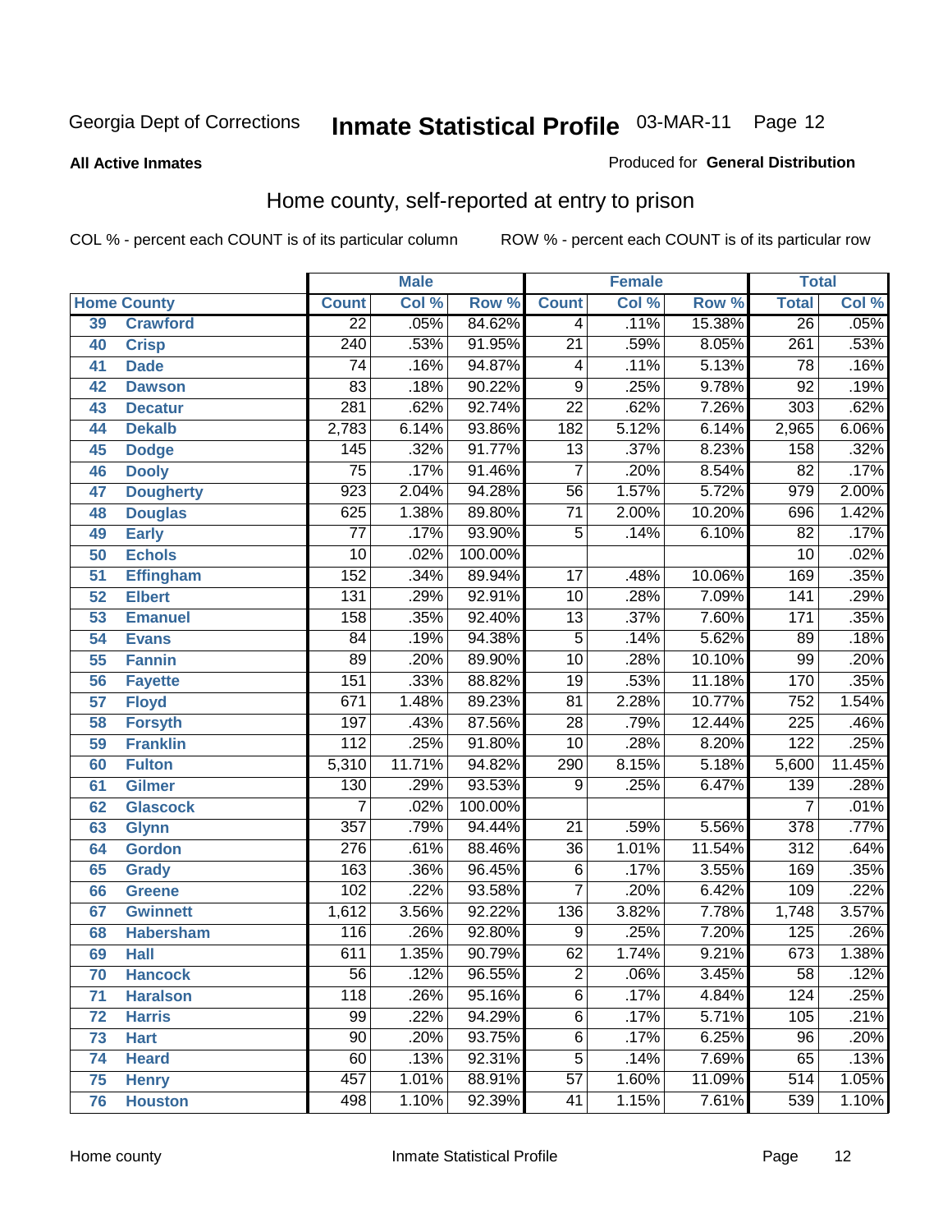Georgia Dept of Corrections **Inmate Statistical Profile** 03-MAR-11 Page 12

**All Active Inmates**

Produced for **General Distribution**

## Home county, self-reported at entry to prison

COL % - percent each COUNT is of its particular column ROW % - percent each COUNT is of its particular row

| Home County | | Male | | | Female | | | Total | |
|---|---|---|---|---|---|---|---|---|---|
| | | Count | Col % | Row % | Count | Col % | Row % | Total | Col % |
| 39 | Crawford | 22 | .05% | 84.62% | 4 | .11% | 15.38% | 26 | .05% |
| 40 | Crisp | 240 | .53% | 91.95% | 21 | .59% | 8.05% | 261 | .53% |
| 41 | Dade | 74 | .16% | 94.87% | 4 | .11% | 5.13% | 78 | .16% |
| 42 | Dawson | 83 | .18% | 90.22% | 9 | .25% | 9.78% | 92 | .19% |
| 43 | Decatur | 281 | .62% | 92.74% | 22 | .62% | 7.26% | 303 | .62% |
| 44 | Dekalb | 2,783 | 6.14% | 93.86% | 182 | 5.12% | 6.14% | 2,965 | 6.06% |
| 45 | Dodge | 145 | .32% | 91.77% | 13 | .37% | 8.23% | 158 | .32% |
| 46 | Dooly | 75 | .17% | 91.46% | 7 | .20% | 8.54% | 82 | .17% |
| 47 | Dougherty | 923 | 2.04% | 94.28% | 56 | 1.57% | 5.72% | 979 | 2.00% |
| 48 | Douglas | 625 | 1.38% | 89.80% | 71 | 2.00% | 10.20% | 696 | 1.42% |
| 49 | Early | 77 | .17% | 93.90% | 5 | .14% | 6.10% | 82 | .17% |
| 50 | Echols | 10 | .02% | 100.00% | | | | 10 | .02% |
| 51 | Effingham | 152 | .34% | 89.94% | 17 | .48% | 10.06% | 169 | .35% |
| 52 | Elbert | 131 | .29% | 92.91% | 10 | .28% | 7.09% | 141 | .29% |
| 53 | Emanuel | 158 | .35% | 92.40% | 13 | .37% | 7.60% | 171 | .35% |
| 54 | Evans | 84 | .19% | 94.38% | 5 | .14% | 5.62% | 89 | .18% |
| 55 | Fannin | 89 | .20% | 89.90% | 10 | .28% | 10.10% | 99 | .20% |
| 56 | Fayette | 151 | .33% | 88.82% | 19 | .53% | 11.18% | 170 | .35% |
| 57 | Floyd | 671 | 1.48% | 89.23% | 81 | 2.28% | 10.77% | 752 | 1.54% |
| 58 | Forsyth | 197 | .43% | 87.56% | 28 | .79% | 12.44% | 225 | .46% |
| 59 | Franklin | 112 | .25% | 91.80% | 10 | .28% | 8.20% | 122 | .25% |
| 60 | Fulton | 5,310 | 11.71% | 94.82% | 290 | 8.15% | 5.18% | 5,600 | 11.45% |
| 61 | Gilmer | 130 | .29% | 93.53% | 9 | .25% | 6.47% | 139 | .28% |
| 62 | Glascock | 7 | .02% | 100.00% | | | | 7 | .01% |
| 63 | Glynn | 357 | .79% | 94.44% | 21 | .59% | 5.56% | 378 | .77% |
| 64 | Gordon | 276 | .61% | 88.46% | 36 | 1.01% | 11.54% | 312 | .64% |
| 65 | Grady | 163 | .36% | 96.45% | 6 | .17% | 3.55% | 169 | .35% |
| 66 | Greene | 102 | .22% | 93.58% | 7 | .20% | 6.42% | 109 | .22% |
| 67 | Gwinnett | 1,612 | 3.56% | 92.22% | 136 | 3.82% | 7.78% | 1,748 | 3.57% |
| 68 | Habersham | 116 | .26% | 92.80% | 9 | .25% | 7.20% | 125 | .26% |
| 69 | Hall | 611 | 1.35% | 90.79% | 62 | 1.74% | 9.21% | 673 | 1.38% |
| 70 | Hancock | 56 | .12% | 96.55% | 2 | .06% | 3.45% | 58 | .12% |
| 71 | Haralson | 118 | .26% | 95.16% | 6 | .17% | 4.84% | 124 | .25% |
| 72 | Harris | 99 | .22% | 94.29% | 6 | .17% | 5.71% | 105 | .21% |
| 73 | Hart | 90 | .20% | 93.75% | 6 | .17% | 6.25% | 96 | .20% |
| 74 | Heard | 60 | .13% | 92.31% | 5 | .14% | 7.69% | 65 | .13% |
| 75 | Henry | 457 | 1.01% | 88.91% | 57 | 1.60% | 11.09% | 514 | 1.05% |
| 76 | Houston | 498 | 1.10% | 92.39% | 41 | 1.15% | 7.61% | 539 | 1.10% |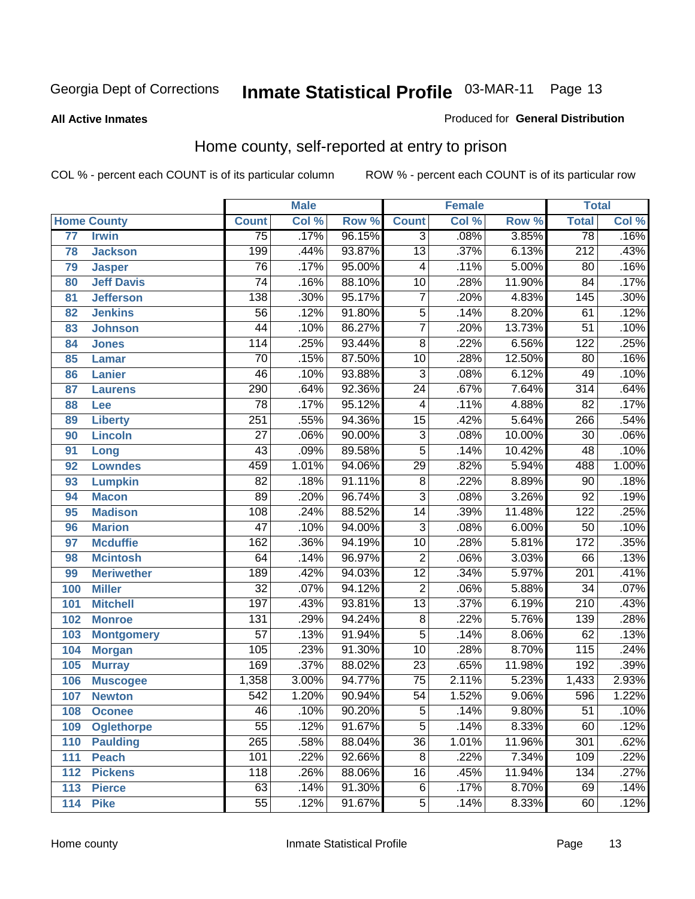Georgia Dept of Corrections **Inmate Statistical Profile** 03-MAR-11

**All Active Inmates**

Produced for **General Distribution**

## Home county, self-reported at entry to prison

COL % - percent each COUNT is of its particular column ROW % - percent each COUNT is of its particular row

| | | Male | | | Female | | | Total | |
|---|---|---|---|---|---|---|---|---|---|
| Home County | | Count | Col % | Row % | Count | Col % | Row % | Total | Col % |
| 77 | Irwin | 75 | .17% | 96.15% | 3 | .08% | 3.85% | 78 | .16% |
| 78 | Jackson | 199 | .44% | 93.87% | 13 | .37% | 6.13% | 212 | .43% |
| 79 | Jasper | 76 | .17% | 95.00% | 4 | .11% | 5.00% | 80 | .16% |
| 80 | Jeff Davis | 74 | .16% | 88.10% | 10 | .28% | 11.90% | 84 | .17% |
| 81 | Jefferson | 138 | .30% | 95.17% | 7 | .20% | 4.83% | 145 | .30% |
| 82 | Jenkins | 56 | .12% | 91.80% | 5 | .14% | 8.20% | 61 | .12% |
| 83 | Johnson | 44 | .10% | 86.27% | 7 | .20% | 13.73% | 51 | .10% |
| 84 | Jones | 114 | .25% | 93.44% | 8 | .22% | 6.56% | 122 | .25% |
| 85 | Lamar | 70 | .15% | 87.50% | 10 | .28% | 12.50% | 80 | .16% |
| 86 | Lanier | 46 | .10% | 93.88% | 3 | .08% | 6.12% | 49 | .10% |
| 87 | Laurens | 290 | .64% | 92.36% | 24 | .67% | 7.64% | 314 | .64% |
| 88 | Lee | 78 | .17% | 95.12% | 4 | .11% | 4.88% | 82 | .17% |
| 89 | Liberty | 251 | .55% | 94.36% | 15 | .42% | 5.64% | 266 | .54% |
| 90 | Lincoln | 27 | .06% | 90.00% | 3 | .08% | 10.00% | 30 | .06% |
| 91 | Long | 43 | .09% | 89.58% | 5 | .14% | 10.42% | 48 | .10% |
| 92 | Lowndes | 459 | 1.01% | 94.06% | 29 | .82% | 5.94% | 488 | 1.00% |
| 93 | Lumpkin | 82 | .18% | 91.11% | 8 | .22% | 8.89% | 90 | .18% |
| 94 | Macon | 89 | .20% | 96.74% | 3 | .08% | 3.26% | 92 | .19% |
| 95 | Madison | 108 | .24% | 88.52% | 14 | .39% | 11.48% | 122 | .25% |
| 96 | Marion | 47 | .10% | 94.00% | 3 | .08% | 6.00% | 50 | .10% |
| 97 | Mcduffie | 162 | .36% | 94.19% | 10 | .28% | 5.81% | 172 | .35% |
| 98 | Mcintosh | 64 | .14% | 96.97% | 2 | .06% | 3.03% | 66 | .13% |
| 99 | Meriwether | 189 | .42% | 94.03% | 12 | .34% | 5.97% | 201 | .41% |
| 100 | Miller | 32 | .07% | 94.12% | 2 | .06% | 5.88% | 34 | .07% |
| 101 | Mitchell | 197 | .43% | 93.81% | 13 | .37% | 6.19% | 210 | .43% |
| 102 | Monroe | 131 | .29% | 94.24% | 8 | .22% | 5.76% | 139 | .28% |
| 103 | Montgomery | 57 | .13% | 91.94% | 5 | .14% | 8.06% | 62 | .13% |
| 104 | Morgan | 105 | .23% | 91.30% | 10 | .28% | 8.70% | 115 | .24% |
| 105 | Murray | 169 | .37% | 88.02% | 23 | .65% | 11.98% | 192 | .39% |
| 106 | Muscogee | 1,358 | 3.00% | 94.77% | 75 | 2.11% | 5.23% | 1,433 | 2.93% |
| 107 | Newton | 542 | 1.20% | 90.94% | 54 | 1.52% | 9.06% | 596 | 1.22% |
| 108 | Oconee | 46 | .10% | 90.20% | 5 | .14% | 9.80% | 51 | .10% |
| 109 | Oglethorpe | 55 | .12% | 91.67% | 5 | .14% | 8.33% | 60 | .12% |
| 110 | Paulding | 265 | .58% | 88.04% | 36 | 1.01% | 11.96% | 301 | .62% |
| 111 | Peach | 101 | .22% | 92.66% | 8 | .22% | 7.34% | 109 | .22% |
| 112 | Pickens | 118 | .26% | 88.06% | 16 | .45% | 11.94% | 134 | .27% |
| 113 | Pierce | 63 | .14% | 91.30% | 6 | .17% | 8.70% | 69 | .14% |
| 114 | Pike | 55 | .12% | 91.67% | 5 | .14% | 8.33% | 60 | .12% |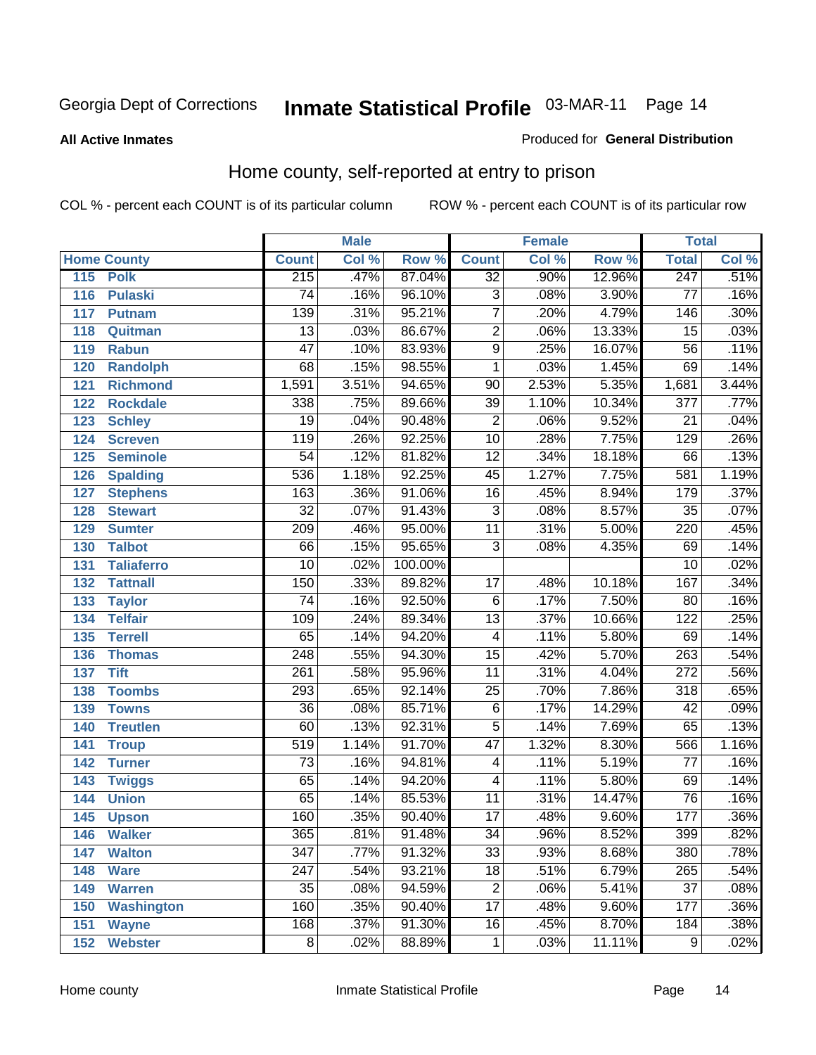Georgia Dept of Corrections **Inmate Statistical Profile** 03-MAR-11

**All Active Inmates**

Produced for **General Distribution**

## Home county, self-reported at entry to prison

COL % - percent each COUNT is of its particular column ROW % - percent each COUNT is of its particular row

| Home County | | Male | | | Female | | | Total | |
|---|---|---|---|---|---|---|---|---|---|
| | | Count | Col % | Row % | Count | Col % | Row % | Total | Col % |
| 115 | Polk | 215 | .47% | 87.04% | 32 | .90% | 12.96% | 247 | .51% |
| 116 | Pulaski | 74 | .16% | 96.10% | 3 | .08% | 3.90% | 77 | .16% |
| 117 | Putnam | 139 | .31% | 95.21% | 7 | .20% | 4.79% | 146 | .30% |
| 118 | Quitman | 13 | .03% | 86.67% | 2 | .06% | 13.33% | 15 | .03% |
| 119 | Rabun | 47 | .10% | 83.93% | 9 | .25% | 16.07% | 56 | .11% |
| 120 | Randolph | 68 | .15% | 98.55% | 1 | .03% | 1.45% | 69 | .14% |
| 121 | Richmond | 1,591 | 3.51% | 94.65% | 90 | 2.53% | 5.35% | 1,681 | 3.44% |
| 122 | Rockdale | 338 | .75% | 89.66% | 39 | 1.10% | 10.34% | 377 | .77% |
| 123 | Schley | 19 | .04% | 90.48% | 2 | .06% | 9.52% | 21 | .04% |
| 124 | Screven | 119 | .26% | 92.25% | 10 | .28% | 7.75% | 129 | .26% |
| 125 | Seminole | 54 | .12% | 81.82% | 12 | .34% | 18.18% | 66 | .13% |
| 126 | Spalding | 536 | 1.18% | 92.25% | 45 | 1.27% | 7.75% | 581 | 1.19% |
| 127 | Stephens | 163 | .36% | 91.06% | 16 | .45% | 8.94% | 179 | .37% |
| 128 | Stewart | 32 | .07% | 91.43% | 3 | .08% | 8.57% | 35 | .07% |
| 129 | Sumter | 209 | .46% | 95.00% | 11 | .31% | 5.00% | 220 | .45% |
| 130 | Talbot | 66 | .15% | 95.65% | 3 | .08% | 4.35% | 69 | .14% |
| 131 | Taliaferro | 10 | .02% | 100.00% | | | | 10 | .02% |
| 132 | Tattnall | 150 | .33% | 89.82% | 17 | .48% | 10.18% | 167 | .34% |
| 133 | Taylor | 74 | .16% | 92.50% | 6 | .17% | 7.50% | 80 | .16% |
| 134 | Telfair | 109 | .24% | 89.34% | 13 | .37% | 10.66% | 122 | .25% |
| 135 | Terrell | 65 | .14% | 94.20% | 4 | .11% | 5.80% | 69 | .14% |
| 136 | Thomas | 248 | .55% | 94.30% | 15 | .42% | 5.70% | 263 | .54% |
| 137 | Tift | 261 | .58% | 95.96% | 11 | .31% | 4.04% | 272 | .56% |
| 138 | Toombs | 293 | .65% | 92.14% | 25 | .70% | 7.86% | 318 | .65% |
| 139 | Towns | 36 | .08% | 85.71% | 6 | .17% | 14.29% | 42 | .09% |
| 140 | Treutlen | 60 | .13% | 92.31% | 5 | .14% | 7.69% | 65 | .13% |
| 141 | Troup | 519 | 1.14% | 91.70% | 47 | 1.32% | 8.30% | 566 | 1.16% |
| 142 | Turner | 73 | .16% | 94.81% | 4 | .11% | 5.19% | 77 | .16% |
| 143 | Twiggs | 65 | .14% | 94.20% | 4 | .11% | 5.80% | 69 | .14% |
| 144 | Union | 65 | .14% | 85.53% | 11 | .31% | 14.47% | 76 | .16% |
| 145 | Upson | 160 | .35% | 90.40% | 17 | .48% | 9.60% | 177 | .36% |
| 146 | Walker | 365 | .81% | 91.48% | 34 | .96% | 8.52% | 399 | .82% |
| 147 | Walton | 347 | .77% | 91.32% | 33 | .93% | 8.68% | 380 | .78% |
| 148 | Ware | 247 | .54% | 93.21% | 18 | .51% | 6.79% | 265 | .54% |
| 149 | Warren | 35 | .08% | 94.59% | 2 | .06% | 5.41% | 37 | .08% |
| 150 | Washington | 160 | .35% | 90.40% | 17 | .48% | 9.60% | 177 | .36% |
| 151 | Wayne | 168 | .37% | 91.30% | 16 | .45% | 8.70% | 184 | .38% |
| 152 | Webster | 8 | .02% | 88.89% | 1 | .03% | 11.11% | 9 | .02% |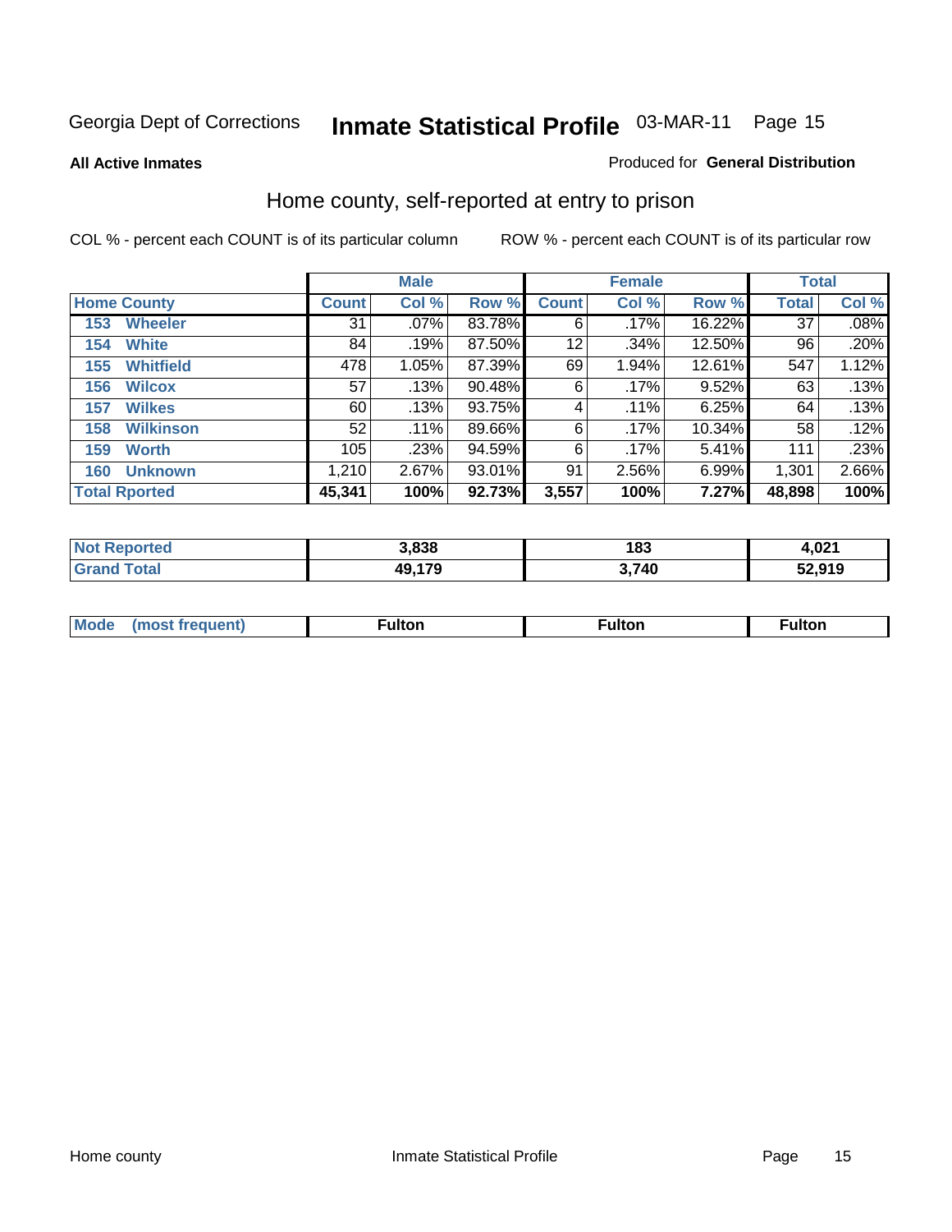Georgia Dept of Corrections **Inmate Statistical Profile** 03-MAR-11

**All Active Inmates**

Produced for **General Distribution**

## Home county, self-reported at entry to prison

COL % - percent each COUNT is of its particular column

ROW % - percent each COUNT is of its particular row

| | Male | | | Female | | | Total | |
|---|---|---|---|---|---|---|---|---|
| **Home County** | **Count** | **Col %** | **Row %** | **Count** | **Col %** | **Row %** | **Total** | **Col %** |
| **153 Wheeler** | 31 | .07% | 83.78% | 6 | .17% | 16.22% | 37 | .08% |
| **154 White** | 84 | .19% | 87.50% | 12 | .34% | 12.50% | 96 | .20% |
| **155 Whitfield** | 478 | 1.05% | 87.39% | 69 | 1.94% | 12.61% | 547 | 1.12% |
| **156 Wilcox** | 57 | .13% | 90.48% | 6 | .17% | 9.52% | 63 | .13% |
| **157 Wilkes** | 60 | .13% | 93.75% | 4 | .11% | 6.25% | 64 | .13% |
| **158 Wilkinson** | 52 | .11% | 89.66% | 6 | .17% | 10.34% | 58 | .12% |
| **159 Worth** | 105 | .23% | 94.59% | 6 | .17% | 5.41% | 111 | .23% |
| **160 Unknown** | 1,210 | 2.67% | 93.01% | 91 | 2.56% | 6.99% | 1,301 | 2.66% |
| **Total Rported** | **45,341** | **100%** | **92.73%** | **3,557** | **100%** | **7.27%** | **48,898** | **100%** |

| | Male | Female | Total |
|---|---|---|---|
| **Not Reported** | **3,838** | **183** | **4,021** |
| **Grand Total** | **49,179** | **3,740** | **52,919** |

| | Male | Female | Total |
|---|---|---|---|
| **Mode (most frequent)** | **Fulton** | **Fulton** | **Fulton** |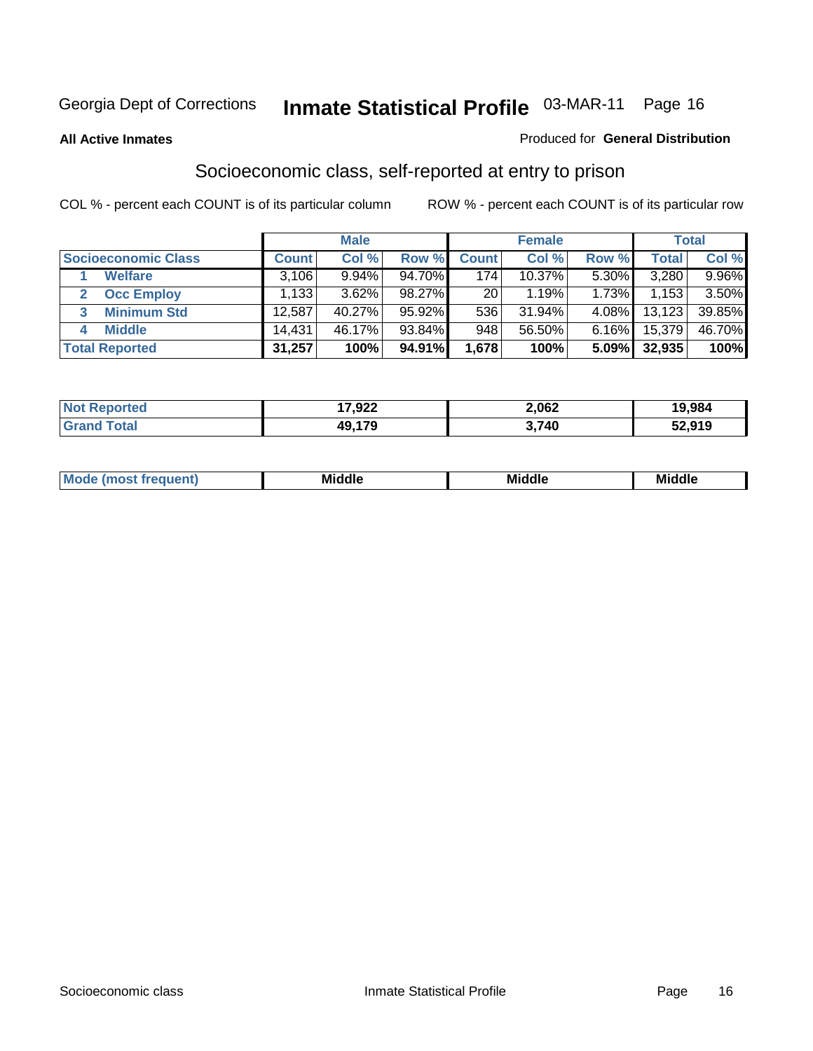Georgia Dept of Corrections **Inmate Statistical Profile** 03-MAR-11

**All Active Inmates**

Produced for **General Distribution**

## Socioeconomic class, self-reported at entry to prison

COL % - percent each COUNT is of its particular column

ROW % - percent each COUNT is of its particular row

| | Male | | | Female | | | Total | |
|---|---|---|---|---|---|---|---|---|
| **Socioeconomic Class** | **Count** | **Col %** | **Row %** | **Count** | **Col %** | **Row %** | **Total** | **Col %** |
| 1 **Welfare** | 3,106 | 9.94% | 94.70% | 174 | 10.37% | 5.30% | 3,280 | 9.96% |
| 2 **Occ Employ** | 1,133 | 3.62% | 98.27% | 20 | 1.19% | 1.73% | 1,153 | 3.50% |
| 3 **Minimum Std** | 12,587 | 40.27% | 95.92% | 536 | 31.94% | 4.08% | 13,123 | 39.85% |
| 4 **Middle** | 14,431 | 46.17% | 93.84% | 948 | 56.50% | 6.16% | 15,379 | 46.70% |
| **Total Reported** | **31,257** | **100%** | **94.91%** | **1,678** | **100%** | **5.09%** | **32,935** | **100%** |

| | Male | Female | Total |
|---|---|---|---|
| **Not Reported** | **17,922** | **2,062** | **19,984** |
| **Grand Total** | **49,179** | **3,740** | **52,919** |

| | Male | Female | Total |
|---|---|---|---|
| **Mode (most frequent)** | **Middle** | **Middle** | **Middle** |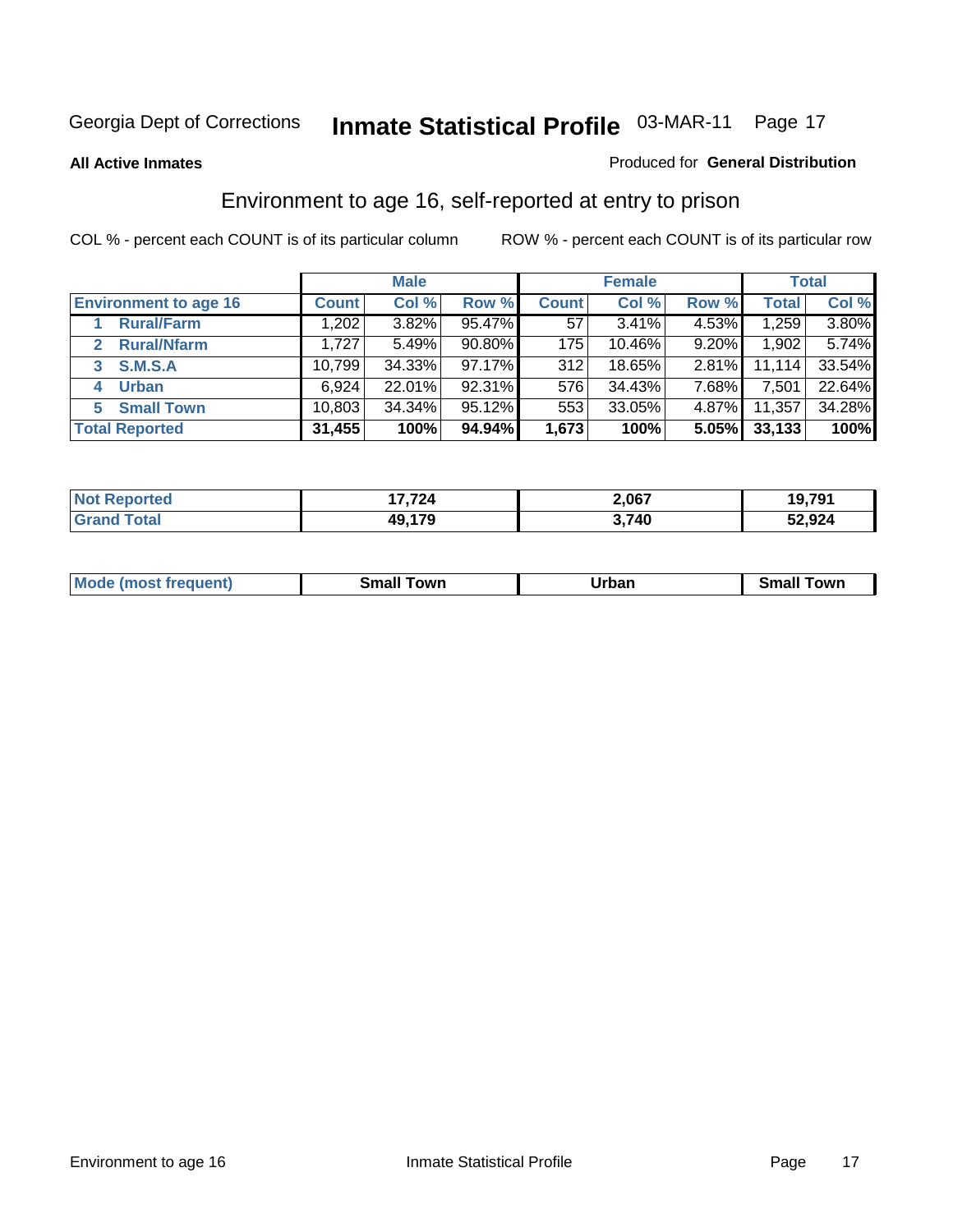Georgia Dept of Corrections **Inmate Statistical Profile** 03-MAR-11

**All Active Inmates**

Produced for **General Distribution**

## Environment to age 16, self-reported at entry to prison

COL % - percent each COUNT is of its particular column

ROW % - percent each COUNT is of its particular row

| | Male | | | Female | | | Total | |
|---|---|---|---|---|---|---|---|---|
| **Environment to age 16** | **Count** | **Col %** | **Row %** | **Count** | **Col %** | **Row %** | **Total** | **Col %** |
| 1 **Rural/Farm** | 1,202 | 3.82% | 95.47% | 57 | 3.41% | 4.53% | 1,259 | 3.80% |
| 2 **Rural/Nfarm** | 1,727 | 5.49% | 90.80% | 175 | 10.46% | 9.20% | 1,902 | 5.74% |
| 3 **S.M.S.A** | 10,799 | 34.33% | 97.17% | 312 | 18.65% | 2.81% | 11,114 | 33.54% |
| 4 **Urban** | 6,924 | 22.01% | 92.31% | 576 | 34.43% | 7.68% | 7,501 | 22.64% |
| 5 **Small Town** | 10,803 | 34.34% | 95.12% | 553 | 33.05% | 4.87% | 11,357 | 34.28% |
| **Total Reported** | **31,455** | **100%** | **94.94%** | **1,673** | **100%** | **5.05%** | **33,133** | **100%** |

| | Male | Female | Total |
|---|---|---|---|
| **Not Reported** | **17,724** | **2,067** | **19,791** |
| **Grand Total** | **49,179** | **3,740** | **52,924** |

| | Male | Female | Total |
|---|---|---|---|
| **Mode (most frequent)** | **Small Town** | **Urban** | **Small Town** |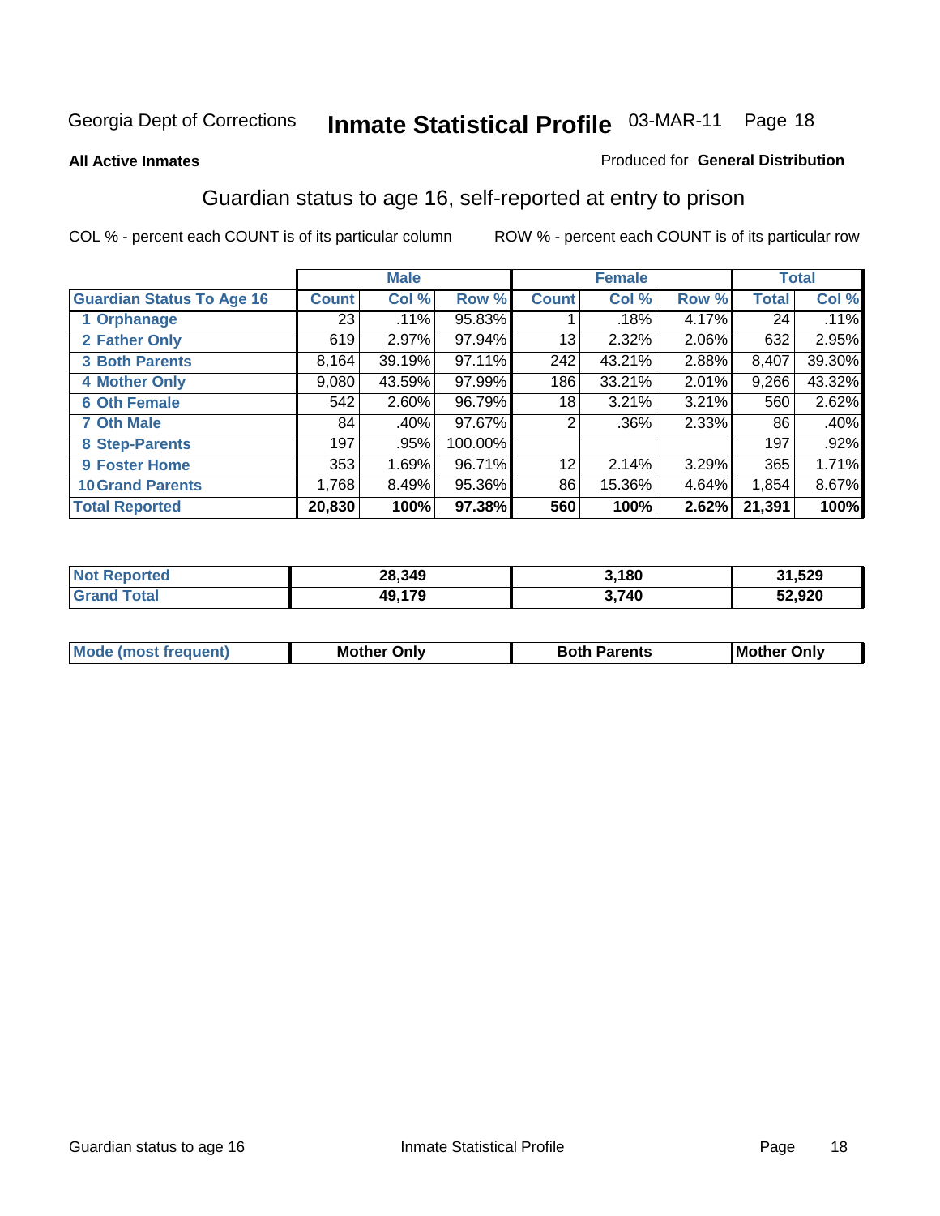Georgia Dept of Corrections **Inmate Statistical Profile** 03-MAR-11 Page 18

**All Active Inmates**

Produced for **General Distribution**

## Guardian status to age 16, self-reported at entry to prison

COL % - percent each COUNT is of its particular column

ROW % - percent each COUNT is of its particular row

| | Male | | | Female | | | Total | |
|---|---|---|---|---|---|---|---|---|
| **Guardian Status To Age 16** | **Count** | **Col %** | **Row %** | **Count** | **Col %** | **Row %** | **Total** | **Col %** |
| 1 Orphanage | 23 | .11% | 95.83% | 1 | .18% | 4.17% | 24 | .11% |
| 2 Father Only | 619 | 2.97% | 97.94% | 13 | 2.32% | 2.06% | 632 | 2.95% |
| 3 Both Parents | 8,164 | 39.19% | 97.11% | 242 | 43.21% | 2.88% | 8,407 | 39.30% |
| 4 Mother Only | 9,080 | 43.59% | 97.99% | 186 | 33.21% | 2.01% | 9,266 | 43.32% |
| 6 Oth Female | 542 | 2.60% | 96.79% | 18 | 3.21% | 3.21% | 560 | 2.62% |
| 7 Oth Male | 84 | .40% | 97.67% | 2 | .36% | 2.33% | 86 | .40% |
| 8 Step-Parents | 197 | .95% | 100.00% | | | | 197 | .92% |
| 9 Foster Home | 353 | 1.69% | 96.71% | 12 | 2.14% | 3.29% | 365 | 1.71% |
| 10 Grand Parents | 1,768 | 8.49% | 95.36% | 86 | 15.36% | 4.64% | 1,854 | 8.67% |
| **Total Reported** | **20,830** | **100%** | **97.38%** | **560** | **100%** | **2.62%** | **21,391** | **100%** |

| | Male | Female | Total |
|---|---|---|---|
| **Not Reported** | **28,349** | **3,180** | **31,529** |
| **Grand Total** | **49,179** | **3,740** | **52,920** |

| | Male | Female | Total |
|---|---|---|---|
| **Mode (most frequent)** | **Mother Only** | **Both Parents** | **Mother Only** |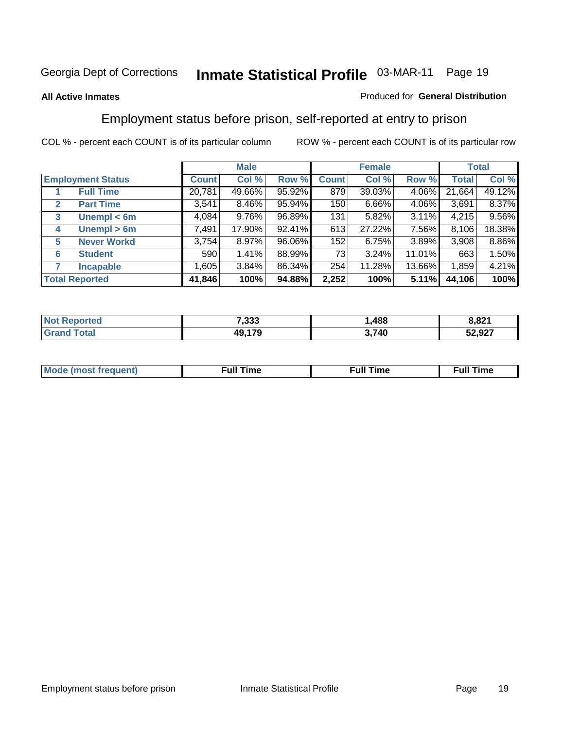Georgia Dept of Corrections **Inmate Statistical Profile** 03-MAR-11

**All Active Inmates**

Produced for **General Distribution**

## Employment status before prison, self-reported at entry to prison

COL % - percent each COUNT is of its particular column        ROW % - percent each COUNT is of its particular row

| | | Male | | | Female | | | Total | |
|---|---|---|---|---|---|---|---|---|---|
| **Employment Status** | | **Count** | **Col %** | **Row %** | **Count** | **Col %** | **Row %** | **Total** | **Col %** |
| 1 | **Full Time** | 20,781 | 49.66% | 95.92% | 879 | 39.03% | 4.06% | 21,664 | 49.12% |
| 2 | **Part Time** | 3,541 | 8.46% | 95.94% | 150 | 6.66% | 4.06% | 3,691 | 8.37% |
| 3 | **Unempl < 6m** | 4,084 | 9.76% | 96.89% | 131 | 5.82% | 3.11% | 4,215 | 9.56% |
| 4 | **Unempl > 6m** | 7,491 | 17.90% | 92.41% | 613 | 27.22% | 7.56% | 8,106 | 18.38% |
| 5 | **Never Workd** | 3,754 | 8.97% | 96.06% | 152 | 6.75% | 3.89% | 3,908 | 8.86% |
| 6 | **Student** | 590 | 1.41% | 88.99% | 73 | 3.24% | 11.01% | 663 | 1.50% |
| 7 | **Incapable** | 1,605 | 3.84% | 86.34% | 254 | 11.28% | 13.66% | 1,859 | 4.21% |
| **Total Reported** | | **41,846** | **100%** | **94.88%** | **2,252** | **100%** | **5.11%** | **44,106** | **100%** |

| | Male | Female | Total |
|---|---|---|---|
| **Not Reported** | **7,333** | **1,488** | **8,821** |
| **Grand Total** | **49,179** | **3,740** | **52,927** |

| | Male | Female | Total |
|---|---|---|---|
| **Mode (most frequent)** | **Full Time** | **Full Time** | **Full Time** |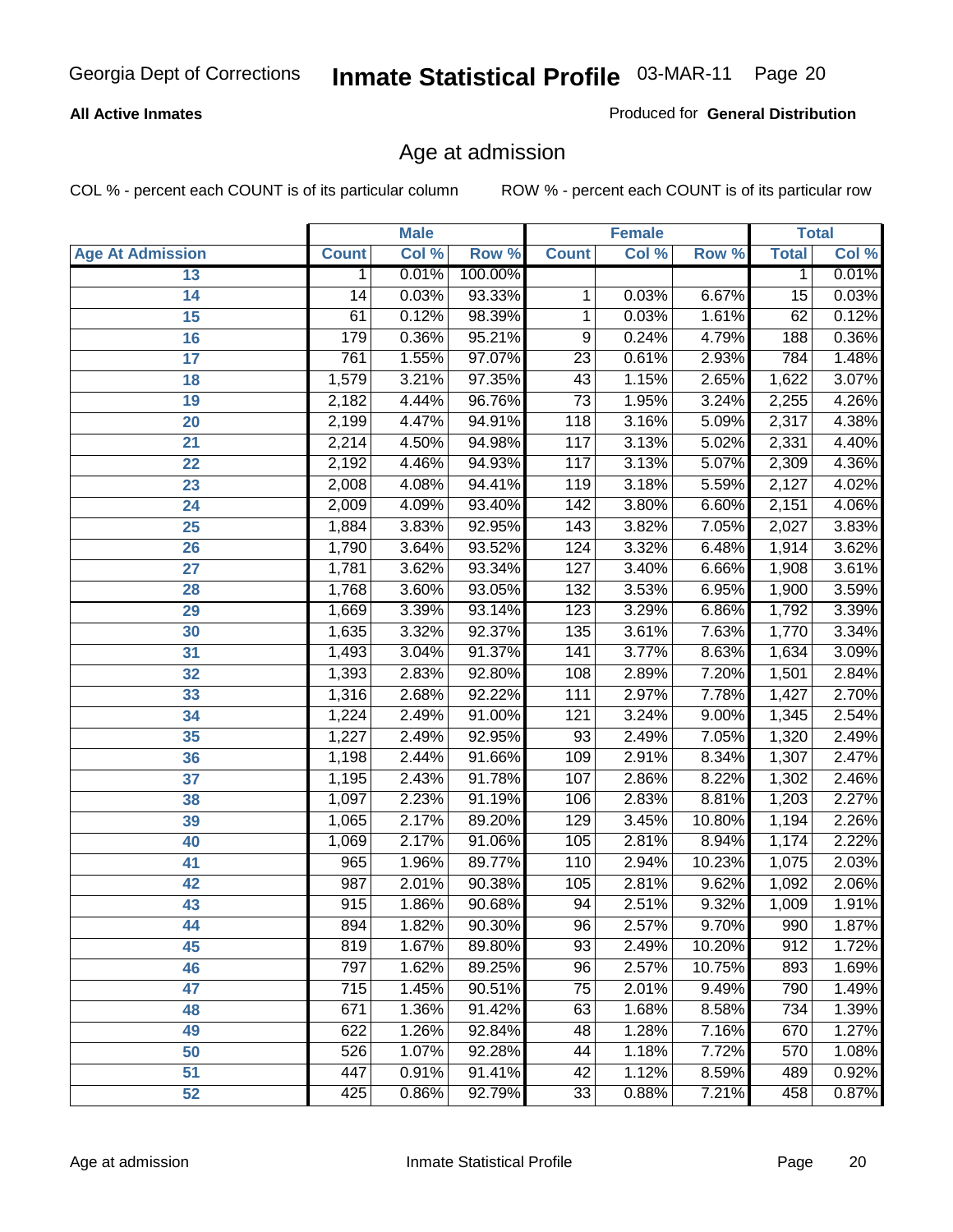Georgia Dept of Corrections **Inmate Statistical Profile** 03-MAR-11

**All Active Inmates**

Produced for **General Distribution**

## Age at admission

COL % - percent each COUNT is of its particular column ROW % - percent each COUNT is of its particular row

| Age At Admission | Male | | | Female | | | Total | |
|---|---|---|---|---|---|---|---|---|
| | Count | Col % | Row % | Count | Col % | Row % | Total | Col % |
| 13 | 1 | 0.01% | 100.00% | | | | 1 | 0.01% |
| 14 | 14 | 0.03% | 93.33% | 1 | 0.03% | 6.67% | 15 | 0.03% |
| 15 | 61 | 0.12% | 98.39% | 1 | 0.03% | 1.61% | 62 | 0.12% |
| 16 | 179 | 0.36% | 95.21% | 9 | 0.24% | 4.79% | 188 | 0.36% |
| 17 | 761 | 1.55% | 97.07% | 23 | 0.61% | 2.93% | 784 | 1.48% |
| 18 | 1,579 | 3.21% | 97.35% | 43 | 1.15% | 2.65% | 1,622 | 3.07% |
| 19 | 2,182 | 4.44% | 96.76% | 73 | 1.95% | 3.24% | 2,255 | 4.26% |
| 20 | 2,199 | 4.47% | 94.91% | 118 | 3.16% | 5.09% | 2,317 | 4.38% |
| 21 | 2,214 | 4.50% | 94.98% | 117 | 3.13% | 5.02% | 2,331 | 4.40% |
| 22 | 2,192 | 4.46% | 94.93% | 117 | 3.13% | 5.07% | 2,309 | 4.36% |
| 23 | 2,008 | 4.08% | 94.41% | 119 | 3.18% | 5.59% | 2,127 | 4.02% |
| 24 | 2,009 | 4.09% | 93.40% | 142 | 3.80% | 6.60% | 2,151 | 4.06% |
| 25 | 1,884 | 3.83% | 92.95% | 143 | 3.82% | 7.05% | 2,027 | 3.83% |
| 26 | 1,790 | 3.64% | 93.52% | 124 | 3.32% | 6.48% | 1,914 | 3.62% |
| 27 | 1,781 | 3.62% | 93.34% | 127 | 3.40% | 6.66% | 1,908 | 3.61% |
| 28 | 1,768 | 3.60% | 93.05% | 132 | 3.53% | 6.95% | 1,900 | 3.59% |
| 29 | 1,669 | 3.39% | 93.14% | 123 | 3.29% | 6.86% | 1,792 | 3.39% |
| 30 | 1,635 | 3.32% | 92.37% | 135 | 3.61% | 7.63% | 1,770 | 3.34% |
| 31 | 1,493 | 3.04% | 91.37% | 141 | 3.77% | 8.63% | 1,634 | 3.09% |
| 32 | 1,393 | 2.83% | 92.80% | 108 | 2.89% | 7.20% | 1,501 | 2.84% |
| 33 | 1,316 | 2.68% | 92.22% | 111 | 2.97% | 7.78% | 1,427 | 2.70% |
| 34 | 1,224 | 2.49% | 91.00% | 121 | 3.24% | 9.00% | 1,345 | 2.54% |
| 35 | 1,227 | 2.49% | 92.95% | 93 | 2.49% | 7.05% | 1,320 | 2.49% |
| 36 | 1,198 | 2.44% | 91.66% | 109 | 2.91% | 8.34% | 1,307 | 2.47% |
| 37 | 1,195 | 2.43% | 91.78% | 107 | 2.86% | 8.22% | 1,302 | 2.46% |
| 38 | 1,097 | 2.23% | 91.19% | 106 | 2.83% | 8.81% | 1,203 | 2.27% |
| 39 | 1,065 | 2.17% | 89.20% | 129 | 3.45% | 10.80% | 1,194 | 2.26% |
| 40 | 1,069 | 2.17% | 91.06% | 105 | 2.81% | 8.94% | 1,174 | 2.22% |
| 41 | 965 | 1.96% | 89.77% | 110 | 2.94% | 10.23% | 1,075 | 2.03% |
| 42 | 987 | 2.01% | 90.38% | 105 | 2.81% | 9.62% | 1,092 | 2.06% |
| 43 | 915 | 1.86% | 90.68% | 94 | 2.51% | 9.32% | 1,009 | 1.91% |
| 44 | 894 | 1.82% | 90.30% | 96 | 2.57% | 9.70% | 990 | 1.87% |
| 45 | 819 | 1.67% | 89.80% | 93 | 2.49% | 10.20% | 912 | 1.72% |
| 46 | 797 | 1.62% | 89.25% | 96 | 2.57% | 10.75% | 893 | 1.69% |
| 47 | 715 | 1.45% | 90.51% | 75 | 2.01% | 9.49% | 790 | 1.49% |
| 48 | 671 | 1.36% | 91.42% | 63 | 1.68% | 8.58% | 734 | 1.39% |
| 49 | 622 | 1.26% | 92.84% | 48 | 1.28% | 7.16% | 670 | 1.27% |
| 50 | 526 | 1.07% | 92.28% | 44 | 1.18% | 7.72% | 570 | 1.08% |
| 51 | 447 | 0.91% | 91.41% | 42 | 1.12% | 8.59% | 489 | 0.92% |
| 52 | 425 | 0.86% | 92.79% | 33 | 0.88% | 7.21% | 458 | 0.87% |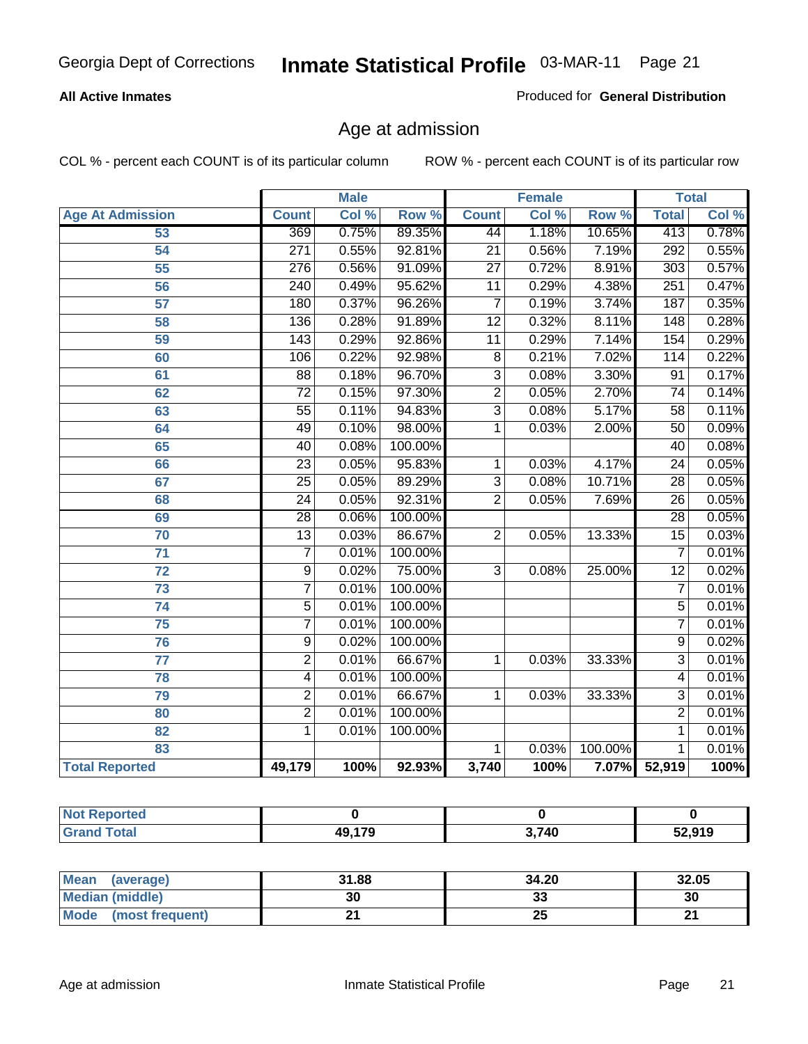Georgia Dept of Corrections **Inmate Statistical Profile** 03-MAR-11

**All Active Inmates**

Produced for **General Distribution**

## Age at admission

COL % - percent each COUNT is of its particular column

ROW % - percent each COUNT is of its particular row

| Age At Admission | Male | | | Female | | | Total | |
|---|---|---|---|---|---|---|---|---|
| | Count | Col % | Row % | Count | Col % | Row % | Total | Col % |
| 53 | 369 | 0.75% | 89.35% | 44 | 1.18% | 10.65% | 413 | 0.78% |
| 54 | 271 | 0.55% | 92.81% | 21 | 0.56% | 7.19% | 292 | 0.55% |
| 55 | 276 | 0.56% | 91.09% | 27 | 0.72% | 8.91% | 303 | 0.57% |
| 56 | 240 | 0.49% | 95.62% | 11 | 0.29% | 4.38% | 251 | 0.47% |
| 57 | 180 | 0.37% | 96.26% | 7 | 0.19% | 3.74% | 187 | 0.35% |
| 58 | 136 | 0.28% | 91.89% | 12 | 0.32% | 8.11% | 148 | 0.28% |
| 59 | 143 | 0.29% | 92.86% | 11 | 0.29% | 7.14% | 154 | 0.29% |
| 60 | 106 | 0.22% | 92.98% | 8 | 0.21% | 7.02% | 114 | 0.22% |
| 61 | 88 | 0.18% | 96.70% | 3 | 0.08% | 3.30% | 91 | 0.17% |
| 62 | 72 | 0.15% | 97.30% | 2 | 0.05% | 2.70% | 74 | 0.14% |
| 63 | 55 | 0.11% | 94.83% | 3 | 0.08% | 5.17% | 58 | 0.11% |
| 64 | 49 | 0.10% | 98.00% | 1 | 0.03% | 2.00% | 50 | 0.09% |
| 65 | 40 | 0.08% | 100.00% | | | | 40 | 0.08% |
| 66 | 23 | 0.05% | 95.83% | 1 | 0.03% | 4.17% | 24 | 0.05% |
| 67 | 25 | 0.05% | 89.29% | 3 | 0.08% | 10.71% | 28 | 0.05% |
| 68 | 24 | 0.05% | 92.31% | 2 | 0.05% | 7.69% | 26 | 0.05% |
| 69 | 28 | 0.06% | 100.00% | | | | 28 | 0.05% |
| 70 | 13 | 0.03% | 86.67% | 2 | 0.05% | 13.33% | 15 | 0.03% |
| 71 | 7 | 0.01% | 100.00% | | | | 7 | 0.01% |
| 72 | 9 | 0.02% | 75.00% | 3 | 0.08% | 25.00% | 12 | 0.02% |
| 73 | 7 | 0.01% | 100.00% | | | | 7 | 0.01% |
| 74 | 5 | 0.01% | 100.00% | | | | 5 | 0.01% |
| 75 | 7 | 0.01% | 100.00% | | | | 7 | 0.01% |
| 76 | 9 | 0.02% | 100.00% | | | | 9 | 0.02% |
| 77 | 2 | 0.01% | 66.67% | 1 | 0.03% | 33.33% | 3 | 0.01% |
| 78 | 4 | 0.01% | 100.00% | | | | 4 | 0.01% |
| 79 | 2 | 0.01% | 66.67% | 1 | 0.03% | 33.33% | 3 | 0.01% |
| 80 | 2 | 0.01% | 100.00% | | | | 2 | 0.01% |
| 82 | 1 | 0.01% | 100.00% | | | | 1 | 0.01% |
| 83 | | | | 1 | 0.03% | 100.00% | 1 | 0.01% |
| **Total Reported** | **49,179** | **100%** | **92.93%** | **3,740** | **100%** | **7.07%** | **52,919** | **100%** |

| | Male | Female | Total |
|---|---|---|---|
| Not Reported | 0 | 0 | 0 |
| Grand Total | 49,179 | 3,740 | 52,919 |

| | Male | Female | Total |
|---|---|---|---|
| Mean (average) | 31.88 | 34.20 | 32.05 |
| Median (middle) | 30 | 33 | 30 |
| Mode (most frequent) | 21 | 25 | 21 |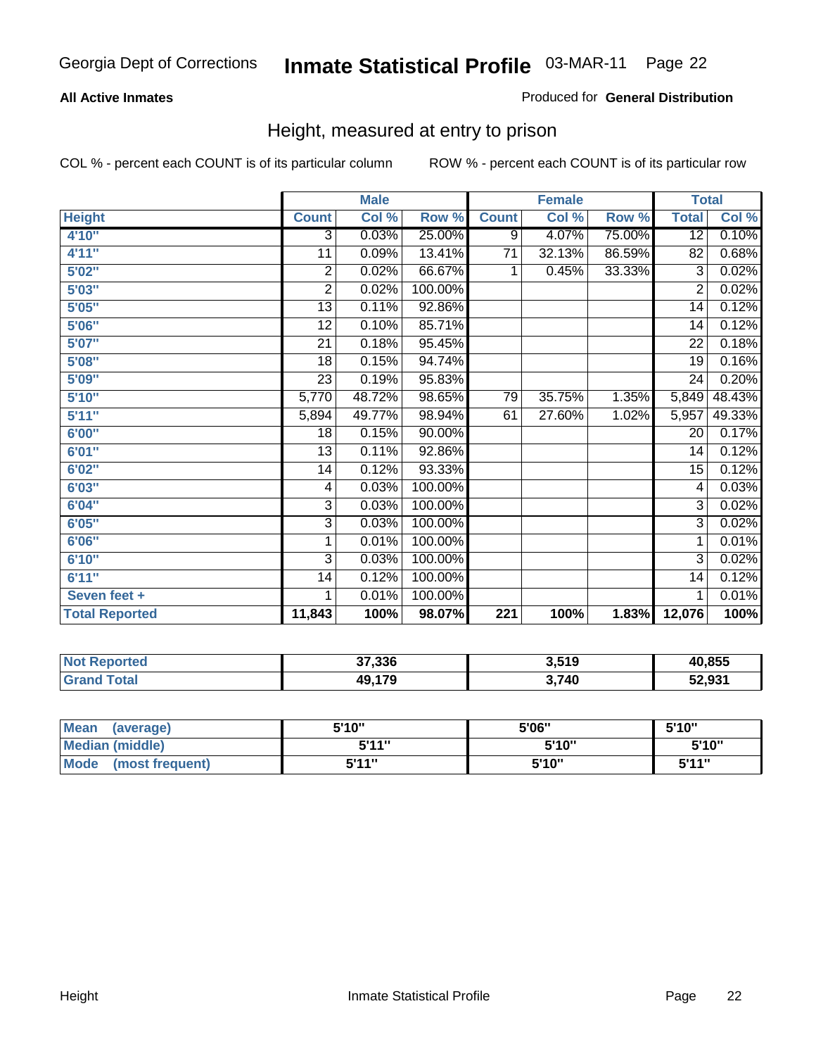Georgia Dept of Corrections **Inmate Statistical Profile** 03-MAR-11

**All Active Inmates**

Produced for **General Distribution**

## Height, measured at entry to prison

COL % - percent each COUNT is of its particular column    ROW % - percent each COUNT is of its particular row

| | Male | | | Female | | | Total | |
|---|---|---|---|---|---|---|---|---|
| **Height** | **Count** | **Col %** | **Row %** | **Count** | **Col %** | **Row %** | **Total** | **Col %** |
| **4'10"** | 3 | 0.03% | 25.00% | 9 | 4.07% | 75.00% | 12 | 0.10% |
| **4'11"** | 11 | 0.09% | 13.41% | 71 | 32.13% | 86.59% | 82 | 0.68% |
| **5'02"** | 2 | 0.02% | 66.67% | 1 | 0.45% | 33.33% | 3 | 0.02% |
| **5'03"** | 2 | 0.02% | 100.00% | | | | 2 | 0.02% |
| **5'05"** | 13 | 0.11% | 92.86% | | | | 14 | 0.12% |
| **5'06"** | 12 | 0.10% | 85.71% | | | | 14 | 0.12% |
| **5'07"** | 21 | 0.18% | 95.45% | | | | 22 | 0.18% |
| **5'08"** | 18 | 0.15% | 94.74% | | | | 19 | 0.16% |
| **5'09"** | 23 | 0.19% | 95.83% | | | | 24 | 0.20% |
| **5'10"** | 5,770 | 48.72% | 98.65% | 79 | 35.75% | 1.35% | 5,849 | 48.43% |
| **5'11"** | 5,894 | 49.77% | 98.94% | 61 | 27.60% | 1.02% | 5,957 | 49.33% |
| **6'00"** | 18 | 0.15% | 90.00% | | | | 20 | 0.17% |
| **6'01"** | 13 | 0.11% | 92.86% | | | | 14 | 0.12% |
| **6'02"** | 14 | 0.12% | 93.33% | | | | 15 | 0.12% |
| **6'03"** | 4 | 0.03% | 100.00% | | | | 4 | 0.03% |
| **6'04"** | 3 | 0.03% | 100.00% | | | | 3 | 0.02% |
| **6'05"** | 3 | 0.03% | 100.00% | | | | 3 | 0.02% |
| **6'06"** | 1 | 0.01% | 100.00% | | | | 1 | 0.01% |
| **6'10"** | 3 | 0.03% | 100.00% | | | | 3 | 0.02% |
| **6'11"** | 14 | 0.12% | 100.00% | | | | 14 | 0.12% |
| **Seven feet +** | 1 | 0.01% | 100.00% | | | | 1 | 0.01% |
| **Total Reported** | **11,843** | **100%** | **98.07%** | **221** | **100%** | **1.83%** | **12,076** | **100%** |

| | Male | Female | Total |
|---|---|---|---|
| **Not Reported** | **37,336** | **3,519** | **40,855** |
| **Grand Total** | **49,179** | **3,740** | **52,931** |

| | Male | Female | Total |
|---|---|---|---|
| **Mean (average)** | **5'10"** | **5'06"** | **5'10"** |
| **Median (middle)** | **5'11"** | **5'10"** | **5'10"** |
| **Mode (most frequent)** | **5'11"** | **5'10"** | **5'11"** |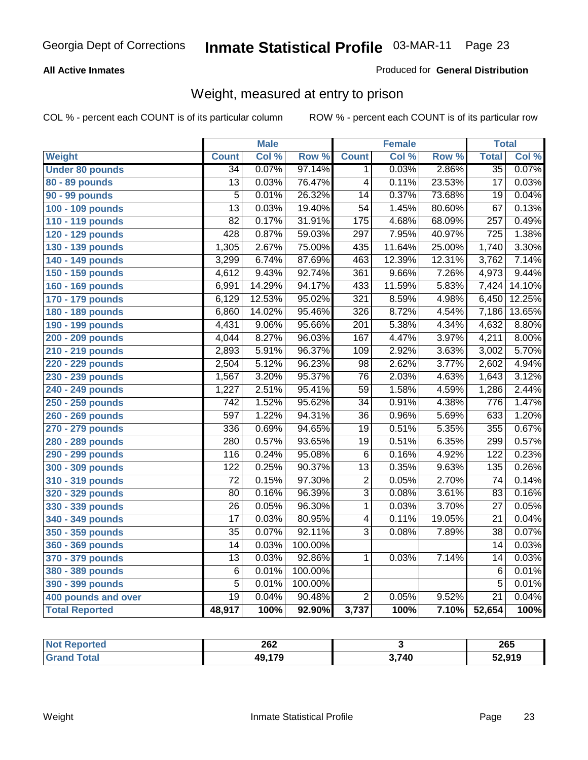Georgia Dept of Corrections **Inmate Statistical Profile** 03-MAR-11

**All Active Inmates**

Produced for **General Distribution**

## Weight, measured at entry to prison

COL % - percent each COUNT is of its particular column

ROW % - percent each COUNT is of its particular row

| | Male | | | Female | | | Total | |
|---|---|---|---|---|---|---|---|---|
| **Weight** | **Count** | **Col %** | **Row %** | **Count** | **Col %** | **Row %** | **Total** | **Col %** |
| **Under 80 pounds** | 34 | 0.07% | 97.14% | 1 | 0.03% | 2.86% | 35 | 0.07% |
| **80 - 89 pounds** | 13 | 0.03% | 76.47% | 4 | 0.11% | 23.53% | 17 | 0.03% |
| **90 - 99 pounds** | 5 | 0.01% | 26.32% | 14 | 0.37% | 73.68% | 19 | 0.04% |
| **100 - 109 pounds** | 13 | 0.03% | 19.40% | 54 | 1.45% | 80.60% | 67 | 0.13% |
| **110 - 119 pounds** | 82 | 0.17% | 31.91% | 175 | 4.68% | 68.09% | 257 | 0.49% |
| **120 - 129 pounds** | 428 | 0.87% | 59.03% | 297 | 7.95% | 40.97% | 725 | 1.38% |
| **130 - 139 pounds** | 1,305 | 2.67% | 75.00% | 435 | 11.64% | 25.00% | 1,740 | 3.30% |
| **140 - 149 pounds** | 3,299 | 6.74% | 87.69% | 463 | 12.39% | 12.31% | 3,762 | 7.14% |
| **150 - 159 pounds** | 4,612 | 9.43% | 92.74% | 361 | 9.66% | 7.26% | 4,973 | 9.44% |
| **160 - 169 pounds** | 6,991 | 14.29% | 94.17% | 433 | 11.59% | 5.83% | 7,424 | 14.10% |
| **170 - 179 pounds** | 6,129 | 12.53% | 95.02% | 321 | 8.59% | 4.98% | 6,450 | 12.25% |
| **180 - 189 pounds** | 6,860 | 14.02% | 95.46% | 326 | 8.72% | 4.54% | 7,186 | 13.65% |
| **190 - 199 pounds** | 4,431 | 9.06% | 95.66% | 201 | 5.38% | 4.34% | 4,632 | 8.80% |
| **200 - 209 pounds** | 4,044 | 8.27% | 96.03% | 167 | 4.47% | 3.97% | 4,211 | 8.00% |
| **210 - 219 pounds** | 2,893 | 5.91% | 96.37% | 109 | 2.92% | 3.63% | 3,002 | 5.70% |
| **220 - 229 pounds** | 2,504 | 5.12% | 96.23% | 98 | 2.62% | 3.77% | 2,602 | 4.94% |
| **230 - 239 pounds** | 1,567 | 3.20% | 95.37% | 76 | 2.03% | 4.63% | 1,643 | 3.12% |
| **240 - 249 pounds** | 1,227 | 2.51% | 95.41% | 59 | 1.58% | 4.59% | 1,286 | 2.44% |
| **250 - 259 pounds** | 742 | 1.52% | 95.62% | 34 | 0.91% | 4.38% | 776 | 1.47% |
| **260 - 269 pounds** | 597 | 1.22% | 94.31% | 36 | 0.96% | 5.69% | 633 | 1.20% |
| **270 - 279 pounds** | 336 | 0.69% | 94.65% | 19 | 0.51% | 5.35% | 355 | 0.67% |
| **280 - 289 pounds** | 280 | 0.57% | 93.65% | 19 | 0.51% | 6.35% | 299 | 0.57% |
| **290 - 299 pounds** | 116 | 0.24% | 95.08% | 6 | 0.16% | 4.92% | 122 | 0.23% |
| **300 - 309 pounds** | 122 | 0.25% | 90.37% | 13 | 0.35% | 9.63% | 135 | 0.26% |
| **310 - 319 pounds** | 72 | 0.15% | 97.30% | 2 | 0.05% | 2.70% | 74 | 0.14% |
| **320 - 329 pounds** | 80 | 0.16% | 96.39% | 3 | 0.08% | 3.61% | 83 | 0.16% |
| **330 - 339 pounds** | 26 | 0.05% | 96.30% | 1 | 0.03% | 3.70% | 27 | 0.05% |
| **340 - 349 pounds** | 17 | 0.03% | 80.95% | 4 | 0.11% | 19.05% | 21 | 0.04% |
| **350 - 359 pounds** | 35 | 0.07% | 92.11% | 3 | 0.08% | 7.89% | 38 | 0.07% |
| **360 - 369 pounds** | 14 | 0.03% | 100.00% | | | | 14 | 0.03% |
| **370 - 379 pounds** | 13 | 0.03% | 92.86% | 1 | 0.03% | 7.14% | 14 | 0.03% |
| **380 - 389 pounds** | 6 | 0.01% | 100.00% | | | | 6 | 0.01% |
| **390 - 399 pounds** | 5 | 0.01% | 100.00% | | | | 5 | 0.01% |
| **400 pounds and over** | 19 | 0.04% | 90.48% | 2 | 0.05% | 9.52% | 21 | 0.04% |
| **Total Reported** | **48,917** | **100%** | **92.90%** | **3,737** | **100%** | **7.10%** | **52,654** | **100%** |

| | Male | Female | Total |
|---|---|---|---|
| **Not Reported** | **262** | **3** | **265** |
| **Grand Total** | **49,179** | **3,740** | **52,919** |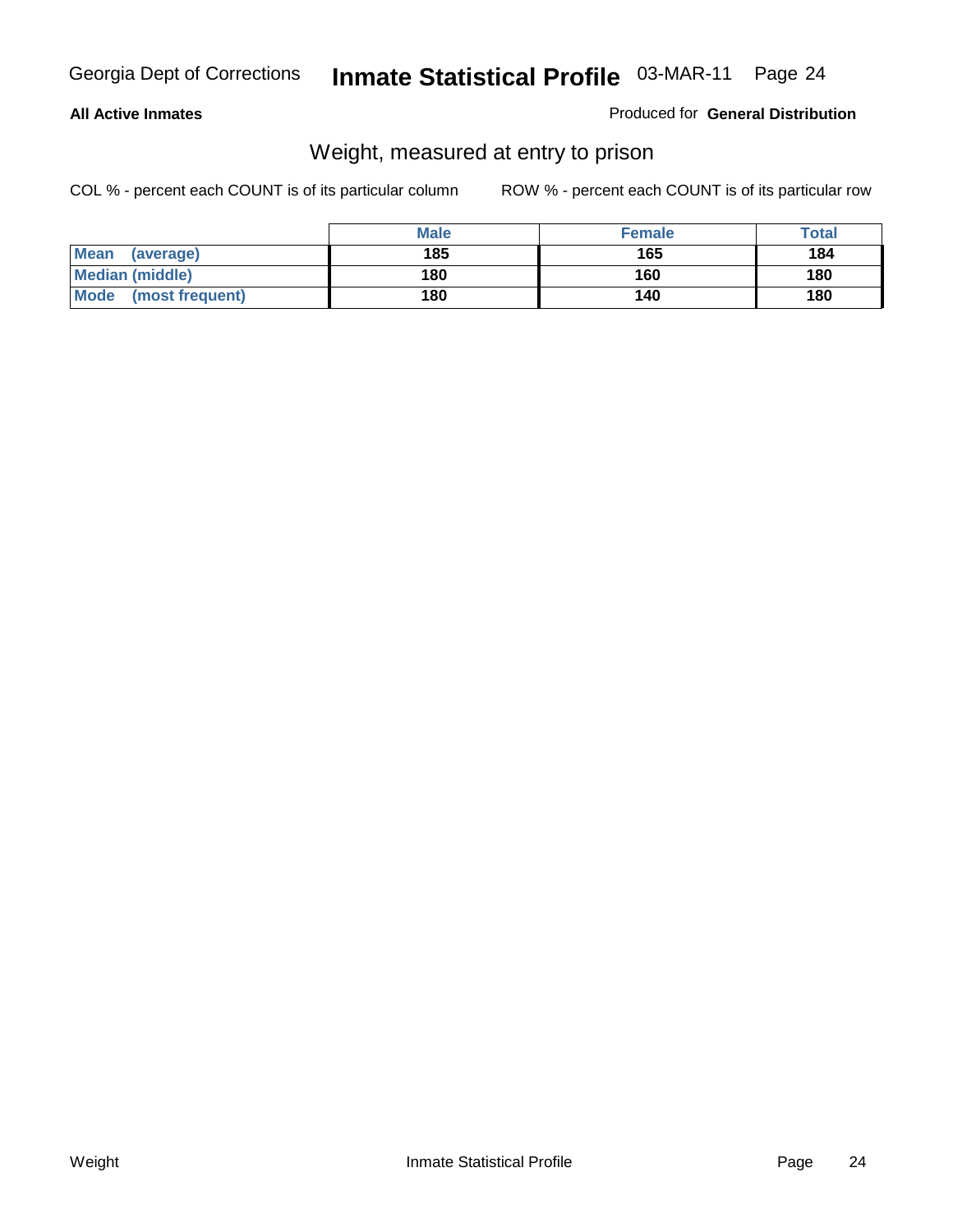**All Active Inmates**

Produced for **General Distribution**

## Weight, measured at entry to prison

COL % - percent each COUNT is of its particular column

ROW % - percent each COUNT is of its particular row

| | Male | Female | Total |
|---|---|---|---|
| **Mean (average)** | 185 | 165 | 184 |
| **Median (middle)** | 180 | 160 | 180 |
| **Mode (most frequent)** | 180 | 140 | 180 |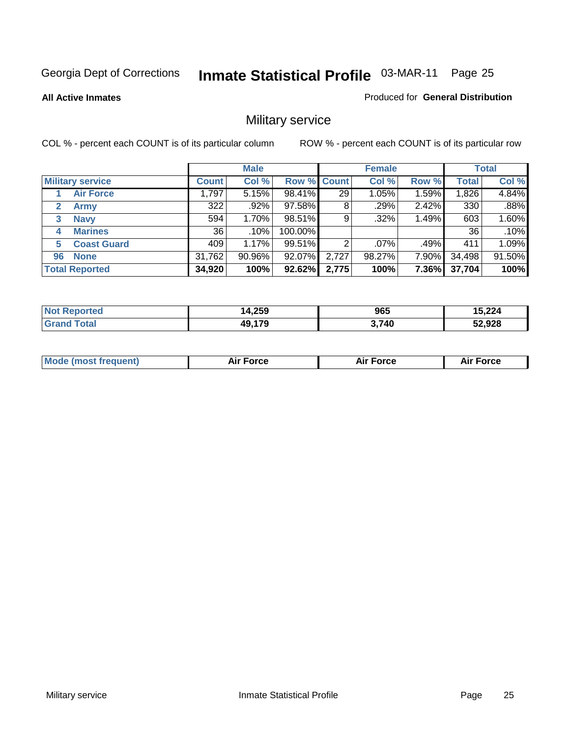Georgia Dept of Corrections **Inmate Statistical Profile** 03-MAR-11

**All Active Inmates**

Produced for **General Distribution**

## Military service

COL % - percent each COUNT is of its particular column

ROW % - percent each COUNT is of its particular row

| | | Male | | | Female | | | Total | |
|---|---|---|---|---|---|---|---|---|---|
| **Military service** | | **Count** | **Col %** | **Row %** | **Count** | **Col %** | **Row %** | **Total** | **Col %** |
| 1 | **Air Force** | 1,797 | 5.15% | 98.41% | 29 | 1.05% | 1.59% | 1,826 | 4.84% |
| 2 | **Army** | 322 | .92% | 97.58% | 8 | .29% | 2.42% | 330 | .88% |
| 3 | **Navy** | 594 | 1.70% | 98.51% | 9 | .32% | 1.49% | 603 | 1.60% |
| 4 | **Marines** | 36 | .10% | 100.00% | | | | 36 | .10% |
| 5 | **Coast Guard** | 409 | 1.17% | 99.51% | 2 | .07% | .49% | 411 | 1.09% |
| 96 | **None** | 31,762 | 90.96% | 92.07% | 2,727 | 98.27% | 7.90% | 34,498 | 91.50% |
| **Total Reported** | | **34,920** | **100%** | **92.62%** | **2,775** | **100%** | **7.36%** | **37,704** | **100%** |

| | Male | Female | Total |
|---|---|---|---|
| **Not Reported** | **14,259** | **965** | **15,224** |
| **Grand Total** | **49,179** | **3,740** | **52,928** |

| | Male | Female | Total |
|---|---|---|---|
| **Mode (most frequent)** | **Air Force** | **Air Force** | **Air Force** |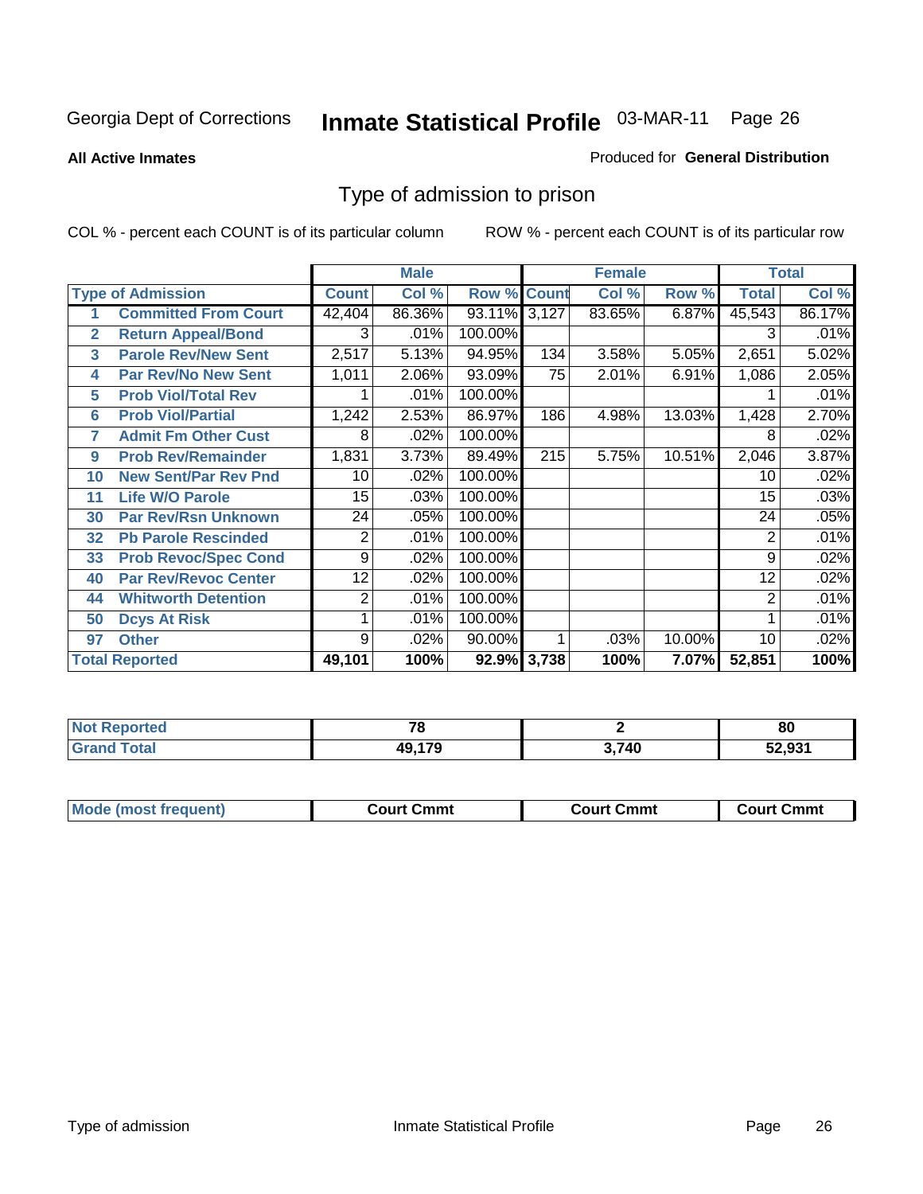Georgia Dept of Corrections **Inmate Statistical Profile** 03-MAR-11

**All Active Inmates**

Produced for **General Distribution**

## Type of admission to prison

COL % - percent each COUNT is of its particular column

ROW % - percent each COUNT is of its particular row

| | | Male | | | Female | | | Total | |
|---|---|---|---|---|---|---|---|---|---|
| | Type of Admission | Count | Col % | Row % | Count | Col % | Row % | Total | Col % |
| 1 | Committed From Court | 42,404 | 86.36% | 93.11% | 3,127 | 83.65% | 6.87% | 45,543 | 86.17% |
| 2 | Return Appeal/Bond | 3 | .01% | 100.00% | | | | 3 | .01% |
| 3 | Parole Rev/New Sent | 2,517 | 5.13% | 94.95% | 134 | 3.58% | 5.05% | 2,651 | 5.02% |
| 4 | Par Rev/No New Sent | 1,011 | 2.06% | 93.09% | 75 | 2.01% | 6.91% | 1,086 | 2.05% |
| 5 | Prob Viol/Total Rev | 1 | .01% | 100.00% | | | | 1 | .01% |
| 6 | Prob Viol/Partial | 1,242 | 2.53% | 86.97% | 186 | 4.98% | 13.03% | 1,428 | 2.70% |
| 7 | Admit Fm Other Cust | 8 | .02% | 100.00% | | | | 8 | .02% |
| 9 | Prob Rev/Remainder | 1,831 | 3.73% | 89.49% | 215 | 5.75% | 10.51% | 2,046 | 3.87% |
| 10 | New Sent/Par Rev Pnd | 10 | .02% | 100.00% | | | | 10 | .02% |
| 11 | Life W/O Parole | 15 | .03% | 100.00% | | | | 15 | .03% |
| 30 | Par Rev/Rsn Unknown | 24 | .05% | 100.00% | | | | 24 | .05% |
| 32 | Pb Parole Rescinded | 2 | .01% | 100.00% | | | | 2 | .01% |
| 33 | Prob Revoc/Spec Cond | 9 | .02% | 100.00% | | | | 9 | .02% |
| 40 | Par Rev/Revoc Center | 12 | .02% | 100.00% | | | | 12 | .02% |
| 44 | Whitworth Detention | 2 | .01% | 100.00% | | | | 2 | .01% |
| 50 | Dcys At Risk | 1 | .01% | 100.00% | | | | 1 | .01% |
| 97 | Other | 9 | .02% | 90.00% | 1 | .03% | 10.00% | 10 | .02% |
| | **Total Reported** | **49,101** | **100%** | **92.9%** | **3,738** | **100%** | **7.07%** | **52,851** | **100%** |

| | Male | Female | Total |
|---|---|---|---|
| Not Reported | 78 | 2 | 80 |
| Grand Total | 49,179 | 3,740 | 52,931 |

| | Male | Female | Total |
|---|---|---|---|
| Mode (most frequent) | Court Cmmt | Court Cmmt | Court Cmmt |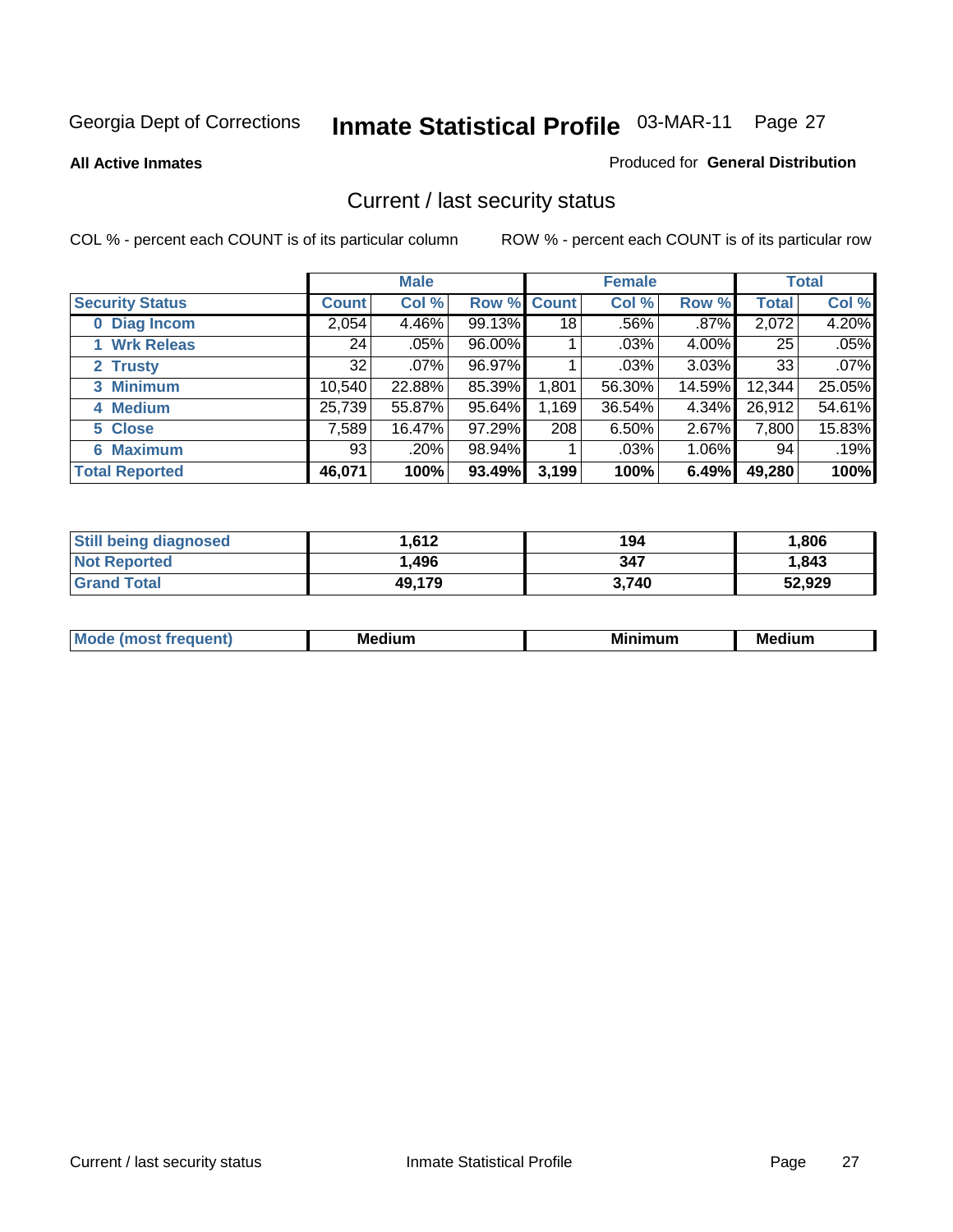Georgia Dept of Corrections **Inmate Statistical Profile** 03-MAR-11

**All Active Inmates**

Produced for **General Distribution**

## Current / last security status

COL % - percent each COUNT is of its particular column

ROW % - percent each COUNT is of its particular row

| | Male | | | Female | | | Total | |
|---|---|---|---|---|---|---|---|---|
| **Security Status** | **Count** | **Col %** | **Row %** | **Count** | **Col %** | **Row %** | **Total** | **Col %** |
| 0 Diag Incom | 2,054 | 4.46% | 99.13% | 18 | .56% | .87% | 2,072 | 4.20% |
| 1 Wrk Releas | 24 | .05% | 96.00% | 1 | .03% | 4.00% | 25 | .05% |
| 2 Trusty | 32 | .07% | 96.97% | 1 | .03% | 3.03% | 33 | .07% |
| 3 Minimum | 10,540 | 22.88% | 85.39% | 1,801 | 56.30% | 14.59% | 12,344 | 25.05% |
| 4 Medium | 25,739 | 55.87% | 95.64% | 1,169 | 36.54% | 4.34% | 26,912 | 54.61% |
| 5 Close | 7,589 | 16.47% | 97.29% | 208 | 6.50% | 2.67% | 7,800 | 15.83% |
| 6 Maximum | 93 | .20% | 98.94% | 1 | .03% | 1.06% | 94 | .19% |
| **Total Reported** | **46,071** | **100%** | **93.49%** | **3,199** | **100%** | **6.49%** | **49,280** | **100%** |

| | | | |
|---|---|---|---|
| Still being diagnosed | 1,612 | 194 | 1,806 |
| Not Reported | 1,496 | 347 | 1,843 |
| Grand Total | 49,179 | 3,740 | 52,929 |

| | | | |
|---|---|---|---|
| Mode (most frequent) | Medium | Minimum | Medium |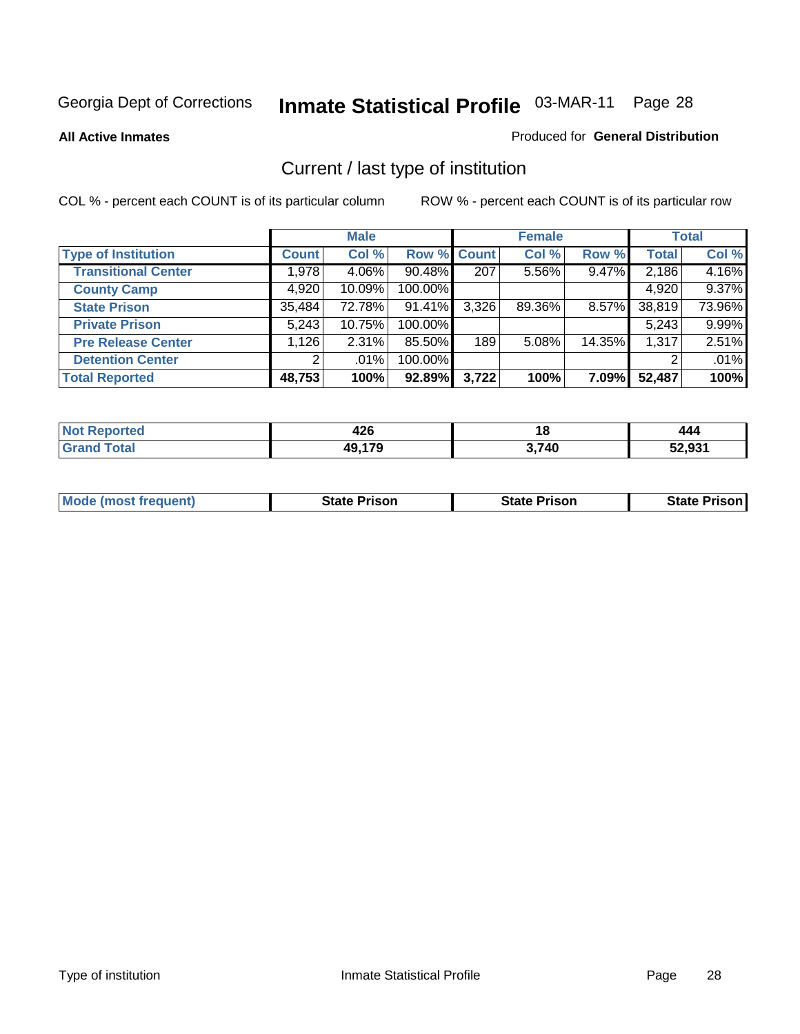Georgia Dept of Corrections **Inmate Statistical Profile** 03-MAR-11 Page 28

**All Active Inmates**

Produced for **General Distribution**

## Current / last type of institution

COL % - percent each COUNT is of its particular column

ROW % - percent each COUNT is of its particular row

| | Male | | | Female | | | Total | |
|---|---|---|---|---|---|---|---|---|
| **Type of Institution** | **Count** | **Col %** | **Row %** | **Count** | **Col %** | **Row %** | **Total** | **Col %** |
| **Transitional Center** | 1,978 | 4.06% | 90.48% | 207 | 5.56% | 9.47% | 2,186 | 4.16% |
| **County Camp** | 4,920 | 10.09% | 100.00% | | | | 4,920 | 9.37% |
| **State Prison** | 35,484 | 72.78% | 91.41% | 3,326 | 89.36% | 8.57% | 38,819 | 73.96% |
| **Private Prison** | 5,243 | 10.75% | 100.00% | | | | 5,243 | 9.99% |
| **Pre Release Center** | 1,126 | 2.31% | 85.50% | 189 | 5.08% | 14.35% | 1,317 | 2.51% |
| **Detention Center** | 2 | .01% | 100.00% | | | | 2 | .01% |
| **Total Reported** | **48,753** | **100%** | **92.89%** | **3,722** | **100%** | **7.09%** | **52,487** | **100%** |

| | Male | Female | Total |
|---|---|---|---|
| **Not Reported** | **426** | **18** | **444** |
| **Grand Total** | **49,179** | **3,740** | **52,931** |

| | Male | Female | Total |
|---|---|---|---|
| **Mode (most frequent)** | **State Prison** | **State Prison** | **State Prison** |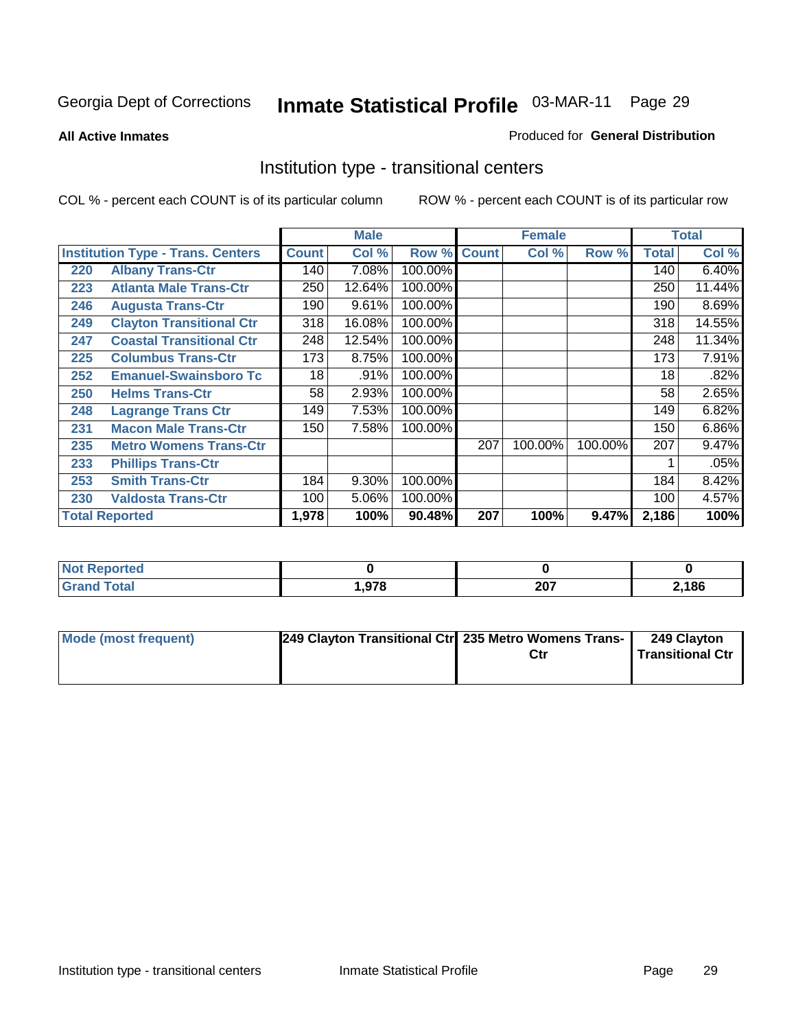Georgia Dept of Corrections **Inmate Statistical Profile** 03-MAR-11 Page 29

**All Active Inmates**

Produced for **General Distribution**

## Institution type - transitional centers

COL % - percent each COUNT is of its particular column ROW % - percent each COUNT is of its particular row

| | | Male | | | Female | | | Total | |
|---|---|---|---|---|---|---|---|---|---|
| **Institution Type - Trans. Centers** | | **Count** | **Col %** | **Row %** | **Count** | **Col %** | **Row %** | **Total** | **Col %** |
| 220 | Albany Trans-Ctr | 140 | 7.08% | 100.00% | | | | 140 | 6.40% |
| 223 | Atlanta Male Trans-Ctr | 250 | 12.64% | 100.00% | | | | 250 | 11.44% |
| 246 | Augusta Trans-Ctr | 190 | 9.61% | 100.00% | | | | 190 | 8.69% |
| 249 | Clayton Transitional Ctr | 318 | 16.08% | 100.00% | | | | 318 | 14.55% |
| 247 | Coastal Transitional Ctr | 248 | 12.54% | 100.00% | | | | 248 | 11.34% |
| 225 | Columbus Trans-Ctr | 173 | 8.75% | 100.00% | | | | 173 | 7.91% |
| 252 | Emanuel-Swainsboro Tc | 18 | .91% | 100.00% | | | | 18 | .82% |
| 250 | Helms Trans-Ctr | 58 | 2.93% | 100.00% | | | | 58 | 2.65% |
| 248 | Lagrange Trans Ctr | 149 | 7.53% | 100.00% | | | | 149 | 6.82% |
| 231 | Macon Male Trans-Ctr | 150 | 7.58% | 100.00% | | | | 150 | 6.86% |
| 235 | Metro Womens Trans-Ctr | | | | 207 | 100.00% | 100.00% | 207 | 9.47% |
| 233 | Phillips Trans-Ctr | | | | | | | 1 | .05% |
| 253 | Smith Trans-Ctr | 184 | 9.30% | 100.00% | | | | 184 | 8.42% |
| 230 | Valdosta Trans-Ctr | 100 | 5.06% | 100.00% | | | | 100 | 4.57% |
| **Total Reported** | | **1,978** | **100%** | **90.48%** | **207** | **100%** | **9.47%** | **2,186** | **100%** |

| | Male | Female | Total |
|---|---|---|---|
| **Not Reported** | **0** | **0** | **0** |
| **Grand Total** | **1,978** | **207** | **2,186** |

| | Male | Female | Total |
|---|---|---|---|
| **Mode (most frequent)** | **249 Clayton Transitional Ctr** | **235 Metro Womens Trans-Ctr** | **249 Clayton Transitional Ctr** |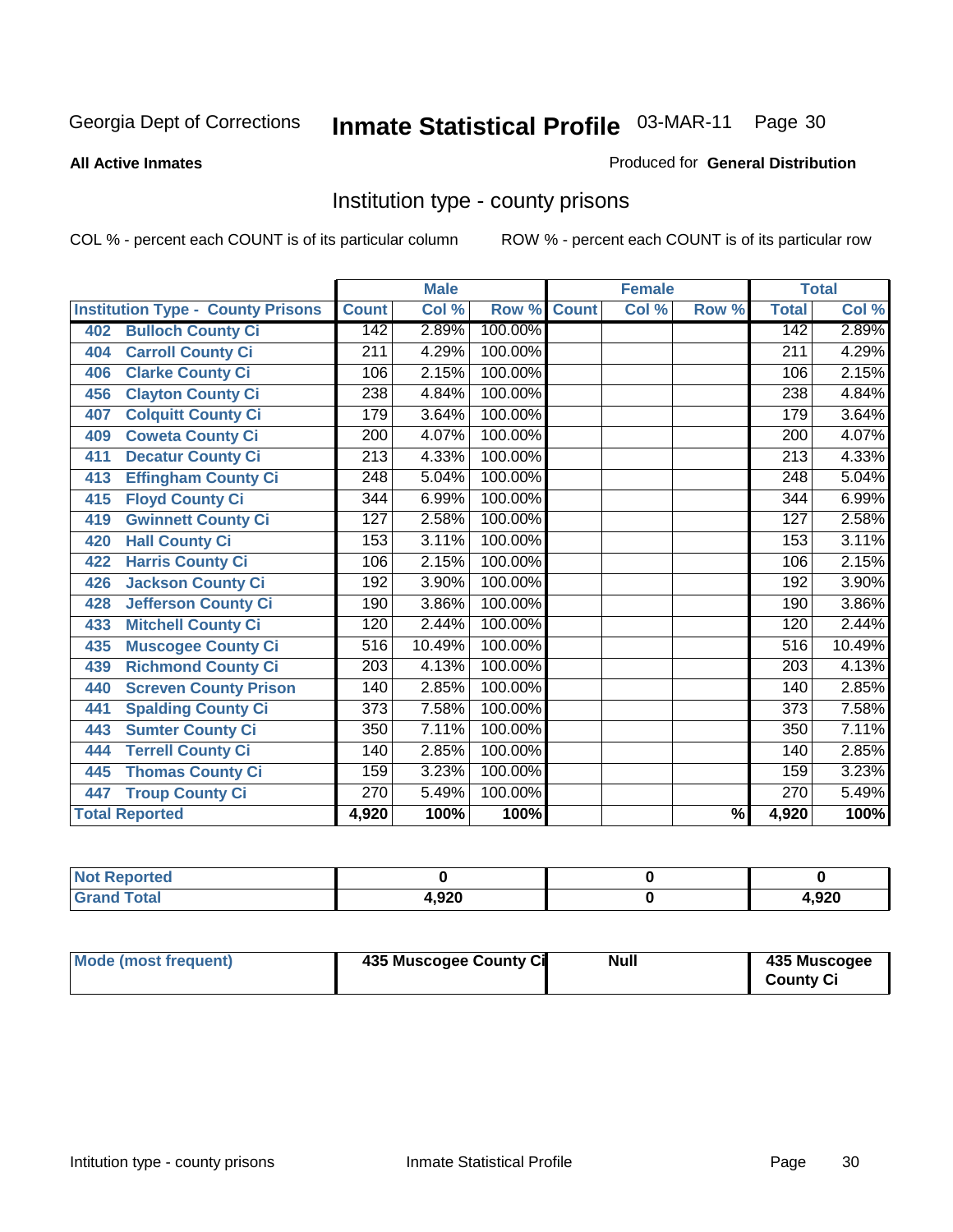Georgia Dept of Corrections **Inmate Statistical Profile** 03-MAR-11

**All Active Inmates**

Produced for **General Distribution**

## Institution type - county prisons

COL % - percent each COUNT is of its particular column

ROW % - percent each COUNT is of its particular row

| Institution Type - County Prisons | Male | | | Female | | | Total | |
|---|---|---|---|---|---|---|---|---|
| | Count | Col % | Row % | Count | Col % | Row % | Total | Col % |
| 402 Bulloch County Ci | 142 | 2.89% | 100.00% | | | | 142 | 2.89% |
| 404 Carroll County Ci | 211 | 4.29% | 100.00% | | | | 211 | 4.29% |
| 406 Clarke County Ci | 106 | 2.15% | 100.00% | | | | 106 | 2.15% |
| 456 Clayton County Ci | 238 | 4.84% | 100.00% | | | | 238 | 4.84% |
| 407 Colquitt County Ci | 179 | 3.64% | 100.00% | | | | 179 | 3.64% |
| 409 Coweta County Ci | 200 | 4.07% | 100.00% | | | | 200 | 4.07% |
| 411 Decatur County Ci | 213 | 4.33% | 100.00% | | | | 213 | 4.33% |
| 413 Effingham County Ci | 248 | 5.04% | 100.00% | | | | 248 | 5.04% |
| 415 Floyd County Ci | 344 | 6.99% | 100.00% | | | | 344 | 6.99% |
| 419 Gwinnett County Ci | 127 | 2.58% | 100.00% | | | | 127 | 2.58% |
| 420 Hall County Ci | 153 | 3.11% | 100.00% | | | | 153 | 3.11% |
| 422 Harris County Ci | 106 | 2.15% | 100.00% | | | | 106 | 2.15% |
| 426 Jackson County Ci | 192 | 3.90% | 100.00% | | | | 192 | 3.90% |
| 428 Jefferson County Ci | 190 | 3.86% | 100.00% | | | | 190 | 3.86% |
| 433 Mitchell County Ci | 120 | 2.44% | 100.00% | | | | 120 | 2.44% |
| 435 Muscogee County Ci | 516 | 10.49% | 100.00% | | | | 516 | 10.49% |
| 439 Richmond County Ci | 203 | 4.13% | 100.00% | | | | 203 | 4.13% |
| 440 Screven County Prison | 140 | 2.85% | 100.00% | | | | 140 | 2.85% |
| 441 Spalding County Ci | 373 | 7.58% | 100.00% | | | | 373 | 7.58% |
| 443 Sumter County Ci | 350 | 7.11% | 100.00% | | | | 350 | 7.11% |
| 444 Terrell County Ci | 140 | 2.85% | 100.00% | | | | 140 | 2.85% |
| 445 Thomas County Ci | 159 | 3.23% | 100.00% | | | | 159 | 3.23% |
| 447 Troup County Ci | 270 | 5.49% | 100.00% | | | | 270 | 5.49% |
| Total Reported | 4,920 | 100% | 100% | | | % | 4,920 | 100% |

| | Male | Female | Total |
|---|---|---|---|
| Not Reported | 0 | 0 | 0 |
| Grand Total | 4,920 | 0 | 4,920 |

| | Male | Female | Total |
|---|---|---|---|
| Mode (most frequent) | 435 Muscogee County Ci | Null | 435 Muscogee County Ci |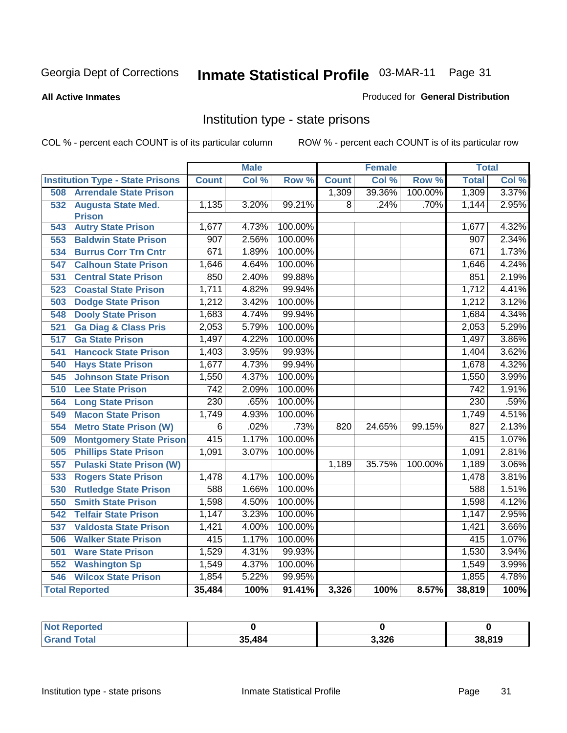Georgia Dept of Corrections **Inmate Statistical Profile** 03-MAR-11

**All Active Inmates**

Produced for **General Distribution**

## Institution type - state prisons

COL % - percent each COUNT is of its particular column

ROW % - percent each COUNT is of its particular row

| Institution Type - State Prisons | Male | | | Female | | | Total | |
|---|---|---|---|---|---|---|---|---|
| | Count | Col % | Row % | Count | Col % | Row % | Total | Col % |
| 508 Arrendale State Prison | | | | 1,309 | 39.36% | 100.00% | 1,309 | 3.37% |
| 532 Augusta State Med. Prison | 1,135 | 3.20% | 99.21% | 8 | .24% | .70% | 1,144 | 2.95% |
| 543 Autry State Prison | 1,677 | 4.73% | 100.00% | | | | 1,677 | 4.32% |
| 553 Baldwin State Prison | 907 | 2.56% | 100.00% | | | | 907 | 2.34% |
| 534 Burrus Corr Trn Cntr | 671 | 1.89% | 100.00% | | | | 671 | 1.73% |
| 547 Calhoun State Prison | 1,646 | 4.64% | 100.00% | | | | 1,646 | 4.24% |
| 531 Central State Prison | 850 | 2.40% | 99.88% | | | | 851 | 2.19% |
| 523 Coastal State Prison | 1,711 | 4.82% | 99.94% | | | | 1,712 | 4.41% |
| 503 Dodge State Prison | 1,212 | 3.42% | 100.00% | | | | 1,212 | 3.12% |
| 548 Dooly State Prison | 1,683 | 4.74% | 99.94% | | | | 1,684 | 4.34% |
| 521 Ga Diag & Class Pris | 2,053 | 5.79% | 100.00% | | | | 2,053 | 5.29% |
| 517 Ga State Prison | 1,497 | 4.22% | 100.00% | | | | 1,497 | 3.86% |
| 541 Hancock State Prison | 1,403 | 3.95% | 99.93% | | | | 1,404 | 3.62% |
| 540 Hays State Prison | 1,677 | 4.73% | 99.94% | | | | 1,678 | 4.32% |
| 545 Johnson State Prison | 1,550 | 4.37% | 100.00% | | | | 1,550 | 3.99% |
| 510 Lee State Prison | 742 | 2.09% | 100.00% | | | | 742 | 1.91% |
| 564 Long State Prison | 230 | .65% | 100.00% | | | | 230 | .59% |
| 549 Macon State Prison | 1,749 | 4.93% | 100.00% | | | | 1,749 | 4.51% |
| 554 Metro State Prison (W) | 6 | .02% | .73% | 820 | 24.65% | 99.15% | 827 | 2.13% |
| 509 Montgomery State Prison | 415 | 1.17% | 100.00% | | | | 415 | 1.07% |
| 505 Phillips State Prison | 1,091 | 3.07% | 100.00% | | | | 1,091 | 2.81% |
| 557 Pulaski State Prison (W) | | | | 1,189 | 35.75% | 100.00% | 1,189 | 3.06% |
| 533 Rogers State Prison | 1,478 | 4.17% | 100.00% | | | | 1,478 | 3.81% |
| 530 Rutledge State Prison | 588 | 1.66% | 100.00% | | | | 588 | 1.51% |
| 550 Smith State Prison | 1,598 | 4.50% | 100.00% | | | | 1,598 | 4.12% |
| 542 Telfair State Prison | 1,147 | 3.23% | 100.00% | | | | 1,147 | 2.95% |
| 537 Valdosta State Prison | 1,421 | 4.00% | 100.00% | | | | 1,421 | 3.66% |
| 506 Walker State Prison | 415 | 1.17% | 100.00% | | | | 415 | 1.07% |
| 501 Ware State Prison | 1,529 | 4.31% | 99.93% | | | | 1,530 | 3.94% |
| 552 Washington Sp | 1,549 | 4.37% | 100.00% | | | | 1,549 | 3.99% |
| 546 Wilcox State Prison | 1,854 | 5.22% | 99.95% | | | | 1,855 | 4.78% |
| **Total Reported** | **35,484** | **100%** | **91.41%** | **3,326** | **100%** | **8.57%** | **38,819** | **100%** |

| | Male | Female | Total |
|---|---|---|---|
| **Not Reported** | **0** | **0** | **0** |
| **Grand Total** | **35,484** | **3,326** | **38,819** |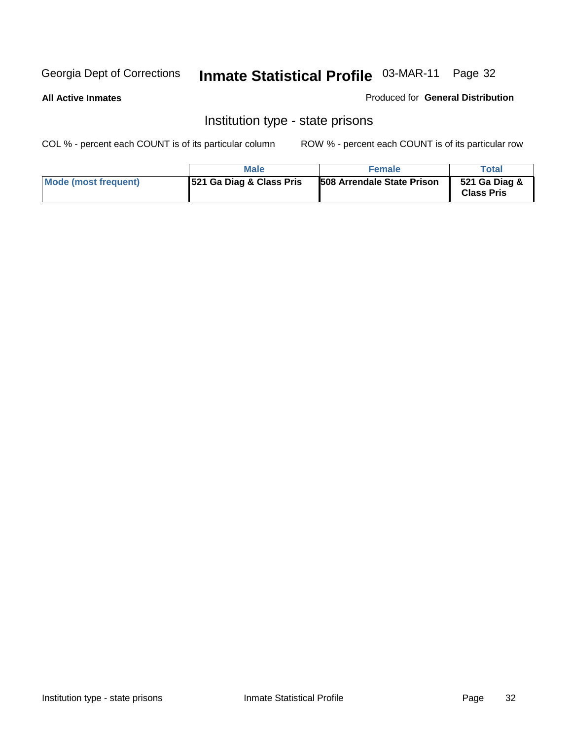Georgia Dept of Corrections **Inmate Statistical Profile** 03-MAR-11

**All Active Inmates**

Produced for **General Distribution**

## Institution type - state prisons

COL % - percent each COUNT is of its particular column ROW % - percent each COUNT is of its particular row

| | Male | Female | Total |
|---|---|---|---|
| Mode (most frequent) | 521 Ga Diag & Class Pris | 508 Arrendale State Prison | 521 Ga Diag & Class Pris |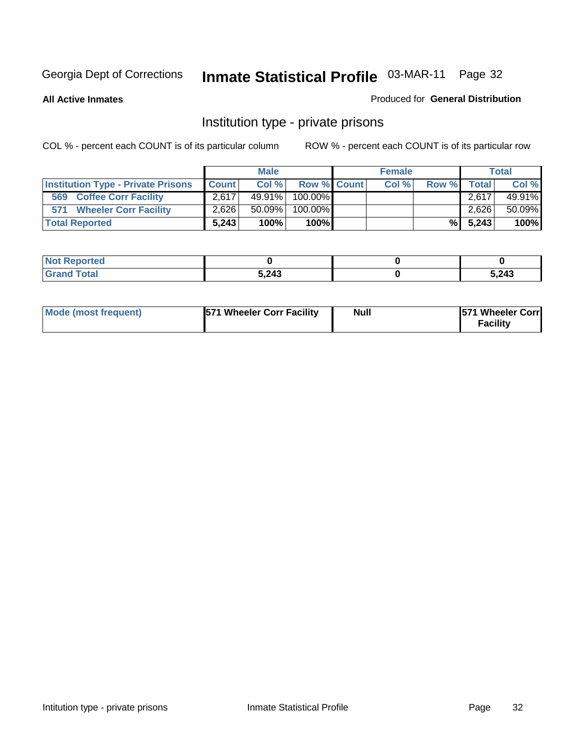Georgia Dept of Corrections **Inmate Statistical Profile** 03-MAR-11

**All Active Inmates**

Produced for **General Distribution**

## Institution type - private prisons

COL % - percent each COUNT is of its particular column

ROW % - percent each COUNT is of its particular row

| | Male | | | Female | | | Total | |
|---|---|---|---|---|---|---|---|---|
| **Institution Type - Private Prisons** | **Count** | **Col %** | **Row %** | **Count** | **Col %** | **Row %** | **Total** | **Col %** |
| 569 Coffee Corr Facility | 2,617 | 49.91% | 100.00% | | | | 2,617 | 49.91% |
| 571 Wheeler Corr Facility | 2,626 | 50.09% | 100.00% | | | | 2,626 | 50.09% |
| **Total Reported** | **5,243** | **100%** | **100%** | | | **%** | **5,243** | **100%** |

| | Male | Female | Total |
|---|---|---|---|
| **Not Reported** | **0** | **0** | **0** |
| **Grand Total** | **5,243** | **0** | **5,243** |

| | Male | Female | Total |
|---|---|---|---|
| **Mode (most frequent)** | **571 Wheeler Corr Facility** | **Null** | **571 Wheeler Corr Facility** |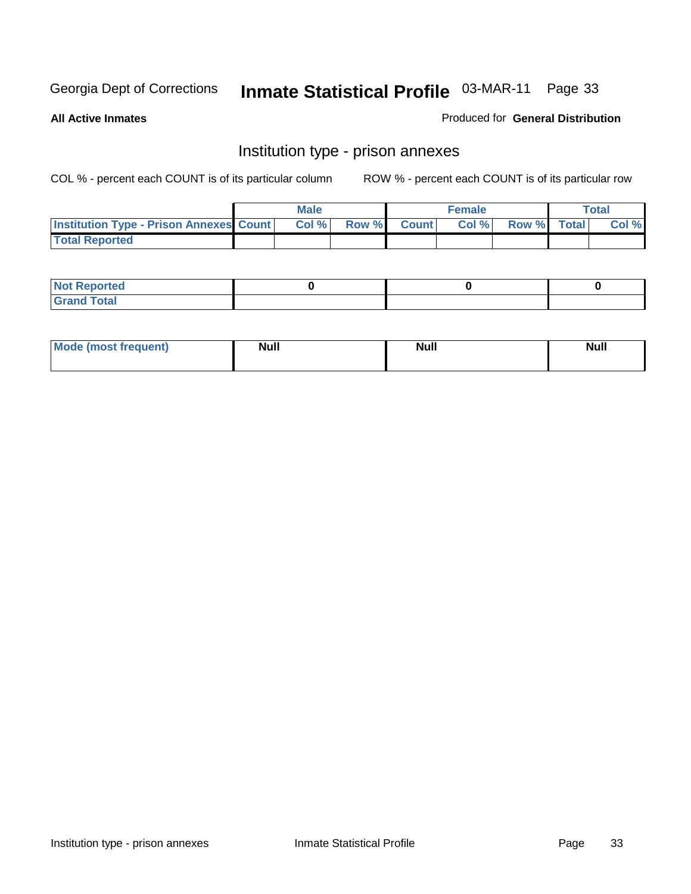Georgia Dept of Corrections **Inmate Statistical Profile** 03-MAR-11

**All Active Inmates**

Produced for **General Distribution**

## Institution type - prison annexes

COL % - percent each COUNT is of its particular column ROW % - percent each COUNT is of its particular row

| | Male | | | Female | | | Total | |
|---|---|---|---|---|---|---|---|---|
| **Institution Type - Prison Annexes** | **Count** | **Col %** | **Row %** | **Count** | **Col %** | **Row %** | **Total** | **Col %** |
| **Total Reported** | | | | | | | | |

| | Male | Female | Total |
|---|---|---|---|
| **Not Reported** | **0** | **0** | **0** |
| **Grand Total** | | | |

| | Male | Female | Total |
|---|---|---|---|
| **Mode (most frequent)** | **Null** | **Null** | **Null** |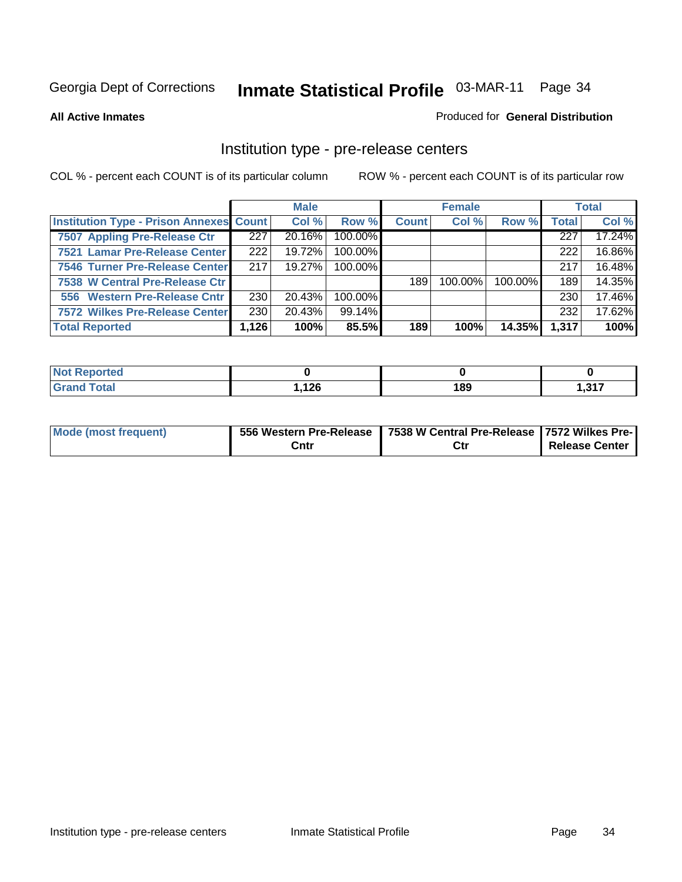Georgia Dept of Corrections **Inmate Statistical Profile** 03-MAR-11 Page 34

**All Active Inmates**

Produced for **General Distribution**

## Institution type - pre-release centers

COL % - percent each COUNT is of its particular column    ROW % - percent each COUNT is of its particular row

| | Male | | | Female | | | Total | |
|---|---|---|---|---|---|---|---|---|
| **Institution Type - Prison Annexes** | **Count** | **Col %** | **Row %** | **Count** | **Col %** | **Row %** | **Total** | **Col %** |
| 7507 Appling Pre-Release Ctr | 227 | 20.16% | 100.00% | | | | 227 | 17.24% |
| 7521 Lamar Pre-Release Center | 222 | 19.72% | 100.00% | | | | 222 | 16.86% |
| 7546 Turner Pre-Release Center | 217 | 19.27% | 100.00% | | | | 217 | 16.48% |
| 7538 W Central Pre-Release Ctr | | | | 189 | 100.00% | 100.00% | 189 | 14.35% |
| 556 Western Pre-Release Cntr | 230 | 20.43% | 100.00% | | | | 230 | 17.46% |
| 7572 Wilkes Pre-Release Center | 230 | 20.43% | 99.14% | | | | 232 | 17.62% |
| **Total Reported** | **1,126** | **100%** | **85.5%** | **189** | **100%** | **14.35%** | **1,317** | **100%** |

| | Male | Female | Total |
|---|---|---|---|
| Not Reported | 0 | 0 | 0 |
| Grand Total | 1,126 | 189 | 1,317 |

| | Male | Female | Total |
|---|---|---|---|
| Mode (most frequent) | 556 Western Pre-Release Cntr | 7538 W Central Pre-Release Ctr | 7572 Wilkes Pre-Release Center |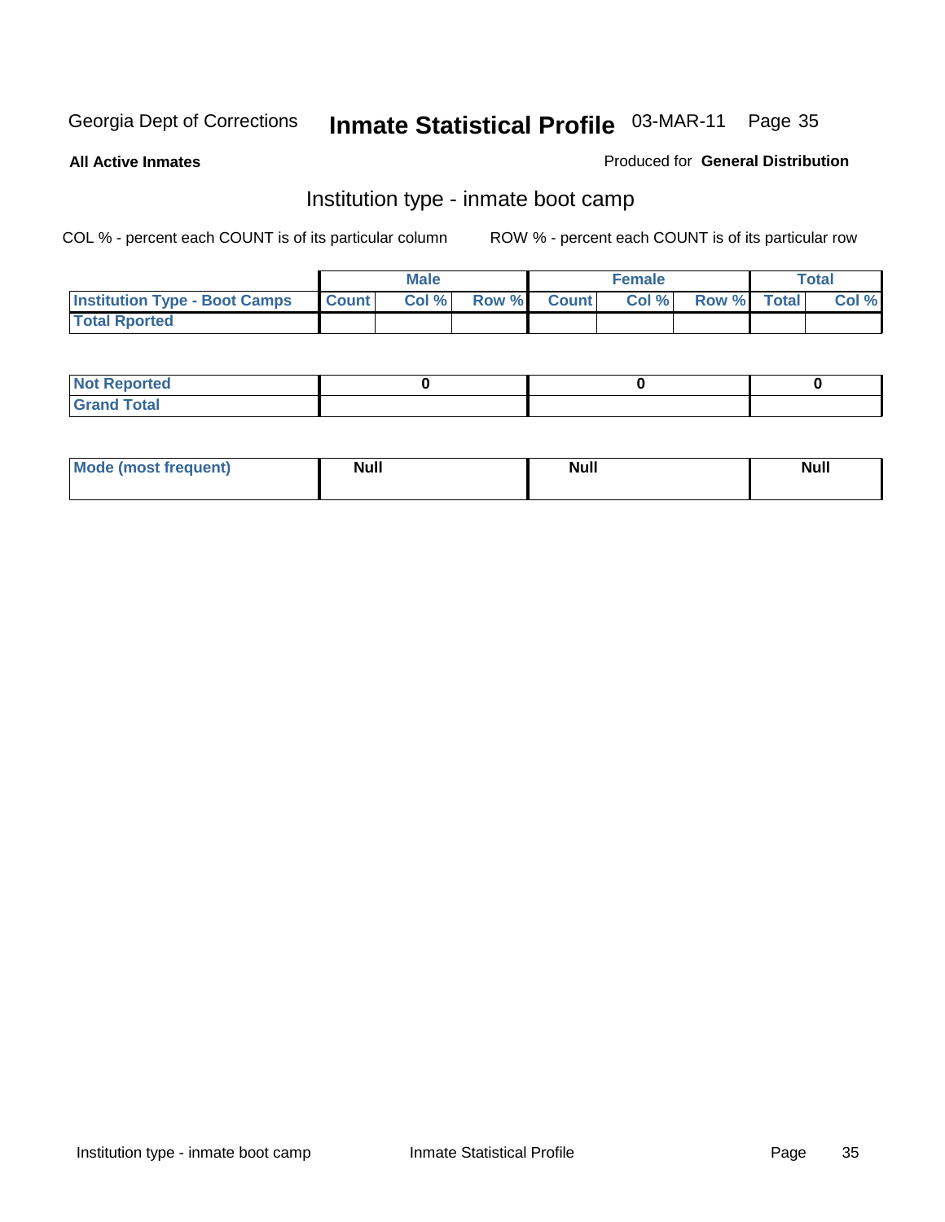Georgia Dept of Corrections **Inmate Statistical Profile** 03-MAR-11

**All Active Inmates**

Produced for **General Distribution**

## Institution type - inmate boot camp

COL % - percent each COUNT is of its particular column

ROW % - percent each COUNT is of its particular row

| | Male | | | Female | | | Total | |
|---|---|---|---|---|---|---|---|---|
| **Institution Type - Boot Camps** | **Count** | **Col %** | **Row %** | **Count** | **Col %** | **Row %** | **Total** | **Col %** |
| **Total Rported** | | | | | | | | |

| | Male | Female | Total |
|---|---|---|---|
| **Not Reported** | **0** | **0** | **0** |
| **Grand Total** | | | |

| | Male | Female | Total |
|---|---|---|---|
| **Mode (most frequent)** | **Null** | **Null** | **Null** |

Institution type - inmate boot camp Inmate Statistical Profile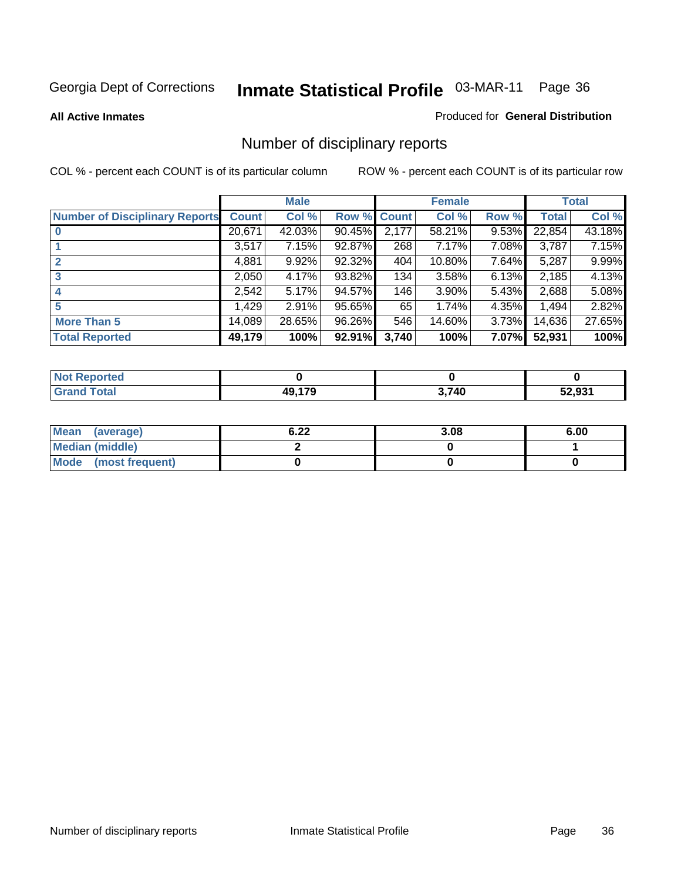Georgia Dept of Corrections

# Inmate Statistical Profile 03-MAR-11

**All Active Inmates**

Produced for **General Distribution**

## Number of disciplinary reports

COL % - percent each COUNT is of its particular column

ROW % - percent each COUNT is of its particular row

| | Male | | | Female | | | Total | |
|---|---|---|---|---|---|---|---|---|
| **Number of Disciplinary Reports** | **Count** | **Col %** | **Row %** | **Count** | **Col %** | **Row %** | **Total** | **Col %** |
| **0** | 20,671 | 42.03% | 90.45% | 2,177 | 58.21% | 9.53% | 22,854 | 43.18% |
| **1** | 3,517 | 7.15% | 92.87% | 268 | 7.17% | 7.08% | 3,787 | 7.15% |
| **2** | 4,881 | 9.92% | 92.32% | 404 | 10.80% | 7.64% | 5,287 | 9.99% |
| **3** | 2,050 | 4.17% | 93.82% | 134 | 3.58% | 6.13% | 2,185 | 4.13% |
| **4** | 2,542 | 5.17% | 94.57% | 146 | 3.90% | 5.43% | 2,688 | 5.08% |
| **5** | 1,429 | 2.91% | 95.65% | 65 | 1.74% | 4.35% | 1,494 | 2.82% |
| **More Than 5** | 14,089 | 28.65% | 96.26% | 546 | 14.60% | 3.73% | 14,636 | 27.65% |
| **Total Reported** | **49,179** | **100%** | **92.91%** | **3,740** | **100%** | **7.07%** | **52,931** | **100%** |

| | Male | Female | Total |
|---|---|---|---|
| **Not Reported** | **0** | **0** | **0** |
| **Grand Total** | **49,179** | **3,740** | **52,931** |

| | Male | Female | Total |
|---|---|---|---|
| **Mean (average)** | **6.22** | **3.08** | **6.00** |
| **Median (middle)** | **2** | **0** | **1** |
| **Mode (most frequent)** | **0** | **0** | **0** |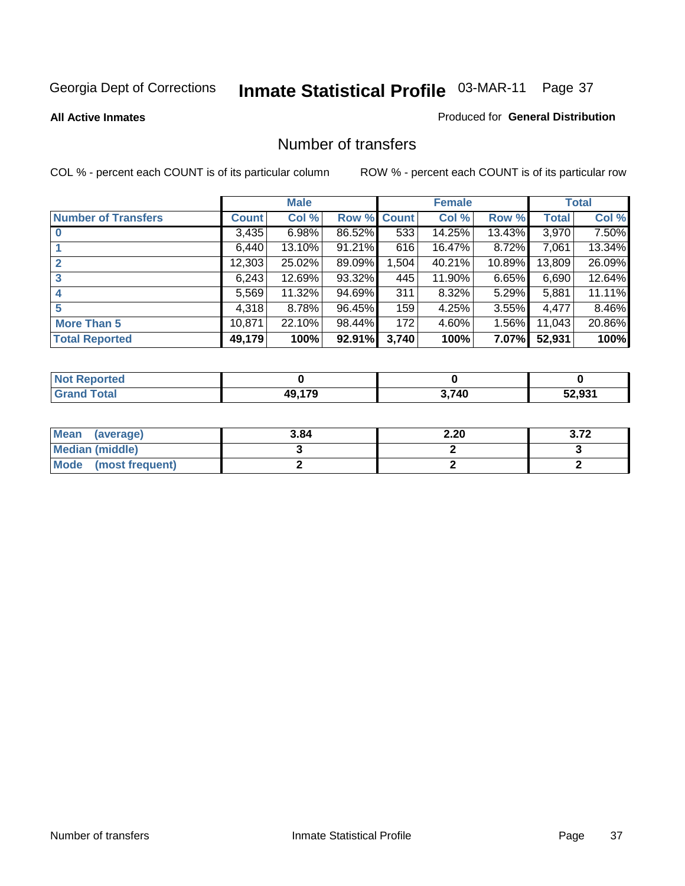Georgia Dept of Corrections **Inmate Statistical Profile** 03-MAR-11

**All Active Inmates**

Produced for **General Distribution**

## Number of transfers

COL % - percent each COUNT is of its particular column

ROW % - percent each COUNT is of its particular row

| | Male | | | Female | | | Total | |
|---|---|---|---|---|---|---|---|---|
| **Number of Transfers** | **Count** | **Col %** | **Row %** | **Count** | **Col %** | **Row %** | **Total** | **Col %** |
| **0** | 3,435 | 6.98% | 86.52% | 533 | 14.25% | 13.43% | 3,970 | 7.50% |
| **1** | 6,440 | 13.10% | 91.21% | 616 | 16.47% | 8.72% | 7,061 | 13.34% |
| **2** | 12,303 | 25.02% | 89.09% | 1,504 | 40.21% | 10.89% | 13,809 | 26.09% |
| **3** | 6,243 | 12.69% | 93.32% | 445 | 11.90% | 6.65% | 6,690 | 12.64% |
| **4** | 5,569 | 11.32% | 94.69% | 311 | 8.32% | 5.29% | 5,881 | 11.11% |
| **5** | 4,318 | 8.78% | 96.45% | 159 | 4.25% | 3.55% | 4,477 | 8.46% |
| **More Than 5** | 10,871 | 22.10% | 98.44% | 172 | 4.60% | 1.56% | 11,043 | 20.86% |
| **Total Reported** | **49,179** | **100%** | **92.91%** | **3,740** | **100%** | **7.07%** | **52,931** | **100%** |

| | Male | Female | Total |
|---|---|---|---|
| **Not Reported** | **0** | **0** | **0** |
| **Grand Total** | **49,179** | **3,740** | **52,931** |

| | Male | Female | Total |
|---|---|---|---|
| **Mean (average)** | **3.84** | **2.20** | **3.72** |
| **Median (middle)** | **3** | **2** | **3** |
| **Mode (most frequent)** | **2** | **2** | **2** |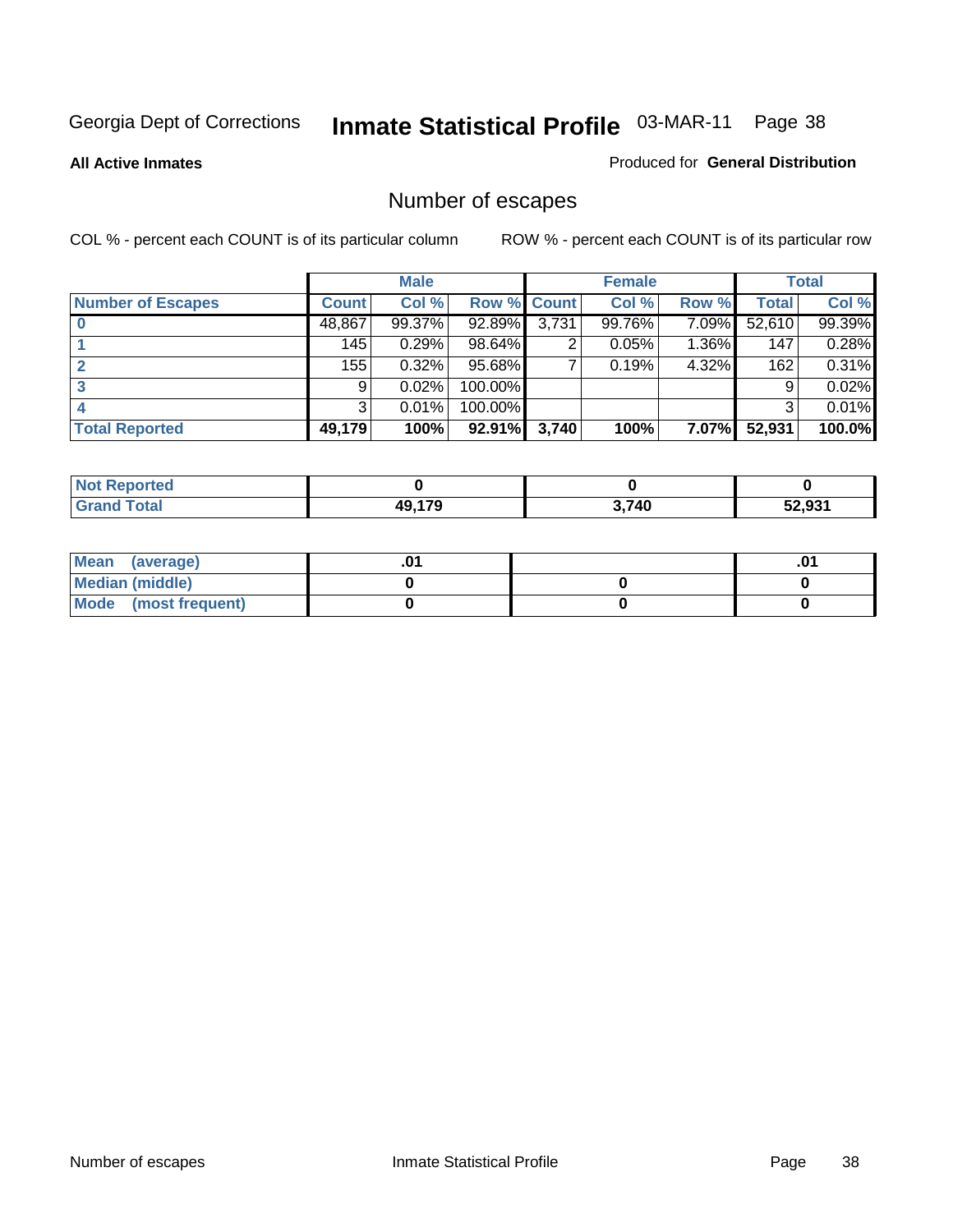Georgia Dept of Corrections **Inmate Statistical Profile** 03-MAR-11

**All Active Inmates**

Produced for **General Distribution**

## Number of escapes

COL % - percent each COUNT is of its particular column

ROW % - percent each COUNT is of its particular row

| | Male | | | Female | | | Total | |
|---|---|---|---|---|---|---|---|---|
| **Number of Escapes** | **Count** | **Col %** | **Row %** | **Count** | **Col %** | **Row %** | **Total** | **Col %** |
| **0** | 48,867 | 99.37% | 92.89% | 3,731 | 99.76% | 7.09% | 52,610 | 99.39% |
| **1** | 145 | 0.29% | 98.64% | 2 | 0.05% | 1.36% | 147 | 0.28% |
| **2** | 155 | 0.32% | 95.68% | 7 | 0.19% | 4.32% | 162 | 0.31% |
| **3** | 9 | 0.02% | 100.00% | | | | 9 | 0.02% |
| **4** | 3 | 0.01% | 100.00% | | | | 3 | 0.01% |
| **Total Reported** | **49,179** | **100%** | **92.91%** | **3,740** | **100%** | **7.07%** | **52,931** | **100.0%** |

| | Male | Female | Total |
|---|---|---|---|
| **Not Reported** | **0** | **0** | **0** |
| **Grand Total** | **49,179** | **3,740** | **52,931** |

| | Male | Female | Total |
|---|---|---|---|
| **Mean (average)** | **.01** | | **.01** |
| **Median (middle)** | **0** | **0** | **0** |
| **Mode (most frequent)** | **0** | **0** | **0** |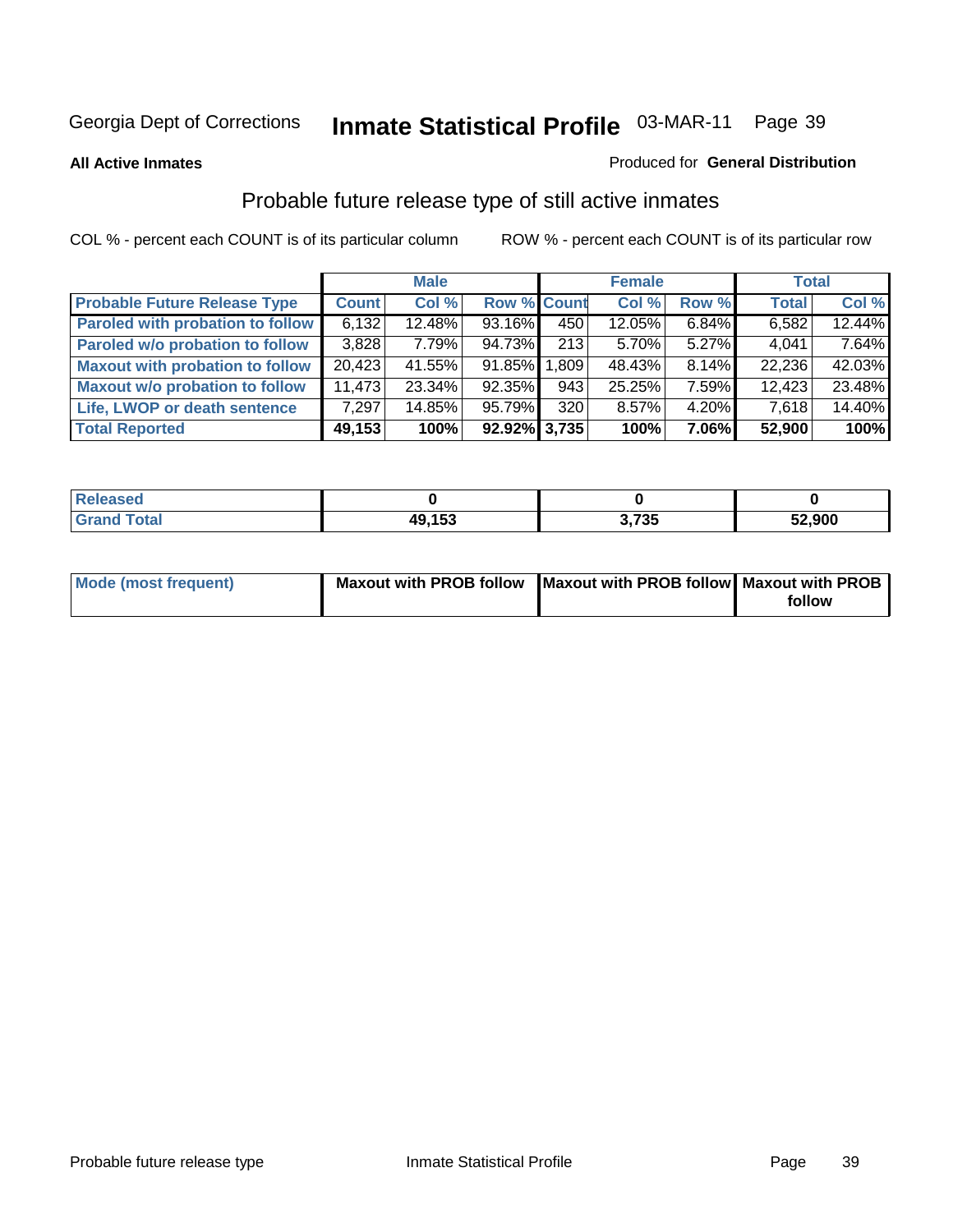Georgia Dept of Corrections **Inmate Statistical Profile** 03-MAR-11

**All Active Inmates**

Produced for **General Distribution**

## Probable future release type of still active inmates

COL % - percent each COUNT is of its particular column

ROW % - percent each COUNT is of its particular row

| | Male | | | Female | | | Total | |
|---|---|---|---|---|---|---|---|---|
| **Probable Future Release Type** | **Count** | **Col %** | **Row %** | **Count** | **Col %** | **Row %** | **Total** | **Col %** |
| Paroled with probation to follow | 6,132 | 12.48% | 93.16% | 450 | 12.05% | 6.84% | 6,582 | 12.44% |
| Paroled w/o probation to follow | 3,828 | 7.79% | 94.73% | 213 | 5.70% | 5.27% | 4,041 | 7.64% |
| Maxout with probation to follow | 20,423 | 41.55% | 91.85% | 1,809 | 48.43% | 8.14% | 22,236 | 42.03% |
| Maxout w/o probation to follow | 11,473 | 23.34% | 92.35% | 943 | 25.25% | 7.59% | 12,423 | 23.48% |
| Life, LWOP or death sentence | 7,297 | 14.85% | 95.79% | 320 | 8.57% | 4.20% | 7,618 | 14.40% |
| **Total Reported** | **49,153** | **100%** | **92.92%** | **3,735** | **100%** | **7.06%** | **52,900** | **100%** |

| | Male | Female | Total |
|---|---|---|---|
| Released | 0 | 0 | 0 |
| Grand Total | 49,153 | 3,735 | 52,900 |

| | Male | Female | Total |
|---|---|---|---|
| Mode (most frequent) | Maxout with PROB follow | Maxout with PROB follow | Maxout with PROB follow |

Probable future release type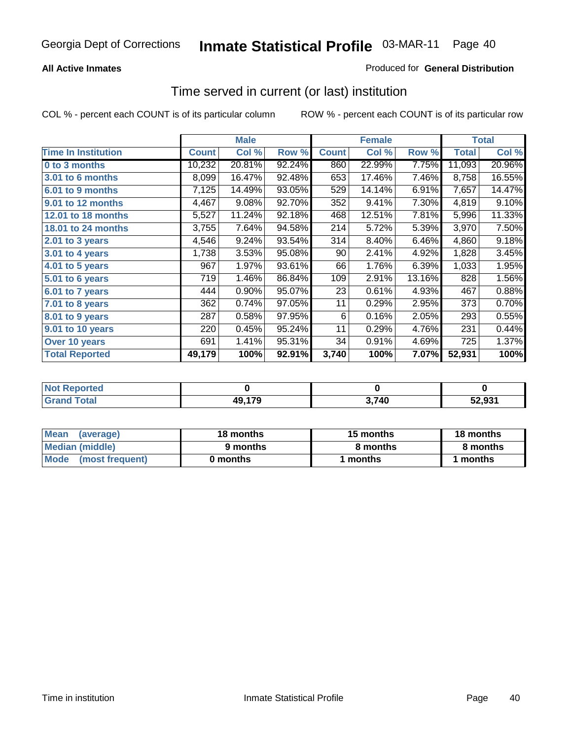Georgia Dept of Corrections **Inmate Statistical Profile** 03-MAR-11

**All Active Inmates**

Produced for **General Distribution**

## Time served in current (or last) institution

COL % - percent each COUNT is of its particular column

ROW % - percent each COUNT is of its particular row

| | Male | | | Female | | | Total | |
|---|---|---|---|---|---|---|---|---|
| **Time In Institution** | **Count** | **Col %** | **Row %** | **Count** | **Col %** | **Row %** | **Total** | **Col %** |
| **0 to 3 months** | 10,232 | 20.81% | 92.24% | 860 | 22.99% | 7.75% | 11,093 | 20.96% |
| **3.01 to 6 months** | 8,099 | 16.47% | 92.48% | 653 | 17.46% | 7.46% | 8,758 | 16.55% |
| **6.01 to 9 months** | 7,125 | 14.49% | 93.05% | 529 | 14.14% | 6.91% | 7,657 | 14.47% |
| **9.01 to 12 months** | 4,467 | 9.08% | 92.70% | 352 | 9.41% | 7.30% | 4,819 | 9.10% |
| **12.01 to 18 months** | 5,527 | 11.24% | 92.18% | 468 | 12.51% | 7.81% | 5,996 | 11.33% |
| **18.01 to 24 months** | 3,755 | 7.64% | 94.58% | 214 | 5.72% | 5.39% | 3,970 | 7.50% |
| **2.01 to 3 years** | 4,546 | 9.24% | 93.54% | 314 | 8.40% | 6.46% | 4,860 | 9.18% |
| **3.01 to 4 years** | 1,738 | 3.53% | 95.08% | 90 | 2.41% | 4.92% | 1,828 | 3.45% |
| **4.01 to 5 years** | 967 | 1.97% | 93.61% | 66 | 1.76% | 6.39% | 1,033 | 1.95% |
| **5.01 to 6 years** | 719 | 1.46% | 86.84% | 109 | 2.91% | 13.16% | 828 | 1.56% |
| **6.01 to 7 years** | 444 | 0.90% | 95.07% | 23 | 0.61% | 4.93% | 467 | 0.88% |
| **7.01 to 8 years** | 362 | 0.74% | 97.05% | 11 | 0.29% | 2.95% | 373 | 0.70% |
| **8.01 to 9 years** | 287 | 0.58% | 97.95% | 6 | 0.16% | 2.05% | 293 | 0.55% |
| **9.01 to 10 years** | 220 | 0.45% | 95.24% | 11 | 0.29% | 4.76% | 231 | 0.44% |
| **Over 10 years** | 691 | 1.41% | 95.31% | 34 | 0.91% | 4.69% | 725 | 1.37% |
| **Total Reported** | **49,179** | **100%** | **92.91%** | **3,740** | **100%** | **7.07%** | **52,931** | **100%** |

| | Male | Female | Total |
|---|---|---|---|
| **Not Reported** | **0** | **0** | **0** |
| **Grand Total** | **49,179** | **3,740** | **52,931** |

| | Male | Female | Total |
|---|---|---|---|
| **Mean (average)** | **18 months** | **15 months** | **18 months** |
| **Median (middle)** | **9 months** | **8 months** | **8 months** |
| **Mode (most frequent)** | **0 months** | **1 months** | **1 months** |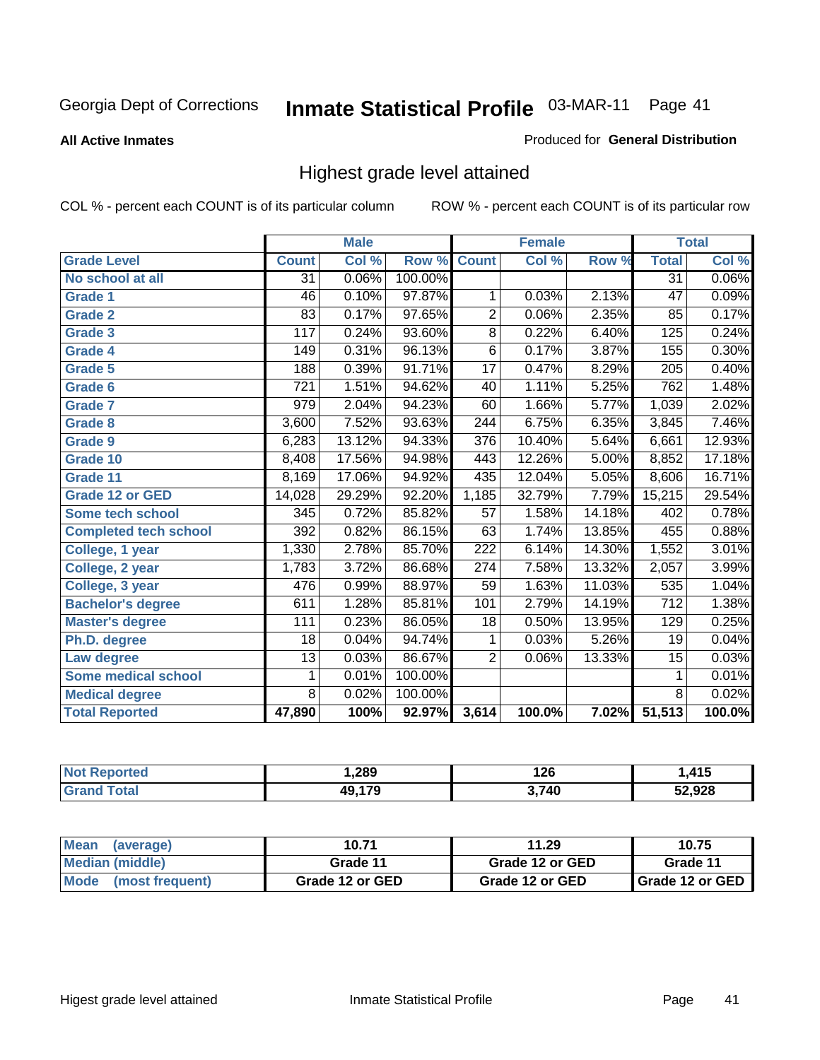Georgia Dept of Corrections **Inmate Statistical Profile** 03-MAR-11 Page 41

**All Active Inmates**

Produced for **General Distribution**

# Highest grade level attained

COL % - percent each COUNT is of its particular column ROW % - percent each COUNT is of its particular row

| | Male | | | Female | | | Total | |
|---|---|---|---|---|---|---|---|---|
| **Grade Level** | **Count** | **Col %** | **Row %** | **Count** | **Col %** | **Row %** | **Total** | **Col %** |
| No school at all | 31 | 0.06% | 100.00% | | | | 31 | 0.06% |
| Grade 1 | 46 | 0.10% | 97.87% | 1 | 0.03% | 2.13% | 47 | 0.09% |
| Grade 2 | 83 | 0.17% | 97.65% | 2 | 0.06% | 2.35% | 85 | 0.17% |
| Grade 3 | 117 | 0.24% | 93.60% | 8 | 0.22% | 6.40% | 125 | 0.24% |
| Grade 4 | 149 | 0.31% | 96.13% | 6 | 0.17% | 3.87% | 155 | 0.30% |
| Grade 5 | 188 | 0.39% | 91.71% | 17 | 0.47% | 8.29% | 205 | 0.40% |
| Grade 6 | 721 | 1.51% | 94.62% | 40 | 1.11% | 5.25% | 762 | 1.48% |
| Grade 7 | 979 | 2.04% | 94.23% | 60 | 1.66% | 5.77% | 1,039 | 2.02% |
| Grade 8 | 3,600 | 7.52% | 93.63% | 244 | 6.75% | 6.35% | 3,845 | 7.46% |
| Grade 9 | 6,283 | 13.12% | 94.33% | 376 | 10.40% | 5.64% | 6,661 | 12.93% |
| Grade 10 | 8,408 | 17.56% | 94.98% | 443 | 12.26% | 5.00% | 8,852 | 17.18% |
| Grade 11 | 8,169 | 17.06% | 94.92% | 435 | 12.04% | 5.05% | 8,606 | 16.71% |
| Grade 12 or GED | 14,028 | 29.29% | 92.20% | 1,185 | 32.79% | 7.79% | 15,215 | 29.54% |
| Some tech school | 345 | 0.72% | 85.82% | 57 | 1.58% | 14.18% | 402 | 0.78% |
| Completed tech school | 392 | 0.82% | 86.15% | 63 | 1.74% | 13.85% | 455 | 0.88% |
| College, 1 year | 1,330 | 2.78% | 85.70% | 222 | 6.14% | 14.30% | 1,552 | 3.01% |
| College, 2 year | 1,783 | 3.72% | 86.68% | 274 | 7.58% | 13.32% | 2,057 | 3.99% |
| College, 3 year | 476 | 0.99% | 88.97% | 59 | 1.63% | 11.03% | 535 | 1.04% |
| Bachelor's degree | 611 | 1.28% | 85.81% | 101 | 2.79% | 14.19% | 712 | 1.38% |
| Master's degree | 111 | 0.23% | 86.05% | 18 | 0.50% | 13.95% | 129 | 0.25% |
| Ph.D. degree | 18 | 0.04% | 94.74% | 1 | 0.03% | 5.26% | 19 | 0.04% |
| Law degree | 13 | 0.03% | 86.67% | 2 | 0.06% | 13.33% | 15 | 0.03% |
| Some medical school | 1 | 0.01% | 100.00% | | | | 1 | 0.01% |
| Medical degree | 8 | 0.02% | 100.00% | | | | 8 | 0.02% |
| **Total Reported** | **47,890** | **100%** | **92.97%** | **3,614** | **100.0%** | **7.02%** | **51,513** | **100.0%** |

| | Male | Female | Total |
|---|---|---|---|
| Not Reported | 1,289 | 126 | 1,415 |
| Grand Total | 49,179 | 3,740 | 52,928 |

| | Male | Female | Total |
|---|---|---|---|
| Mean (average) | 10.71 | 11.29 | 10.75 |
| Median (middle) | Grade 11 | Grade 12 or GED | Grade 11 |
| Mode (most frequent) | Grade 12 or GED | Grade 12 or GED | Grade 12 or GED |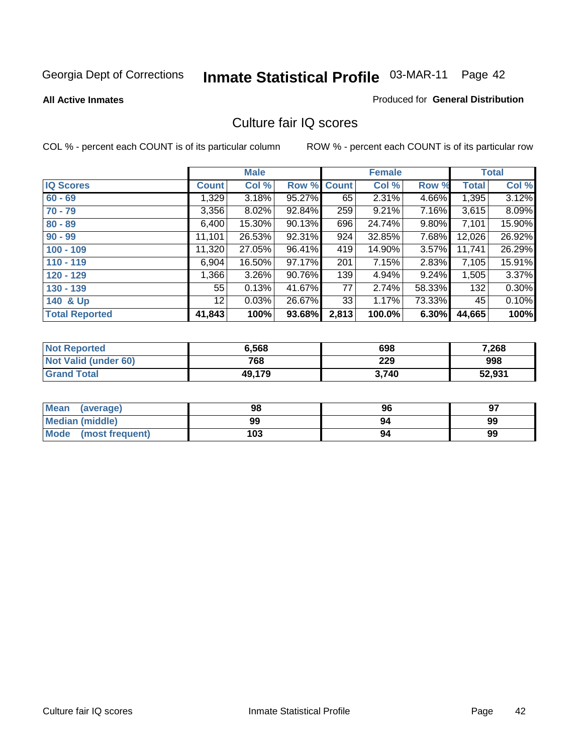Georgia Dept of Corrections **Inmate Statistical Profile** 03-MAR-11

**All Active Inmates**

Produced for **General Distribution**

## Culture fair IQ scores

COL % - percent each COUNT is of its particular column

ROW % - percent each COUNT is of its particular row

| | Male | | | Female | | | Total | |
|---|---|---|---|---|---|---|---|---|
| **IQ Scores** | **Count** | **Col %** | **Row %** | **Count** | **Col %** | **Row %** | **Total** | **Col %** |
| 60 - 69 | 1,329 | 3.18% | 95.27% | 65 | 2.31% | 4.66% | 1,395 | 3.12% |
| 70 - 79 | 3,356 | 8.02% | 92.84% | 259 | 9.21% | 7.16% | 3,615 | 8.09% |
| 80 - 89 | 6,400 | 15.30% | 90.13% | 696 | 24.74% | 9.80% | 7,101 | 15.90% |
| 90 - 99 | 11,101 | 26.53% | 92.31% | 924 | 32.85% | 7.68% | 12,026 | 26.92% |
| 100 - 109 | 11,320 | 27.05% | 96.41% | 419 | 14.90% | 3.57% | 11,741 | 26.29% |
| 110 - 119 | 6,904 | 16.50% | 97.17% | 201 | 7.15% | 2.83% | 7,105 | 15.91% |
| 120 - 129 | 1,366 | 3.26% | 90.76% | 139 | 4.94% | 9.24% | 1,505 | 3.37% |
| 130 - 139 | 55 | 0.13% | 41.67% | 77 | 2.74% | 58.33% | 132 | 0.30% |
| 140 & Up | 12 | 0.03% | 26.67% | 33 | 1.17% | 73.33% | 45 | 0.10% |
| **Total Reported** | **41,843** | **100%** | **93.68%** | **2,813** | **100.0%** | **6.30%** | **44,665** | **100%** |

| | Male | Female | Total |
|---|---|---|---|
| Not Reported | 6,568 | 698 | 7,268 |
| Not Valid (under 60) | 768 | 229 | 998 |
| Grand Total | 49,179 | 3,740 | 52,931 |

| | Male | Female | Total |
|---|---|---|---|
| Mean (average) | 98 | 96 | 97 |
| Median (middle) | 99 | 94 | 99 |
| Mode (most frequent) | 103 | 94 | 99 |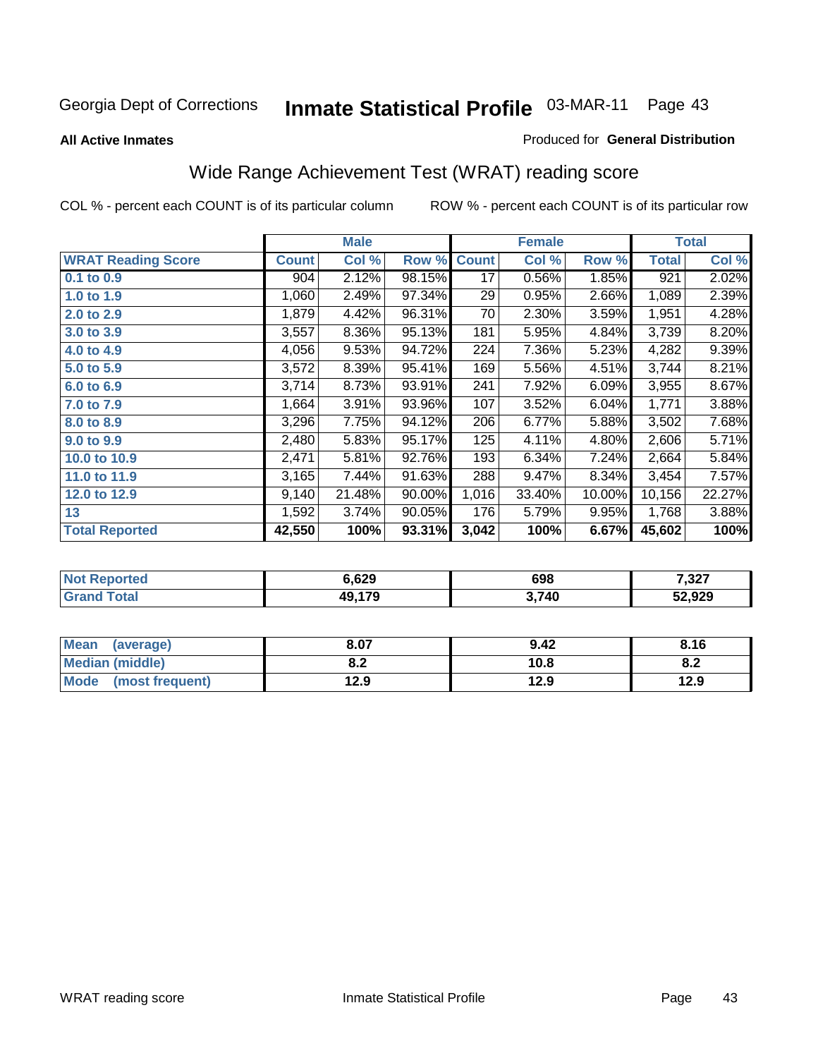Georgia Dept of Corrections **Inmate Statistical Profile** 03-MAR-11

**All Active Inmates**

Produced for **General Distribution**

## Wide Range Achievement Test (WRAT) reading score

COL % - percent each COUNT is of its particular column

ROW % - percent each COUNT is of its particular row

| | Male | | | Female | | | Total | |
|---|---|---|---|---|---|---|---|---|
| **WRAT Reading Score** | **Count** | **Col %** | **Row %** | **Count** | **Col %** | **Row %** | **Total** | **Col %** |
| **0.1 to 0.9** | 904 | 2.12% | 98.15% | 17 | 0.56% | 1.85% | 921 | 2.02% |
| **1.0 to 1.9** | 1,060 | 2.49% | 97.34% | 29 | 0.95% | 2.66% | 1,089 | 2.39% |
| **2.0 to 2.9** | 1,879 | 4.42% | 96.31% | 70 | 2.30% | 3.59% | 1,951 | 4.28% |
| **3.0 to 3.9** | 3,557 | 8.36% | 95.13% | 181 | 5.95% | 4.84% | 3,739 | 8.20% |
| **4.0 to 4.9** | 4,056 | 9.53% | 94.72% | 224 | 7.36% | 5.23% | 4,282 | 9.39% |
| **5.0 to 5.9** | 3,572 | 8.39% | 95.41% | 169 | 5.56% | 4.51% | 3,744 | 8.21% |
| **6.0 to 6.9** | 3,714 | 8.73% | 93.91% | 241 | 7.92% | 6.09% | 3,955 | 8.67% |
| **7.0 to 7.9** | 1,664 | 3.91% | 93.96% | 107 | 3.52% | 6.04% | 1,771 | 3.88% |
| **8.0 to 8.9** | 3,296 | 7.75% | 94.12% | 206 | 6.77% | 5.88% | 3,502 | 7.68% |
| **9.0 to 9.9** | 2,480 | 5.83% | 95.17% | 125 | 4.11% | 4.80% | 2,606 | 5.71% |
| **10.0 to 10.9** | 2,471 | 5.81% | 92.76% | 193 | 6.34% | 7.24% | 2,664 | 5.84% |
| **11.0 to 11.9** | 3,165 | 7.44% | 91.63% | 288 | 9.47% | 8.34% | 3,454 | 7.57% |
| **12.0 to 12.9** | 9,140 | 21.48% | 90.00% | 1,016 | 33.40% | 10.00% | 10,156 | 22.27% |
| **13** | 1,592 | 3.74% | 90.05% | 176 | 5.79% | 9.95% | 1,768 | 3.88% |
| **Total Reported** | **42,550** | **100%** | **93.31%** | **3,042** | **100%** | **6.67%** | **45,602** | **100%** |

| | Male | Female | Total |
|---|---|---|---|
| **Not Reported** | **6,629** | **698** | **7,327** |
| **Grand Total** | **49,179** | **3,740** | **52,929** |

| | Male | Female | Total |
|---|---|---|---|
| **Mean (average)** | **8.07** | **9.42** | **8.16** |
| **Median (middle)** | **8.2** | **10.8** | **8.2** |
| **Mode (most frequent)** | **12.9** | **12.9** | **12.9** |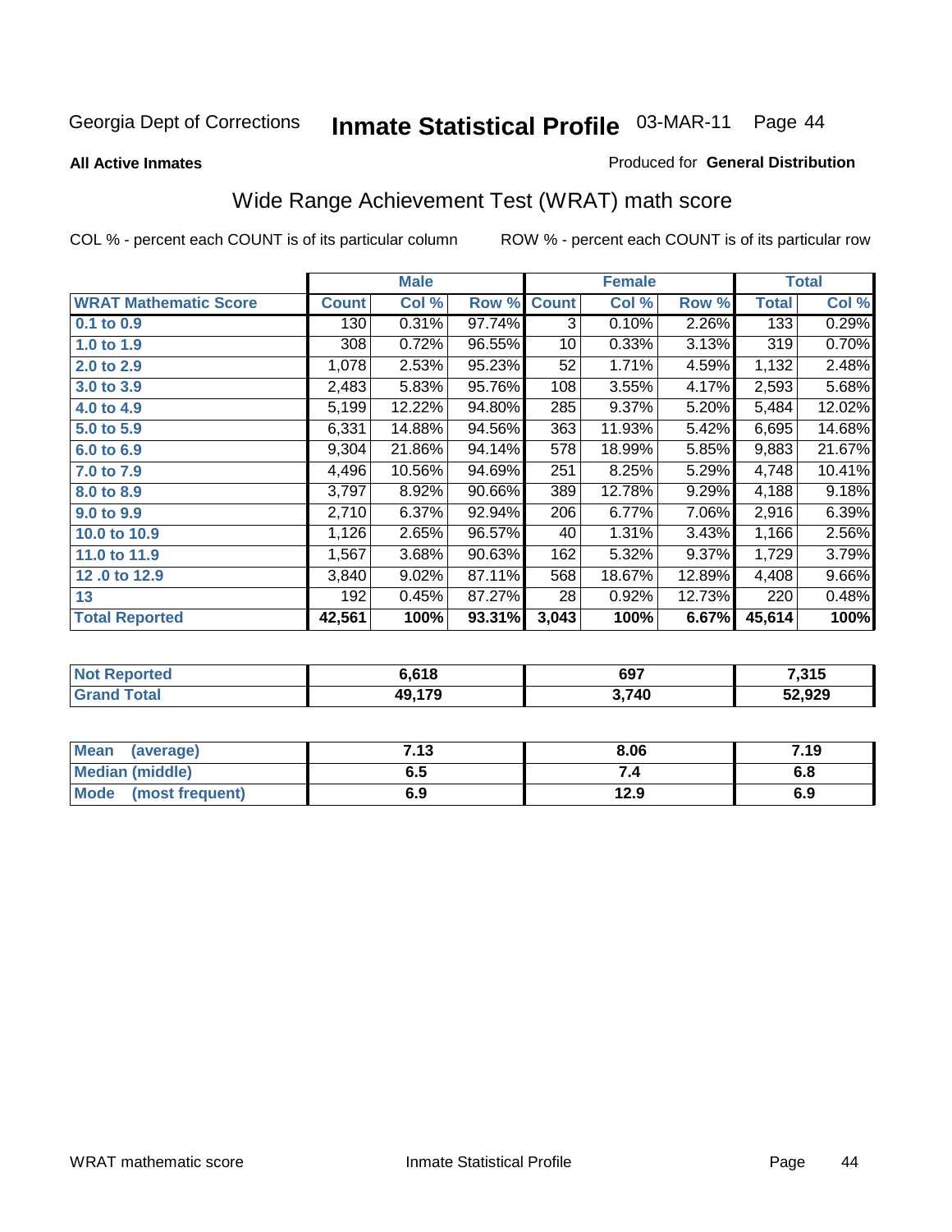Georgia Dept of Corrections **Inmate Statistical Profile** 03-MAR-11 Page 44

**All Active Inmates**

Produced for **General Distribution**

## Wide Range Achievement Test (WRAT) math score

COL % - percent each COUNT is of its particular column

ROW % - percent each COUNT is of its particular row

| | Male | | | Female | | | Total | |
|---|---|---|---|---|---|---|---|---|
| **WRAT Mathematic Score** | **Count** | **Col %** | **Row %** | **Count** | **Col %** | **Row %** | **Total** | **Col %** |
| **0.1 to 0.9** | 130 | 0.31% | 97.74% | 3 | 0.10% | 2.26% | 133 | 0.29% |
| **1.0 to 1.9** | 308 | 0.72% | 96.55% | 10 | 0.33% | 3.13% | 319 | 0.70% |
| **2.0 to 2.9** | 1,078 | 2.53% | 95.23% | 52 | 1.71% | 4.59% | 1,132 | 2.48% |
| **3.0 to 3.9** | 2,483 | 5.83% | 95.76% | 108 | 3.55% | 4.17% | 2,593 | 5.68% |
| **4.0 to 4.9** | 5,199 | 12.22% | 94.80% | 285 | 9.37% | 5.20% | 5,484 | 12.02% |
| **5.0 to 5.9** | 6,331 | 14.88% | 94.56% | 363 | 11.93% | 5.42% | 6,695 | 14.68% |
| **6.0 to 6.9** | 9,304 | 21.86% | 94.14% | 578 | 18.99% | 5.85% | 9,883 | 21.67% |
| **7.0 to 7.9** | 4,496 | 10.56% | 94.69% | 251 | 8.25% | 5.29% | 4,748 | 10.41% |
| **8.0 to 8.9** | 3,797 | 8.92% | 90.66% | 389 | 12.78% | 9.29% | 4,188 | 9.18% |
| **9.0 to 9.9** | 2,710 | 6.37% | 92.94% | 206 | 6.77% | 7.06% | 2,916 | 6.39% |
| **10.0 to 10.9** | 1,126 | 2.65% | 96.57% | 40 | 1.31% | 3.43% | 1,166 | 2.56% |
| **11.0 to 11.9** | 1,567 | 3.68% | 90.63% | 162 | 5.32% | 9.37% | 1,729 | 3.79% |
| **12 .0 to 12.9** | 3,840 | 9.02% | 87.11% | 568 | 18.67% | 12.89% | 4,408 | 9.66% |
| **13** | 192 | 0.45% | 87.27% | 28 | 0.92% | 12.73% | 220 | 0.48% |
| **Total Reported** | **42,561** | **100%** | **93.31%** | **3,043** | **100%** | **6.67%** | **45,614** | **100%** |

| | Male | Female | Total |
|---|---|---|---|
| **Not Reported** | **6,618** | **697** | **7,315** |
| **Grand Total** | **49,179** | **3,740** | **52,929** |

| | Male | Female | Total |
|---|---|---|---|
| **Mean (average)** | **7.13** | **8.06** | **7.19** |
| **Median (middle)** | **6.5** | **7.4** | **6.8** |
| **Mode (most frequent)** | **6.9** | **12.9** | **6.9** |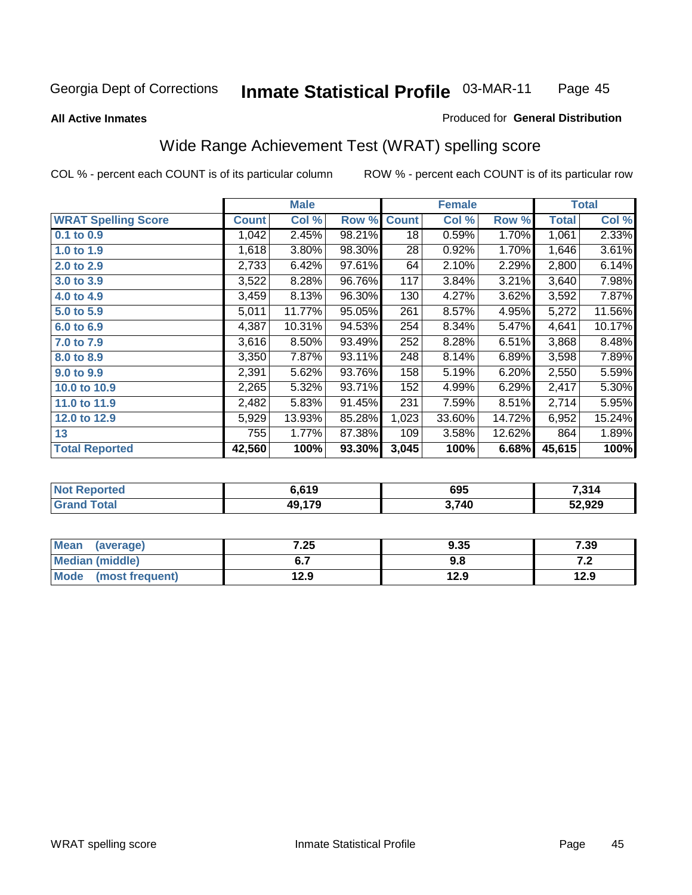# Wide Range Achievement Test (WRAT) spelling score

**All Active Inmates**

Produced for **General Distribution**

COL % - percent each COUNT is of its particular column

ROW % - percent each COUNT is of its particular row

| | Male | | | Female | | | Total | |
|---|---|---|---|---|---|---|---|---|
| **WRAT Spelling Score** | **Count** | **Col %** | **Row %** | **Count** | **Col %** | **Row %** | **Total** | **Col %** |
| 0.1 to 0.9 | 1,042 | 2.45% | 98.21% | 18 | 0.59% | 1.70% | 1,061 | 2.33% |
| 1.0 to 1.9 | 1,618 | 3.80% | 98.30% | 28 | 0.92% | 1.70% | 1,646 | 3.61% |
| 2.0 to 2.9 | 2,733 | 6.42% | 97.61% | 64 | 2.10% | 2.29% | 2,800 | 6.14% |
| 3.0 to 3.9 | 3,522 | 8.28% | 96.76% | 117 | 3.84% | 3.21% | 3,640 | 7.98% |
| 4.0 to 4.9 | 3,459 | 8.13% | 96.30% | 130 | 4.27% | 3.62% | 3,592 | 7.87% |
| 5.0 to 5.9 | 5,011 | 11.77% | 95.05% | 261 | 8.57% | 4.95% | 5,272 | 11.56% |
| 6.0 to 6.9 | 4,387 | 10.31% | 94.53% | 254 | 8.34% | 5.47% | 4,641 | 10.17% |
| 7.0 to 7.9 | 3,616 | 8.50% | 93.49% | 252 | 8.28% | 6.51% | 3,868 | 8.48% |
| 8.0 to 8.9 | 3,350 | 7.87% | 93.11% | 248 | 8.14% | 6.89% | 3,598 | 7.89% |
| 9.0 to 9.9 | 2,391 | 5.62% | 93.76% | 158 | 5.19% | 6.20% | 2,550 | 5.59% |
| 10.0 to 10.9 | 2,265 | 5.32% | 93.71% | 152 | 4.99% | 6.29% | 2,417 | 5.30% |
| 11.0 to 11.9 | 2,482 | 5.83% | 91.45% | 231 | 7.59% | 8.51% | 2,714 | 5.95% |
| 12.0 to 12.9 | 5,929 | 13.93% | 85.28% | 1,023 | 33.60% | 14.72% | 6,952 | 15.24% |
| 13 | 755 | 1.77% | 87.38% | 109 | 3.58% | 12.62% | 864 | 1.89% |
| **Total Reported** | **42,560** | **100%** | **93.30%** | **3,045** | **100%** | **6.68%** | **45,615** | **100%** |

| | Male | Female | Total |
|---|---|---|---|
| Not Reported | 6,619 | 695 | 7,314 |
| Grand Total | 49,179 | 3,740 | 52,929 |

| | Male | Female | Total |
|---|---|---|---|
| Mean (average) | 7.25 | 9.35 | 7.39 |
| Median (middle) | 6.7 | 9.8 | 7.2 |
| Mode (most frequent) | 12.9 | 12.9 | 12.9 |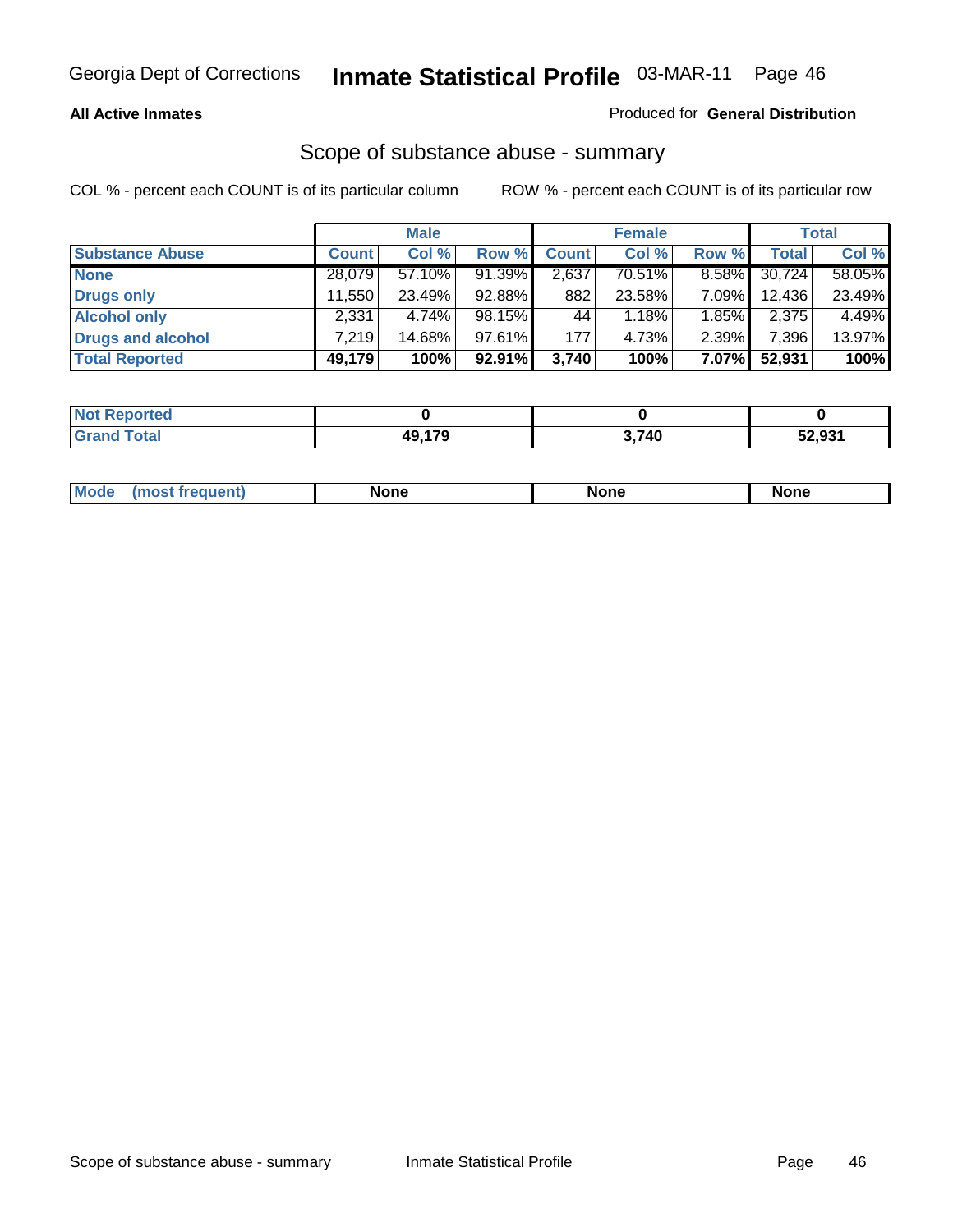## Scope of substance abuse - summary

COL % - percent each COUNT is of its particular column

ROW % - percent each COUNT is of its particular row

| | Male | | | Female | | | Total | |
|---|---|---|---|---|---|---|---|---|
| Substance Abuse | Count | Col % | Row % | Count | Col % | Row % | Total | Col % |
| None | 28,079 | 57.10% | 91.39% | 2,637 | 70.51% | 8.58% | 30,724 | 58.05% |
| Drugs only | 11,550 | 23.49% | 92.88% | 882 | 23.58% | 7.09% | 12,436 | 23.49% |
| Alcohol only | 2,331 | 4.74% | 98.15% | 44 | 1.18% | 1.85% | 2,375 | 4.49% |
| Drugs and alcohol | 7,219 | 14.68% | 97.61% | 177 | 4.73% | 2.39% | 7,396 | 13.97% |
| **Total Reported** | **49,179** | **100%** | **92.91%** | **3,740** | **100%** | **7.07%** | **52,931** | **100%** |

| | Male | Female | Total |
|---|---|---|---|
| Not Reported | **0** | **0** | **0** |
| Grand Total | **49,179** | **3,740** | **52,931** |

| | Male | Female | Total |
|---|---|---|---|
| Mode (most frequent) | **None** | **None** | **None** |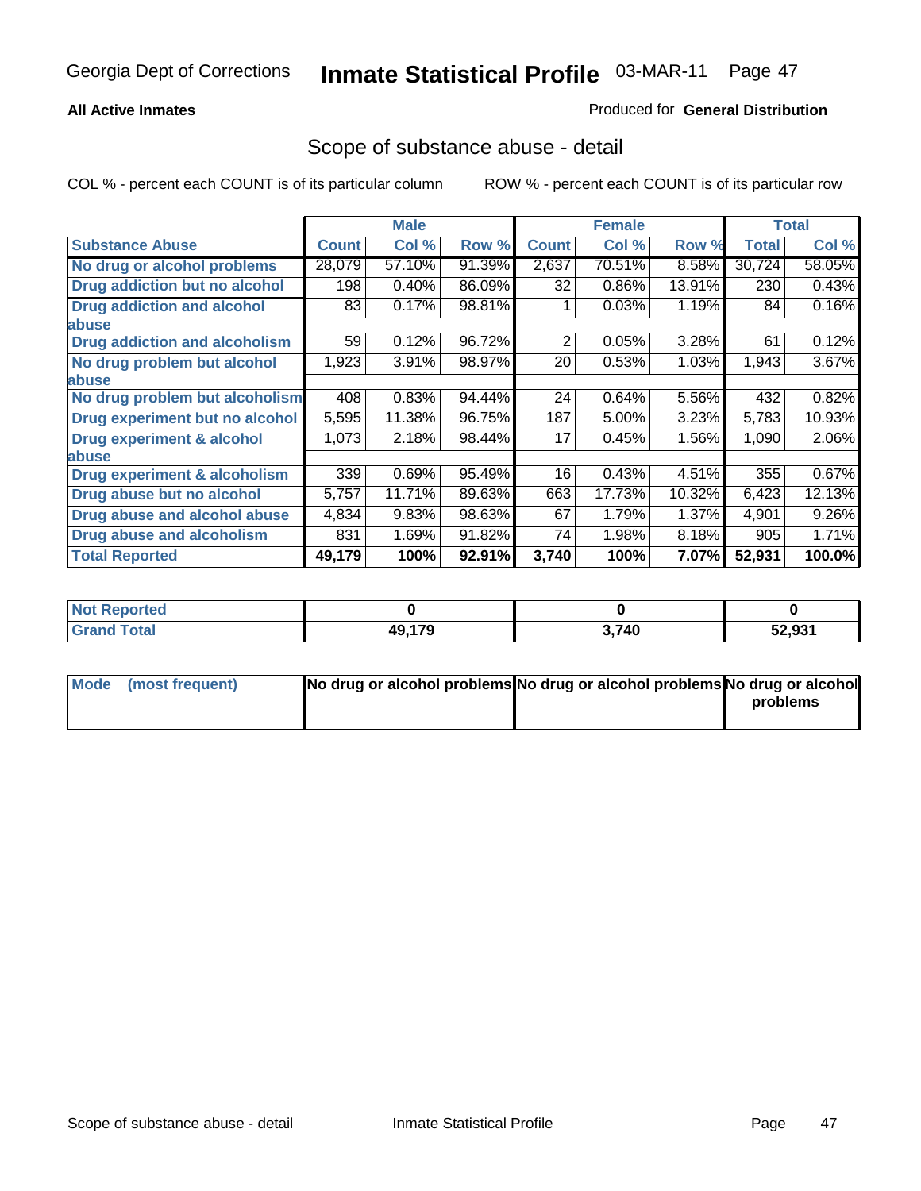Georgia Dept of Corrections **Inmate Statistical Profile** 03-MAR-11

**All Active Inmates**

Produced for **General Distribution**

## Scope of substance abuse - detail

COL % - percent each COUNT is of its particular column ROW % - percent each COUNT is of its particular row

| | Male | | | Female | | | Total | |
|---|---|---|---|---|---|---|---|---|
| **Substance Abuse** | **Count** | **Col %** | **Row %** | **Count** | **Col %** | **Row %** | **Total** | **Col %** |
| **No drug or alcohol problems** | 28,079 | 57.10% | 91.39% | 2,637 | 70.51% | 8.58% | 30,724 | 58.05% |
| **Drug addiction but no alcohol** | 198 | 0.40% | 86.09% | 32 | 0.86% | 13.91% | 230 | 0.43% |
| **Drug addiction and alcohol abuse** | 83 | 0.17% | 98.81% | 1 | 0.03% | 1.19% | 84 | 0.16% |
| **Drug addiction and alcoholism** | 59 | 0.12% | 96.72% | 2 | 0.05% | 3.28% | 61 | 0.12% |
| **No drug problem but alcohol abuse** | 1,923 | 3.91% | 98.97% | 20 | 0.53% | 1.03% | 1,943 | 3.67% |
| **No drug problem but alcoholism** | 408 | 0.83% | 94.44% | 24 | 0.64% | 5.56% | 432 | 0.82% |
| **Drug experiment but no alcohol** | 5,595 | 11.38% | 96.75% | 187 | 5.00% | 3.23% | 5,783 | 10.93% |
| **Drug experiment & alcohol abuse** | 1,073 | 2.18% | 98.44% | 17 | 0.45% | 1.56% | 1,090 | 2.06% |
| **Drug experiment & alcoholism** | 339 | 0.69% | 95.49% | 16 | 0.43% | 4.51% | 355 | 0.67% |
| **Drug abuse but no alcohol** | 5,757 | 11.71% | 89.63% | 663 | 17.73% | 10.32% | 6,423 | 12.13% |
| **Drug abuse and alcohol abuse** | 4,834 | 9.83% | 98.63% | 67 | 1.79% | 1.37% | 4,901 | 9.26% |
| **Drug abuse and alcoholism** | 831 | 1.69% | 91.82% | 74 | 1.98% | 8.18% | 905 | 1.71% |
| **Total Reported** | **49,179** | **100%** | **92.91%** | **3,740** | **100%** | **7.07%** | **52,931** | **100.0%** |

| | Male | Female | Total |
|---|---|---|---|
| **Not Reported** | **0** | **0** | **0** |
| **Grand Total** | **49,179** | **3,740** | **52,931** |

| | Male | Female | Total |
|---|---|---|---|
| **Mode (most frequent)** | **No drug or alcohol problems** | **No drug or alcohol problems** | **No drug or alcohol problems** |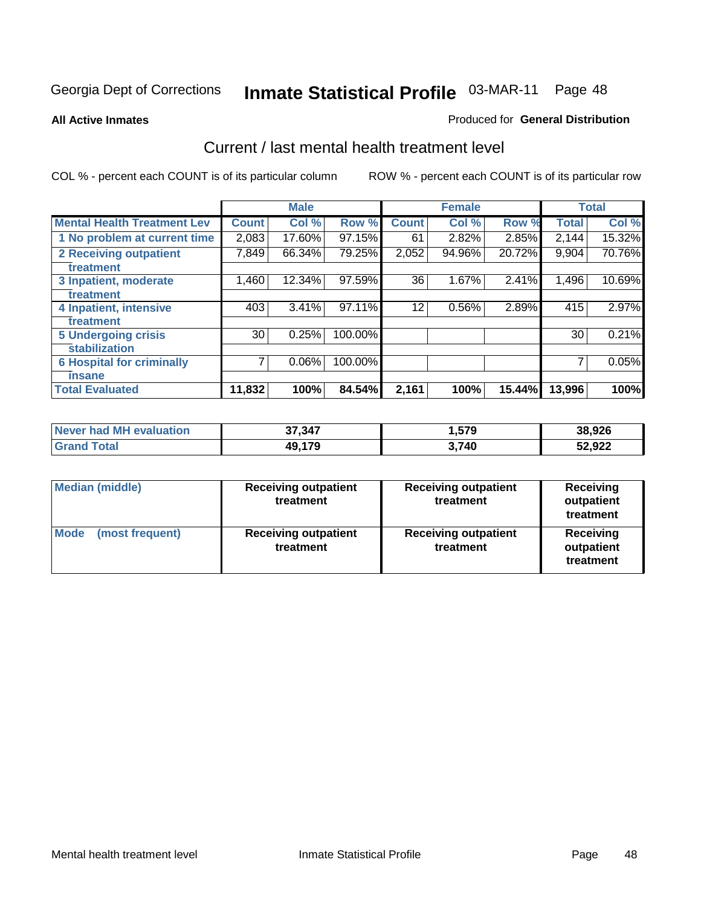Georgia Dept of Corrections **Inmate Statistical Profile** 03-MAR-11

**All Active Inmates**

Produced for **General Distribution**

## Current / last mental health treatment level

COL % - percent each COUNT is of its particular column

ROW % - percent each COUNT is of its particular row

| | Male | | | Female | | | Total | |
|---|---|---|---|---|---|---|---|---|
| **Mental Health Treatment Lev** | **Count** | **Col %** | **Row %** | **Count** | **Col %** | **Row %** | **Total** | **Col %** |
| 1 No problem at current time | 2,083 | 17.60% | 97.15% | 61 | 2.82% | 2.85% | 2,144 | 15.32% |
| 2 Receiving outpatient treatment | 7,849 | 66.34% | 79.25% | 2,052 | 94.96% | 20.72% | 9,904 | 70.76% |
| 3 Inpatient, moderate treatment | 1,460 | 12.34% | 97.59% | 36 | 1.67% | 2.41% | 1,496 | 10.69% |
| 4 Inpatient, intensive treatment | 403 | 3.41% | 97.11% | 12 | 0.56% | 2.89% | 415 | 2.97% |
| 5 Undergoing crisis stabilization | 30 | 0.25% | 100.00% | | | | 30 | 0.21% |
| 6 Hospital for criminally insane | 7 | 0.06% | 100.00% | | | | 7 | 0.05% |
| **Total Evaluated** | **11,832** | **100%** | **84.54%** | **2,161** | **100%** | **15.44%** | **13,996** | **100%** |

| | Male | Female | Total |
|---|---|---|---|
| **Never had MH evaluation** | **37,347** | **1,579** | **38,926** |
| **Grand Total** | **49,179** | **3,740** | **52,922** |

| | Male | Female | Total |
|---|---|---|---|
| **Median (middle)** | **Receiving outpatient treatment** | **Receiving outpatient treatment** | **Receiving outpatient treatment** |
| **Mode (most frequent)** | **Receiving outpatient treatment** | **Receiving outpatient treatment** | **Receiving outpatient treatment** |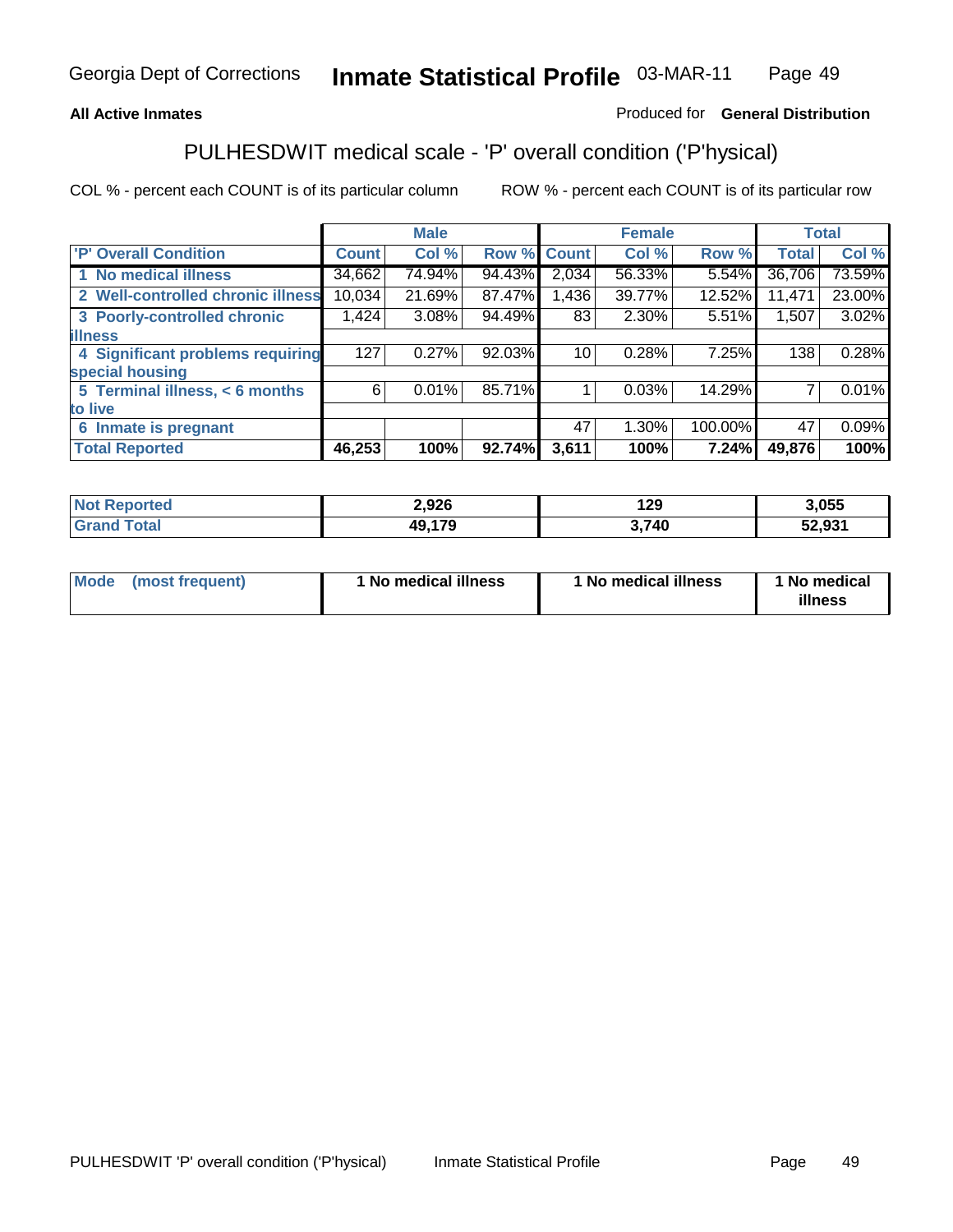Georgia Dept of Corrections **Inmate Statistical Profile** 03-MAR-11

**All Active Inmates** Produced for **General Distribution**

## PULHESDWIT medical scale - 'P' overall condition ('P'hysical)

COL % - percent each COUNT is of its particular column ROW % - percent each COUNT is of its particular row

| | Male | | | Female | | | Total | |
|---|---|---|---|---|---|---|---|---|
| 'P' Overall Condition | Count | Col % | Row % | Count | Col % | Row % | Total | Col % |
| 1 No medical illness | 34,662 | 74.94% | 94.43% | 2,034 | 56.33% | 5.54% | 36,706 | 73.59% |
| 2 Well-controlled chronic illness | 10,034 | 21.69% | 87.47% | 1,436 | 39.77% | 12.52% | 11,471 | 23.00% |
| 3 Poorly-controlled chronic illness | 1,424 | 3.08% | 94.49% | 83 | 2.30% | 5.51% | 1,507 | 3.02% |
| 4 Significant problems requiring special housing | 127 | 0.27% | 92.03% | 10 | 0.28% | 7.25% | 138 | 0.28% |
| 5 Terminal illness, < 6 months to live | 6 | 0.01% | 85.71% | 1 | 0.03% | 14.29% | 7 | 0.01% |
| 6 Inmate is pregnant | | | | 47 | 1.30% | 100.00% | 47 | 0.09% |
| **Total Reported** | **46,253** | **100%** | **92.74%** | **3,611** | **100%** | **7.24%** | **49,876** | **100%** |

| | Male | Female | Total |
|---|---|---|---|
| Not Reported | 2,926 | 129 | 3,055 |
| Grand Total | 49,179 | 3,740 | 52,931 |

| | Male | Female | Total |
|---|---|---|---|
| Mode (most frequent) | 1 No medical illness | 1 No medical illness | 1 No medical illness |

PULHESDWIT 'P' overall condition ('P'hysical) Inmate Statistical Profile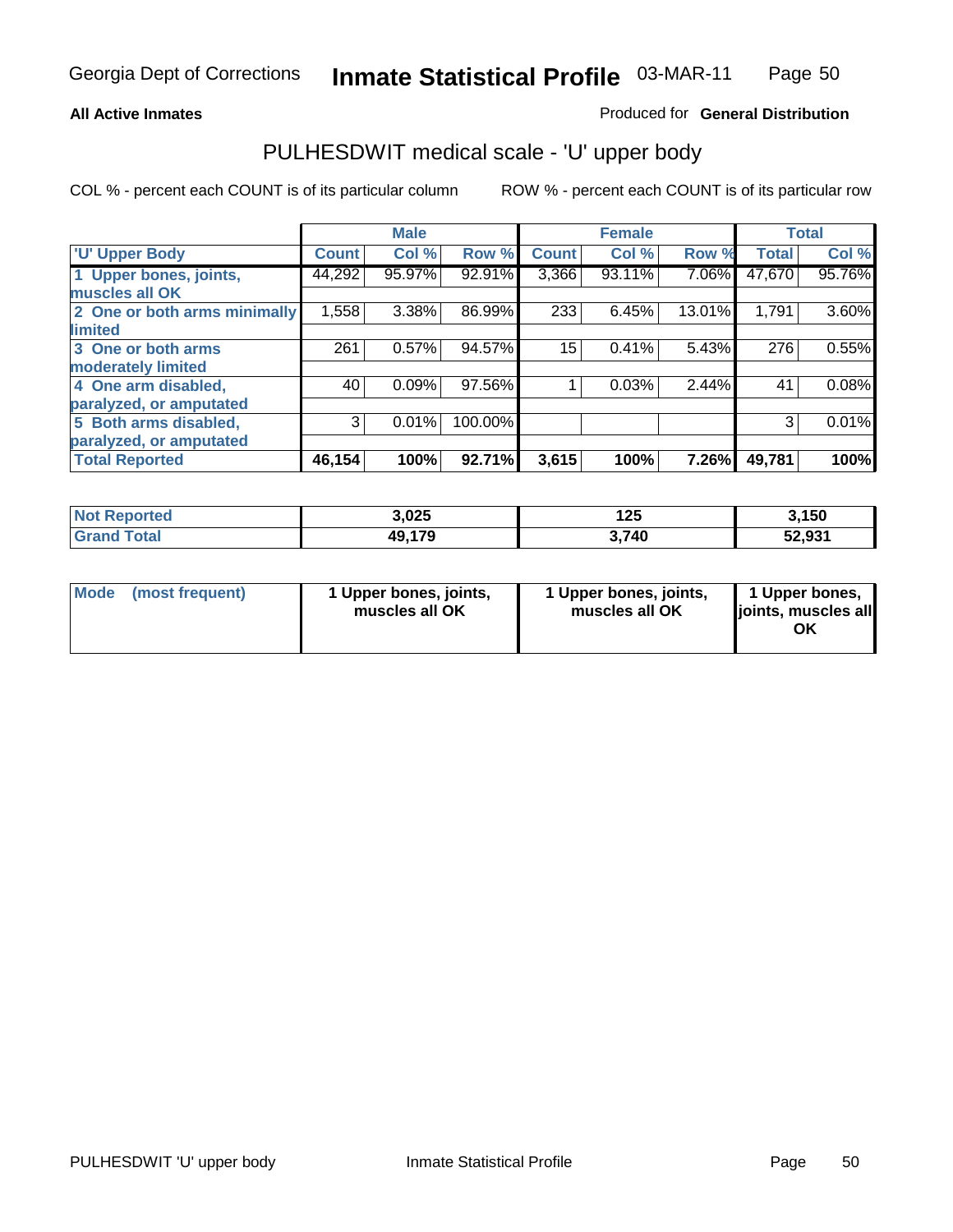**All Active Inmates**

Produced for **General Distribution**

# PULHESDWIT medical scale - 'U' upper body

COL % - percent each COUNT is of its particular column

ROW % - percent each COUNT is of its particular row

| | Male | | | Female | | | Total | |
|---|---|---|---|---|---|---|---|---|
| 'U' Upper Body | Count | Col % | Row % | Count | Col % | Row % | Total | Col % |
| 1 Upper bones, joints, muscles all OK | 44,292 | 95.97% | 92.91% | 3,366 | 93.11% | 7.06% | 47,670 | 95.76% |
| 2 One or both arms minimally limited | 1,558 | 3.38% | 86.99% | 233 | 6.45% | 13.01% | 1,791 | 3.60% |
| 3 One or both arms moderately limited | 261 | 0.57% | 94.57% | 15 | 0.41% | 5.43% | 276 | 0.55% |
| 4 One arm disabled, paralyzed, or amputated | 40 | 0.09% | 97.56% | 1 | 0.03% | 2.44% | 41 | 0.08% |
| 5 Both arms disabled, paralyzed, or amputated | 3 | 0.01% | 100.00% | | | | 3 | 0.01% |
| **Total Reported** | **46,154** | **100%** | **92.71%** | **3,615** | **100%** | **7.26%** | **49,781** | **100%** |

| | Male | Female | Total |
|---|---|---|---|
| Not Reported | 3,025 | 125 | 3,150 |
| Grand Total | 49,179 | 3,740 | 52,931 |

| | Male | Female | Total |
|---|---|---|---|
| Mode (most frequent) | 1 Upper bones, joints, muscles all OK | 1 Upper bones, joints, muscles all OK | 1 Upper bones, joints, muscles all OK |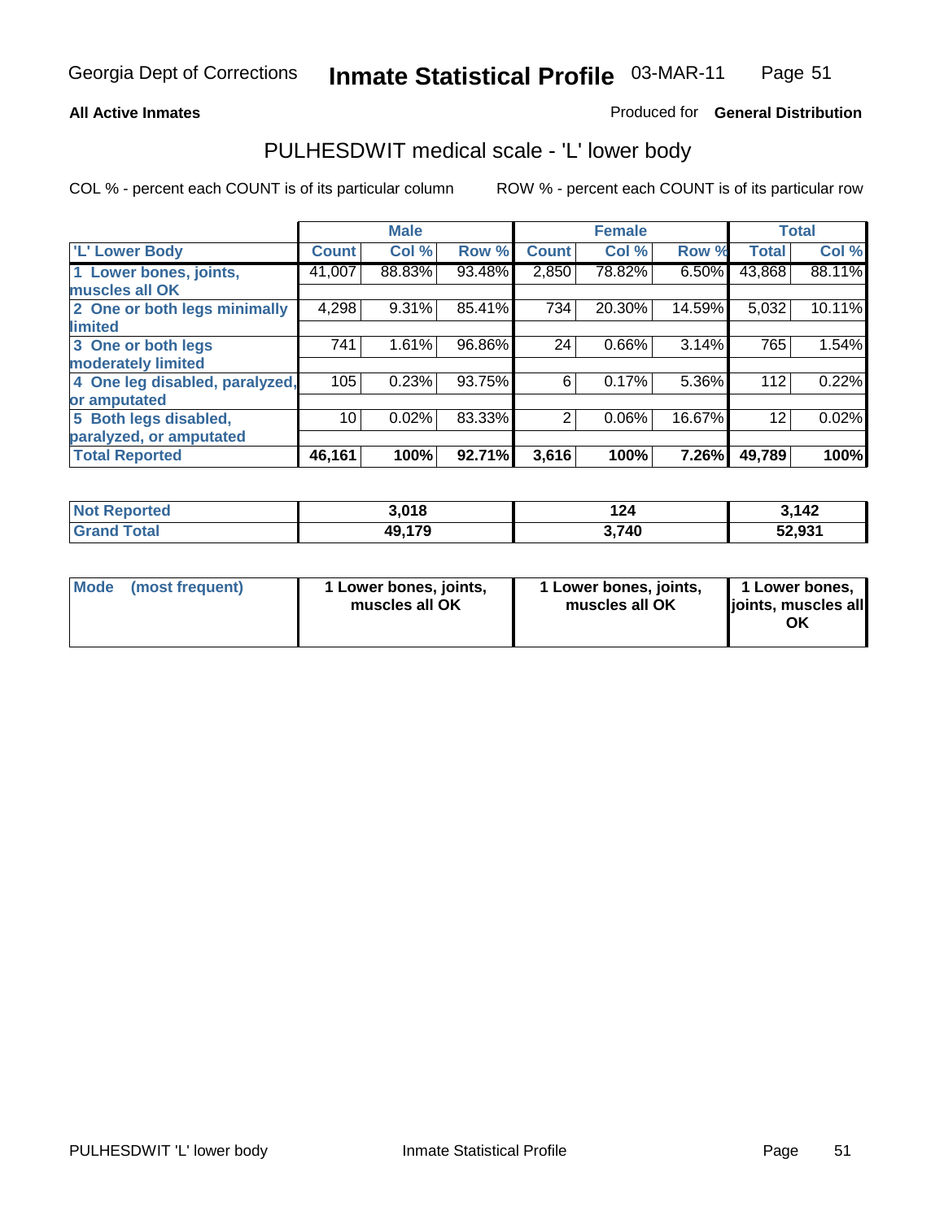**All Active Inmates**

Produced for **General Distribution**

## PULHESDWIT medical scale - 'L' lower body

COL % - percent each COUNT is of its particular column

ROW % - percent each COUNT is of its particular row

| | Male | | | Female | | | Total | |
|---|---|---|---|---|---|---|---|---|
| 'L' Lower Body | Count | Col % | Row % | Count | Col % | Row % | Total | Col % |
| 1 Lower bones, joints, muscles all OK | 41,007 | 88.83% | 93.48% | 2,850 | 78.82% | 6.50% | 43,868 | 88.11% |
| 2 One or both legs minimally limited | 4,298 | 9.31% | 85.41% | 734 | 20.30% | 14.59% | 5,032 | 10.11% |
| 3 One or both legs moderately limited | 741 | 1.61% | 96.86% | 24 | 0.66% | 3.14% | 765 | 1.54% |
| 4 One leg disabled, paralyzed, or amputated | 105 | 0.23% | 93.75% | 6 | 0.17% | 5.36% | 112 | 0.22% |
| 5 Both legs disabled, paralyzed, or amputated | 10 | 0.02% | 83.33% | 2 | 0.06% | 16.67% | 12 | 0.02% |
| **Total Reported** | **46,161** | **100%** | **92.71%** | **3,616** | **100%** | **7.26%** | **49,789** | **100%** |

| | Male | Female | Total |
|---|---|---|---|
| Not Reported | 3,018 | 124 | 3,142 |
| Grand Total | 49,179 | 3,740 | 52,931 |

| | Male | Female | Total |
|---|---|---|---|
| Mode (most frequent) | 1 Lower bones, joints, muscles all OK | 1 Lower bones, joints, muscles all OK | 1 Lower bones, joints, muscles all OK |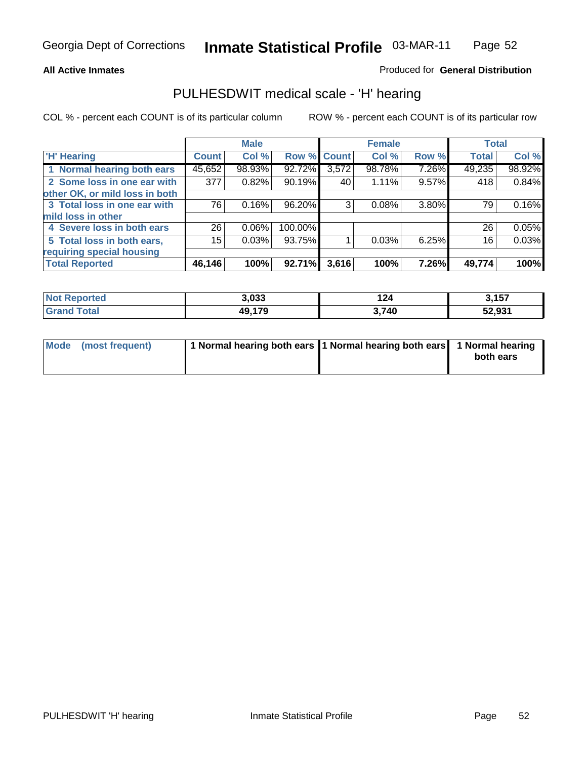Georgia Dept of Corrections **Inmate Statistical Profile** 03-MAR-11

**All Active Inmates**

Produced for **General Distribution**

## PULHESDWIT medical scale - 'H' hearing

COL % - percent each COUNT is of its particular column

ROW % - percent each COUNT is of its particular row

| | Male | | | Female | | | Total | |
|---|---|---|---|---|---|---|---|---|
| 'H' Hearing | Count | Col % | Row % | Count | Col % | Row % | Total | Col % |
| 1 Normal hearing both ears | 45,652 | 98.93% | 92.72% | 3,572 | 98.78% | 7.26% | 49,235 | 98.92% |
| 2 Some loss in one ear with other OK, or mild loss in both | 377 | 0.82% | 90.19% | 40 | 1.11% | 9.57% | 418 | 0.84% |
| 3 Total loss in one ear with mild loss in other | 76 | 0.16% | 96.20% | 3 | 0.08% | 3.80% | 79 | 0.16% |
| 4 Severe loss in both ears | 26 | 0.06% | 100.00% | | | | 26 | 0.05% |
| 5 Total loss in both ears, requiring special housing | 15 | 0.03% | 93.75% | 1 | 0.03% | 6.25% | 16 | 0.03% |
| **Total Reported** | **46,146** | **100%** | **92.71%** | **3,616** | **100%** | **7.26%** | **49,774** | **100%** |

| | Male | Female | Total |
|---|---|---|---|
| Not Reported | 3,033 | 124 | 3,157 |
| Grand Total | 49,179 | 3,740 | 52,931 |

| | Male | Female | Total |
|---|---|---|---|
| Mode (most frequent) | 1 Normal hearing both ears | 1 Normal hearing both ears | 1 Normal hearing both ears |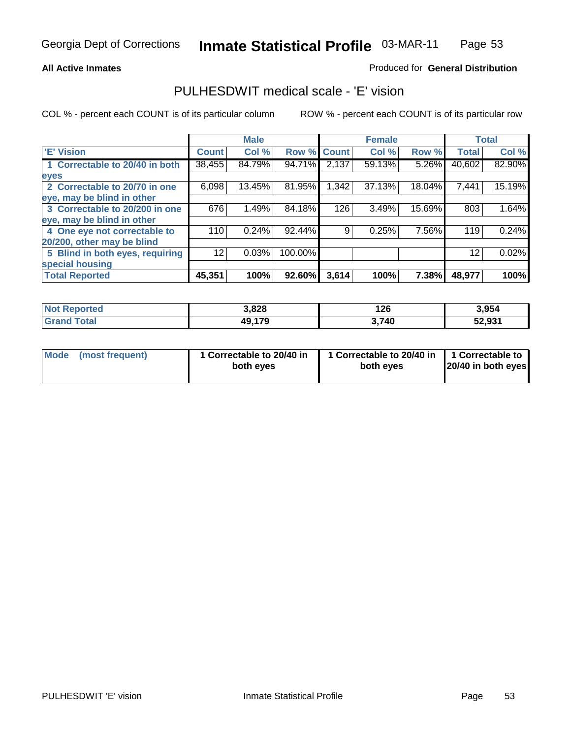Georgia Dept of Corrections **Inmate Statistical Profile** 03-MAR-11

**All Active Inmates** Produced for **General Distribution**

## PULHESDWIT medical scale - 'E' vision

COL % - percent each COUNT is of its particular column    ROW % - percent each COUNT is of its particular row

| | Male | | | Female | | | Total | |
|---|---|---|---|---|---|---|---|---|
| 'E' Vision | Count | Col % | Row % | Count | Col % | Row % | Total | Col % |
| 1 Correctable to 20/40 in both eyes | 38,455 | 84.79% | 94.71% | 2,137 | 59.13% | 5.26% | 40,602 | 82.90% |
| 2 Correctable to 20/70 in one eye, may be blind in other | 6,098 | 13.45% | 81.95% | 1,342 | 37.13% | 18.04% | 7,441 | 15.19% |
| 3 Correctable to 20/200 in one eye, may be blind in other | 676 | 1.49% | 84.18% | 126 | 3.49% | 15.69% | 803 | 1.64% |
| 4 One eye not correctable to 20/200, other may be blind | 110 | 0.24% | 92.44% | 9 | 0.25% | 7.56% | 119 | 0.24% |
| 5 Blind in both eyes, requiring special housing | 12 | 0.03% | 100.00% | | | | 12 | 0.02% |
| **Total Reported** | **45,351** | **100%** | **92.60%** | **3,614** | **100%** | **7.38%** | **48,977** | **100%** |

| | Male | Female | Total |
|---|---|---|---|
| Not Reported | 3,828 | 126 | 3,954 |
| Grand Total | 49,179 | 3,740 | 52,931 |

| | Male | Female | Total |
|---|---|---|---|
| Mode (most frequent) | 1 Correctable to 20/40 in both eyes | 1 Correctable to 20/40 in both eyes | 1 Correctable to 20/40 in both eyes |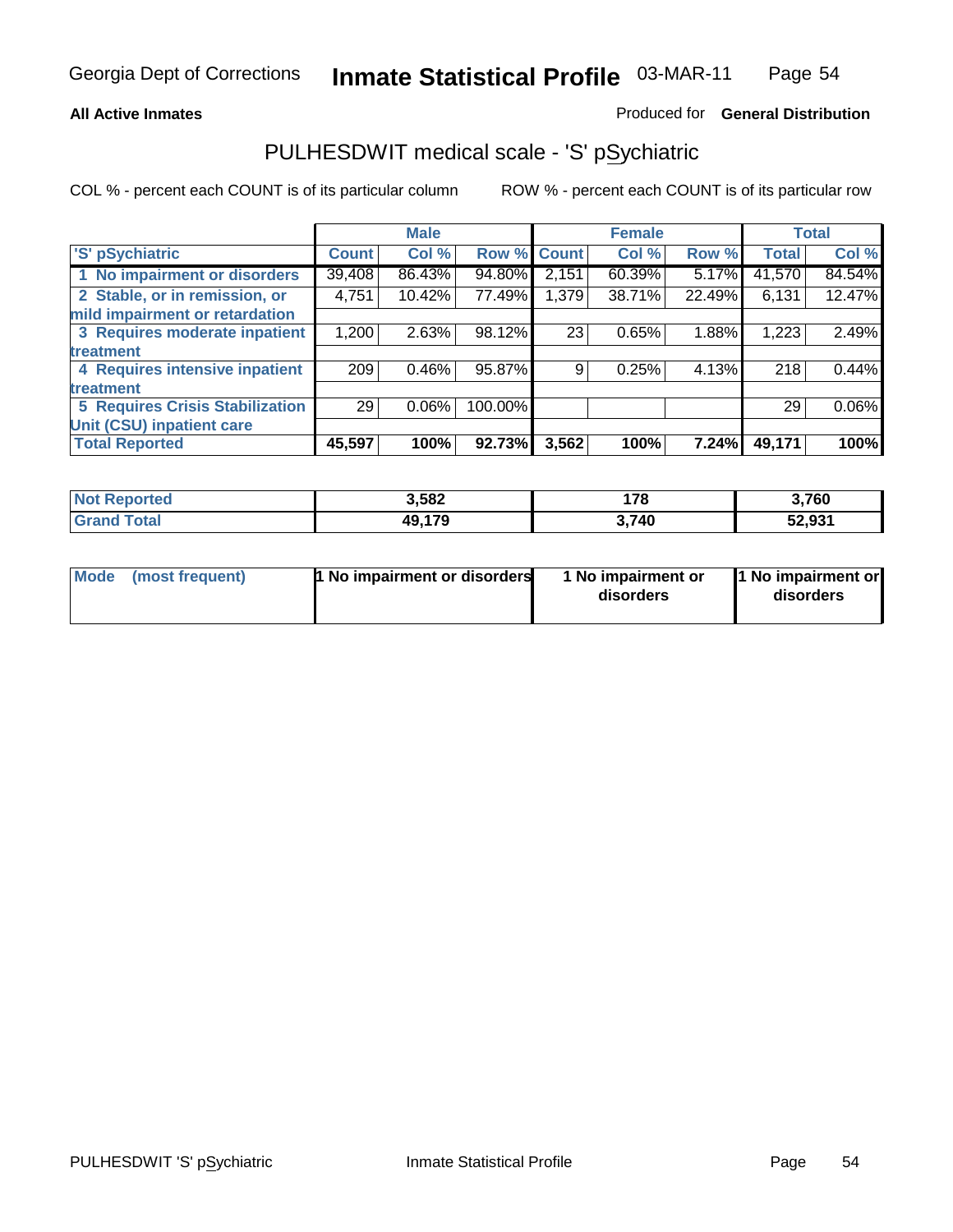# Georgia Dept of Corrections — Inmate Statistical Profile 03-MAR-11

**All Active Inmates** | Produced for **General Distribution**

## PULHESDWIT medical scale - 'S' pSychiatric

COL % - percent each COUNT is of its particular column    ROW % - percent each COUNT is of its particular row

| | Male | | | Female | | | Total | |
|---|---|---|---|---|---|---|---|---|
| 'S' pSychiatric | Count | Col % | Row % | Count | Col % | Row % | Total | Col % |
| 1 No impairment or disorders | 39,408 | 86.43% | 94.80% | 2,151 | 60.39% | 5.17% | 41,570 | 84.54% |
| 2 Stable, or in remission, or mild impairment or retardation | 4,751 | 10.42% | 77.49% | 1,379 | 38.71% | 22.49% | 6,131 | 12.47% |
| 3 Requires moderate inpatient treatment | 1,200 | 2.63% | 98.12% | 23 | 0.65% | 1.88% | 1,223 | 2.49% |
| 4 Requires intensive inpatient treatment | 209 | 0.46% | 95.87% | 9 | 0.25% | 4.13% | 218 | 0.44% |
| 5 Requires Crisis Stabilization Unit (CSU) inpatient care | 29 | 0.06% | 100.00% | | | | 29 | 0.06% |
| **Total Reported** | **45,597** | **100%** | **92.73%** | **3,562** | **100%** | **7.24%** | **49,171** | **100%** |

| | Male | Female | Total |
|---|---|---|---|
| Not Reported | 3,582 | 178 | 3,760 |
| Grand Total | 49,179 | 3,740 | 52,931 |

| | Male | Female | Total |
|---|---|---|---|
| Mode (most frequent) | 1 No impairment or disorders | 1 No impairment or disorders | 1 No impairment or disorders |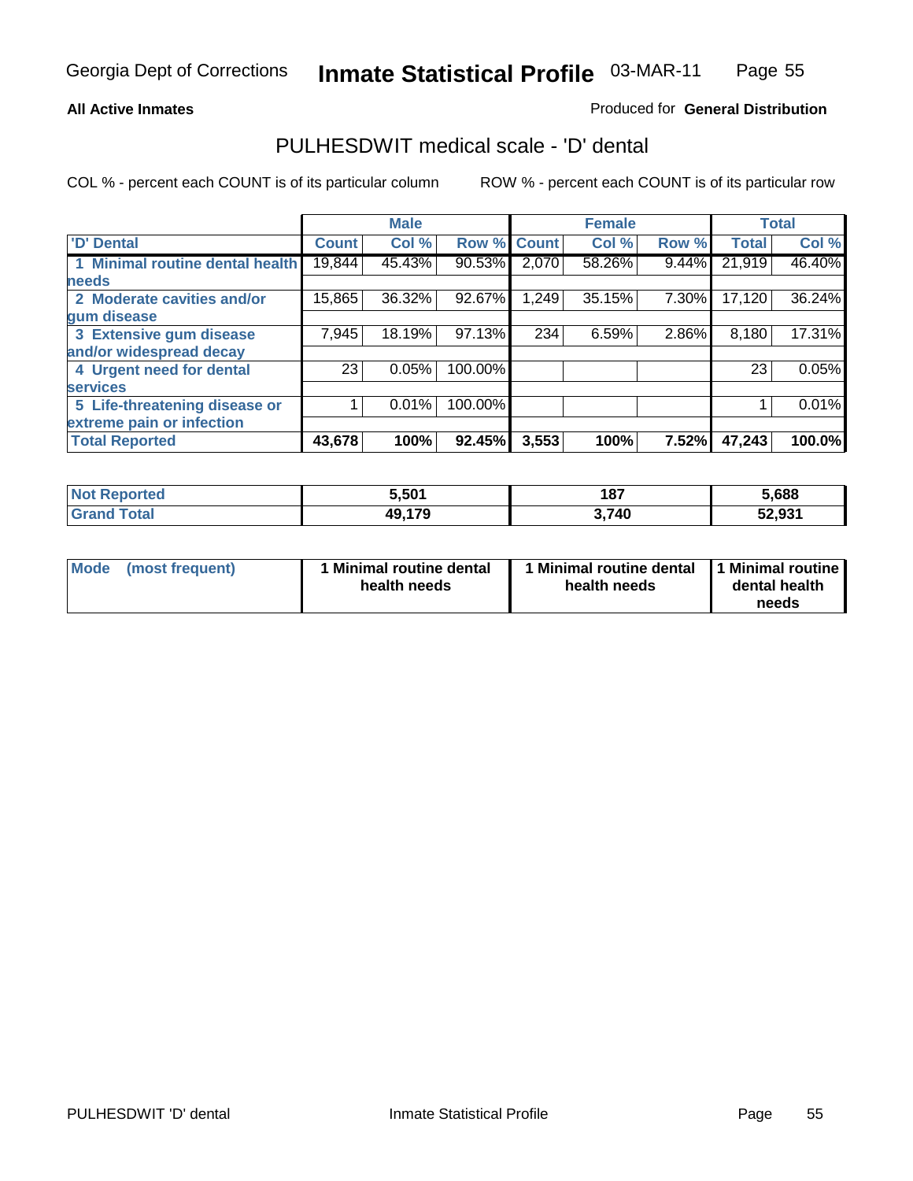**All Active Inmates**

Produced for **General Distribution**

## PULHESDWIT medical scale - 'D' dental

COL % - percent each COUNT is of its particular column

ROW % - percent each COUNT is of its particular row

| | Male | | | Female | | | Total | |
|---|---|---|---|---|---|---|---|---|
| 'D' Dental | Count | Col % | Row % | Count | Col % | Row % | Total | Col % |
| 1 Minimal routine dental health needs | 19,844 | 45.43% | 90.53% | 2,070 | 58.26% | 9.44% | 21,919 | 46.40% |
| 2 Moderate cavities and/or gum disease | 15,865 | 36.32% | 92.67% | 1,249 | 35.15% | 7.30% | 17,120 | 36.24% |
| 3 Extensive gum disease and/or widespread decay | 7,945 | 18.19% | 97.13% | 234 | 6.59% | 2.86% | 8,180 | 17.31% |
| 4 Urgent need for dental services | 23 | 0.05% | 100.00% | | | | 23 | 0.05% |
| 5 Life-threatening disease or extreme pain or infection | 1 | 0.01% | 100.00% | | | | 1 | 0.01% |
| **Total Reported** | **43,678** | **100%** | **92.45%** | **3,553** | **100%** | **7.52%** | **47,243** | **100.0%** |

| | Male | Female | Total |
|---|---|---|---|
| Not Reported | 5,501 | 187 | 5,688 |
| Grand Total | 49,179 | 3,740 | 52,931 |

| | Male | Female | Total |
|---|---|---|---|
| Mode (most frequent) | 1 Minimal routine dental health needs | 1 Minimal routine dental health needs | 1 Minimal routine dental health needs |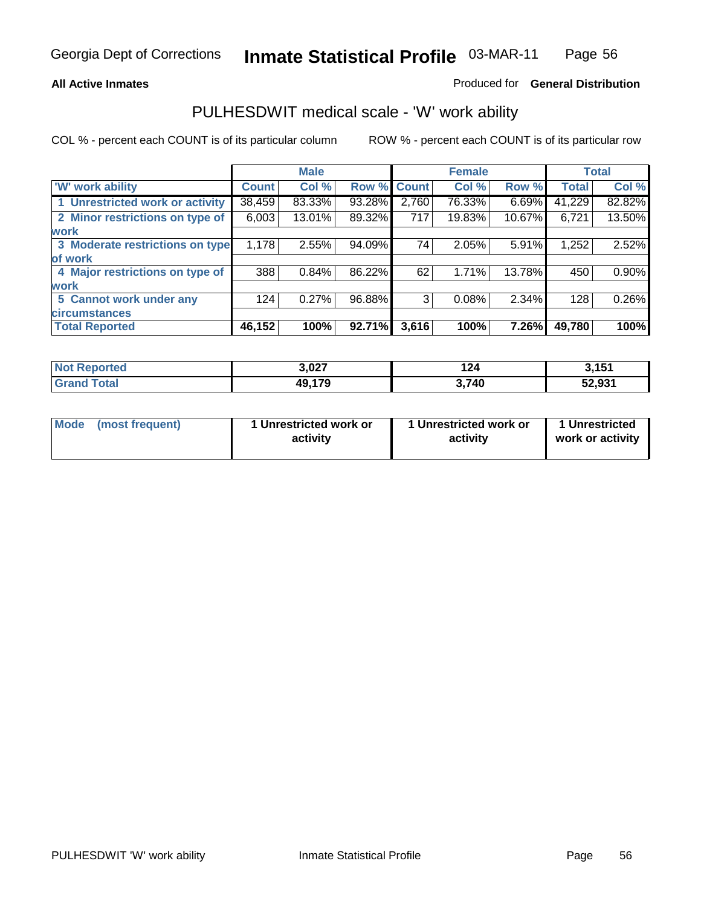**All Active Inmates**

Produced for **General Distribution**

## PULHESDWIT medical scale - 'W' work ability

COL % - percent each COUNT is of its particular column

ROW % - percent each COUNT is of its particular row

| | Male | | | Female | | | Total | |
|---|---|---|---|---|---|---|---|---|
| 'W' work ability | Count | Col % | Row % | Count | Col % | Row % | Total | Col % |
| 1 Unrestricted work or activity | 38,459 | 83.33% | 93.28% | 2,760 | 76.33% | 6.69% | 41,229 | 82.82% |
| 2 Minor restrictions on type of work | 6,003 | 13.01% | 89.32% | 717 | 19.83% | 10.67% | 6,721 | 13.50% |
| 3 Moderate restrictions on type of work | 1,178 | 2.55% | 94.09% | 74 | 2.05% | 5.91% | 1,252 | 2.52% |
| 4 Major restrictions on type of work | 388 | 0.84% | 86.22% | 62 | 1.71% | 13.78% | 450 | 0.90% |
| 5 Cannot work under any circumstances | 124 | 0.27% | 96.88% | 3 | 0.08% | 2.34% | 128 | 0.26% |
| **Total Reported** | **46,152** | **100%** | **92.71%** | **3,616** | **100%** | **7.26%** | **49,780** | **100%** |

| | Male | Female | Total |
|---|---|---|---|
| Not Reported | 3,027 | 124 | 3,151 |
| Grand Total | 49,179 | 3,740 | 52,931 |

| | Male | Female | Total |
|---|---|---|---|
| Mode (most frequent) | 1 Unrestricted work or activity | 1 Unrestricted work or activity | 1 Unrestricted work or activity |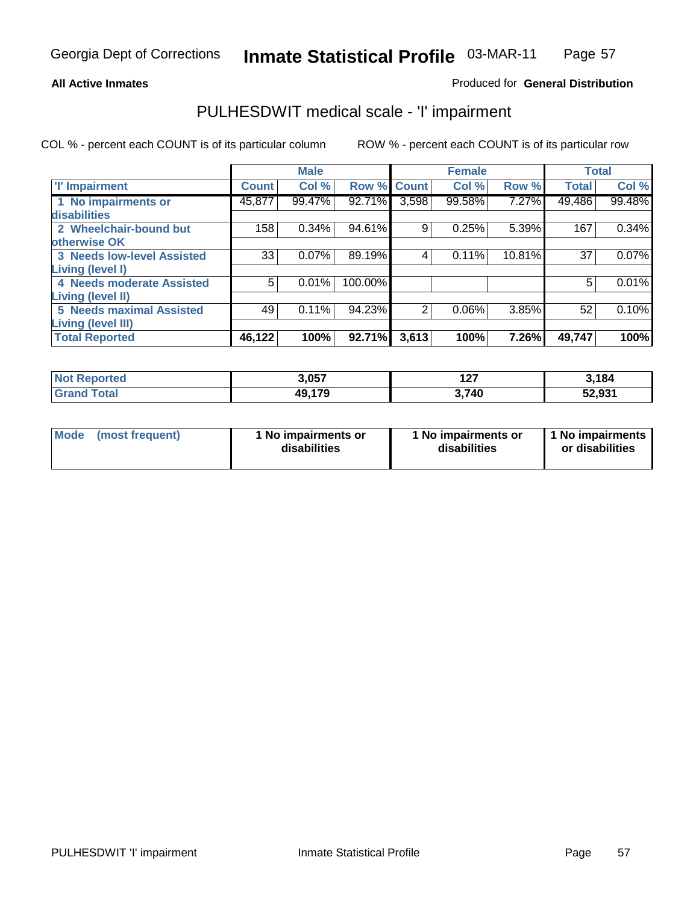Georgia Dept of Corrections **Inmate Statistical Profile** 03-MAR-11

**All Active Inmates**

Produced for **General Distribution**

## PULHESDWIT medical scale - 'I' impairment

COL % - percent each COUNT is of its particular column ROW % - percent each COUNT is of its particular row

| | Male | | | Female | | | Total | |
|---|---|---|---|---|---|---|---|---|
| **'I' Impairment** | **Count** | **Col %** | **Row %** | **Count** | **Col %** | **Row %** | **Total** | **Col %** |
| **1 No impairments or disabilities** | 45,877 | 99.47% | 92.71% | 3,598 | 99.58% | 7.27% | 49,486 | 99.48% |
| **2 Wheelchair-bound but otherwise OK** | 158 | 0.34% | 94.61% | 9 | 0.25% | 5.39% | 167 | 0.34% |
| **3 Needs low-level Assisted Living (level I)** | 33 | 0.07% | 89.19% | 4 | 0.11% | 10.81% | 37 | 0.07% |
| **4 Needs moderate Assisted Living (level II)** | 5 | 0.01% | 100.00% | | | | 5 | 0.01% |
| **5 Needs maximal Assisted Living (level III)** | 49 | 0.11% | 94.23% | 2 | 0.06% | 3.85% | 52 | 0.10% |
| **Total Reported** | **46,122** | **100%** | **92.71%** | **3,613** | **100%** | **7.26%** | **49,747** | **100%** |

| | Male | Female | Total |
|---|---|---|---|
| **Not Reported** | **3,057** | **127** | **3,184** |
| **Grand Total** | **49,179** | **3,740** | **52,931** |

| | Male | Female | Total |
|---|---|---|---|
| **Mode (most frequent)** | **1 No impairments or disabilities** | **1 No impairments or disabilities** | **1 No impairments or disabilities** |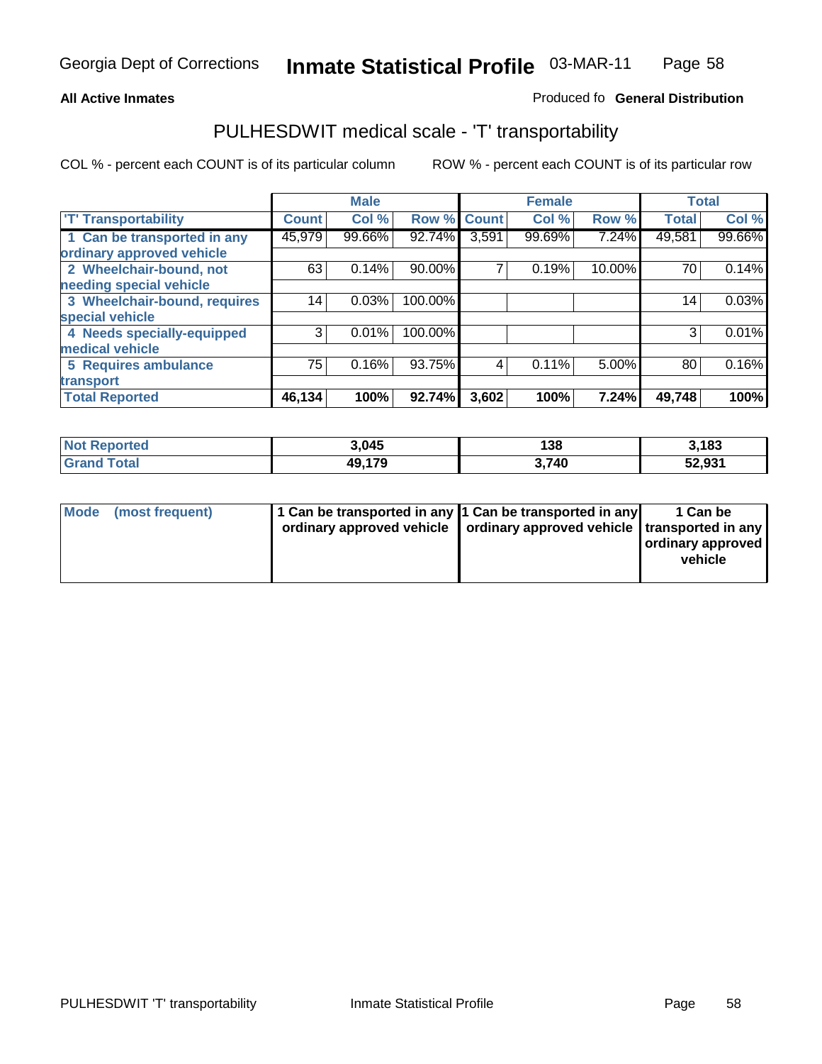**All Active Inmates**

Produced fo **General Distribution**

## PULHESDWIT medical scale - 'T' transportability

COL % - percent each COUNT is of its particular column

ROW % - percent each COUNT is of its particular row

| | Male | | | Female | | | Total | |
|---|---|---|---|---|---|---|---|---|
| 'T' Transportability | Count | Col % | Row % | Count | Col % | Row % | Total | Col % |
| 1 Can be transported in any ordinary approved vehicle | 45,979 | 99.66% | 92.74% | 3,591 | 99.69% | 7.24% | 49,581 | 99.66% |
| 2 Wheelchair-bound, not needing special vehicle | 63 | 0.14% | 90.00% | 7 | 0.19% | 10.00% | 70 | 0.14% |
| 3 Wheelchair-bound, requires special vehicle | 14 | 0.03% | 100.00% | | | | 14 | 0.03% |
| 4 Needs specially-equipped medical vehicle | 3 | 0.01% | 100.00% | | | | 3 | 0.01% |
| 5 Requires ambulance transport | 75 | 0.16% | 93.75% | 4 | 0.11% | 5.00% | 80 | 0.16% |
| **Total Reported** | **46,134** | **100%** | **92.74%** | **3,602** | **100%** | **7.24%** | **49,748** | **100%** |

| | Male | Female | Total |
|---|---|---|---|
| Not Reported | 3,045 | 138 | 3,183 |
| Grand Total | 49,179 | 3,740 | 52,931 |

| | Male | Female | Total |
|---|---|---|---|
| Mode (most frequent) | 1 Can be transported in any ordinary approved vehicle | 1 Can be transported in any ordinary approved vehicle | 1 Can be transported in any ordinary approved vehicle |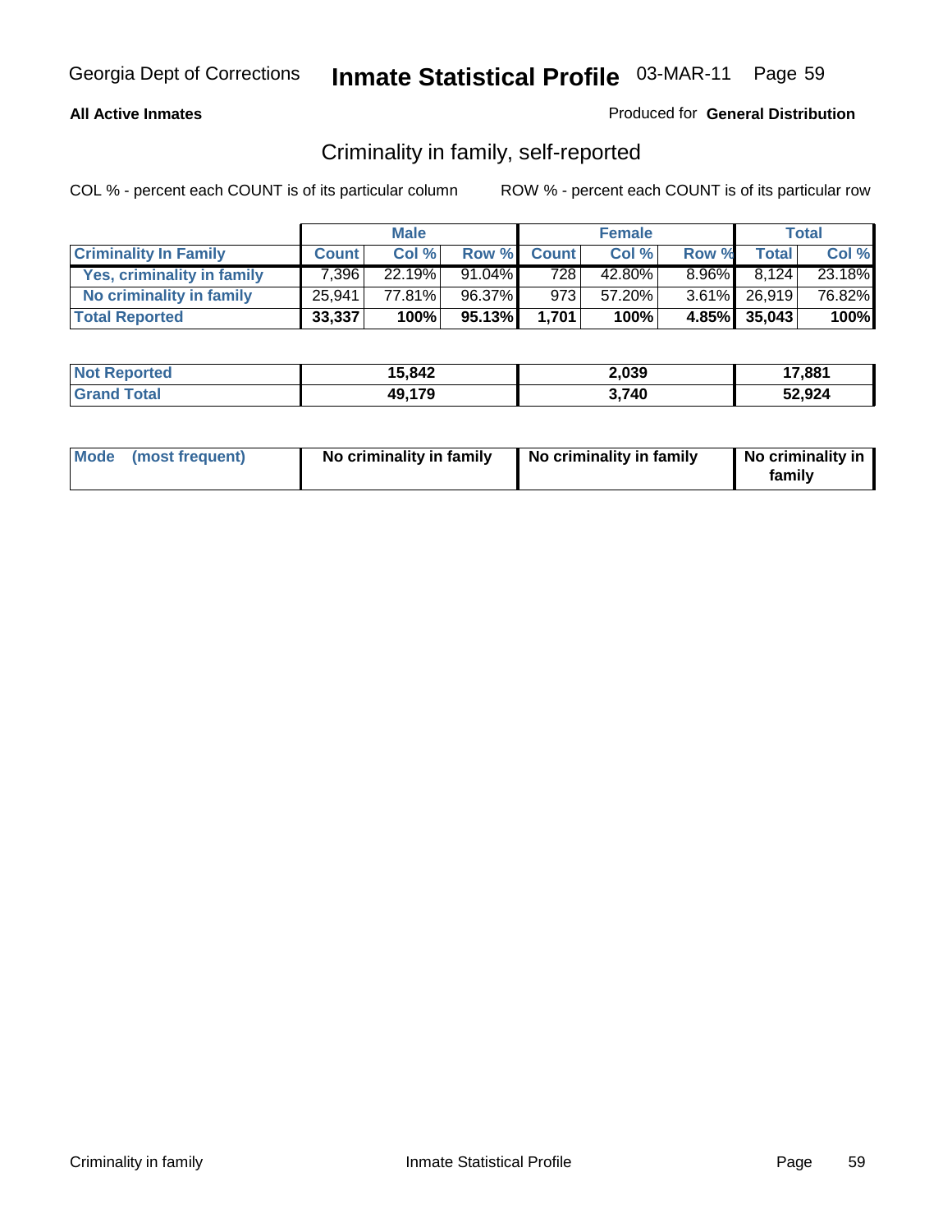**All Active Inmates**

Produced for **General Distribution**

## Criminality in family, self-reported

COL % - percent each COUNT is of its particular column

ROW % - percent each COUNT is of its particular row

| | Male | | | Female | | | Total | |
|---|---|---|---|---|---|---|---|---|
| **Criminality In Family** | **Count** | **Col %** | **Row %** | **Count** | **Col %** | **Row %** | **Total** | **Col %** |
| Yes, criminality in family | 7,396 | 22.19% | 91.04% | 728 | 42.80% | 8.96% | 8,124 | 23.18% |
| No criminality in family | 25,941 | 77.81% | 96.37% | 973 | 57.20% | 3.61% | 26,919 | 76.82% |
| **Total Reported** | **33,337** | **100%** | **95.13%** | **1,701** | **100%** | **4.85%** | **35,043** | **100%** |

| | Male | Female | Total |
|---|---|---|---|
| **Not Reported** | **15,842** | **2,039** | **17,881** |
| **Grand Total** | **49,179** | **3,740** | **52,924** |

| | Male | Female | Total |
|---|---|---|---|
| **Mode (most frequent)** | **No criminality in family** | **No criminality in family** | **No criminality in family** |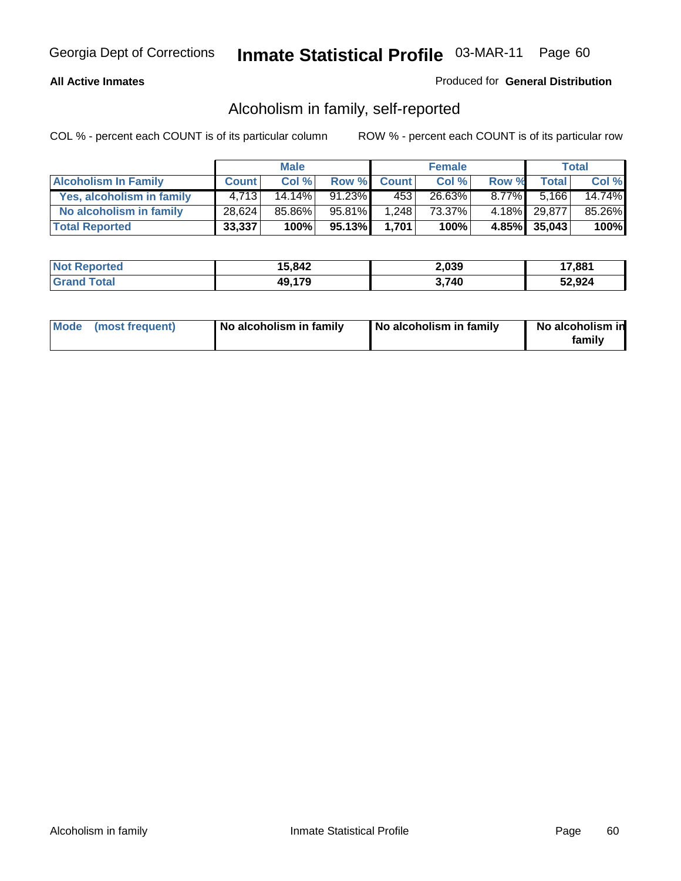Georgia Dept of Corrections **Inmate Statistical Profile** 03-MAR-11

**All Active Inmates**

Produced for **General Distribution**

## Alcoholism in family, self-reported

COL % - percent each COUNT is of its particular column ROW % - percent each COUNT is of its particular row

| | Male | | | Female | | | Total | |
|---|---|---|---|---|---|---|---|---|
| **Alcoholism In Family** | **Count** | **Col %** | **Row %** | **Count** | **Col %** | **Row %** | **Total** | **Col %** |
| **Yes, alcoholism in family** | 4,713 | 14.14% | 91.23% | 453 | 26.63% | 8.77% | 5,166 | 14.74% |
| **No alcoholism in family** | 28,624 | 85.86% | 95.81% | 1,248 | 73.37% | 4.18% | 29,877 | 85.26% |
| **Total Reported** | **33,337** | **100%** | **95.13%** | **1,701** | **100%** | **4.85%** | **35,043** | **100%** |

| | Male | Female | Total |
|---|---|---|---|
| **Not Reported** | **15,842** | **2,039** | **17,881** |
| **Grand Total** | **49,179** | **3,740** | **52,924** |

| | Male | Female | Total |
|---|---|---|---|
| **Mode (most frequent)** | **No alcoholism in family** | **No alcoholism in family** | **No alcoholism in family** |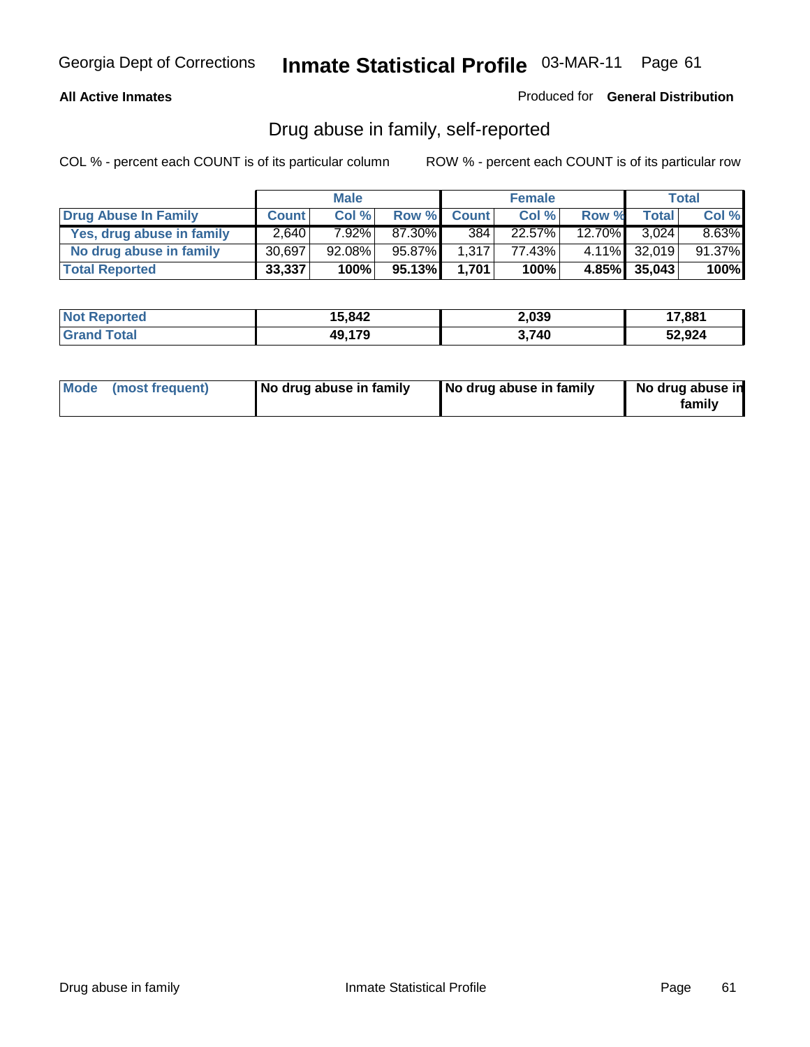Georgia Dept of Corrections **Inmate Statistical Profile** 03-MAR-11

**All Active Inmates**

Produced for **General Distribution**

## Drug abuse in family, self-reported

COL % - percent each COUNT is of its particular column     ROW % - percent each COUNT is of its particular row

| | Male | | | Female | | | Total | |
|---|---|---|---|---|---|---|---|---|
| **Drug Abuse In Family** | **Count** | **Col %** | **Row %** | **Count** | **Col %** | **Row %** | **Total** | **Col %** |
| Yes, drug abuse in family | 2,640 | 7.92% | 87.30% | 384 | 22.57% | 12.70% | 3,024 | 8.63% |
| No drug abuse in family | 30,697 | 92.08% | 95.87% | 1,317 | 77.43% | 4.11% | 32,019 | 91.37% |
| **Total Reported** | **33,337** | **100%** | **95.13%** | **1,701** | **100%** | **4.85%** | **35,043** | **100%** |

| | Male | Female | Total |
|---|---|---|---|
| **Not Reported** | **15,842** | **2,039** | **17,881** |
| **Grand Total** | **49,179** | **3,740** | **52,924** |

| | Male | Female | Total |
|---|---|---|---|
| **Mode (most frequent)** | **No drug abuse in family** | **No drug abuse in family** | **No drug abuse in family** |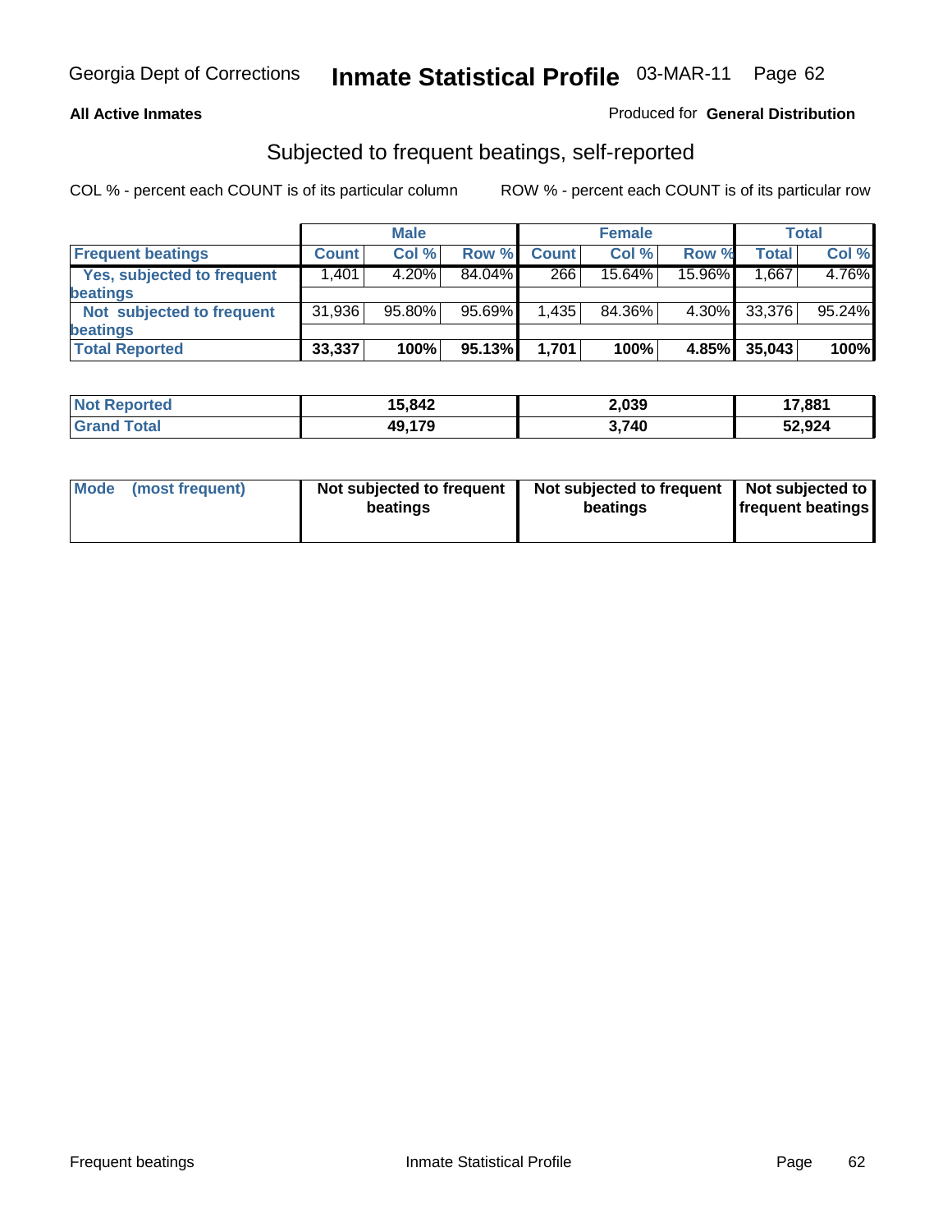Georgia Dept of Corrections **Inmate Statistical Profile** 03-MAR-11

**All Active Inmates**

Produced for **General Distribution**

## Subjected to frequent beatings, self-reported

COL % - percent each COUNT is of its particular column ROW % - percent each COUNT is of its particular row

| | Male | | | Female | | | Total | |
|---|---|---|---|---|---|---|---|---|
| **Frequent beatings** | **Count** | **Col %** | **Row %** | **Count** | **Col %** | **Row %** | **Total** | **Col %** |
| **Yes, subjected to frequent beatings** | 1,401 | 4.20% | 84.04% | 266 | 15.64% | 15.96% | 1,667 | 4.76% |
| **Not subjected to frequent beatings** | 31,936 | 95.80% | 95.69% | 1,435 | 84.36% | 4.30% | 33,376 | 95.24% |
| **Total Reported** | **33,337** | **100%** | **95.13%** | **1,701** | **100%** | **4.85%** | **35,043** | **100%** |

| | Male | Female | Total |
|---|---|---|---|
| **Not Reported** | **15,842** | **2,039** | **17,881** |
| **Grand Total** | **49,179** | **3,740** | **52,924** |

| | Male | Female | Total |
|---|---|---|---|
| **Mode (most frequent)** | **Not subjected to frequent beatings** | **Not subjected to frequent beatings** | **Not subjected to frequent beatings** |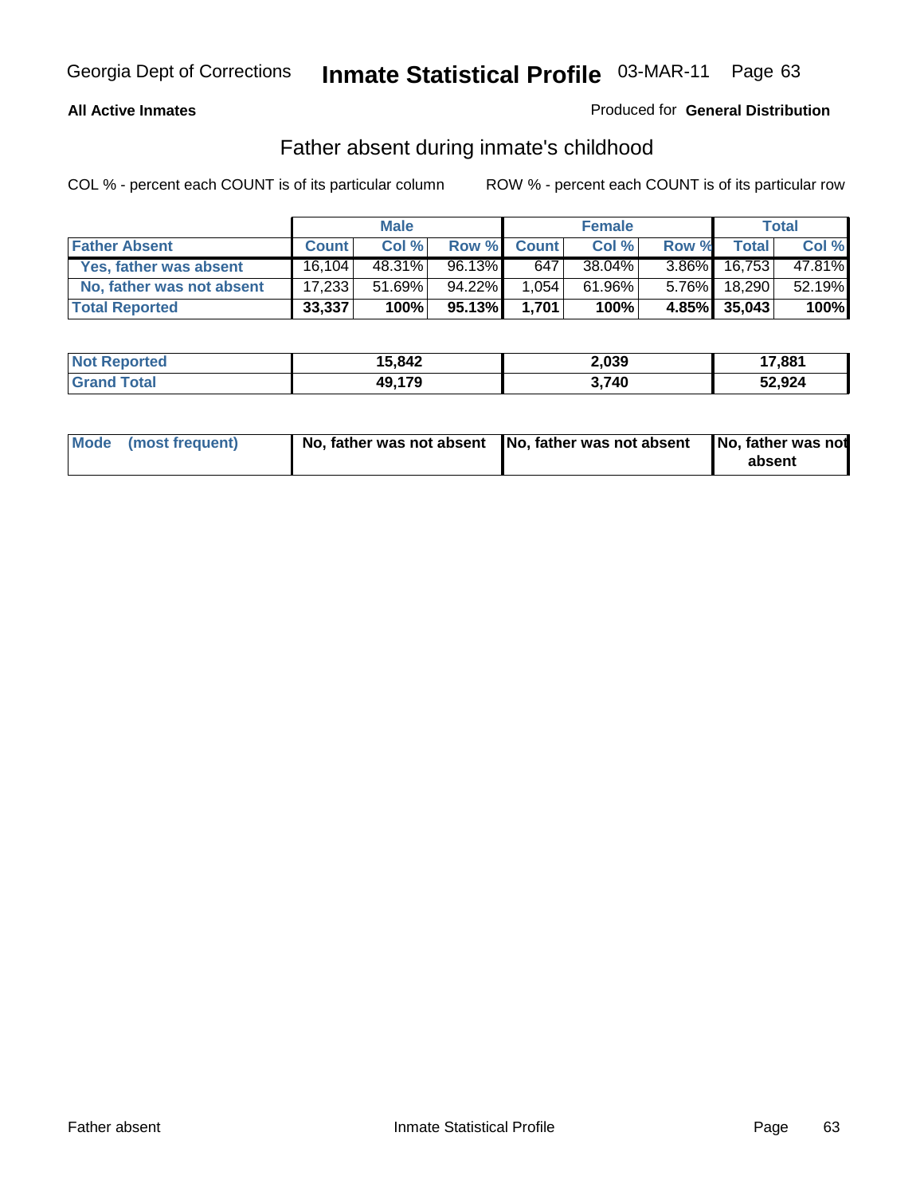Georgia Dept of Corrections **Inmate Statistical Profile** 03-MAR-11

**All Active Inmates**

Produced for **General Distribution**

## Father absent during inmate's childhood

COL % - percent each COUNT is of its particular column

ROW % - percent each COUNT is of its particular row

| | Male | | | Female | | | Total | |
|---|---|---|---|---|---|---|---|---|
| **Father Absent** | **Count** | **Col %** | **Row %** | **Count** | **Col %** | **Row %** | **Total** | **Col %** |
| **Yes, father was absent** | 16,104 | 48.31% | 96.13% | 647 | 38.04% | 3.86% | 16,753 | 47.81% |
| **No, father was not absent** | 17,233 | 51.69% | 94.22% | 1,054 | 61.96% | 5.76% | 18,290 | 52.19% |
| **Total Reported** | **33,337** | **100%** | **95.13%** | **1,701** | **100%** | **4.85%** | **35,043** | **100%** |

| | Male | Female | Total |
|---|---|---|---|
| **Not Reported** | **15,842** | **2,039** | **17,881** |
| **Grand Total** | **49,179** | **3,740** | **52,924** |

| | Male | Female | Total |
|---|---|---|---|
| **Mode (most frequent)** | **No, father was not absent** | **No, father was not absent** | **No, father was not absent** |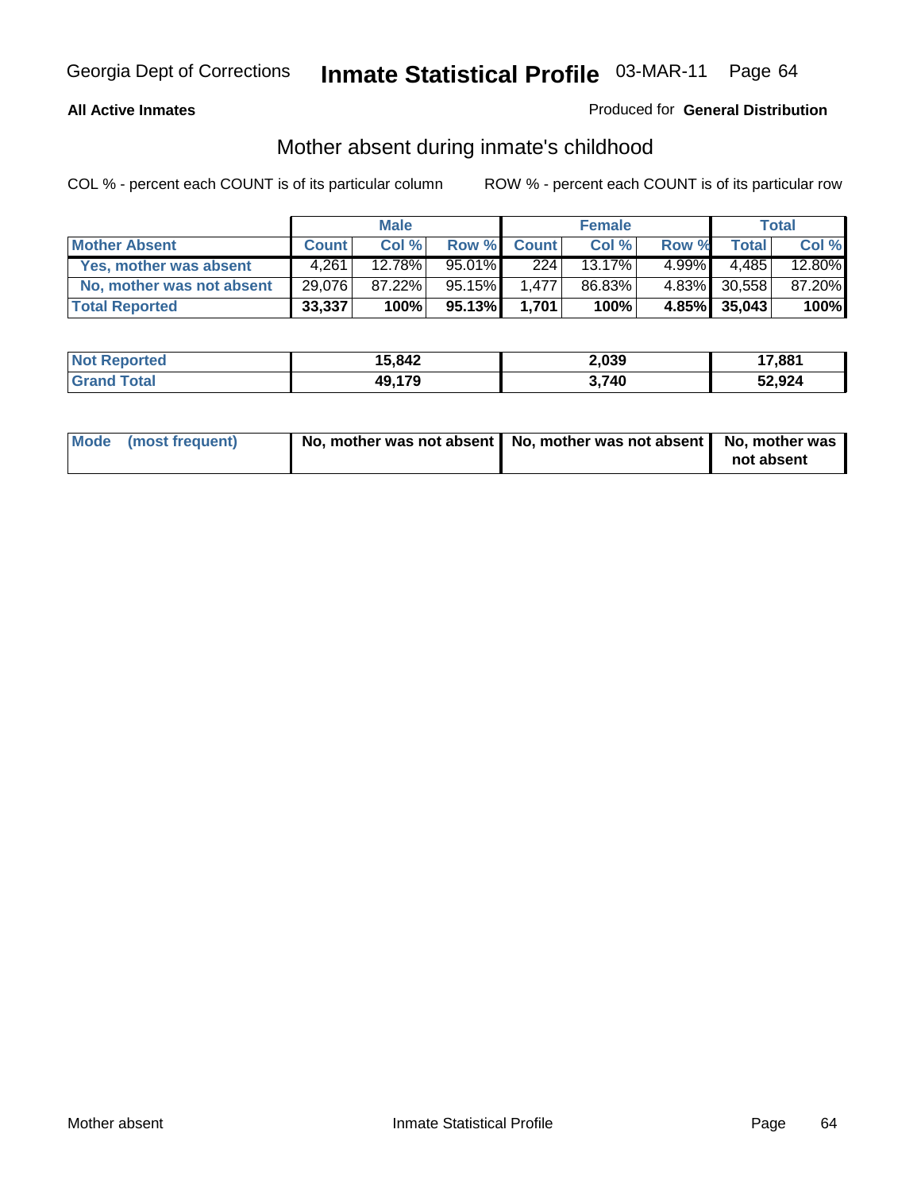Georgia Dept of Corrections **Inmate Statistical Profile** 03-MAR-11 Page 64

**All Active Inmates**

Produced for **General Distribution**

## Mother absent during inmate's childhood

COL % - percent each COUNT is of its particular column ROW % - percent each COUNT is of its particular row

| | Male | | | Female | | | Total | |
|---|---|---|---|---|---|---|---|---|
| **Mother Absent** | **Count** | **Col %** | **Row %** | **Count** | **Col %** | **Row %** | **Total** | **Col %** |
| **Yes, mother was absent** | 4,261 | 12.78% | 95.01% | 224 | 13.17% | 4.99% | 4,485 | 12.80% |
| **No, mother was not absent** | 29,076 | 87.22% | 95.15% | 1,477 | 86.83% | 4.83% | 30,558 | 87.20% |
| **Total Reported** | **33,337** | **100%** | **95.13%** | **1,701** | **100%** | **4.85%** | **35,043** | **100%** |

| | Male | Female | Total |
|---|---|---|---|
| **Not Reported** | **15,842** | **2,039** | **17,881** |
| **Grand Total** | **49,179** | **3,740** | **52,924** |

| | Male | Female | Total |
|---|---|---|---|
| **Mode (most frequent)** | **No, mother was not absent** | **No, mother was not absent** | **No, mother was not absent** |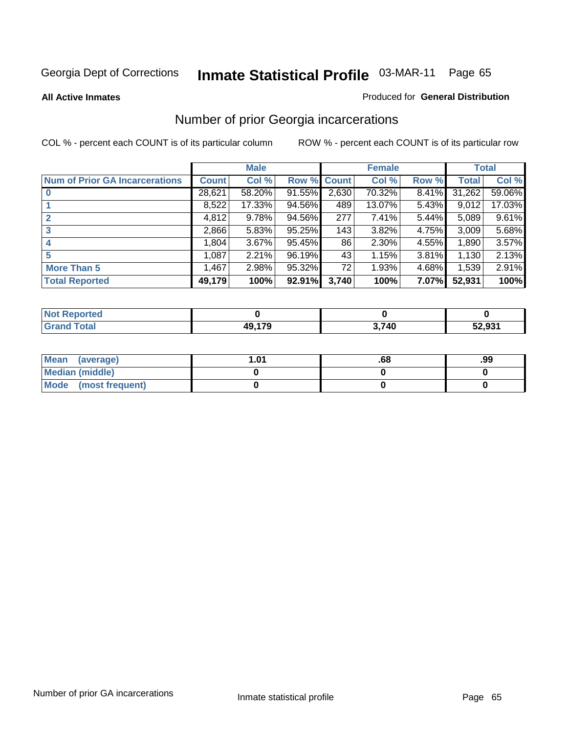Georgia Dept of Corrections **Inmate Statistical Profile** 03-MAR-11

**All Active Inmates**

Produced for **General Distribution**

## Number of prior Georgia incarcerations

COL % - percent each COUNT is of its particular column

ROW % - percent each COUNT is of its particular row

| | Male | | | Female | | | Total | |
|---|---|---|---|---|---|---|---|---|
| **Num of Prior GA Incarcerations** | **Count** | **Col %** | **Row %** | **Count** | **Col %** | **Row %** | **Total** | **Col %** |
| **0** | 28,621 | 58.20% | 91.55% | 2,630 | 70.32% | 8.41% | 31,262 | 59.06% |
| **1** | 8,522 | 17.33% | 94.56% | 489 | 13.07% | 5.43% | 9,012 | 17.03% |
| **2** | 4,812 | 9.78% | 94.56% | 277 | 7.41% | 5.44% | 5,089 | 9.61% |
| **3** | 2,866 | 5.83% | 95.25% | 143 | 3.82% | 4.75% | 3,009 | 5.68% |
| **4** | 1,804 | 3.67% | 95.45% | 86 | 2.30% | 4.55% | 1,890 | 3.57% |
| **5** | 1,087 | 2.21% | 96.19% | 43 | 1.15% | 3.81% | 1,130 | 2.13% |
| **More Than 5** | 1,467 | 2.98% | 95.32% | 72 | 1.93% | 4.68% | 1,539 | 2.91% |
| **Total Reported** | **49,179** | **100%** | **92.91%** | **3,740** | **100%** | **7.07%** | **52,931** | **100%** |

| | Male | Female | Total |
|---|---|---|---|
| **Not Reported** | **0** | **0** | **0** |
| **Grand Total** | **49,179** | **3,740** | **52,931** |

| | Male | Female | Total |
|---|---|---|---|
| **Mean (average)** | **1.01** | **.68** | **.99** |
| **Median (middle)** | **0** | **0** | **0** |
| **Mode (most frequent)** | **0** | **0** | **0** |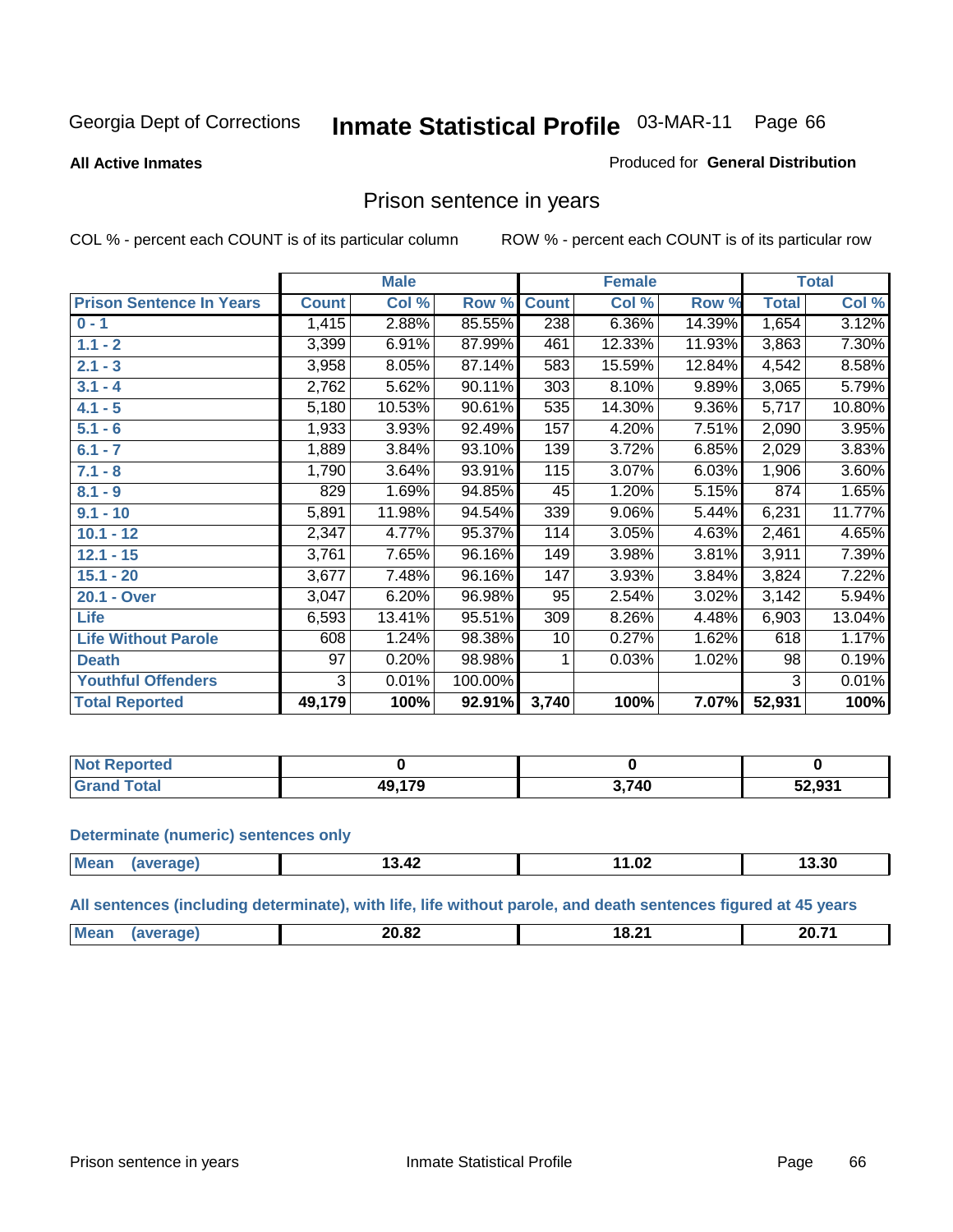Georgia Dept of Corrections **Inmate Statistical Profile** 03-MAR-11

**All Active Inmates**

Produced for **General Distribution**

## Prison sentence in years

COL % - percent each COUNT is of its particular column    ROW % - percent each COUNT is of its particular row

| | Male | | | Female | | | Total | |
|---|---|---|---|---|---|---|---|---|
| **Prison Sentence In Years** | **Count** | **Col %** | **Row %** | **Count** | **Col %** | **Row %** | **Total** | **Col %** |
| **0 - 1** | 1,415 | 2.88% | 85.55% | 238 | 6.36% | 14.39% | 1,654 | 3.12% |
| **1.1 - 2** | 3,399 | 6.91% | 87.99% | 461 | 12.33% | 11.93% | 3,863 | 7.30% |
| **2.1 - 3** | 3,958 | 8.05% | 87.14% | 583 | 15.59% | 12.84% | 4,542 | 8.58% |
| **3.1 - 4** | 2,762 | 5.62% | 90.11% | 303 | 8.10% | 9.89% | 3,065 | 5.79% |
| **4.1 - 5** | 5,180 | 10.53% | 90.61% | 535 | 14.30% | 9.36% | 5,717 | 10.80% |
| **5.1 - 6** | 1,933 | 3.93% | 92.49% | 157 | 4.20% | 7.51% | 2,090 | 3.95% |
| **6.1 - 7** | 1,889 | 3.84% | 93.10% | 139 | 3.72% | 6.85% | 2,029 | 3.83% |
| **7.1 - 8** | 1,790 | 3.64% | 93.91% | 115 | 3.07% | 6.03% | 1,906 | 3.60% |
| **8.1 - 9** | 829 | 1.69% | 94.85% | 45 | 1.20% | 5.15% | 874 | 1.65% |
| **9.1 - 10** | 5,891 | 11.98% | 94.54% | 339 | 9.06% | 5.44% | 6,231 | 11.77% |
| **10.1 - 12** | 2,347 | 4.77% | 95.37% | 114 | 3.05% | 4.63% | 2,461 | 4.65% |
| **12.1 - 15** | 3,761 | 7.65% | 96.16% | 149 | 3.98% | 3.81% | 3,911 | 7.39% |
| **15.1 - 20** | 3,677 | 7.48% | 96.16% | 147 | 3.93% | 3.84% | 3,824 | 7.22% |
| **20.1 - Over** | 3,047 | 6.20% | 96.98% | 95 | 2.54% | 3.02% | 3,142 | 5.94% |
| **Life** | 6,593 | 13.41% | 95.51% | 309 | 8.26% | 4.48% | 6,903 | 13.04% |
| **Life Without Parole** | 608 | 1.24% | 98.38% | 10 | 0.27% | 1.62% | 618 | 1.17% |
| **Death** | 97 | 0.20% | 98.98% | 1 | 0.03% | 1.02% | 98 | 0.19% |
| **Youthful Offenders** | 3 | 0.01% | 100.00% | | | | 3 | 0.01% |
| **Total Reported** | **49,179** | **100%** | **92.91%** | **3,740** | **100%** | **7.07%** | **52,931** | **100%** |

| | Male | Female | Total |
|---|---|---|---|
| **Not Reported** | **0** | **0** | **0** |
| **Grand Total** | **49,179** | **3,740** | **52,931** |

**Determinate (numeric) sentences only**

| | Male | Female | Total |
|---|---|---|---|
| **Mean (average)** | **13.42** | **11.02** | **13.30** |

**All sentences (including determinate), with life, life without parole, and death sentences figured at 45 years**

| | Male | Female | Total |
|---|---|---|---|
| **Mean (average)** | **20.82** | **18.21** | **20.71** |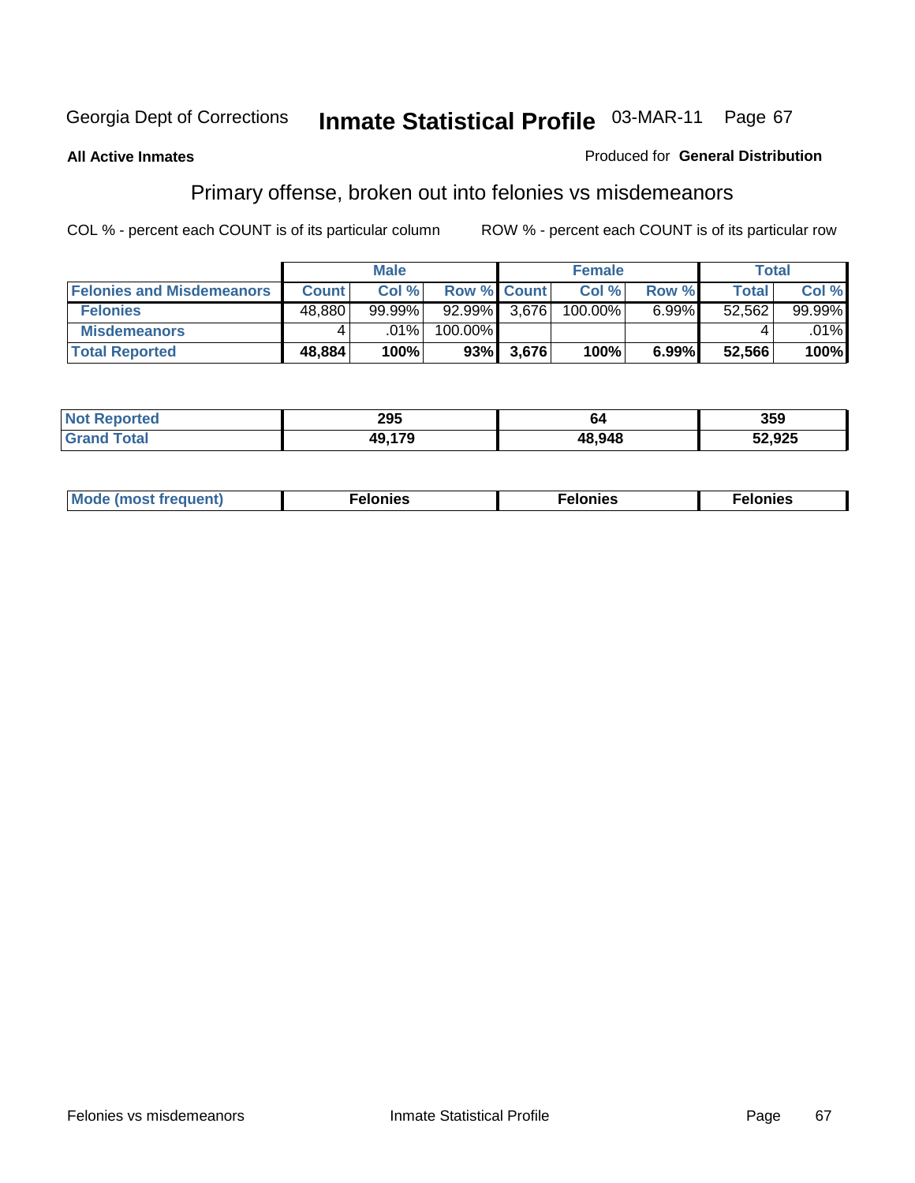Georgia Dept of Corrections **Inmate Statistical Profile** 03-MAR-11 Page 67

**All Active Inmates**

Produced for **General Distribution**

## Primary offense, broken out into felonies vs misdemeanors

COL % - percent each COUNT is of its particular column

ROW % - percent each COUNT is of its particular row

| | Male | | | Female | | | Total | |
|---|---|---|---|---|---|---|---|---|
| **Felonies and Misdemeanors** | **Count** | **Col %** | **Row %** | **Count** | **Col %** | **Row %** | **Total** | **Col %** |
| **Felonies** | 48,880 | 99.99% | 92.99% | 3,676 | 100.00% | 6.99% | 52,562 | 99.99% |
| **Misdemeanors** | 4 | .01% | 100.00% | | | | 4 | .01% |
| **Total Reported** | **48,884** | **100%** | **93%** | **3,676** | **100%** | **6.99%** | **52,566** | **100%** |

| | Male | Female | Total |
|---|---|---|---|
| **Not Reported** | **295** | **64** | **359** |
| **Grand Total** | **49,179** | **48,948** | **52,925** |

| | Male | Female | Total |
|---|---|---|---|
| **Mode (most frequent)** | **Felonies** | **Felonies** | **Felonies** |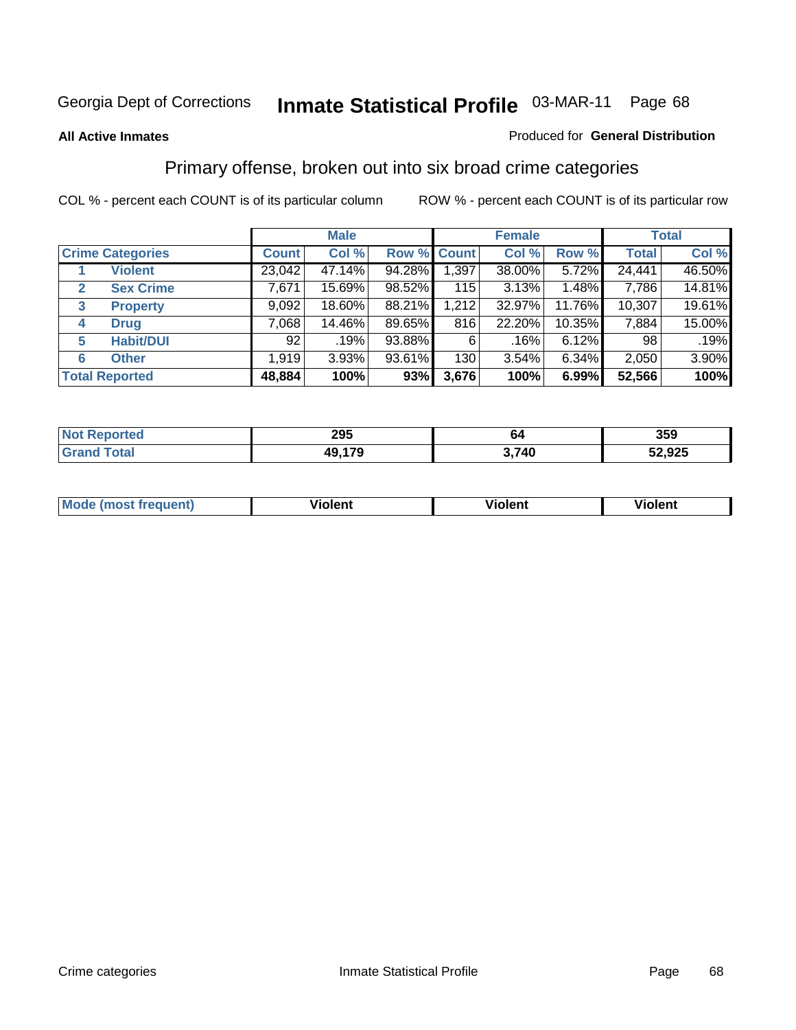Georgia Dept of Corrections **Inmate Statistical Profile** 03-MAR-11 Page 68

**All Active Inmates**

Produced for **General Distribution**

## Primary offense, broken out into six broad crime categories

COL % - percent each COUNT is of its particular column

ROW % - percent each COUNT is of its particular row

| | | Male | | | Female | | | Total | |
|---|---|---|---|---|---|---|---|---|---|
| **Crime Categories** | | **Count** | **Col %** | **Row %** | **Count** | **Col %** | **Row %** | **Total** | **Col %** |
| 1 | **Violent** | 23,042 | 47.14% | 94.28% | 1,397 | 38.00% | 5.72% | 24,441 | 46.50% |
| 2 | **Sex Crime** | 7,671 | 15.69% | 98.52% | 115 | 3.13% | 1.48% | 7,786 | 14.81% |
| 3 | **Property** | 9,092 | 18.60% | 88.21% | 1,212 | 32.97% | 11.76% | 10,307 | 19.61% |
| 4 | **Drug** | 7,068 | 14.46% | 89.65% | 816 | 22.20% | 10.35% | 7,884 | 15.00% |
| 5 | **Habit/DUI** | 92 | .19% | 93.88% | 6 | .16% | 6.12% | 98 | .19% |
| 6 | **Other** | 1,919 | 3.93% | 93.61% | 130 | 3.54% | 6.34% | 2,050 | 3.90% |
| **Total Reported** | | **48,884** | **100%** | **93%** | **3,676** | **100%** | **6.99%** | **52,566** | **100%** |

| | Male | Female | Total |
|---|---|---|---|
| **Not Reported** | **295** | **64** | **359** |
| **Grand Total** | **49,179** | **3,740** | **52,925** |

| | Male | Female | Total |
|---|---|---|---|
| **Mode (most frequent)** | **Violent** | **Violent** | **Violent** |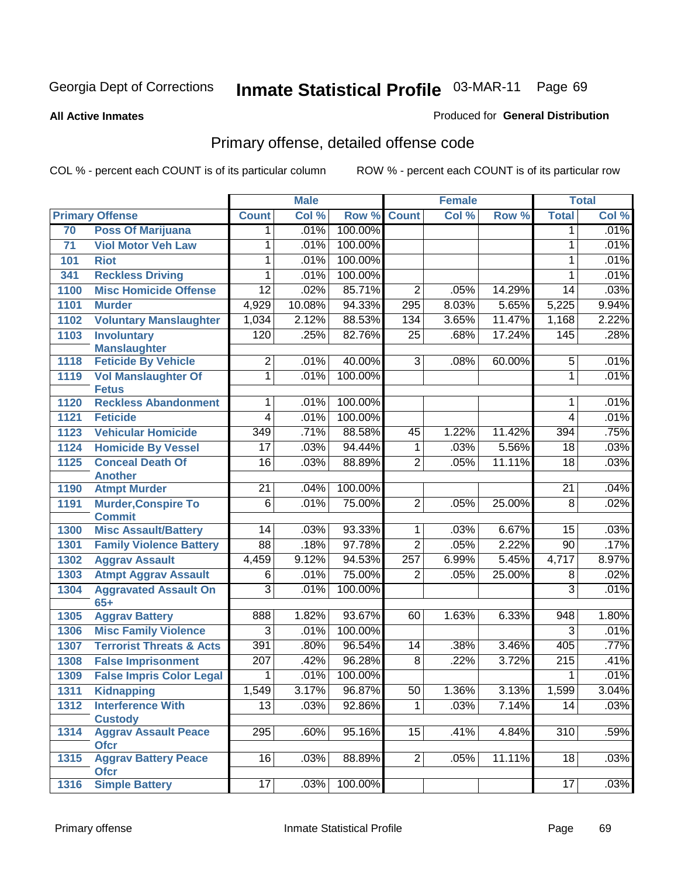Georgia Dept of Corrections **Inmate Statistical Profile** 03-MAR-11

**All Active Inmates**

Produced for **General Distribution**

## Primary offense, detailed offense code

COL % - percent each COUNT is of its particular column

ROW % - percent each COUNT is of its particular row

| Primary Offense | | Male | | | Female | | | Total | |
|---|---|---|---|---|---|---|---|---|---|
| | | Count | Col % | Row % | Count | Col % | Row % | Total | Col % |
| 70 | Poss Of Marijuana | 1 | .01% | 100.00% | | | | 1 | .01% |
| 71 | Viol Motor Veh Law | 1 | .01% | 100.00% | | | | 1 | .01% |
| 101 | Riot | 1 | .01% | 100.00% | | | | 1 | .01% |
| 341 | Reckless Driving | 1 | .01% | 100.00% | | | | 1 | .01% |
| 1100 | Misc Homicide Offense | 12 | .02% | 85.71% | 2 | .05% | 14.29% | 14 | .03% |
| 1101 | Murder | 4,929 | 10.08% | 94.33% | 295 | 8.03% | 5.65% | 5,225 | 9.94% |
| 1102 | Voluntary Manslaughter | 1,034 | 2.12% | 88.53% | 134 | 3.65% | 11.47% | 1,168 | 2.22% |
| 1103 | Involuntary Manslaughter | 120 | .25% | 82.76% | 25 | .68% | 17.24% | 145 | .28% |
| 1118 | Feticide By Vehicle | 2 | .01% | 40.00% | 3 | .08% | 60.00% | 5 | .01% |
| 1119 | Vol Manslaughter Of Fetus | 1 | .01% | 100.00% | | | | 1 | .01% |
| 1120 | Reckless Abandonment | 1 | .01% | 100.00% | | | | 1 | .01% |
| 1121 | Feticide | 4 | .01% | 100.00% | | | | 4 | .01% |
| 1123 | Vehicular Homicide | 349 | .71% | 88.58% | 45 | 1.22% | 11.42% | 394 | .75% |
| 1124 | Homicide By Vessel | 17 | .03% | 94.44% | 1 | .03% | 5.56% | 18 | .03% |
| 1125 | Conceal Death Of Another | 16 | .03% | 88.89% | 2 | .05% | 11.11% | 18 | .03% |
| 1190 | Atmpt Murder | 21 | .04% | 100.00% | | | | 21 | .04% |
| 1191 | Murder,Conspire To Commit | 6 | .01% | 75.00% | 2 | .05% | 25.00% | 8 | .02% |
| 1300 | Misc Assault/Battery | 14 | .03% | 93.33% | 1 | .03% | 6.67% | 15 | .03% |
| 1301 | Family Violence Battery | 88 | .18% | 97.78% | 2 | .05% | 2.22% | 90 | .17% |
| 1302 | Aggrav Assault | 4,459 | 9.12% | 94.53% | 257 | 6.99% | 5.45% | 4,717 | 8.97% |
| 1303 | Atmpt Aggrav Assault | 6 | .01% | 75.00% | 2 | .05% | 25.00% | 8 | .02% |
| 1304 | Aggravated Assault On 65+ | 3 | .01% | 100.00% | | | | 3 | .01% |
| 1305 | Aggrav Battery | 888 | 1.82% | 93.67% | 60 | 1.63% | 6.33% | 948 | 1.80% |
| 1306 | Misc Family Violence | 3 | .01% | 100.00% | | | | 3 | .01% |
| 1307 | Terrorist Threats & Acts | 391 | .80% | 96.54% | 14 | .38% | 3.46% | 405 | .77% |
| 1308 | False Imprisonment | 207 | .42% | 96.28% | 8 | .22% | 3.72% | 215 | .41% |
| 1309 | False Impris Color Legal | 1 | .01% | 100.00% | | | | 1 | .01% |
| 1311 | Kidnapping | 1,549 | 3.17% | 96.87% | 50 | 1.36% | 3.13% | 1,599 | 3.04% |
| 1312 | Interference With Custody | 13 | .03% | 92.86% | 1 | .03% | 7.14% | 14 | .03% |
| 1314 | Aggrav Assault Peace Ofcr | 295 | .60% | 95.16% | 15 | .41% | 4.84% | 310 | .59% |
| 1315 | Aggrav Battery Peace Ofcr | 16 | .03% | 88.89% | 2 | .05% | 11.11% | 18 | .03% |
| 1316 | Simple Battery | 17 | .03% | 100.00% | | | | 17 | .03% |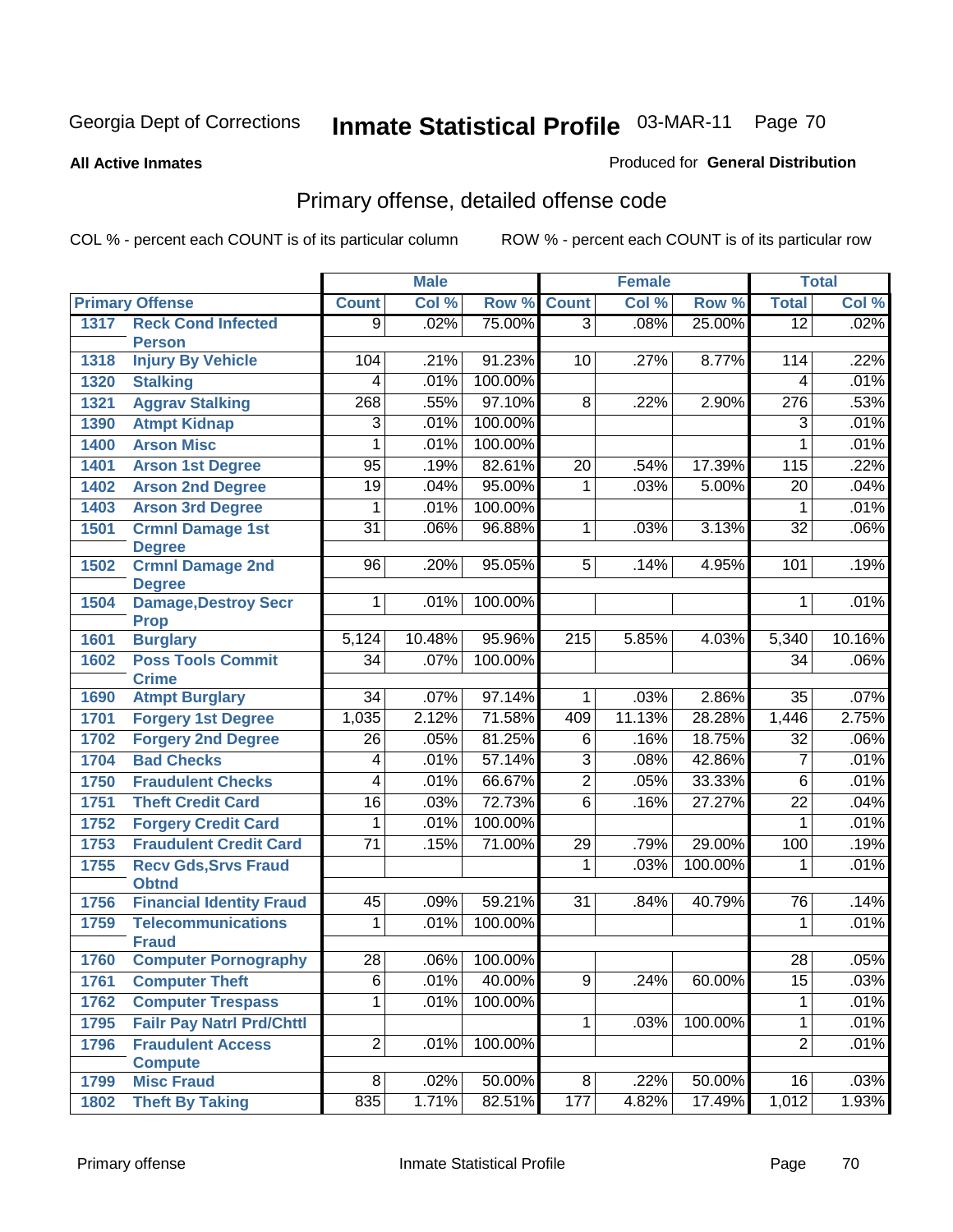Georgia Dept of Corrections **Inmate Statistical Profile** 03-MAR-11

**All Active Inmates**

Produced for **General Distribution**

## Primary offense, detailed offense code

COL % - percent each COUNT is of its particular column

ROW % - percent each COUNT is of its particular row

| Primary Offense | | Male | | | Female | | | Total | |
|---|---|---|---|---|---|---|---|---|---|
| | | Count | Col % | Row % | Count | Col % | Row % | Total | Col % |
| 1317 | Reck Cond Infected Person | 9 | .02% | 75.00% | 3 | .08% | 25.00% | 12 | .02% |
| 1318 | Injury By Vehicle | 104 | .21% | 91.23% | 10 | .27% | 8.77% | 114 | .22% |
| 1320 | Stalking | 4 | .01% | 100.00% | | | | 4 | .01% |
| 1321 | Aggrav Stalking | 268 | .55% | 97.10% | 8 | .22% | 2.90% | 276 | .53% |
| 1390 | Atmpt Kidnap | 3 | .01% | 100.00% | | | | 3 | .01% |
| 1400 | Arson Misc | 1 | .01% | 100.00% | | | | 1 | .01% |
| 1401 | Arson 1st Degree | 95 | .19% | 82.61% | 20 | .54% | 17.39% | 115 | .22% |
| 1402 | Arson 2nd Degree | 19 | .04% | 95.00% | 1 | .03% | 5.00% | 20 | .04% |
| 1403 | Arson 3rd Degree | 1 | .01% | 100.00% | | | | 1 | .01% |
| 1501 | Crmnl Damage 1st Degree | 31 | .06% | 96.88% | 1 | .03% | 3.13% | 32 | .06% |
| 1502 | Crmnl Damage 2nd Degree | 96 | .20% | 95.05% | 5 | .14% | 4.95% | 101 | .19% |
| 1504 | Damage,Destroy Secr Prop | 1 | .01% | 100.00% | | | | 1 | .01% |
| 1601 | Burglary | 5,124 | 10.48% | 95.96% | 215 | 5.85% | 4.03% | 5,340 | 10.16% |
| 1602 | Poss Tools Commit Crime | 34 | .07% | 100.00% | | | | 34 | .06% |
| 1690 | Atmpt Burglary | 34 | .07% | 97.14% | 1 | .03% | 2.86% | 35 | .07% |
| 1701 | Forgery 1st Degree | 1,035 | 2.12% | 71.58% | 409 | 11.13% | 28.28% | 1,446 | 2.75% |
| 1702 | Forgery 2nd Degree | 26 | .05% | 81.25% | 6 | .16% | 18.75% | 32 | .06% |
| 1704 | Bad Checks | 4 | .01% | 57.14% | 3 | .08% | 42.86% | 7 | .01% |
| 1750 | Fraudulent Checks | 4 | .01% | 66.67% | 2 | .05% | 33.33% | 6 | .01% |
| 1751 | Theft Credit Card | 16 | .03% | 72.73% | 6 | .16% | 27.27% | 22 | .04% |
| 1752 | Forgery Credit Card | 1 | .01% | 100.00% | | | | 1 | .01% |
| 1753 | Fraudulent Credit Card | 71 | .15% | 71.00% | 29 | .79% | 29.00% | 100 | .19% |
| 1755 | Recv Gds,Srvs Fraud Obtnd | | | | 1 | .03% | 100.00% | 1 | .01% |
| 1756 | Financial Identity Fraud | 45 | .09% | 59.21% | 31 | .84% | 40.79% | 76 | .14% |
| 1759 | Telecommunications Fraud | 1 | .01% | 100.00% | | | | 1 | .01% |
| 1760 | Computer Pornography | 28 | .06% | 100.00% | | | | 28 | .05% |
| 1761 | Computer Theft | 6 | .01% | 40.00% | 9 | .24% | 60.00% | 15 | .03% |
| 1762 | Computer Trespass | 1 | .01% | 100.00% | | | | 1 | .01% |
| 1795 | Failr Pay Natrl Prd/Chttl | | | | 1 | .03% | 100.00% | 1 | .01% |
| 1796 | Fraudulent Access Compute | 2 | .01% | 100.00% | | | | 2 | .01% |
| 1799 | Misc Fraud | 8 | .02% | 50.00% | 8 | .22% | 50.00% | 16 | .03% |
| 1802 | Theft By Taking | 835 | 1.71% | 82.51% | 177 | 4.82% | 17.49% | 1,012 | 1.93% |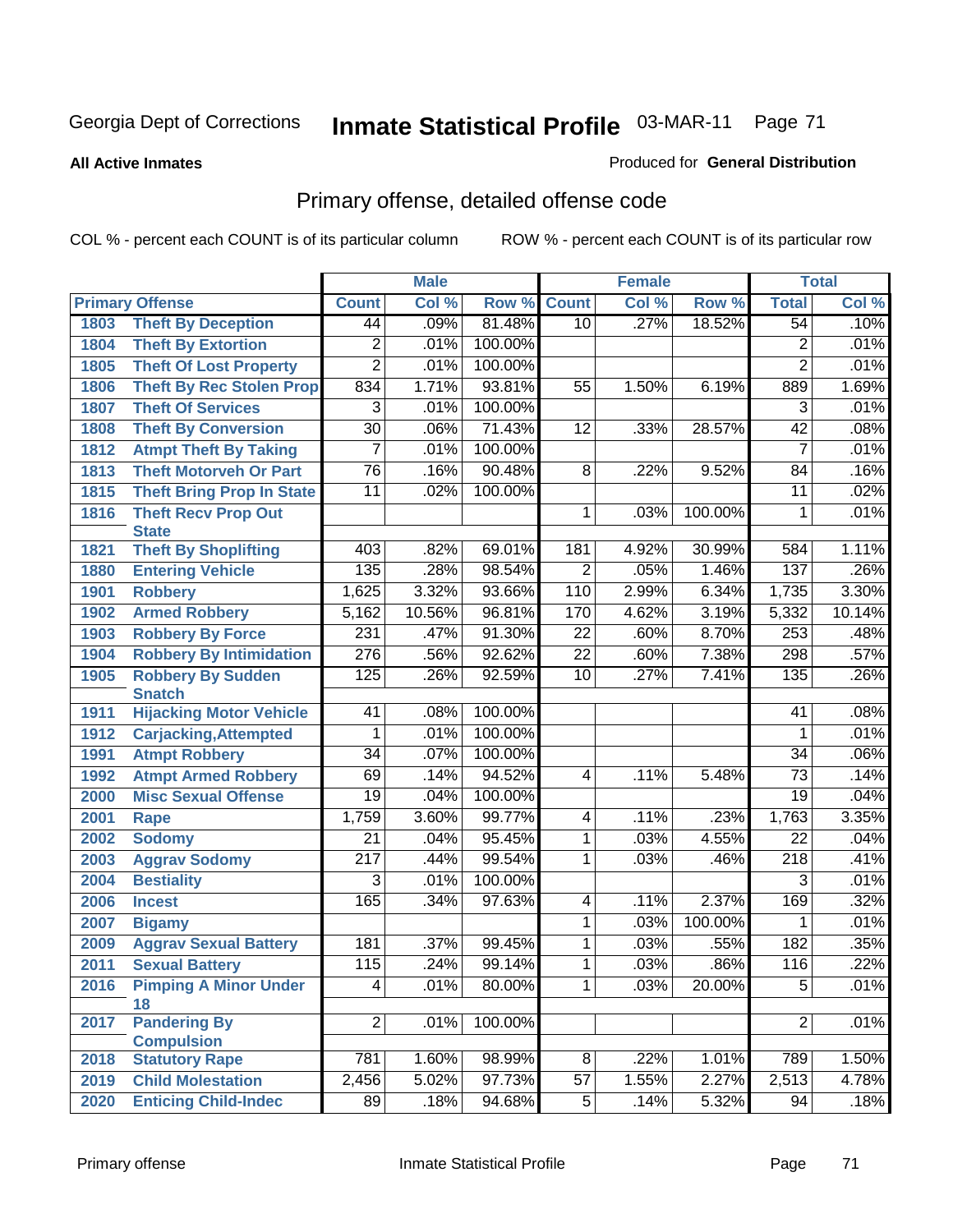Georgia Dept of Corrections **Inmate Statistical Profile** 03-MAR-11 Page 71

**All Active Inmates**

Produced for **General Distribution**

## Primary offense, detailed offense code

COL % - percent each COUNT is of its particular column

ROW % - percent each COUNT is of its particular row

| Primary Offense | | Male | | | Female | | | Total | |
|---|---|---|---|---|---|---|---|---|---|
| | | Count | Col % | Row % | Count | Col % | Row % | Total | Col % |
| 1803 | Theft By Deception | 44 | .09% | 81.48% | 10 | .27% | 18.52% | 54 | .10% |
| 1804 | Theft By Extortion | 2 | .01% | 100.00% | | | | 2 | .01% |
| 1805 | Theft Of Lost Property | 2 | .01% | 100.00% | | | | 2 | .01% |
| 1806 | Theft By Rec Stolen Prop | 834 | 1.71% | 93.81% | 55 | 1.50% | 6.19% | 889 | 1.69% |
| 1807 | Theft Of Services | 3 | .01% | 100.00% | | | | 3 | .01% |
| 1808 | Theft By Conversion | 30 | .06% | 71.43% | 12 | .33% | 28.57% | 42 | .08% |
| 1812 | Atmpt Theft By Taking | 7 | .01% | 100.00% | | | | 7 | .01% |
| 1813 | Theft Motorveh Or Part | 76 | .16% | 90.48% | 8 | .22% | 9.52% | 84 | .16% |
| 1815 | Theft Bring Prop In State | 11 | .02% | 100.00% | | | | 11 | .02% |
| 1816 | Theft Recv Prop Out State | | | | 1 | .03% | 100.00% | 1 | .01% |
| 1821 | Theft By Shoplifting | 403 | .82% | 69.01% | 181 | 4.92% | 30.99% | 584 | 1.11% |
| 1880 | Entering Vehicle | 135 | .28% | 98.54% | 2 | .05% | 1.46% | 137 | .26% |
| 1901 | Robbery | 1,625 | 3.32% | 93.66% | 110 | 2.99% | 6.34% | 1,735 | 3.30% |
| 1902 | Armed Robbery | 5,162 | 10.56% | 96.81% | 170 | 4.62% | 3.19% | 5,332 | 10.14% |
| 1903 | Robbery By Force | 231 | .47% | 91.30% | 22 | .60% | 8.70% | 253 | .48% |
| 1904 | Robbery By Intimidation | 276 | .56% | 92.62% | 22 | .60% | 7.38% | 298 | .57% |
| 1905 | Robbery By Sudden Snatch | 125 | .26% | 92.59% | 10 | .27% | 7.41% | 135 | .26% |
| 1911 | Hijacking Motor Vehicle | 41 | .08% | 100.00% | | | | 41 | .08% |
| 1912 | Carjacking,Attempted | 1 | .01% | 100.00% | | | | 1 | .01% |
| 1991 | Atmpt Robbery | 34 | .07% | 100.00% | | | | 34 | .06% |
| 1992 | Atmpt Armed Robbery | 69 | .14% | 94.52% | 4 | .11% | 5.48% | 73 | .14% |
| 2000 | Misc Sexual Offense | 19 | .04% | 100.00% | | | | 19 | .04% |
| 2001 | Rape | 1,759 | 3.60% | 99.77% | 4 | .11% | .23% | 1,763 | 3.35% |
| 2002 | Sodomy | 21 | .04% | 95.45% | 1 | .03% | 4.55% | 22 | .04% |
| 2003 | Aggrav Sodomy | 217 | .44% | 99.54% | 1 | .03% | .46% | 218 | .41% |
| 2004 | Bestiality | 3 | .01% | 100.00% | | | | 3 | .01% |
| 2006 | Incest | 165 | .34% | 97.63% | 4 | .11% | 2.37% | 169 | .32% |
| 2007 | Bigamy | | | | 1 | .03% | 100.00% | 1 | .01% |
| 2009 | Aggrav Sexual Battery | 181 | .37% | 99.45% | 1 | .03% | .55% | 182 | .35% |
| 2011 | Sexual Battery | 115 | .24% | 99.14% | 1 | .03% | .86% | 116 | .22% |
| 2016 | Pimping A Minor Under 18 | 4 | .01% | 80.00% | 1 | .03% | 20.00% | 5 | .01% |
| 2017 | Pandering By Compulsion | 2 | .01% | 100.00% | | | | 2 | .01% |
| 2018 | Statutory Rape | 781 | 1.60% | 98.99% | 8 | .22% | 1.01% | 789 | 1.50% |
| 2019 | Child Molestation | 2,456 | 5.02% | 97.73% | 57 | 1.55% | 2.27% | 2,513 | 4.78% |
| 2020 | Enticing Child-Indec | 89 | .18% | 94.68% | 5 | .14% | 5.32% | 94 | .18% |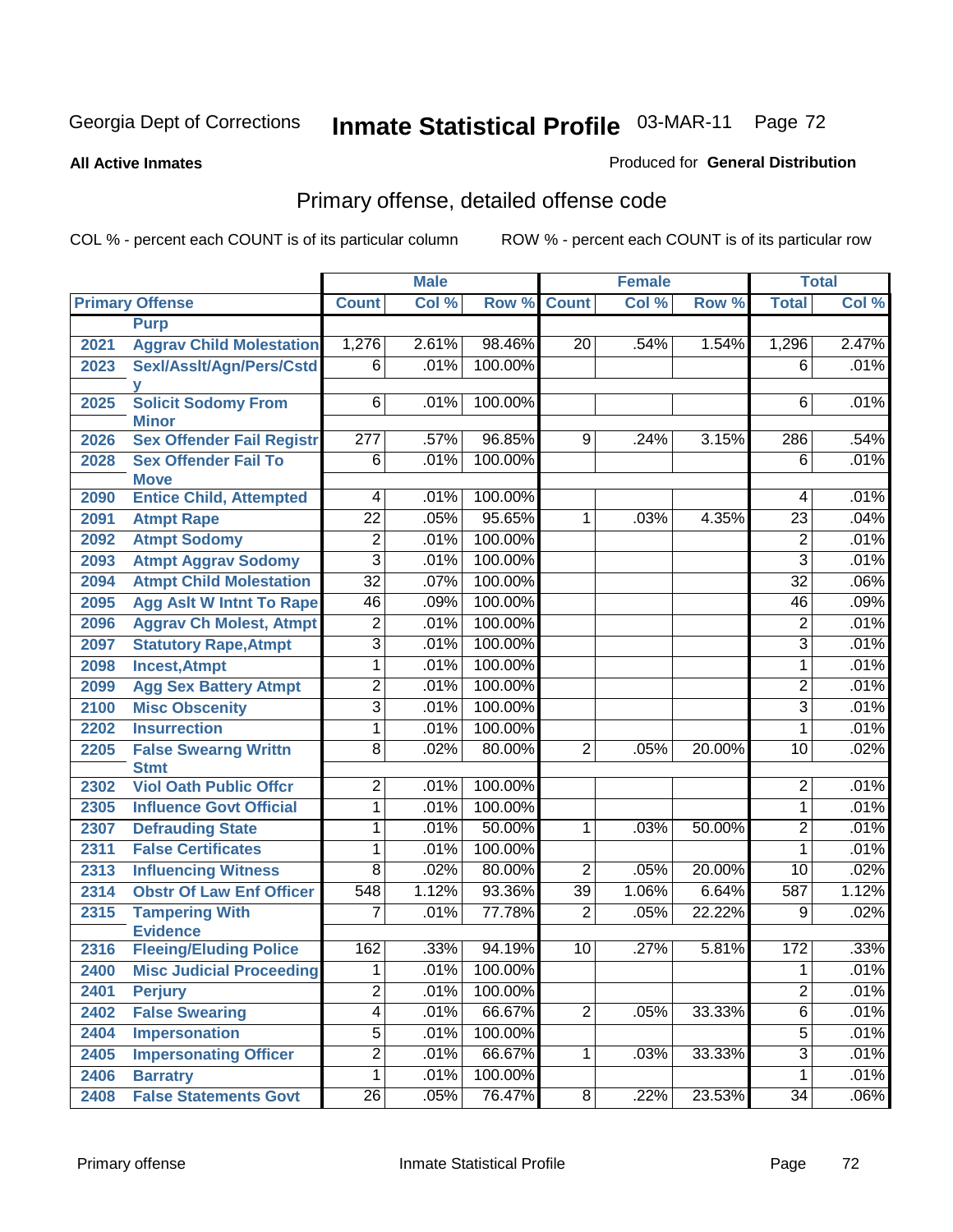Georgia Dept of Corrections **Inmate Statistical Profile** 03-MAR-11

**All Active Inmates** Produced for **General Distribution**

## Primary offense, detailed offense code

COL % - percent each COUNT is of its particular column ROW % - percent each COUNT is of its particular row

| Primary Offense | | Male | | | Female | | | Total | |
|---|---|---|---|---|---|---|---|---|---|
| | | Count | Col % | Row % | Count | Col % | Row % | Total | Col % |
| | Purp | | | | | | | | |
| 2021 | Aggrav Child Molestation | 1,276 | 2.61% | 98.46% | 20 | .54% | 1.54% | 1,296 | 2.47% |
| 2023 | Sexl/Asslt/Agn/Pers/Cstdy | 6 | .01% | 100.00% | | | | 6 | .01% |
| 2025 | Solicit Sodomy From Minor | 6 | .01% | 100.00% | | | | 6 | .01% |
| 2026 | Sex Offender Fail Registr | 277 | .57% | 96.85% | 9 | .24% | 3.15% | 286 | .54% |
| 2028 | Sex Offender Fail To Move | 6 | .01% | 100.00% | | | | 6 | .01% |
| 2090 | Entice Child, Attempted | 4 | .01% | 100.00% | | | | 4 | .01% |
| 2091 | Atmpt Rape | 22 | .05% | 95.65% | 1 | .03% | 4.35% | 23 | .04% |
| 2092 | Atmpt Sodomy | 2 | .01% | 100.00% | | | | 2 | .01% |
| 2093 | Atmpt Aggrav Sodomy | 3 | .01% | 100.00% | | | | 3 | .01% |
| 2094 | Atmpt Child Molestation | 32 | .07% | 100.00% | | | | 32 | .06% |
| 2095 | Agg Aslt W Intnt To Rape | 46 | .09% | 100.00% | | | | 46 | .09% |
| 2096 | Aggrav Ch Molest, Atmpt | 2 | .01% | 100.00% | | | | 2 | .01% |
| 2097 | Statutory Rape,Atmpt | 3 | .01% | 100.00% | | | | 3 | .01% |
| 2098 | Incest,Atmpt | 1 | .01% | 100.00% | | | | 1 | .01% |
| 2099 | Agg Sex Battery Atmpt | 2 | .01% | 100.00% | | | | 2 | .01% |
| 2100 | Misc Obscenity | 3 | .01% | 100.00% | | | | 3 | .01% |
| 2202 | Insurrection | 1 | .01% | 100.00% | | | | 1 | .01% |
| 2205 | False Swearng Writtn Stmt | 8 | .02% | 80.00% | 2 | .05% | 20.00% | 10 | .02% |
| 2302 | Viol Oath Public Offcr | 2 | .01% | 100.00% | | | | 2 | .01% |
| 2305 | Influence Govt Official | 1 | .01% | 100.00% | | | | 1 | .01% |
| 2307 | Defrauding State | 1 | .01% | 50.00% | 1 | .03% | 50.00% | 2 | .01% |
| 2311 | False Certificates | 1 | .01% | 100.00% | | | | 1 | .01% |
| 2313 | Influencing Witness | 8 | .02% | 80.00% | 2 | .05% | 20.00% | 10 | .02% |
| 2314 | Obstr Of Law Enf Officer | 548 | 1.12% | 93.36% | 39 | 1.06% | 6.64% | 587 | 1.12% |
| 2315 | Tampering With Evidence | 7 | .01% | 77.78% | 2 | .05% | 22.22% | 9 | .02% |
| 2316 | Fleeing/Eluding Police | 162 | .33% | 94.19% | 10 | .27% | 5.81% | 172 | .33% |
| 2400 | Misc Judicial Proceeding | 1 | .01% | 100.00% | | | | 1 | .01% |
| 2401 | Perjury | 2 | .01% | 100.00% | | | | 2 | .01% |
| 2402 | False Swearing | 4 | .01% | 66.67% | 2 | .05% | 33.33% | 6 | .01% |
| 2404 | Impersonation | 5 | .01% | 100.00% | | | | 5 | .01% |
| 2405 | Impersonating Officer | 2 | .01% | 66.67% | 1 | .03% | 33.33% | 3 | .01% |
| 2406 | Barratry | 1 | .01% | 100.00% | | | | 1 | .01% |
| 2408 | False Statements Govt | 26 | .05% | 76.47% | 8 | .22% | 23.53% | 34 | .06% |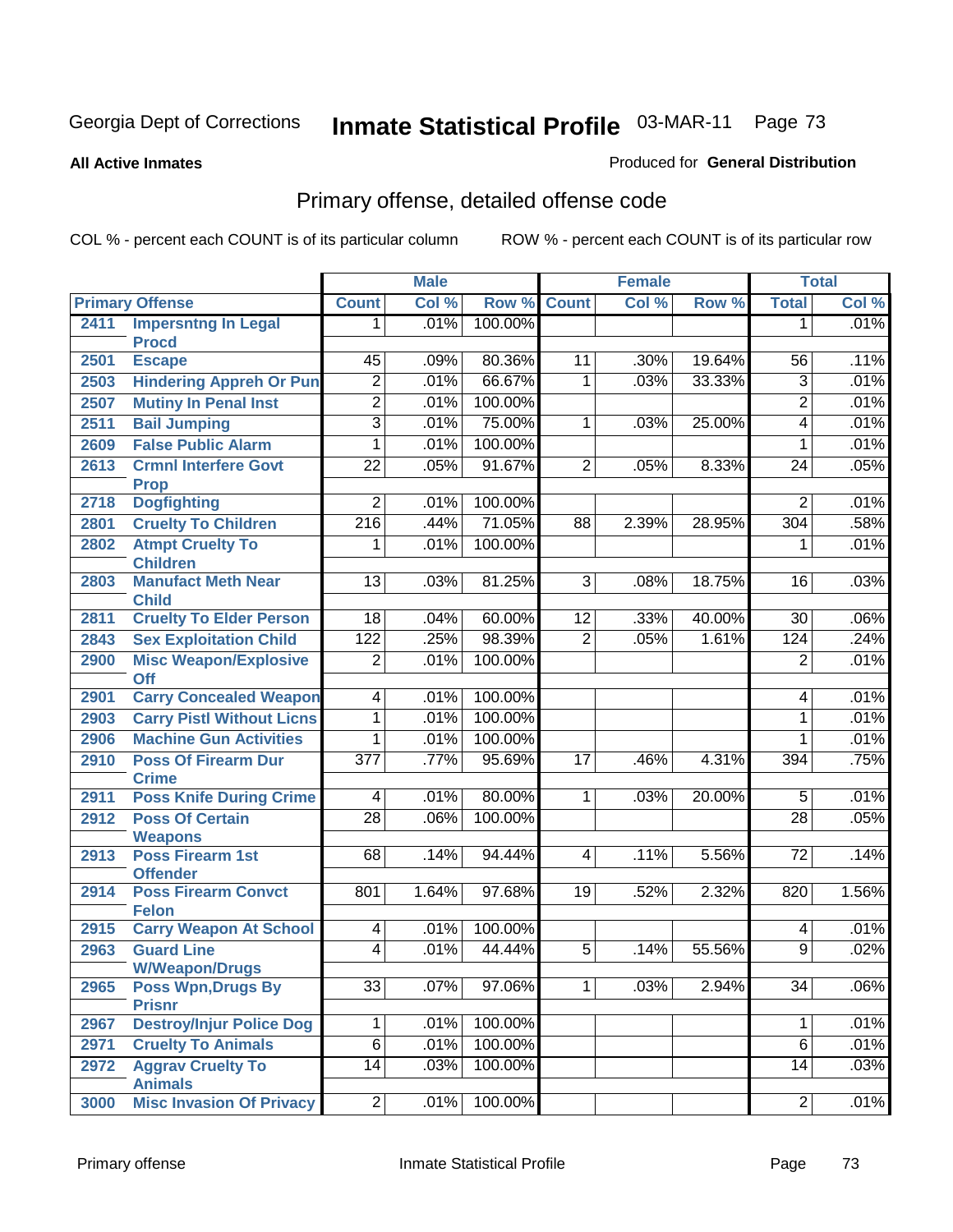Georgia Dept of Corrections **Inmate Statistical Profile** 03-MAR-11

**All Active Inmates**

Produced for **General Distribution**

## Primary offense, detailed offense code

COL % - percent each COUNT is of its particular column        ROW % - percent each COUNT is of its particular row

| Primary Offense | | Male | | | Female | | | Total | |
|---|---|---|---|---|---|---|---|---|---|
| | | Count | Col % | Row % | Count | Col % | Row % | Total | Col % |
| 2411 | Impersntng In Legal Procd | 1 | .01% | 100.00% | | | | 1 | .01% |
| 2501 | Escape | 45 | .09% | 80.36% | 11 | .30% | 19.64% | 56 | .11% |
| 2503 | Hindering Appreh Or Pun | 2 | .01% | 66.67% | 1 | .03% | 33.33% | 3 | .01% |
| 2507 | Mutiny In Penal Inst | 2 | .01% | 100.00% | | | | 2 | .01% |
| 2511 | Bail Jumping | 3 | .01% | 75.00% | 1 | .03% | 25.00% | 4 | .01% |
| 2609 | False Public Alarm | 1 | .01% | 100.00% | | | | 1 | .01% |
| 2613 | Crmnl Interfere Govt Prop | 22 | .05% | 91.67% | 2 | .05% | 8.33% | 24 | .05% |
| 2718 | Dogfighting | 2 | .01% | 100.00% | | | | 2 | .01% |
| 2801 | Cruelty To Children | 216 | .44% | 71.05% | 88 | 2.39% | 28.95% | 304 | .58% |
| 2802 | Atmpt Cruelty To Children | 1 | .01% | 100.00% | | | | 1 | .01% |
| 2803 | Manufact Meth Near Child | 13 | .03% | 81.25% | 3 | .08% | 18.75% | 16 | .03% |
| 2811 | Cruelty To Elder Person | 18 | .04% | 60.00% | 12 | .33% | 40.00% | 30 | .06% |
| 2843 | Sex Exploitation Child | 122 | .25% | 98.39% | 2 | .05% | 1.61% | 124 | .24% |
| 2900 | Misc Weapon/Explosive Off | 2 | .01% | 100.00% | | | | 2 | .01% |
| 2901 | Carry Concealed Weapon | 4 | .01% | 100.00% | | | | 4 | .01% |
| 2903 | Carry Pistl Without Licns | 1 | .01% | 100.00% | | | | 1 | .01% |
| 2906 | Machine Gun Activities | 1 | .01% | 100.00% | | | | 1 | .01% |
| 2910 | Poss Of Firearm Dur Crime | 377 | .77% | 95.69% | 17 | .46% | 4.31% | 394 | .75% |
| 2911 | Poss Knife During Crime | 4 | .01% | 80.00% | 1 | .03% | 20.00% | 5 | .01% |
| 2912 | Poss Of Certain Weapons | 28 | .06% | 100.00% | | | | 28 | .05% |
| 2913 | Poss Firearm 1st Offender | 68 | .14% | 94.44% | 4 | .11% | 5.56% | 72 | .14% |
| 2914 | Poss Firearm Convct Felon | 801 | 1.64% | 97.68% | 19 | .52% | 2.32% | 820 | 1.56% |
| 2915 | Carry Weapon At School | 4 | .01% | 100.00% | | | | 4 | .01% |
| 2963 | Guard Line W/Weapon/Drugs | 4 | .01% | 44.44% | 5 | .14% | 55.56% | 9 | .02% |
| 2965 | Poss Wpn,Drugs By Prisnr | 33 | .07% | 97.06% | 1 | .03% | 2.94% | 34 | .06% |
| 2967 | Destroy/Injur Police Dog | 1 | .01% | 100.00% | | | | 1 | .01% |
| 2971 | Cruelty To Animals | 6 | .01% | 100.00% | | | | 6 | .01% |
| 2972 | Aggrav Cruelty To Animals | 14 | .03% | 100.00% | | | | 14 | .03% |
| 3000 | Misc Invasion Of Privacy | 2 | .01% | 100.00% | | | | 2 | .01% |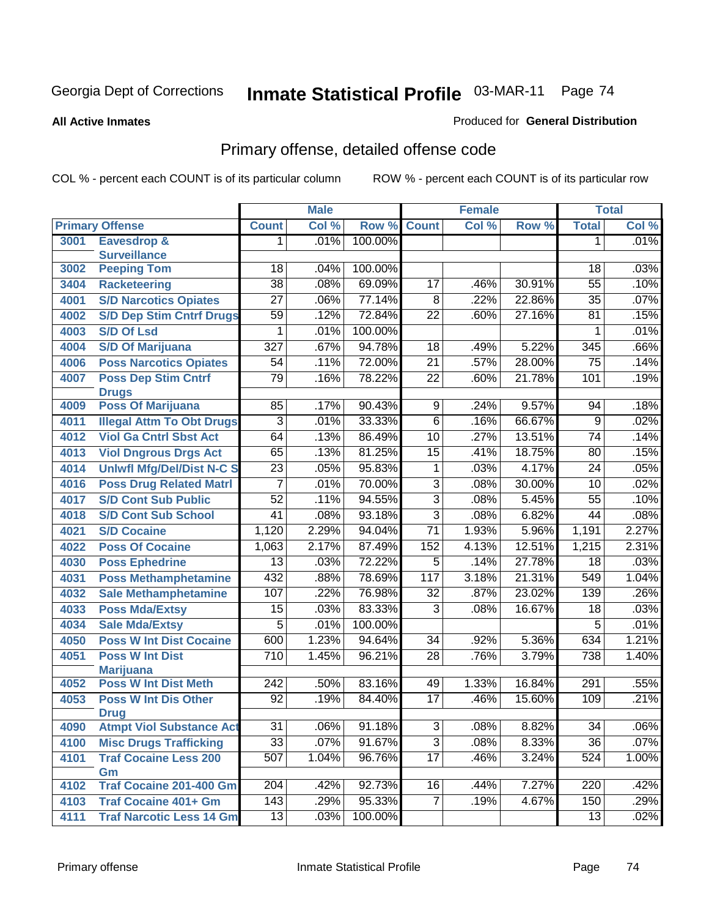Georgia Dept of Corrections

# Inmate Statistical Profile 03-MAR-11

**All Active Inmates**

Produced for **General Distribution**

## Primary offense, detailed offense code

COL % - percent each COUNT is of its particular column

ROW % - percent each COUNT is of its particular row

| Primary Offense | | Male | | | Female | | | Total | |
|---|---|---|---|---|---|---|---|---|---|
| | | Count | Col % | Row % | Count | Col % | Row % | Total | Col % |
| 3001 | Eavesdrop & Surveillance | 1 | .01% | 100.00% | | | | 1 | .01% |
| 3002 | Peeping Tom | 18 | .04% | 100.00% | | | | 18 | .03% |
| 3404 | Racketeering | 38 | .08% | 69.09% | 17 | .46% | 30.91% | 55 | .10% |
| 4001 | S/D Narcotics Opiates | 27 | .06% | 77.14% | 8 | .22% | 22.86% | 35 | .07% |
| 4002 | S/D Dep Stim Cntrf Drugs | 59 | .12% | 72.84% | 22 | .60% | 27.16% | 81 | .15% |
| 4003 | S/D Of Lsd | 1 | .01% | 100.00% | | | | 1 | .01% |
| 4004 | S/D Of Marijuana | 327 | .67% | 94.78% | 18 | .49% | 5.22% | 345 | .66% |
| 4006 | Poss Narcotics Opiates | 54 | .11% | 72.00% | 21 | .57% | 28.00% | 75 | .14% |
| 4007 | Poss Dep Stim Cntrf Drugs | 79 | .16% | 78.22% | 22 | .60% | 21.78% | 101 | .19% |
| 4009 | Poss Of Marijuana | 85 | .17% | 90.43% | 9 | .24% | 9.57% | 94 | .18% |
| 4011 | Illegal Attm To Obt Drugs | 3 | .01% | 33.33% | 6 | .16% | 66.67% | 9 | .02% |
| 4012 | Viol Ga Cntrl Sbst Act | 64 | .13% | 86.49% | 10 | .27% | 13.51% | 74 | .14% |
| 4013 | Viol Dngrous Drgs Act | 65 | .13% | 81.25% | 15 | .41% | 18.75% | 80 | .15% |
| 4014 | Unlwfl Mfg/Del/Dist N-C S | 23 | .05% | 95.83% | 1 | .03% | 4.17% | 24 | .05% |
| 4016 | Poss Drug Related Matrl | 7 | .01% | 70.00% | 3 | .08% | 30.00% | 10 | .02% |
| 4017 | S/D Cont Sub Public | 52 | .11% | 94.55% | 3 | .08% | 5.45% | 55 | .10% |
| 4018 | S/D Cont Sub School | 41 | .08% | 93.18% | 3 | .08% | 6.82% | 44 | .08% |
| 4021 | S/D Cocaine | 1,120 | 2.29% | 94.04% | 71 | 1.93% | 5.96% | 1,191 | 2.27% |
| 4022 | Poss Of Cocaine | 1,063 | 2.17% | 87.49% | 152 | 4.13% | 12.51% | 1,215 | 2.31% |
| 4030 | Poss Ephedrine | 13 | .03% | 72.22% | 5 | .14% | 27.78% | 18 | .03% |
| 4031 | Poss Methamphetamine | 432 | .88% | 78.69% | 117 | 3.18% | 21.31% | 549 | 1.04% |
| 4032 | Sale Methamphetamine | 107 | .22% | 76.98% | 32 | .87% | 23.02% | 139 | .26% |
| 4033 | Poss Mda/Extsy | 15 | .03% | 83.33% | 3 | .08% | 16.67% | 18 | .03% |
| 4034 | Sale Mda/Extsy | 5 | .01% | 100.00% | | | | 5 | .01% |
| 4050 | Poss W Int Dist Cocaine | 600 | 1.23% | 94.64% | 34 | .92% | 5.36% | 634 | 1.21% |
| 4051 | Poss W Int Dist Marijuana | 710 | 1.45% | 96.21% | 28 | .76% | 3.79% | 738 | 1.40% |
| 4052 | Poss W Int Dist Meth | 242 | .50% | 83.16% | 49 | 1.33% | 16.84% | 291 | .55% |
| 4053 | Poss W Int Dis Other Drug | 92 | .19% | 84.40% | 17 | .46% | 15.60% | 109 | .21% |
| 4090 | Atmpt Viol Substance Act | 31 | .06% | 91.18% | 3 | .08% | 8.82% | 34 | .06% |
| 4100 | Misc Drugs Trafficking | 33 | .07% | 91.67% | 3 | .08% | 8.33% | 36 | .07% |
| 4101 | Traf Cocaine Less 200 Gm | 507 | 1.04% | 96.76% | 17 | .46% | 3.24% | 524 | 1.00% |
| 4102 | Traf Cocaine 201-400 Gm | 204 | .42% | 92.73% | 16 | .44% | 7.27% | 220 | .42% |
| 4103 | Traf Cocaine 401+ Gm | 143 | .29% | 95.33% | 7 | .19% | 4.67% | 150 | .29% |
| 4111 | Traf Narcotic Less 14 Gm | 13 | .03% | 100.00% | | | | 13 | .02% |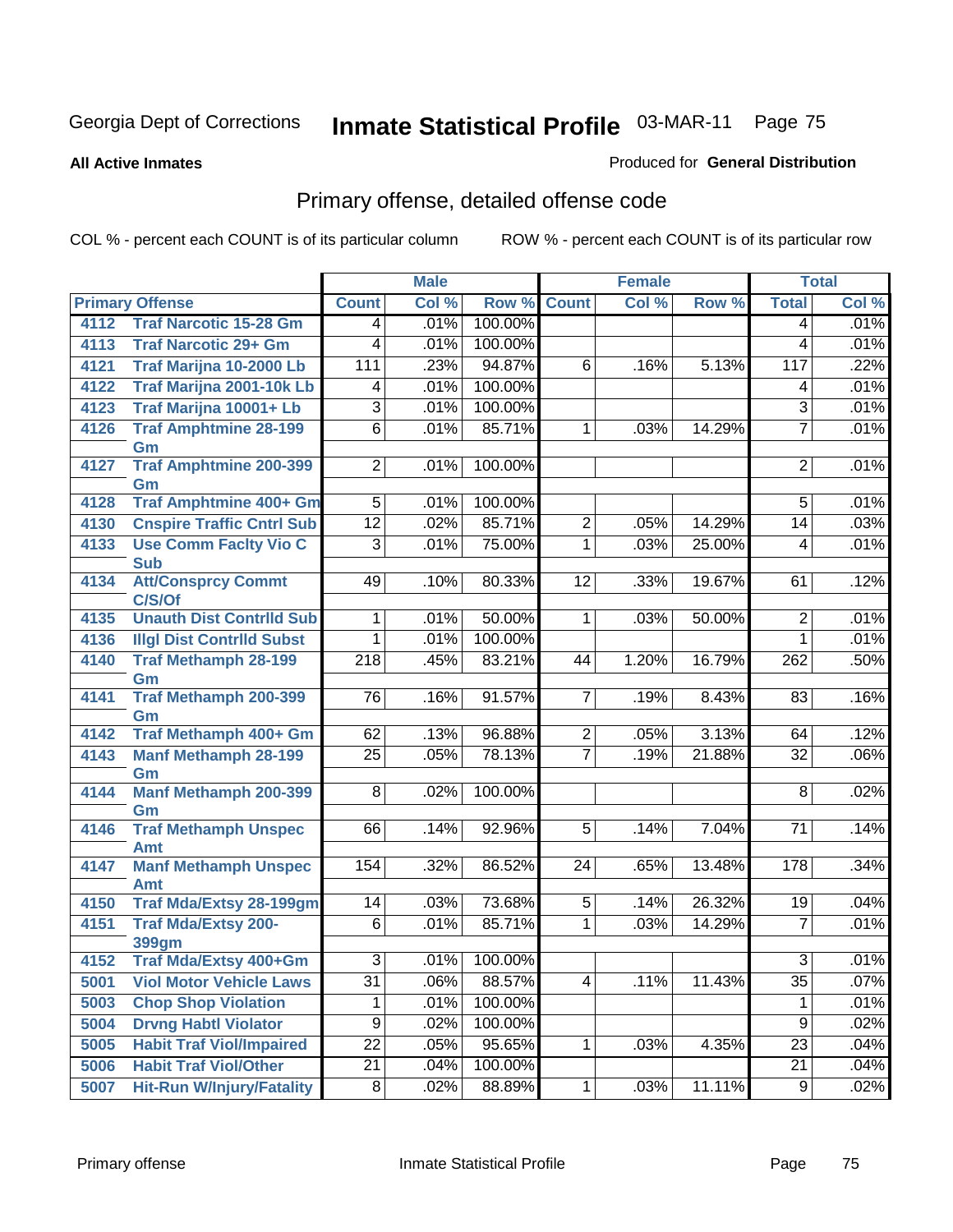Georgia Dept of Corrections **Inmate Statistical Profile** 03-MAR-11

**All Active Inmates**

Produced for **General Distribution**

## Primary offense, detailed offense code

COL % - percent each COUNT is of its particular column

ROW % - percent each COUNT is of its particular row

| Primary Offense | | Male | | | Female | | | Total | |
|---|---|---|---|---|---|---|---|---|---|
| | | Count | Col % | Row % | Count | Col % | Row % | Total | Col % |
| 4112 | Traf Narcotic 15-28 Gm | 4 | .01% | 100.00% | | | | 4 | .01% |
| 4113 | Traf Narcotic 29+ Gm | 4 | .01% | 100.00% | | | | 4 | .01% |
| 4121 | Traf Marijna 10-2000 Lb | 111 | .23% | 94.87% | 6 | .16% | 5.13% | 117 | .22% |
| 4122 | Traf Marijna 2001-10k Lb | 4 | .01% | 100.00% | | | | 4 | .01% |
| 4123 | Traf Marijna 10001+ Lb | 3 | .01% | 100.00% | | | | 3 | .01% |
| 4126 | Traf Amphtmine 28-199 Gm | 6 | .01% | 85.71% | 1 | .03% | 14.29% | 7 | .01% |
| 4127 | Traf Amphtmine 200-399 Gm | 2 | .01% | 100.00% | | | | 2 | .01% |
| 4128 | Traf Amphtmine 400+ Gm | 5 | .01% | 100.00% | | | | 5 | .01% |
| 4130 | Cnspire Traffic Cntrl Sub | 12 | .02% | 85.71% | 2 | .05% | 14.29% | 14 | .03% |
| 4133 | Use Comm Faclty Vio C Sub | 3 | .01% | 75.00% | 1 | .03% | 25.00% | 4 | .01% |
| 4134 | Att/Consprcy Commt C/S/Of | 49 | .10% | 80.33% | 12 | .33% | 19.67% | 61 | .12% |
| 4135 | Unauth Dist Contrlld Sub | 1 | .01% | 50.00% | 1 | .03% | 50.00% | 2 | .01% |
| 4136 | Illgl Dist Contrlld Subst | 1 | .01% | 100.00% | | | | 1 | .01% |
| 4140 | Traf Methamph 28-199 Gm | 218 | .45% | 83.21% | 44 | 1.20% | 16.79% | 262 | .50% |
| 4141 | Traf Methamph 200-399 Gm | 76 | .16% | 91.57% | 7 | .19% | 8.43% | 83 | .16% |
| 4142 | Traf Methamph 400+ Gm | 62 | .13% | 96.88% | 2 | .05% | 3.13% | 64 | .12% |
| 4143 | Manf Methamph 28-199 Gm | 25 | .05% | 78.13% | 7 | .19% | 21.88% | 32 | .06% |
| 4144 | Manf Methamph 200-399 Gm | 8 | .02% | 100.00% | | | | 8 | .02% |
| 4146 | Traf Methamph Unspec Amt | 66 | .14% | 92.96% | 5 | .14% | 7.04% | 71 | .14% |
| 4147 | Manf Methamph Unspec Amt | 154 | .32% | 86.52% | 24 | .65% | 13.48% | 178 | .34% |
| 4150 | Traf Mda/Extsy 28-199gm | 14 | .03% | 73.68% | 5 | .14% | 26.32% | 19 | .04% |
| 4151 | Traf Mda/Extsy 200-399gm | 6 | .01% | 85.71% | 1 | .03% | 14.29% | 7 | .01% |
| 4152 | Traf Mda/Extsy 400+Gm | 3 | .01% | 100.00% | | | | 3 | .01% |
| 5001 | Viol Motor Vehicle Laws | 31 | .06% | 88.57% | 4 | .11% | 11.43% | 35 | .07% |
| 5003 | Chop Shop Violation | 1 | .01% | 100.00% | | | | 1 | .01% |
| 5004 | Drvng Habtl Violator | 9 | .02% | 100.00% | | | | 9 | .02% |
| 5005 | Habit Traf Viol/Impaired | 22 | .05% | 95.65% | 1 | .03% | 4.35% | 23 | .04% |
| 5006 | Habit Traf Viol/Other | 21 | .04% | 100.00% | | | | 21 | .04% |
| 5007 | Hit-Run W/Injury/Fatality | 8 | .02% | 88.89% | 1 | .03% | 11.11% | 9 | .02% |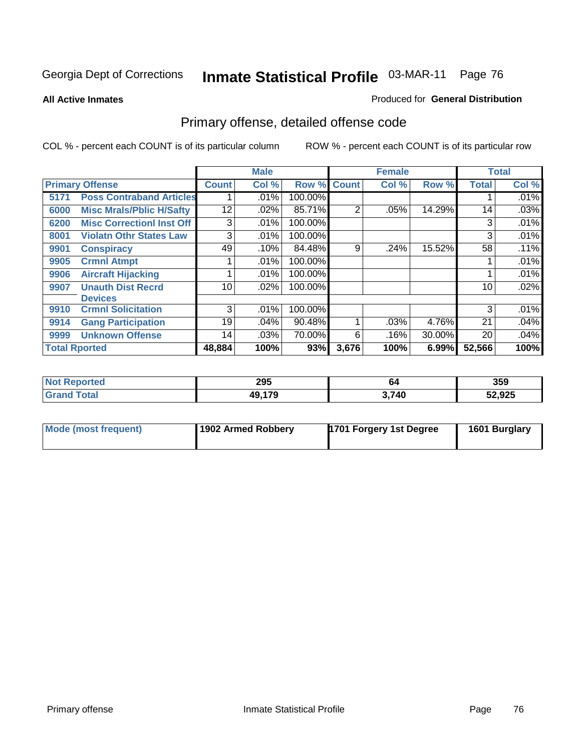Georgia Dept of Corrections **Inmate Statistical Profile** 03-MAR-11

**All Active Inmates**

Produced for **General Distribution**

## Primary offense, detailed offense code

COL % - percent each COUNT is of its particular column ROW % - percent each COUNT is of its particular row

| Primary Offense | | Male | | | Female | | | Total | |
|---|---|---|---|---|---|---|---|---|---|
| | | Count | Col % | Row % | Count | Col % | Row % | Total | Col % |
| 5171 | Poss Contraband Articles | 1 | .01% | 100.00% | | | | 1 | .01% |
| 6000 | Misc Mrals/Pblic H/Safty | 12 | .02% | 85.71% | 2 | .05% | 14.29% | 14 | .03% |
| 6200 | Misc Correctionl Inst Off | 3 | .01% | 100.00% | | | | 3 | .01% |
| 8001 | Violatn Othr States Law | 3 | .01% | 100.00% | | | | 3 | .01% |
| 9901 | Conspiracy | 49 | .10% | 84.48% | 9 | .24% | 15.52% | 58 | .11% |
| 9905 | Crmnl Atmpt | 1 | .01% | 100.00% | | | | 1 | .01% |
| 9906 | Aircraft Hijacking | 1 | .01% | 100.00% | | | | 1 | .01% |
| 9907 | Unauth Dist Recrd Devices | 10 | .02% | 100.00% | | | | 10 | .02% |
| 9910 | Crmnl Solicitation | 3 | .01% | 100.00% | | | | 3 | .01% |
| 9914 | Gang Participation | 19 | .04% | 90.48% | 1 | .03% | 4.76% | 21 | .04% |
| 9999 | Unknown Offense | 14 | .03% | 70.00% | 6 | .16% | 30.00% | 20 | .04% |
| **Total Rported** | | **48,884** | **100%** | **93%** | **3,676** | **100%** | **6.99%** | **52,566** | **100%** |

| | Male | Female | Total |
|---|---|---|---|
| Not Reported | 295 | 64 | 359 |
| Grand Total | 49,179 | 3,740 | 52,925 |

| | Male | Female | Total |
|---|---|---|---|
| Mode (most frequent) | 1902 Armed Robbery | 1701 Forgery 1st Degree | 1601 Burglary |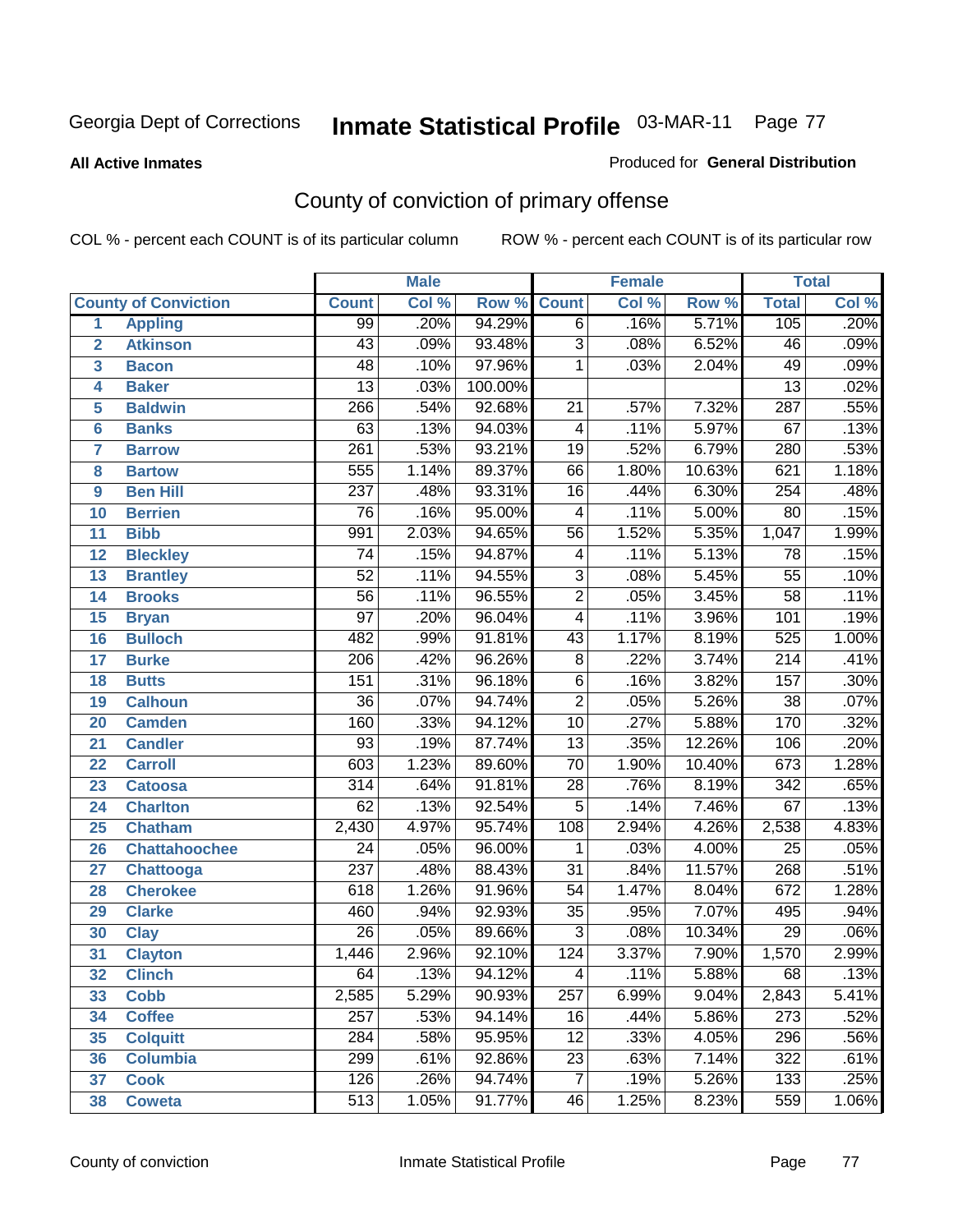Georgia Dept of Corrections

# Inmate Statistical Profile

03-MAR-11

**All Active Inmates**

Produced for **General Distribution**

## County of conviction of primary offense

COL % - percent each COUNT is of its particular column

ROW % - percent each COUNT is of its particular row

| | | Male | | | Female | | | Total | |
|---|---|---|---|---|---|---|---|---|---|
| **County of Conviction** | | **Count** | **Col %** | **Row %** | **Count** | **Col %** | **Row %** | **Total** | **Col %** |
| 1 | **Appling** | 99 | .20% | 94.29% | 6 | .16% | 5.71% | 105 | .20% |
| 2 | **Atkinson** | 43 | .09% | 93.48% | 3 | .08% | 6.52% | 46 | .09% |
| 3 | **Bacon** | 48 | .10% | 97.96% | 1 | .03% | 2.04% | 49 | .09% |
| 4 | **Baker** | 13 | .03% | 100.00% | | | | 13 | .02% |
| 5 | **Baldwin** | 266 | .54% | 92.68% | 21 | .57% | 7.32% | 287 | .55% |
| 6 | **Banks** | 63 | .13% | 94.03% | 4 | .11% | 5.97% | 67 | .13% |
| 7 | **Barrow** | 261 | .53% | 93.21% | 19 | .52% | 6.79% | 280 | .53% |
| 8 | **Bartow** | 555 | 1.14% | 89.37% | 66 | 1.80% | 10.63% | 621 | 1.18% |
| 9 | **Ben Hill** | 237 | .48% | 93.31% | 16 | .44% | 6.30% | 254 | .48% |
| 10 | **Berrien** | 76 | .16% | 95.00% | 4 | .11% | 5.00% | 80 | .15% |
| 11 | **Bibb** | 991 | 2.03% | 94.65% | 56 | 1.52% | 5.35% | 1,047 | 1.99% |
| 12 | **Bleckley** | 74 | .15% | 94.87% | 4 | .11% | 5.13% | 78 | .15% |
| 13 | **Brantley** | 52 | .11% | 94.55% | 3 | .08% | 5.45% | 55 | .10% |
| 14 | **Brooks** | 56 | .11% | 96.55% | 2 | .05% | 3.45% | 58 | .11% |
| 15 | **Bryan** | 97 | .20% | 96.04% | 4 | .11% | 3.96% | 101 | .19% |
| 16 | **Bulloch** | 482 | .99% | 91.81% | 43 | 1.17% | 8.19% | 525 | 1.00% |
| 17 | **Burke** | 206 | .42% | 96.26% | 8 | .22% | 3.74% | 214 | .41% |
| 18 | **Butts** | 151 | .31% | 96.18% | 6 | .16% | 3.82% | 157 | .30% |
| 19 | **Calhoun** | 36 | .07% | 94.74% | 2 | .05% | 5.26% | 38 | .07% |
| 20 | **Camden** | 160 | .33% | 94.12% | 10 | .27% | 5.88% | 170 | .32% |
| 21 | **Candler** | 93 | .19% | 87.74% | 13 | .35% | 12.26% | 106 | .20% |
| 22 | **Carroll** | 603 | 1.23% | 89.60% | 70 | 1.90% | 10.40% | 673 | 1.28% |
| 23 | **Catoosa** | 314 | .64% | 91.81% | 28 | .76% | 8.19% | 342 | .65% |
| 24 | **Charlton** | 62 | .13% | 92.54% | 5 | .14% | 7.46% | 67 | .13% |
| 25 | **Chatham** | 2,430 | 4.97% | 95.74% | 108 | 2.94% | 4.26% | 2,538 | 4.83% |
| 26 | **Chattahoochee** | 24 | .05% | 96.00% | 1 | .03% | 4.00% | 25 | .05% |
| 27 | **Chattooga** | 237 | .48% | 88.43% | 31 | .84% | 11.57% | 268 | .51% |
| 28 | **Cherokee** | 618 | 1.26% | 91.96% | 54 | 1.47% | 8.04% | 672 | 1.28% |
| 29 | **Clarke** | 460 | .94% | 92.93% | 35 | .95% | 7.07% | 495 | .94% |
| 30 | **Clay** | 26 | .05% | 89.66% | 3 | .08% | 10.34% | 29 | .06% |
| 31 | **Clayton** | 1,446 | 2.96% | 92.10% | 124 | 3.37% | 7.90% | 1,570 | 2.99% |
| 32 | **Clinch** | 64 | .13% | 94.12% | 4 | .11% | 5.88% | 68 | .13% |
| 33 | **Cobb** | 2,585 | 5.29% | 90.93% | 257 | 6.99% | 9.04% | 2,843 | 5.41% |
| 34 | **Coffee** | 257 | .53% | 94.14% | 16 | .44% | 5.86% | 273 | .52% |
| 35 | **Colquitt** | 284 | .58% | 95.95% | 12 | .33% | 4.05% | 296 | .56% |
| 36 | **Columbia** | 299 | .61% | 92.86% | 23 | .63% | 7.14% | 322 | .61% |
| 37 | **Cook** | 126 | .26% | 94.74% | 7 | .19% | 5.26% | 133 | .25% |
| 38 | **Coweta** | 513 | 1.05% | 91.77% | 46 | 1.25% | 8.23% | 559 | 1.06% |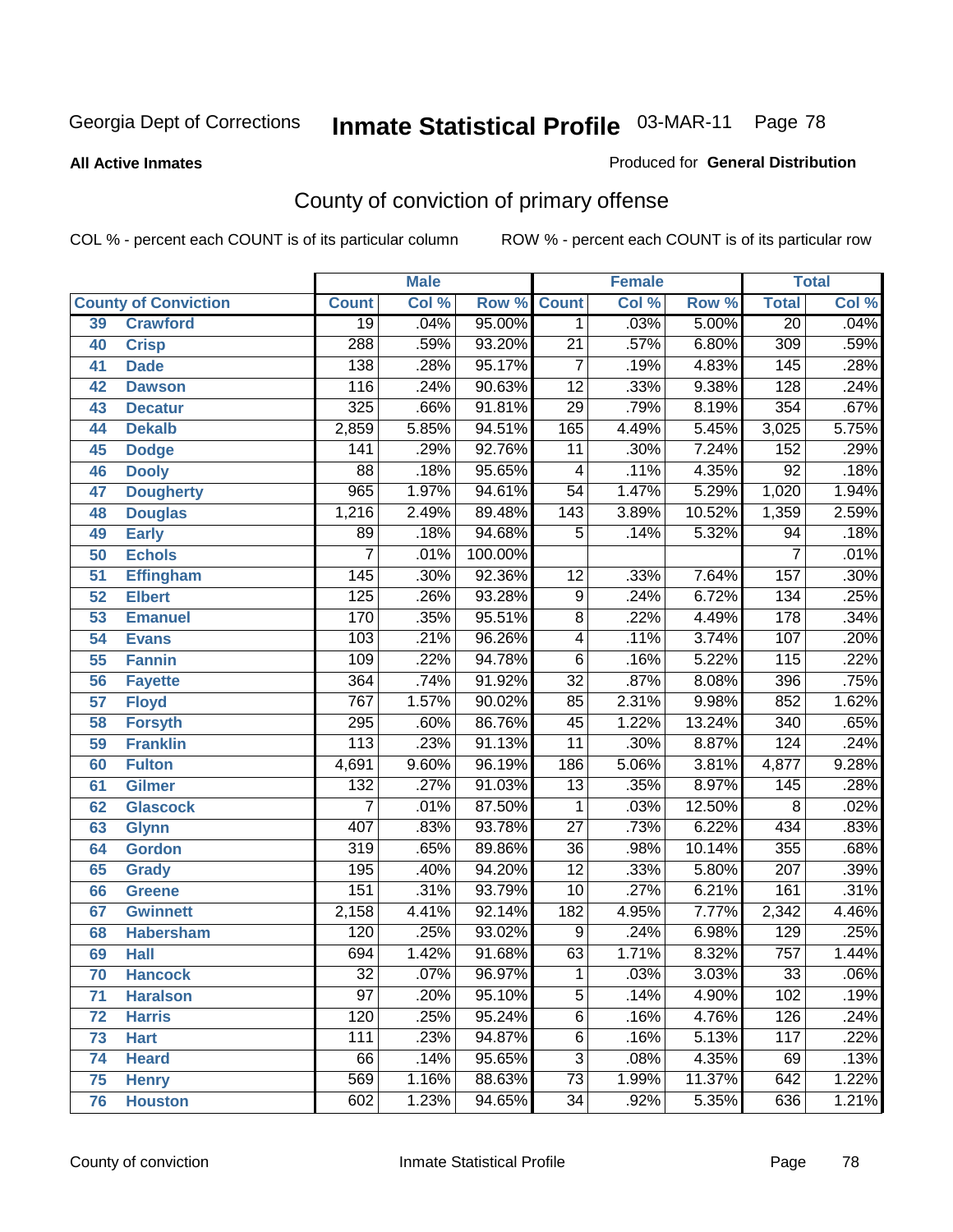Georgia Dept of Corrections

# Inmate Statistical Profile 03-MAR-11

**All Active Inmates**

Produced for **General Distribution**

## County of conviction of primary offense

COL % - percent each COUNT is of its particular column

ROW % - percent each COUNT is of its particular row

| County of Conviction | | Male | | | Female | | | Total | |
|---|---|---|---|---|---|---|---|---|---|
| | | Count | Col % | Row % | Count | Col % | Row % | Total | Col % |
| 39 | Crawford | 19 | .04% | 95.00% | 1 | .03% | 5.00% | 20 | .04% |
| 40 | Crisp | 288 | .59% | 93.20% | 21 | .57% | 6.80% | 309 | .59% |
| 41 | Dade | 138 | .28% | 95.17% | 7 | .19% | 4.83% | 145 | .28% |
| 42 | Dawson | 116 | .24% | 90.63% | 12 | .33% | 9.38% | 128 | .24% |
| 43 | Decatur | 325 | .66% | 91.81% | 29 | .79% | 8.19% | 354 | .67% |
| 44 | Dekalb | 2,859 | 5.85% | 94.51% | 165 | 4.49% | 5.45% | 3,025 | 5.75% |
| 45 | Dodge | 141 | .29% | 92.76% | 11 | .30% | 7.24% | 152 | .29% |
| 46 | Dooly | 88 | .18% | 95.65% | 4 | .11% | 4.35% | 92 | .18% |
| 47 | Dougherty | 965 | 1.97% | 94.61% | 54 | 1.47% | 5.29% | 1,020 | 1.94% |
| 48 | Douglas | 1,216 | 2.49% | 89.48% | 143 | 3.89% | 10.52% | 1,359 | 2.59% |
| 49 | Early | 89 | .18% | 94.68% | 5 | .14% | 5.32% | 94 | .18% |
| 50 | Echols | 7 | .01% | 100.00% | | | | 7 | .01% |
| 51 | Effingham | 145 | .30% | 92.36% | 12 | .33% | 7.64% | 157 | .30% |
| 52 | Elbert | 125 | .26% | 93.28% | 9 | .24% | 6.72% | 134 | .25% |
| 53 | Emanuel | 170 | .35% | 95.51% | 8 | .22% | 4.49% | 178 | .34% |
| 54 | Evans | 103 | .21% | 96.26% | 4 | .11% | 3.74% | 107 | .20% |
| 55 | Fannin | 109 | .22% | 94.78% | 6 | .16% | 5.22% | 115 | .22% |
| 56 | Fayette | 364 | .74% | 91.92% | 32 | .87% | 8.08% | 396 | .75% |
| 57 | Floyd | 767 | 1.57% | 90.02% | 85 | 2.31% | 9.98% | 852 | 1.62% |
| 58 | Forsyth | 295 | .60% | 86.76% | 45 | 1.22% | 13.24% | 340 | .65% |
| 59 | Franklin | 113 | .23% | 91.13% | 11 | .30% | 8.87% | 124 | .24% |
| 60 | Fulton | 4,691 | 9.60% | 96.19% | 186 | 5.06% | 3.81% | 4,877 | 9.28% |
| 61 | Gilmer | 132 | .27% | 91.03% | 13 | .35% | 8.97% | 145 | .28% |
| 62 | Glascock | 7 | .01% | 87.50% | 1 | .03% | 12.50% | 8 | .02% |
| 63 | Glynn | 407 | .83% | 93.78% | 27 | .73% | 6.22% | 434 | .83% |
| 64 | Gordon | 319 | .65% | 89.86% | 36 | .98% | 10.14% | 355 | .68% |
| 65 | Grady | 195 | .40% | 94.20% | 12 | .33% | 5.80% | 207 | .39% |
| 66 | Greene | 151 | .31% | 93.79% | 10 | .27% | 6.21% | 161 | .31% |
| 67 | Gwinnett | 2,158 | 4.41% | 92.14% | 182 | 4.95% | 7.77% | 2,342 | 4.46% |
| 68 | Habersham | 120 | .25% | 93.02% | 9 | .24% | 6.98% | 129 | .25% |
| 69 | Hall | 694 | 1.42% | 91.68% | 63 | 1.71% | 8.32% | 757 | 1.44% |
| 70 | Hancock | 32 | .07% | 96.97% | 1 | .03% | 3.03% | 33 | .06% |
| 71 | Haralson | 97 | .20% | 95.10% | 5 | .14% | 4.90% | 102 | .19% |
| 72 | Harris | 120 | .25% | 95.24% | 6 | .16% | 4.76% | 126 | .24% |
| 73 | Hart | 111 | .23% | 94.87% | 6 | .16% | 5.13% | 117 | .22% |
| 74 | Heard | 66 | .14% | 95.65% | 3 | .08% | 4.35% | 69 | .13% |
| 75 | Henry | 569 | 1.16% | 88.63% | 73 | 1.99% | 11.37% | 642 | 1.22% |
| 76 | Houston | 602 | 1.23% | 94.65% | 34 | .92% | 5.35% | 636 | 1.21% |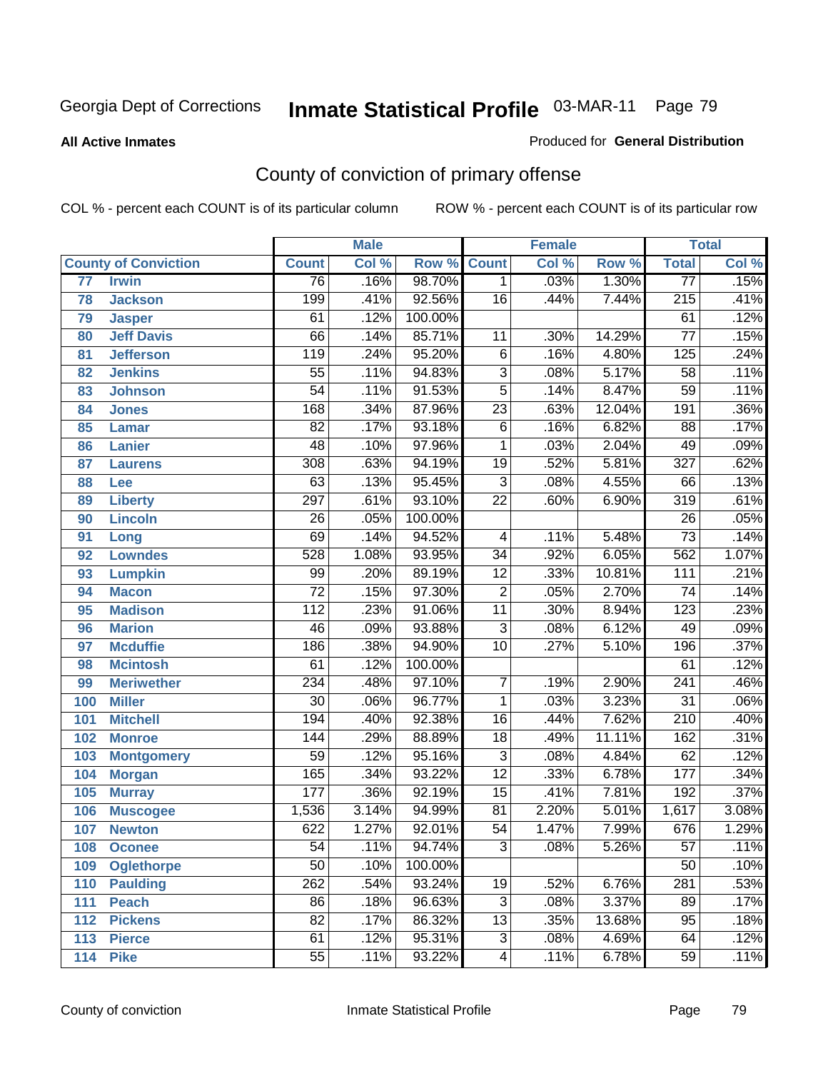Georgia Dept of Corrections **Inmate Statistical Profile** 03-MAR-11

**All Active Inmates**

Produced for **General Distribution**

## County of conviction of primary offense

COL % - percent each COUNT is of its particular column    ROW % - percent each COUNT is of its particular row

| | | Male | | | Female | | | Total | |
|---|---|---|---|---|---|---|---|---|---|
| **County of Conviction** | | **Count** | **Col %** | **Row %** | **Count** | **Col %** | **Row %** | **Total** | **Col %** |
| 77 | Irwin | 76 | .16% | 98.70% | 1 | .03% | 1.30% | 77 | .15% |
| 78 | Jackson | 199 | .41% | 92.56% | 16 | .44% | 7.44% | 215 | .41% |
| 79 | Jasper | 61 | .12% | 100.00% | | | | 61 | .12% |
| 80 | Jeff Davis | 66 | .14% | 85.71% | 11 | .30% | 14.29% | 77 | .15% |
| 81 | Jefferson | 119 | .24% | 95.20% | 6 | .16% | 4.80% | 125 | .24% |
| 82 | Jenkins | 55 | .11% | 94.83% | 3 | .08% | 5.17% | 58 | .11% |
| 83 | Johnson | 54 | .11% | 91.53% | 5 | .14% | 8.47% | 59 | .11% |
| 84 | Jones | 168 | .34% | 87.96% | 23 | .63% | 12.04% | 191 | .36% |
| 85 | Lamar | 82 | .17% | 93.18% | 6 | .16% | 6.82% | 88 | .17% |
| 86 | Lanier | 48 | .10% | 97.96% | 1 | .03% | 2.04% | 49 | .09% |
| 87 | Laurens | 308 | .63% | 94.19% | 19 | .52% | 5.81% | 327 | .62% |
| 88 | Lee | 63 | .13% | 95.45% | 3 | .08% | 4.55% | 66 | .13% |
| 89 | Liberty | 297 | .61% | 93.10% | 22 | .60% | 6.90% | 319 | .61% |
| 90 | Lincoln | 26 | .05% | 100.00% | | | | 26 | .05% |
| 91 | Long | 69 | .14% | 94.52% | 4 | .11% | 5.48% | 73 | .14% |
| 92 | Lowndes | 528 | 1.08% | 93.95% | 34 | .92% | 6.05% | 562 | 1.07% |
| 93 | Lumpkin | 99 | .20% | 89.19% | 12 | .33% | 10.81% | 111 | .21% |
| 94 | Macon | 72 | .15% | 97.30% | 2 | .05% | 2.70% | 74 | .14% |
| 95 | Madison | 112 | .23% | 91.06% | 11 | .30% | 8.94% | 123 | .23% |
| 96 | Marion | 46 | .09% | 93.88% | 3 | .08% | 6.12% | 49 | .09% |
| 97 | Mcduffie | 186 | .38% | 94.90% | 10 | .27% | 5.10% | 196 | .37% |
| 98 | Mcintosh | 61 | .12% | 100.00% | | | | 61 | .12% |
| 99 | Meriwether | 234 | .48% | 97.10% | 7 | .19% | 2.90% | 241 | .46% |
| 100 | Miller | 30 | .06% | 96.77% | 1 | .03% | 3.23% | 31 | .06% |
| 101 | Mitchell | 194 | .40% | 92.38% | 16 | .44% | 7.62% | 210 | .40% |
| 102 | Monroe | 144 | .29% | 88.89% | 18 | .49% | 11.11% | 162 | .31% |
| 103 | Montgomery | 59 | .12% | 95.16% | 3 | .08% | 4.84% | 62 | .12% |
| 104 | Morgan | 165 | .34% | 93.22% | 12 | .33% | 6.78% | 177 | .34% |
| 105 | Murray | 177 | .36% | 92.19% | 15 | .41% | 7.81% | 192 | .37% |
| 106 | Muscogee | 1,536 | 3.14% | 94.99% | 81 | 2.20% | 5.01% | 1,617 | 3.08% |
| 107 | Newton | 622 | 1.27% | 92.01% | 54 | 1.47% | 7.99% | 676 | 1.29% |
| 108 | Oconee | 54 | .11% | 94.74% | 3 | .08% | 5.26% | 57 | .11% |
| 109 | Oglethorpe | 50 | .10% | 100.00% | | | | 50 | .10% |
| 110 | Paulding | 262 | .54% | 93.24% | 19 | .52% | 6.76% | 281 | .53% |
| 111 | Peach | 86 | .18% | 96.63% | 3 | .08% | 3.37% | 89 | .17% |
| 112 | Pickens | 82 | .17% | 86.32% | 13 | .35% | 13.68% | 95 | .18% |
| 113 | Pierce | 61 | .12% | 95.31% | 3 | .08% | 4.69% | 64 | .12% |
| 114 | Pike | 55 | .11% | 93.22% | 4 | .11% | 6.78% | 59 | .11% |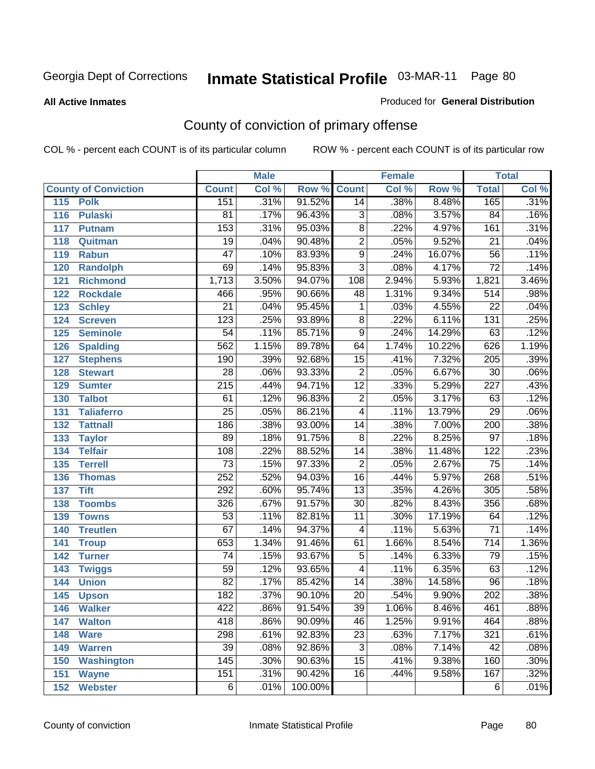Georgia Dept of Corrections **Inmate Statistical Profile** 03-MAR-11

**All Active Inmates**

Produced for **General Distribution**

## County of conviction of primary offense

COL % - percent each COUNT is of its particular column ROW % - percent each COUNT is of its particular row

| County of Conviction | Male | | | Female | | | Total | |
|---|---|---|---|---|---|---|---|---|
| | Count | Col % | Row % | Count | Col % | Row % | Total | Col % |
| 115 Polk | 151 | .31% | 91.52% | 14 | .38% | 8.48% | 165 | .31% |
| 116 Pulaski | 81 | .17% | 96.43% | 3 | .08% | 3.57% | 84 | .16% |
| 117 Putnam | 153 | .31% | 95.03% | 8 | .22% | 4.97% | 161 | .31% |
| 118 Quitman | 19 | .04% | 90.48% | 2 | .05% | 9.52% | 21 | .04% |
| 119 Rabun | 47 | .10% | 83.93% | 9 | .24% | 16.07% | 56 | .11% |
| 120 Randolph | 69 | .14% | 95.83% | 3 | .08% | 4.17% | 72 | .14% |
| 121 Richmond | 1,713 | 3.50% | 94.07% | 108 | 2.94% | 5.93% | 1,821 | 3.46% |
| 122 Rockdale | 466 | .95% | 90.66% | 48 | 1.31% | 9.34% | 514 | .98% |
| 123 Schley | 21 | .04% | 95.45% | 1 | .03% | 4.55% | 22 | .04% |
| 124 Screven | 123 | .25% | 93.89% | 8 | .22% | 6.11% | 131 | .25% |
| 125 Seminole | 54 | .11% | 85.71% | 9 | .24% | 14.29% | 63 | .12% |
| 126 Spalding | 562 | 1.15% | 89.78% | 64 | 1.74% | 10.22% | 626 | 1.19% |
| 127 Stephens | 190 | .39% | 92.68% | 15 | .41% | 7.32% | 205 | .39% |
| 128 Stewart | 28 | .06% | 93.33% | 2 | .05% | 6.67% | 30 | .06% |
| 129 Sumter | 215 | .44% | 94.71% | 12 | .33% | 5.29% | 227 | .43% |
| 130 Talbot | 61 | .12% | 96.83% | 2 | .05% | 3.17% | 63 | .12% |
| 131 Taliaferro | 25 | .05% | 86.21% | 4 | .11% | 13.79% | 29 | .06% |
| 132 Tattnall | 186 | .38% | 93.00% | 14 | .38% | 7.00% | 200 | .38% |
| 133 Taylor | 89 | .18% | 91.75% | 8 | .22% | 8.25% | 97 | .18% |
| 134 Telfair | 108 | .22% | 88.52% | 14 | .38% | 11.48% | 122 | .23% |
| 135 Terrell | 73 | .15% | 97.33% | 2 | .05% | 2.67% | 75 | .14% |
| 136 Thomas | 252 | .52% | 94.03% | 16 | .44% | 5.97% | 268 | .51% |
| 137 Tift | 292 | .60% | 95.74% | 13 | .35% | 4.26% | 305 | .58% |
| 138 Toombs | 326 | .67% | 91.57% | 30 | .82% | 8.43% | 356 | .68% |
| 139 Towns | 53 | .11% | 82.81% | 11 | .30% | 17.19% | 64 | .12% |
| 140 Treutlen | 67 | .14% | 94.37% | 4 | .11% | 5.63% | 71 | .14% |
| 141 Troup | 653 | 1.34% | 91.46% | 61 | 1.66% | 8.54% | 714 | 1.36% |
| 142 Turner | 74 | .15% | 93.67% | 5 | .14% | 6.33% | 79 | .15% |
| 143 Twiggs | 59 | .12% | 93.65% | 4 | .11% | 6.35% | 63 | .12% |
| 144 Union | 82 | .17% | 85.42% | 14 | .38% | 14.58% | 96 | .18% |
| 145 Upson | 182 | .37% | 90.10% | 20 | .54% | 9.90% | 202 | .38% |
| 146 Walker | 422 | .86% | 91.54% | 39 | 1.06% | 8.46% | 461 | .88% |
| 147 Walton | 418 | .86% | 90.09% | 46 | 1.25% | 9.91% | 464 | .88% |
| 148 Ware | 298 | .61% | 92.83% | 23 | .63% | 7.17% | 321 | .61% |
| 149 Warren | 39 | .08% | 92.86% | 3 | .08% | 7.14% | 42 | .08% |
| 150 Washington | 145 | .30% | 90.63% | 15 | .41% | 9.38% | 160 | .30% |
| 151 Wayne | 151 | .31% | 90.42% | 16 | .44% | 9.58% | 167 | .32% |
| 152 Webster | 6 | .01% | 100.00% | | | | 6 | .01% |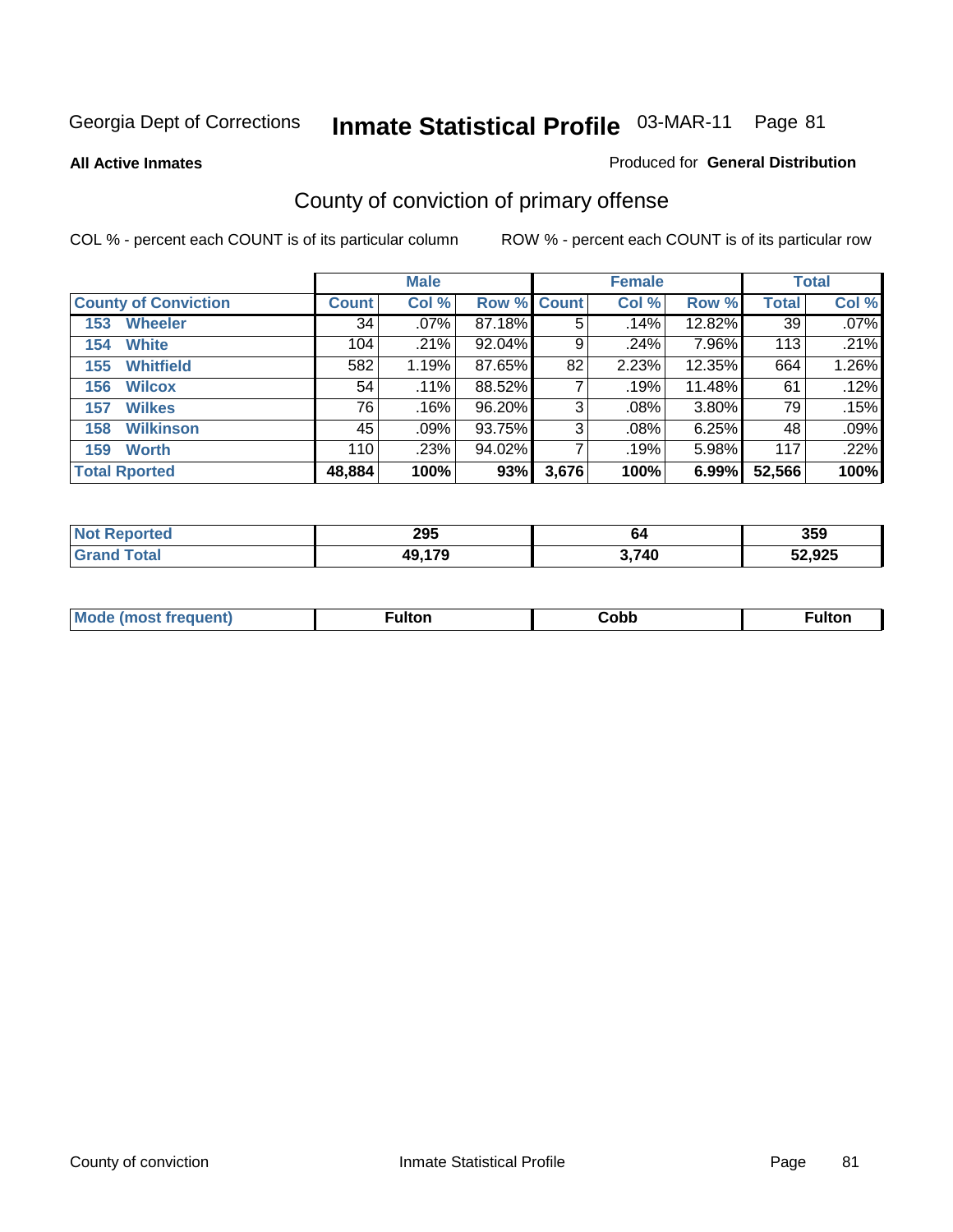Georgia Dept of Corrections **Inmate Statistical Profile** 03-MAR-11

**All Active Inmates**

Produced for **General Distribution**

## County of conviction of primary offense

COL % - percent each COUNT is of its particular column

ROW % - percent each COUNT is of its particular row

| | Male | | | Female | | | Total | |
|---|---|---|---|---|---|---|---|---|
| **County of Conviction** | **Count** | **Col %** | **Row %** | **Count** | **Col %** | **Row %** | **Total** | **Col %** |
| **153 Wheeler** | 34 | .07% | 87.18% | 5 | .14% | 12.82% | 39 | .07% |
| **154 White** | 104 | .21% | 92.04% | 9 | .24% | 7.96% | 113 | .21% |
| **155 Whitfield** | 582 | 1.19% | 87.65% | 82 | 2.23% | 12.35% | 664 | 1.26% |
| **156 Wilcox** | 54 | .11% | 88.52% | 7 | .19% | 11.48% | 61 | .12% |
| **157 Wilkes** | 76 | .16% | 96.20% | 3 | .08% | 3.80% | 79 | .15% |
| **158 Wilkinson** | 45 | .09% | 93.75% | 3 | .08% | 6.25% | 48 | .09% |
| **159 Worth** | 110 | .23% | 94.02% | 7 | .19% | 5.98% | 117 | .22% |
| **Total Rported** | **48,884** | **100%** | **93%** | **3,676** | **100%** | **6.99%** | **52,566** | **100%** |

| | Male | Female | Total |
|---|---|---|---|
| **Not Reported** | **295** | **64** | **359** |
| **Grand Total** | **49,179** | **3,740** | **52,925** |

| | Male | Female | Total |
|---|---|---|---|
| **Mode (most frequent)** | **Fulton** | **Cobb** | **Fulton** |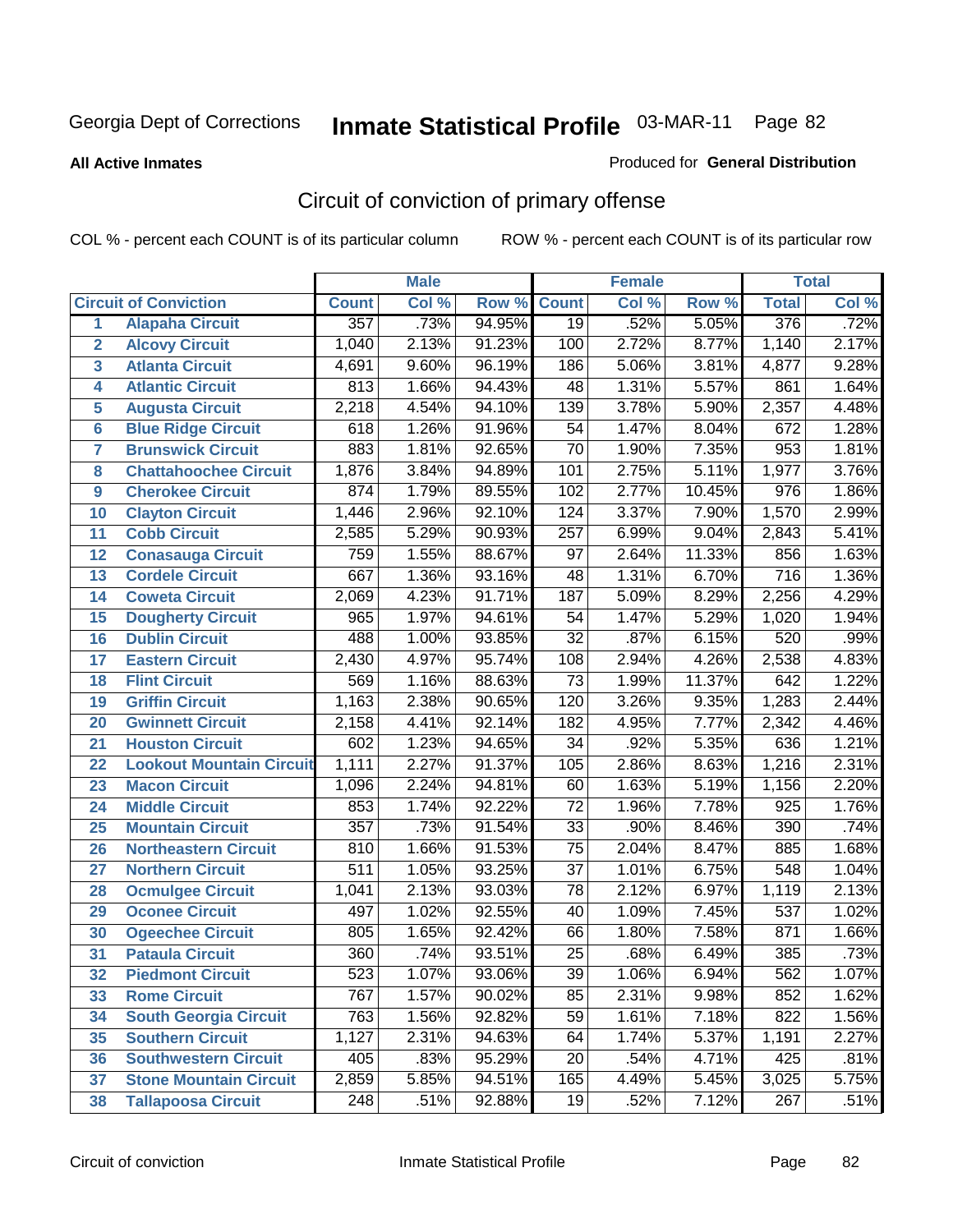Georgia Dept of Corrections **Inmate Statistical Profile** 03-MAR-11

**All Active Inmates**

Produced for **General Distribution**

## Circuit of conviction of primary offense

COL % - percent each COUNT is of its particular column ROW % - percent each COUNT is of its particular row

| | | Male | | | Female | | | Total | |
|---|---|---|---|---|---|---|---|---|---|
| **Circuit of Conviction** | | **Count** | **Col %** | **Row %** | **Count** | **Col %** | **Row %** | **Total** | **Col %** |
| 1 | Alapaha Circuit | 357 | .73% | 94.95% | 19 | .52% | 5.05% | 376 | .72% |
| 2 | Alcovy Circuit | 1,040 | 2.13% | 91.23% | 100 | 2.72% | 8.77% | 1,140 | 2.17% |
| 3 | Atlanta Circuit | 4,691 | 9.60% | 96.19% | 186 | 5.06% | 3.81% | 4,877 | 9.28% |
| 4 | Atlantic Circuit | 813 | 1.66% | 94.43% | 48 | 1.31% | 5.57% | 861 | 1.64% |
| 5 | Augusta Circuit | 2,218 | 4.54% | 94.10% | 139 | 3.78% | 5.90% | 2,357 | 4.48% |
| 6 | Blue Ridge Circuit | 618 | 1.26% | 91.96% | 54 | 1.47% | 8.04% | 672 | 1.28% |
| 7 | Brunswick Circuit | 883 | 1.81% | 92.65% | 70 | 1.90% | 7.35% | 953 | 1.81% |
| 8 | Chattahoochee Circuit | 1,876 | 3.84% | 94.89% | 101 | 2.75% | 5.11% | 1,977 | 3.76% |
| 9 | Cherokee Circuit | 874 | 1.79% | 89.55% | 102 | 2.77% | 10.45% | 976 | 1.86% |
| 10 | Clayton Circuit | 1,446 | 2.96% | 92.10% | 124 | 3.37% | 7.90% | 1,570 | 2.99% |
| 11 | Cobb Circuit | 2,585 | 5.29% | 90.93% | 257 | 6.99% | 9.04% | 2,843 | 5.41% |
| 12 | Conasauga Circuit | 759 | 1.55% | 88.67% | 97 | 2.64% | 11.33% | 856 | 1.63% |
| 13 | Cordele Circuit | 667 | 1.36% | 93.16% | 48 | 1.31% | 6.70% | 716 | 1.36% |
| 14 | Coweta Circuit | 2,069 | 4.23% | 91.71% | 187 | 5.09% | 8.29% | 2,256 | 4.29% |
| 15 | Dougherty Circuit | 965 | 1.97% | 94.61% | 54 | 1.47% | 5.29% | 1,020 | 1.94% |
| 16 | Dublin Circuit | 488 | 1.00% | 93.85% | 32 | .87% | 6.15% | 520 | .99% |
| 17 | Eastern Circuit | 2,430 | 4.97% | 95.74% | 108 | 2.94% | 4.26% | 2,538 | 4.83% |
| 18 | Flint Circuit | 569 | 1.16% | 88.63% | 73 | 1.99% | 11.37% | 642 | 1.22% |
| 19 | Griffin Circuit | 1,163 | 2.38% | 90.65% | 120 | 3.26% | 9.35% | 1,283 | 2.44% |
| 20 | Gwinnett Circuit | 2,158 | 4.41% | 92.14% | 182 | 4.95% | 7.77% | 2,342 | 4.46% |
| 21 | Houston Circuit | 602 | 1.23% | 94.65% | 34 | .92% | 5.35% | 636 | 1.21% |
| 22 | Lookout Mountain Circuit | 1,111 | 2.27% | 91.37% | 105 | 2.86% | 8.63% | 1,216 | 2.31% |
| 23 | Macon Circuit | 1,096 | 2.24% | 94.81% | 60 | 1.63% | 5.19% | 1,156 | 2.20% |
| 24 | Middle Circuit | 853 | 1.74% | 92.22% | 72 | 1.96% | 7.78% | 925 | 1.76% |
| 25 | Mountain Circuit | 357 | .73% | 91.54% | 33 | .90% | 8.46% | 390 | .74% |
| 26 | Northeastern Circuit | 810 | 1.66% | 91.53% | 75 | 2.04% | 8.47% | 885 | 1.68% |
| 27 | Northern Circuit | 511 | 1.05% | 93.25% | 37 | 1.01% | 6.75% | 548 | 1.04% |
| 28 | Ocmulgee Circuit | 1,041 | 2.13% | 93.03% | 78 | 2.12% | 6.97% | 1,119 | 2.13% |
| 29 | Oconee Circuit | 497 | 1.02% | 92.55% | 40 | 1.09% | 7.45% | 537 | 1.02% |
| 30 | Ogeechee Circuit | 805 | 1.65% | 92.42% | 66 | 1.80% | 7.58% | 871 | 1.66% |
| 31 | Pataula Circuit | 360 | .74% | 93.51% | 25 | .68% | 6.49% | 385 | .73% |
| 32 | Piedmont Circuit | 523 | 1.07% | 93.06% | 39 | 1.06% | 6.94% | 562 | 1.07% |
| 33 | Rome Circuit | 767 | 1.57% | 90.02% | 85 | 2.31% | 9.98% | 852 | 1.62% |
| 34 | South Georgia Circuit | 763 | 1.56% | 92.82% | 59 | 1.61% | 7.18% | 822 | 1.56% |
| 35 | Southern Circuit | 1,127 | 2.31% | 94.63% | 64 | 1.74% | 5.37% | 1,191 | 2.27% |
| 36 | Southwestern Circuit | 405 | .83% | 95.29% | 20 | .54% | 4.71% | 425 | .81% |
| 37 | Stone Mountain Circuit | 2,859 | 5.85% | 94.51% | 165 | 4.49% | 5.45% | 3,025 | 5.75% |
| 38 | Tallapoosa Circuit | 248 | .51% | 92.88% | 19 | .52% | 7.12% | 267 | .51% |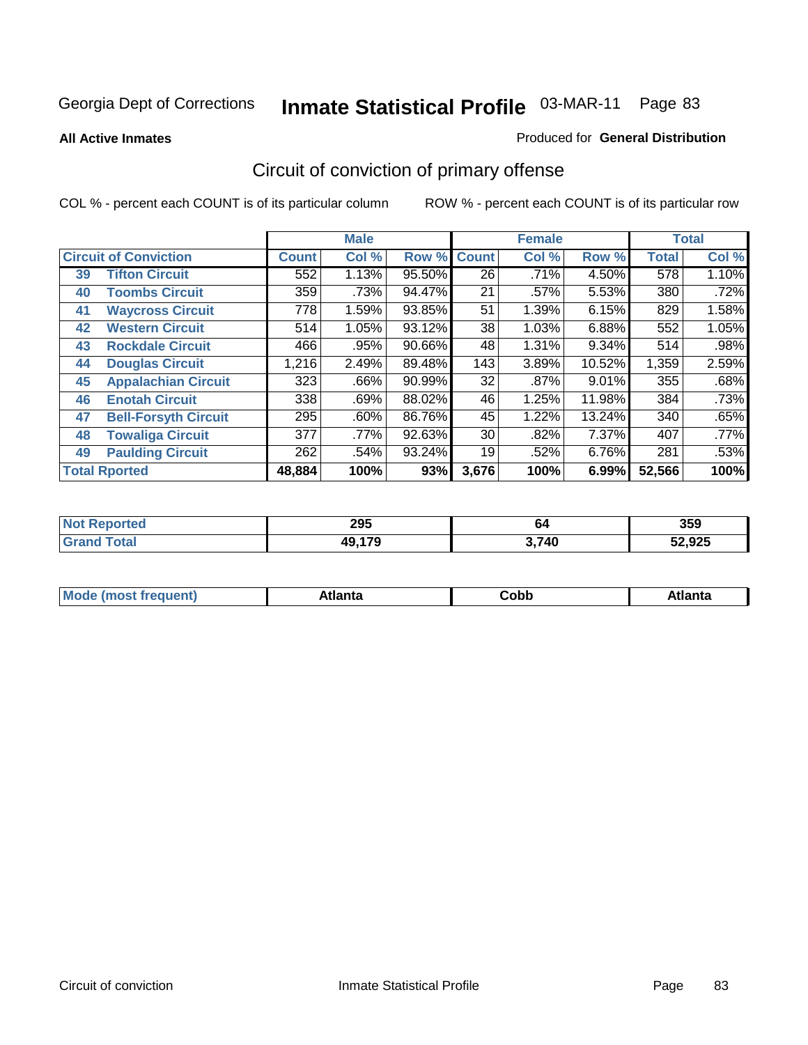Georgia Dept of Corrections **Inmate Statistical Profile** 03-MAR-11

**All Active Inmates**

Produced for **General Distribution**

## Circuit of conviction of primary offense

COL % - percent each COUNT is of its particular column

ROW % - percent each COUNT is of its particular row

| Circuit of Conviction | | Male | | | Female | | | Total | |
|---|---|---|---|---|---|---|---|---|---|
| | | Count | Col % | Row % | Count | Col % | Row % | Total | Col % |
| 39 | Tifton Circuit | 552 | 1.13% | 95.50% | 26 | .71% | 4.50% | 578 | 1.10% |
| 40 | Toombs Circuit | 359 | .73% | 94.47% | 21 | .57% | 5.53% | 380 | .72% |
| 41 | Waycross Circuit | 778 | 1.59% | 93.85% | 51 | 1.39% | 6.15% | 829 | 1.58% |
| 42 | Western Circuit | 514 | 1.05% | 93.12% | 38 | 1.03% | 6.88% | 552 | 1.05% |
| 43 | Rockdale Circuit | 466 | .95% | 90.66% | 48 | 1.31% | 9.34% | 514 | .98% |
| 44 | Douglas Circuit | 1,216 | 2.49% | 89.48% | 143 | 3.89% | 10.52% | 1,359 | 2.59% |
| 45 | Appalachian Circuit | 323 | .66% | 90.99% | 32 | .87% | 9.01% | 355 | .68% |
| 46 | Enotah Circuit | 338 | .69% | 88.02% | 46 | 1.25% | 11.98% | 384 | .73% |
| 47 | Bell-Forsyth Circuit | 295 | .60% | 86.76% | 45 | 1.22% | 13.24% | 340 | .65% |
| 48 | Towaliga Circuit | 377 | .77% | 92.63% | 30 | .82% | 7.37% | 407 | .77% |
| 49 | Paulding Circuit | 262 | .54% | 93.24% | 19 | .52% | 6.76% | 281 | .53% |
| **Total Rported** | | **48,884** | **100%** | **93%** | **3,676** | **100%** | **6.99%** | **52,566** | **100%** |

| | Male | Female | Total |
|---|---|---|---|
| **Not Reported** | **295** | **64** | **359** |
| **Grand Total** | **49,179** | **3,740** | **52,925** |

| | Male | Female | Total |
|---|---|---|---|
| **Mode (most frequent)** | **Atlanta** | **Cobb** | **Atlanta** |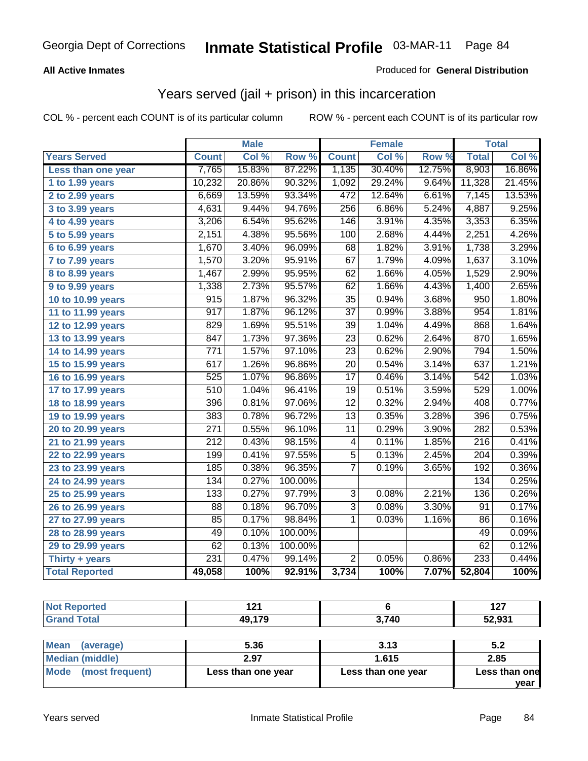Georgia Dept of Corrections **Inmate Statistical Profile** 03-MAR-11

**All Active Inmates** Produced for **General Distribution**

## Years served (jail + prison) in this incarceration

COL % - percent each COUNT is of its particular column ROW % - percent each COUNT is of its particular row

| | Male | | | Female | | | Total | |
|---|---|---|---|---|---|---|---|---|
| **Years Served** | **Count** | **Col %** | **Row %** | **Count** | **Col %** | **Row %** | **Total** | **Col %** |
| Less than one year | 7,765 | 15.83% | 87.22% | 1,135 | 30.40% | 12.75% | 8,903 | 16.86% |
| 1 to 1.99 years | 10,232 | 20.86% | 90.32% | 1,092 | 29.24% | 9.64% | 11,328 | 21.45% |
| 2 to 2.99 years | 6,669 | 13.59% | 93.34% | 472 | 12.64% | 6.61% | 7,145 | 13.53% |
| 3 to 3.99 years | 4,631 | 9.44% | 94.76% | 256 | 6.86% | 5.24% | 4,887 | 9.25% |
| 4 to 4.99 years | 3,206 | 6.54% | 95.62% | 146 | 3.91% | 4.35% | 3,353 | 6.35% |
| 5 to 5.99 years | 2,151 | 4.38% | 95.56% | 100 | 2.68% | 4.44% | 2,251 | 4.26% |
| 6 to 6.99 years | 1,670 | 3.40% | 96.09% | 68 | 1.82% | 3.91% | 1,738 | 3.29% |
| 7 to 7.99 years | 1,570 | 3.20% | 95.91% | 67 | 1.79% | 4.09% | 1,637 | 3.10% |
| 8 to 8.99 years | 1,467 | 2.99% | 95.95% | 62 | 1.66% | 4.05% | 1,529 | 2.90% |
| 9 to 9.99 years | 1,338 | 2.73% | 95.57% | 62 | 1.66% | 4.43% | 1,400 | 2.65% |
| 10 to 10.99 years | 915 | 1.87% | 96.32% | 35 | 0.94% | 3.68% | 950 | 1.80% |
| 11 to 11.99 years | 917 | 1.87% | 96.12% | 37 | 0.99% | 3.88% | 954 | 1.81% |
| 12 to 12.99 years | 829 | 1.69% | 95.51% | 39 | 1.04% | 4.49% | 868 | 1.64% |
| 13 to 13.99 years | 847 | 1.73% | 97.36% | 23 | 0.62% | 2.64% | 870 | 1.65% |
| 14 to 14.99 years | 771 | 1.57% | 97.10% | 23 | 0.62% | 2.90% | 794 | 1.50% |
| 15 to 15.99 years | 617 | 1.26% | 96.86% | 20 | 0.54% | 3.14% | 637 | 1.21% |
| 16 to 16.99 years | 525 | 1.07% | 96.86% | 17 | 0.46% | 3.14% | 542 | 1.03% |
| 17 to 17.99 years | 510 | 1.04% | 96.41% | 19 | 0.51% | 3.59% | 529 | 1.00% |
| 18 to 18.99 years | 396 | 0.81% | 97.06% | 12 | 0.32% | 2.94% | 408 | 0.77% |
| 19 to 19.99 years | 383 | 0.78% | 96.72% | 13 | 0.35% | 3.28% | 396 | 0.75% |
| 20 to 20.99 years | 271 | 0.55% | 96.10% | 11 | 0.29% | 3.90% | 282 | 0.53% |
| 21 to 21.99 years | 212 | 0.43% | 98.15% | 4 | 0.11% | 1.85% | 216 | 0.41% |
| 22 to 22.99 years | 199 | 0.41% | 97.55% | 5 | 0.13% | 2.45% | 204 | 0.39% |
| 23 to 23.99 years | 185 | 0.38% | 96.35% | 7 | 0.19% | 3.65% | 192 | 0.36% |
| 24 to 24.99 years | 134 | 0.27% | 100.00% | | | | 134 | 0.25% |
| 25 to 25.99 years | 133 | 0.27% | 97.79% | 3 | 0.08% | 2.21% | 136 | 0.26% |
| 26 to 26.99 years | 88 | 0.18% | 96.70% | 3 | 0.08% | 3.30% | 91 | 0.17% |
| 27 to 27.99 years | 85 | 0.17% | 98.84% | 1 | 0.03% | 1.16% | 86 | 0.16% |
| 28 to 28.99 years | 49 | 0.10% | 100.00% | | | | 49 | 0.09% |
| 29 to 29.99 years | 62 | 0.13% | 100.00% | | | | 62 | 0.12% |
| Thirty + years | 231 | 0.47% | 99.14% | 2 | 0.05% | 0.86% | 233 | 0.44% |
| **Total Reported** | **49,058** | **100%** | **92.91%** | **3,734** | **100%** | **7.07%** | **52,804** | **100%** |

| | Male | Female | Total |
|---|---|---|---|
| Not Reported | 121 | 6 | 127 |
| Grand Total | 49,179 | 3,740 | 52,931 |

| | Male | Female | Total |
|---|---|---|---|
| Mean (average) | 5.36 | 3.13 | 5.2 |
| Median (middle) | 2.97 | 1.615 | 2.85 |
| Mode (most frequent) | Less than one year | Less than one year | Less than one year |

Years served Inmate Statistical Profile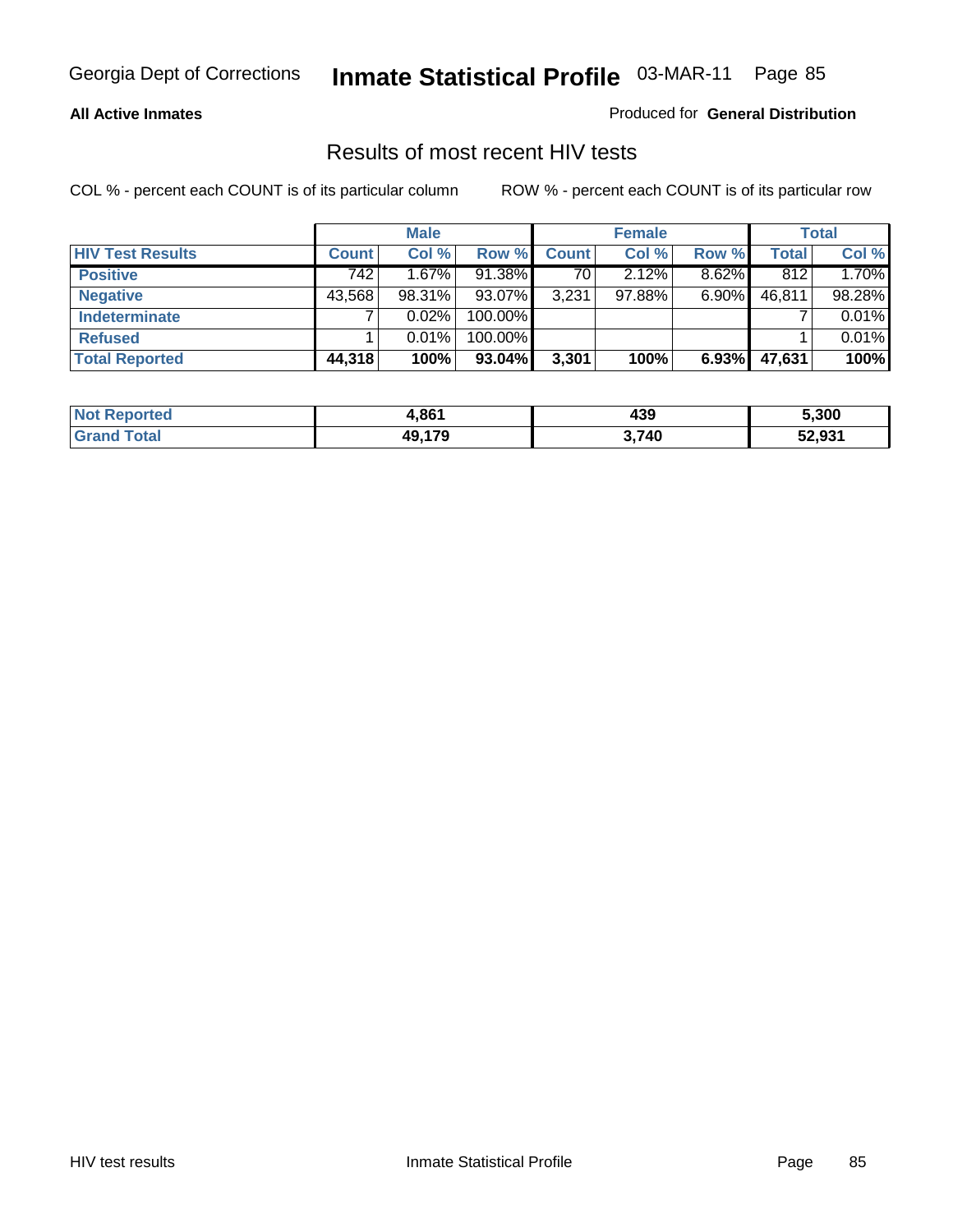**All Active Inmates**

Produced for **General Distribution**

## Results of most recent HIV tests

COL % - percent each COUNT is of its particular column

ROW % - percent each COUNT is of its particular row

| | Male | | | Female | | | Total | |
|---|---|---|---|---|---|---|---|---|
| **HIV Test Results** | **Count** | **Col %** | **Row %** | **Count** | **Col %** | **Row %** | **Total** | **Col %** |
| **Positive** | 742 | 1.67% | 91.38% | 70 | 2.12% | 8.62% | 812 | 1.70% |
| **Negative** | 43,568 | 98.31% | 93.07% | 3,231 | 97.88% | 6.90% | 46,811 | 98.28% |
| **Indeterminate** | 7 | 0.02% | 100.00% | | | | 7 | 0.01% |
| **Refused** | 1 | 0.01% | 100.00% | | | | 1 | 0.01% |
| **Total Reported** | **44,318** | **100%** | **93.04%** | **3,301** | **100%** | **6.93%** | **47,631** | **100%** |

| | Male | Female | Total |
|---|---|---|---|
| **Not Reported** | **4,861** | **439** | **5,300** |
| **Grand Total** | **49,179** | **3,740** | **52,931** |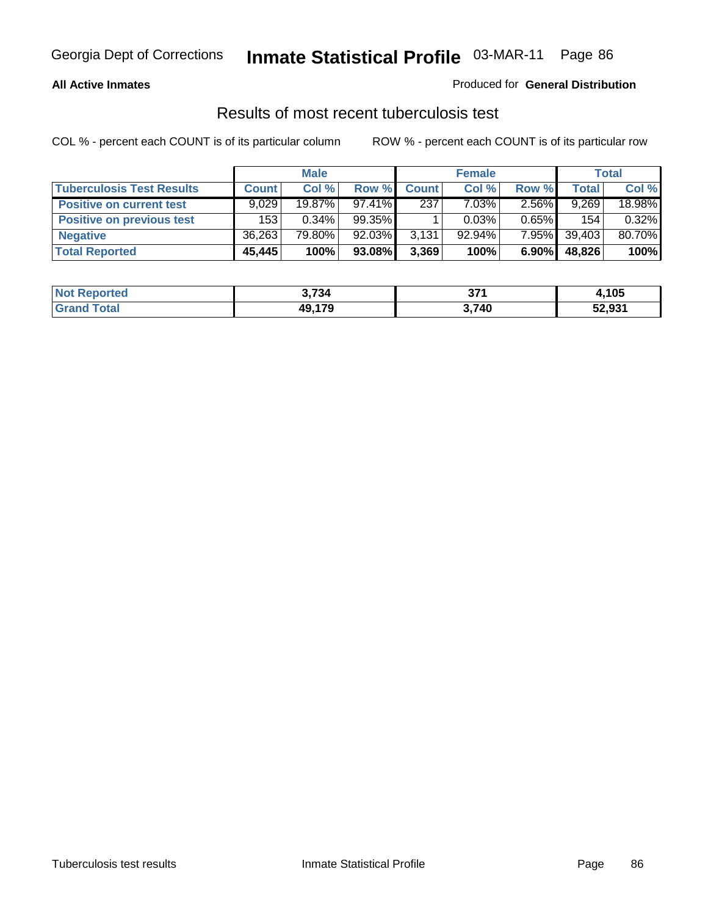Georgia Dept of Corrections **Inmate Statistical Profile** 03-MAR-11

**All Active Inmates**

Produced for **General Distribution**

## Results of most recent tuberculosis test

COL % - percent each COUNT is of its particular column    ROW % - percent each COUNT is of its particular row

| | Male | | | Female | | | Total | |
|---|---|---|---|---|---|---|---|---|
| **Tuberculosis Test Results** | **Count** | **Col %** | **Row %** | **Count** | **Col %** | **Row %** | **Total** | **Col %** |
| **Positive on current test** | 9,029 | 19.87% | 97.41% | 237 | 7.03% | 2.56% | 9,269 | 18.98% |
| **Positive on previous test** | 153 | 0.34% | 99.35% | 1 | 0.03% | 0.65% | 154 | 0.32% |
| **Negative** | 36,263 | 79.80% | 92.03% | 3,131 | 92.94% | 7.95% | 39,403 | 80.70% |
| **Total Reported** | **45,445** | **100%** | **93.08%** | **3,369** | **100%** | **6.90%** | **48,826** | **100%** |

| | Male | Female | Total |
|---|---|---|---|
| **Not Reported** | **3,734** | **371** | **4,105** |
| **Grand Total** | **49,179** | **3,740** | **52,931** |

Tuberculosis test results    Inmate Statistical Profile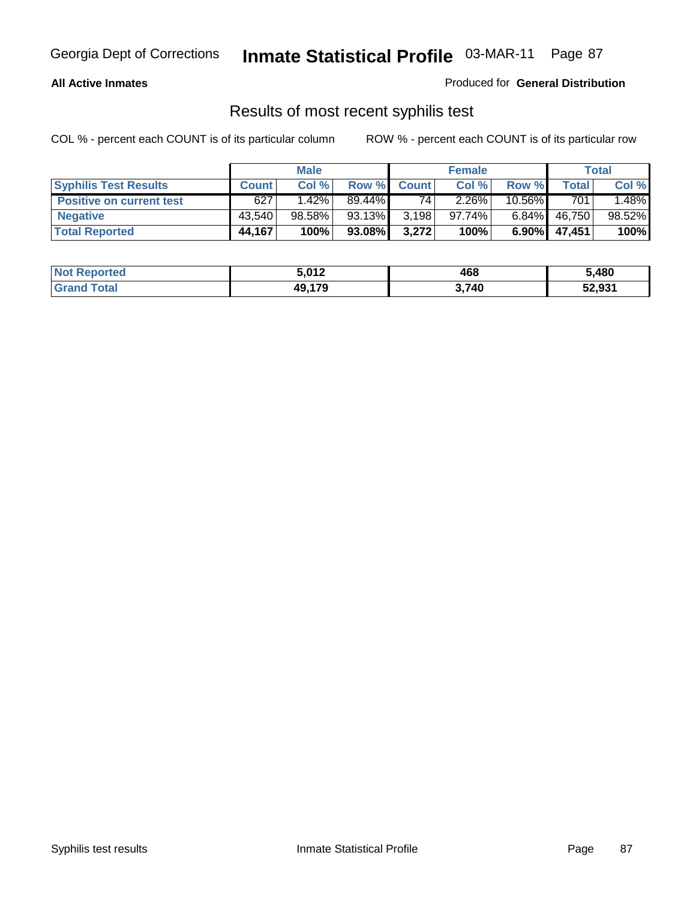**All Active Inmates**

Produced for **General Distribution**

## Results of most recent syphilis test

COL % - percent each COUNT is of its particular column    ROW % - percent each COUNT is of its particular row

| | Male | | | Female | | | Total | |
|---|---|---|---|---|---|---|---|---|
| **Syphilis Test Results** | **Count** | **Col %** | **Row %** | **Count** | **Col %** | **Row %** | **Total** | **Col %** |
| **Positive on current test** | 627 | 1.42% | 89.44% | 74 | 2.26% | 10.56% | 701 | 1.48% |
| **Negative** | 43,540 | 98.58% | 93.13% | 3,198 | 97.74% | 6.84% | 46,750 | 98.52% |
| **Total Reported** | **44,167** | **100%** | **93.08%** | **3,272** | **100%** | **6.90%** | **47,451** | **100%** |

| | Male | Female | Total |
|---|---|---|---|
| **Not Reported** | **5,012** | **468** | **5,480** |
| **Grand Total** | **49,179** | **3,740** | **52,931** |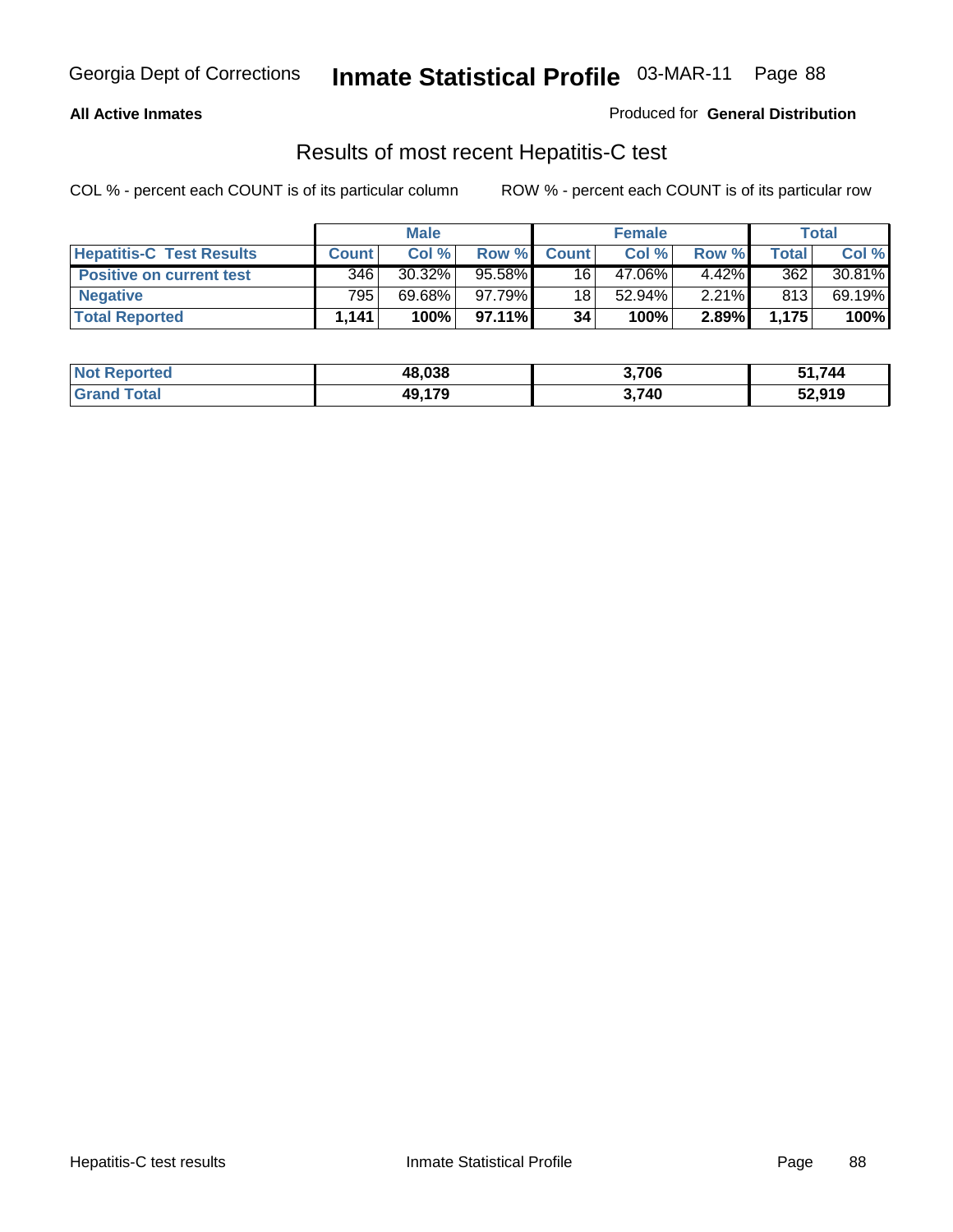**All Active Inmates**

Produced for **General Distribution**

## Results of most recent Hepatitis-C test

COL % - percent each COUNT is of its particular column

ROW % - percent each COUNT is of its particular row

| | Male | | | Female | | | Total | |
|---|---|---|---|---|---|---|---|---|
| **Hepatitis-C Test Results** | **Count** | **Col %** | **Row %** | **Count** | **Col %** | **Row %** | **Total** | **Col %** |
| **Positive on current test** | 346 | 30.32% | 95.58% | 16 | 47.06% | 4.42% | 362 | 30.81% |
| **Negative** | 795 | 69.68% | 97.79% | 18 | 52.94% | 2.21% | 813 | 69.19% |
| **Total Reported** | **1,141** | **100%** | **97.11%** | **34** | **100%** | **2.89%** | **1,175** | **100%** |

| | Male | Female | Total |
|---|---|---|---|
| **Not Reported** | **48,038** | **3,706** | **51,744** |
| **Grand Total** | **49,179** | **3,740** | **52,919** |